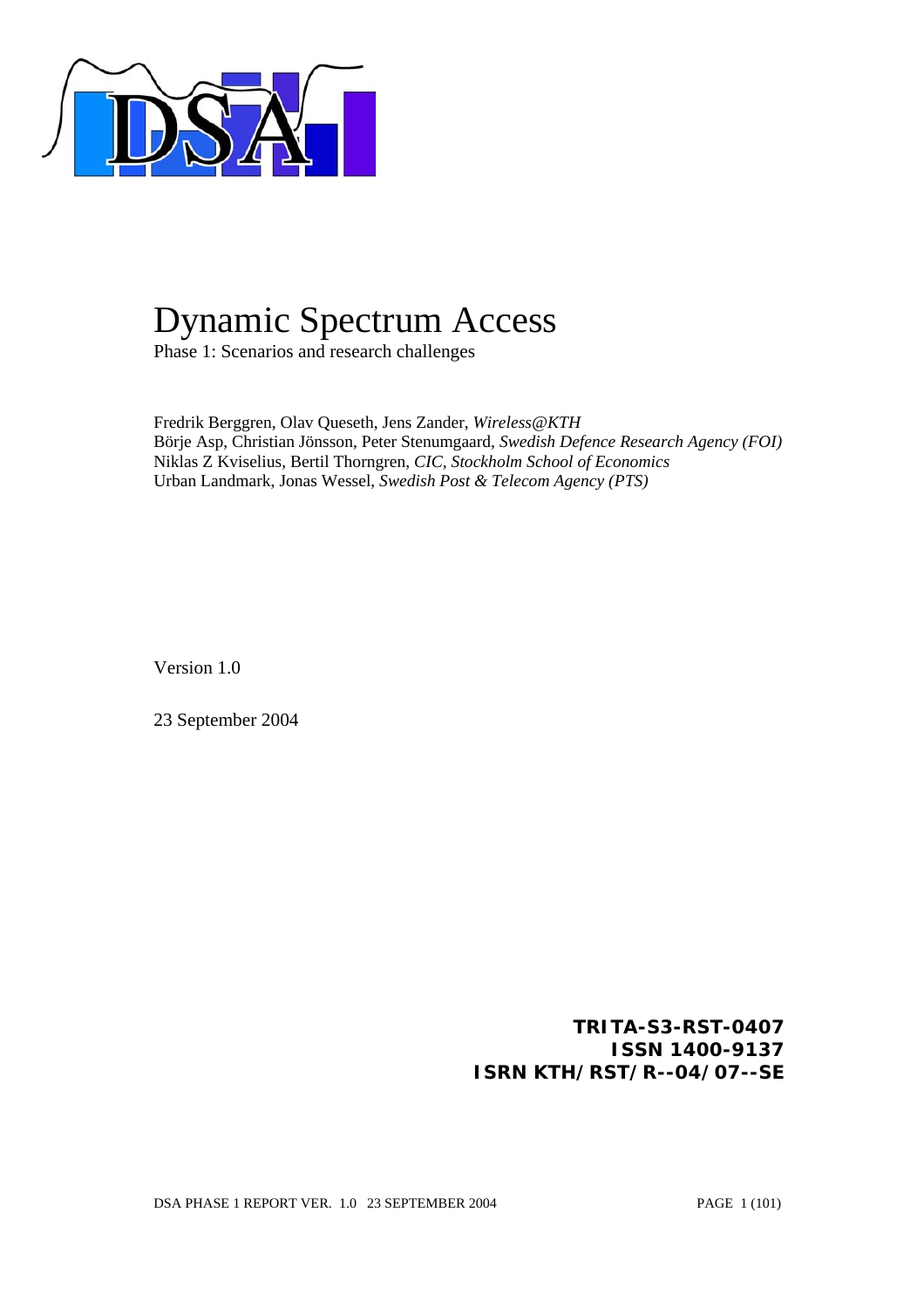# Dynamic Spectrum Access

Phase 1: Scenarios and research challenges

Fredrik Berggren, Olav Queseth, Jens Zander, *Wireless@KTH*
Börje Asp, Christian Jönsson, Peter Stenumgaard, *Swedish Defence Research Agency (FOI)*
Niklas Z Kviselius, Bertil Thorngren, *CIC, Stockholm School of Economics*
Urban Landmark, Jonas Wessel, *Swedish Post & Telecom Agency (PTS)*

Version 1.0

23 September 2004

**TRITA-S3-RST-0407**
**ISSN 1400-9137**
**ISRN KTH/RST/R--04/07--SE**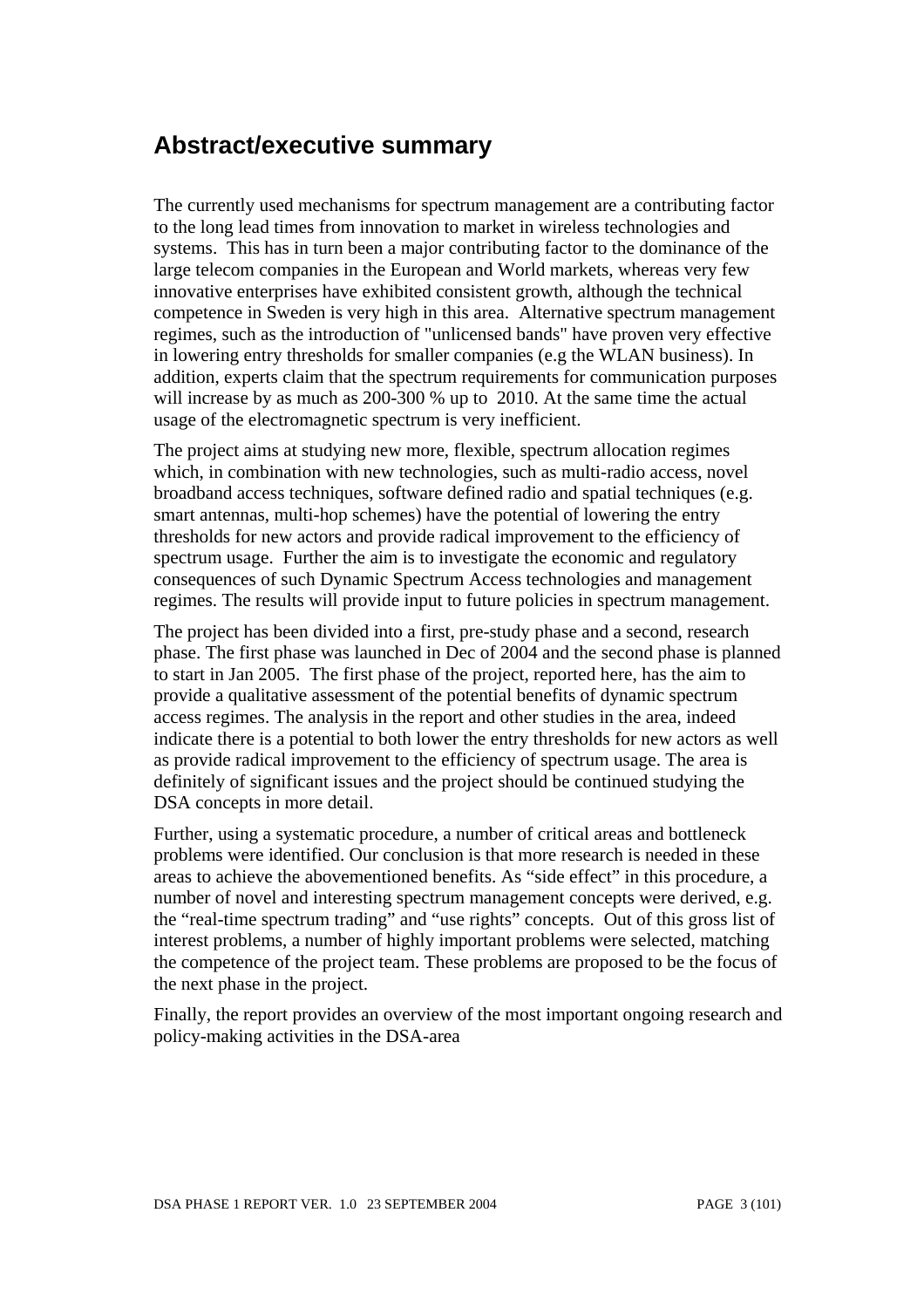## Abstract/executive summary

The currently used mechanisms for spectrum management are a contributing factor to the long lead times from innovation to market in wireless technologies and systems. This has in turn been a major contributing factor to the dominance of the large telecom companies in the European and World markets, whereas very few innovative enterprises have exhibited consistent growth, although the technical competence in Sweden is very high in this area. Alternative spectrum management regimes, such as the introduction of "unlicensed bands" have proven very effective in lowering entry thresholds for smaller companies (e.g the WLAN business). In addition, experts claim that the spectrum requirements for communication purposes will increase by as much as 200-300 % up to 2010. At the same time the actual usage of the electromagnetic spectrum is very inefficient.

The project aims at studying new more, flexible, spectrum allocation regimes which, in combination with new technologies, such as multi-radio access, novel broadband access techniques, software defined radio and spatial techniques (e.g. smart antennas, multi-hop schemes) have the potential of lowering the entry thresholds for new actors and provide radical improvement to the efficiency of spectrum usage. Further the aim is to investigate the economic and regulatory consequences of such Dynamic Spectrum Access technologies and management regimes. The results will provide input to future policies in spectrum management.

The project has been divided into a first, pre-study phase and a second, research phase. The first phase was launched in Dec of 2004 and the second phase is planned to start in Jan 2005. The first phase of the project, reported here, has the aim to provide a qualitative assessment of the potential benefits of dynamic spectrum access regimes. The analysis in the report and other studies in the area, indeed indicate there is a potential to both lower the entry thresholds for new actors as well as provide radical improvement to the efficiency of spectrum usage. The area is definitely of significant issues and the project should be continued studying the DSA concepts in more detail.

Further, using a systematic procedure, a number of critical areas and bottleneck problems were identified. Our conclusion is that more research is needed in these areas to achieve the abovementioned benefits. As “side effect” in this procedure, a number of novel and interesting spectrum management concepts were derived, e.g. the “real-time spectrum trading” and “use rights” concepts. Out of this gross list of interest problems, a number of highly important problems were selected, matching the competence of the project team. These problems are proposed to be the focus of the next phase in the project.

Finally, the report provides an overview of the most important ongoing research and policy-making activities in the DSA-area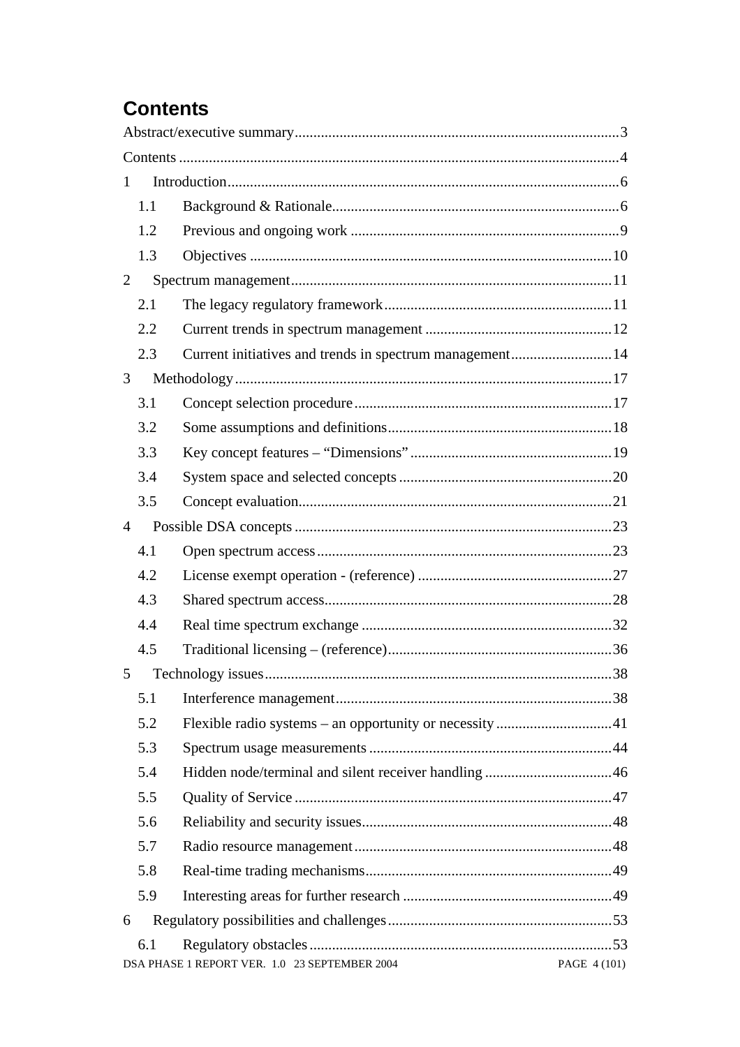# Contents

Abstract/executive summary....................................................................................3

Contents ..................................................................................................................4

1 Introduction........................................................................................................6

  1.1 Background & Rationale............................................................................6

  1.2 Previous and ongoing work .......................................................................9

  1.3 Objectives ................................................................................................10

2 Spectrum management.....................................................................................11

  2.1 The legacy regulatory framework............................................................11

  2.2 Current trends in spectrum management .................................................12

  2.3 Current initiatives and trends in spectrum management...........................14

3 Methodology....................................................................................................17

  3.1 Concept selection procedure....................................................................17

  3.2 Some assumptions and definitions...........................................................18

  3.3 Key concept features – “Dimensions” .....................................................19

  3.4 System space and selected concepts ........................................................20

  3.5 Concept evaluation...................................................................................21

4 Possible DSA concepts ....................................................................................23

  4.1 Open spectrum access..............................................................................23

  4.2 License exempt operation - (reference) ...................................................27

  4.3 Shared spectrum access............................................................................28

  4.4 Real time spectrum exchange ..................................................................32

  4.5 Traditional licensing – (reference)...........................................................36

5 Technology issues............................................................................................38

  5.1 Interference management.........................................................................38

  5.2 Flexible radio systems – an opportunity or necessity ..............................41

  5.3 Spectrum usage measurements ................................................................44

  5.4 Hidden node/terminal and silent receiver handling .................................46

  5.5 Quality of Service ....................................................................................47

  5.6 Reliability and security issues..................................................................48

  5.7 Radio resource management....................................................................48

  5.8 Real-time trading mechanisms.................................................................49

  5.9 Interesting areas for further research .......................................................49

6 Regulatory possibilities and challenges...........................................................53

  6.1 Regulatory obstacles................................................................................53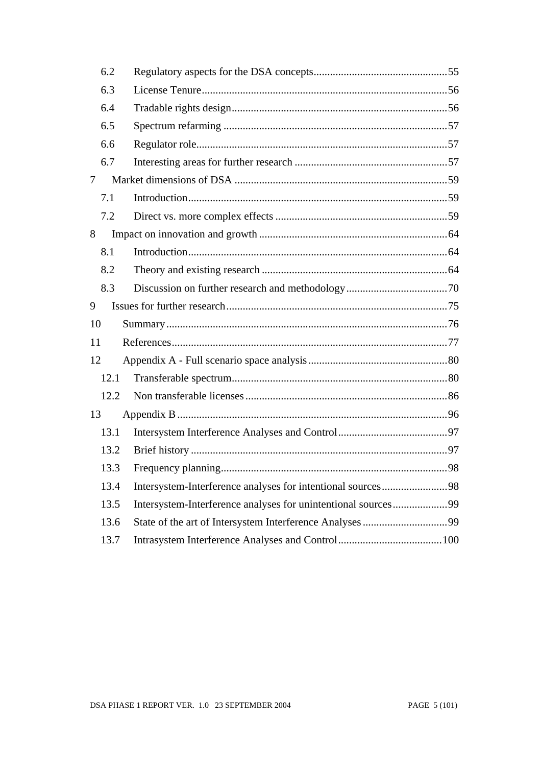6.2 Regulatory aspects for the DSA concepts....55
6.3 License Tenure....56
6.4 Tradable rights design....56
6.5 Spectrum refarming....57
6.6 Regulator role....57
6.7 Interesting areas for further research....57

7 Market dimensions of DSA....59
7.1 Introduction....59
7.2 Direct vs. more complex effects....59

8 Impact on innovation and growth....64
8.1 Introduction....64
8.2 Theory and existing research....64
8.3 Discussion on further research and methodology....70

9 Issues for further research....75

10 Summary....76

11 References....77

12 Appendix A - Full scenario space analysis....80
12.1 Transferable spectrum....80
12.2 Non transferable licenses....86

13 Appendix B....96
13.1 Intersystem Interference Analyses and Control....97
13.2 Brief history....97
13.3 Frequency planning....98
13.4 Intersystem-Interference analyses for intentional sources....98
13.5 Intersystem-Interference analyses for unintentional sources....99
13.6 State of the art of Intersystem Interference Analyses....99
13.7 Intrasystem Interference Analyses and Control....100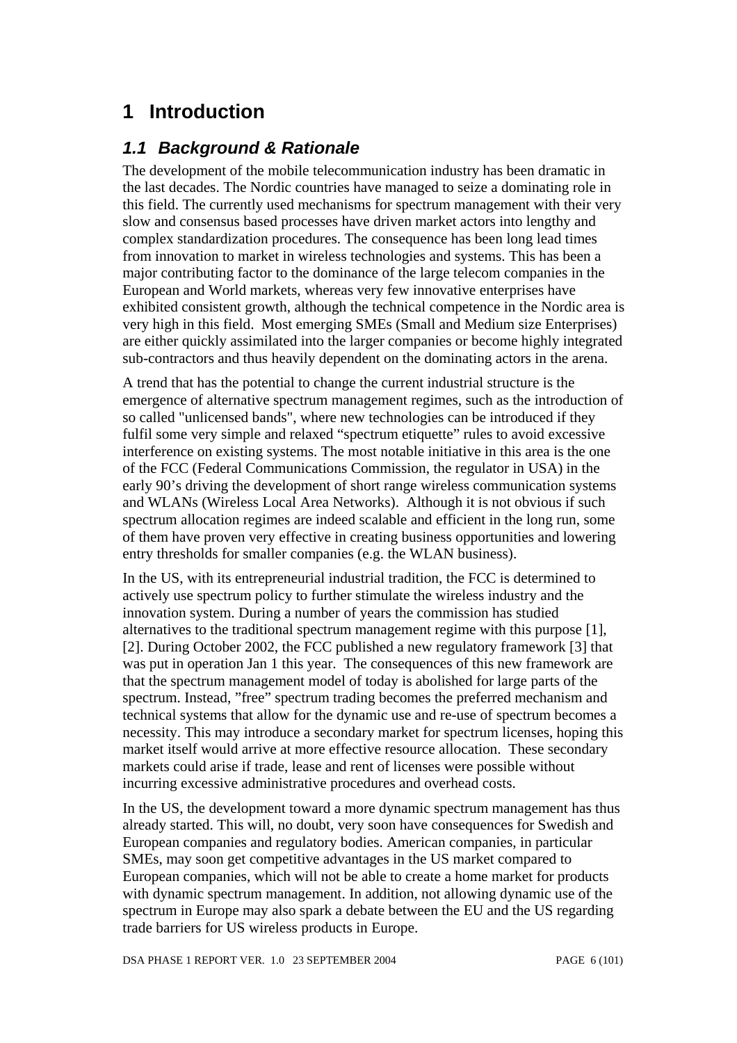# 1 Introduction

## *1.1 Background & Rationale*

The development of the mobile telecommunication industry has been dramatic in the last decades. The Nordic countries have managed to seize a dominating role in this field. The currently used mechanisms for spectrum management with their very slow and consensus based processes have driven market actors into lengthy and complex standardization procedures. The consequence has been long lead times from innovation to market in wireless technologies and systems. This has been a major contributing factor to the dominance of the large telecom companies in the European and World markets, whereas very few innovative enterprises have exhibited consistent growth, although the technical competence in the Nordic area is very high in this field. Most emerging SMEs (Small and Medium size Enterprises) are either quickly assimilated into the larger companies or become highly integrated sub-contractors and thus heavily dependent on the dominating actors in the arena.

A trend that has the potential to change the current industrial structure is the emergence of alternative spectrum management regimes, such as the introduction of so called "unlicensed bands", where new technologies can be introduced if they fulfil some very simple and relaxed "spectrum etiquette" rules to avoid excessive interference on existing systems. The most notable initiative in this area is the one of the FCC (Federal Communications Commission, the regulator in USA) in the early 90's driving the development of short range wireless communication systems and WLANs (Wireless Local Area Networks). Although it is not obvious if such spectrum allocation regimes are indeed scalable and efficient in the long run, some of them have proven very effective in creating business opportunities and lowering entry thresholds for smaller companies (e.g. the WLAN business).

In the US, with its entrepreneurial industrial tradition, the FCC is determined to actively use spectrum policy to further stimulate the wireless industry and the innovation system. During a number of years the commission has studied alternatives to the traditional spectrum management regime with this purpose [1], [2]. During October 2002, the FCC published a new regulatory framework [3] that was put in operation Jan 1 this year. The consequences of this new framework are that the spectrum management model of today is abolished for large parts of the spectrum. Instead, "free" spectrum trading becomes the preferred mechanism and technical systems that allow for the dynamic use and re-use of spectrum becomes a necessity. This may introduce a secondary market for spectrum licenses, hoping this market itself would arrive at more effective resource allocation. These secondary markets could arise if trade, lease and rent of licenses were possible without incurring excessive administrative procedures and overhead costs.

In the US, the development toward a more dynamic spectrum management has thus already started. This will, no doubt, very soon have consequences for Swedish and European companies and regulatory bodies. American companies, in particular SMEs, may soon get competitive advantages in the US market compared to European companies, which will not be able to create a home market for products with dynamic spectrum management. In addition, not allowing dynamic use of the spectrum in Europe may also spark a debate between the EU and the US regarding trade barriers for US wireless products in Europe.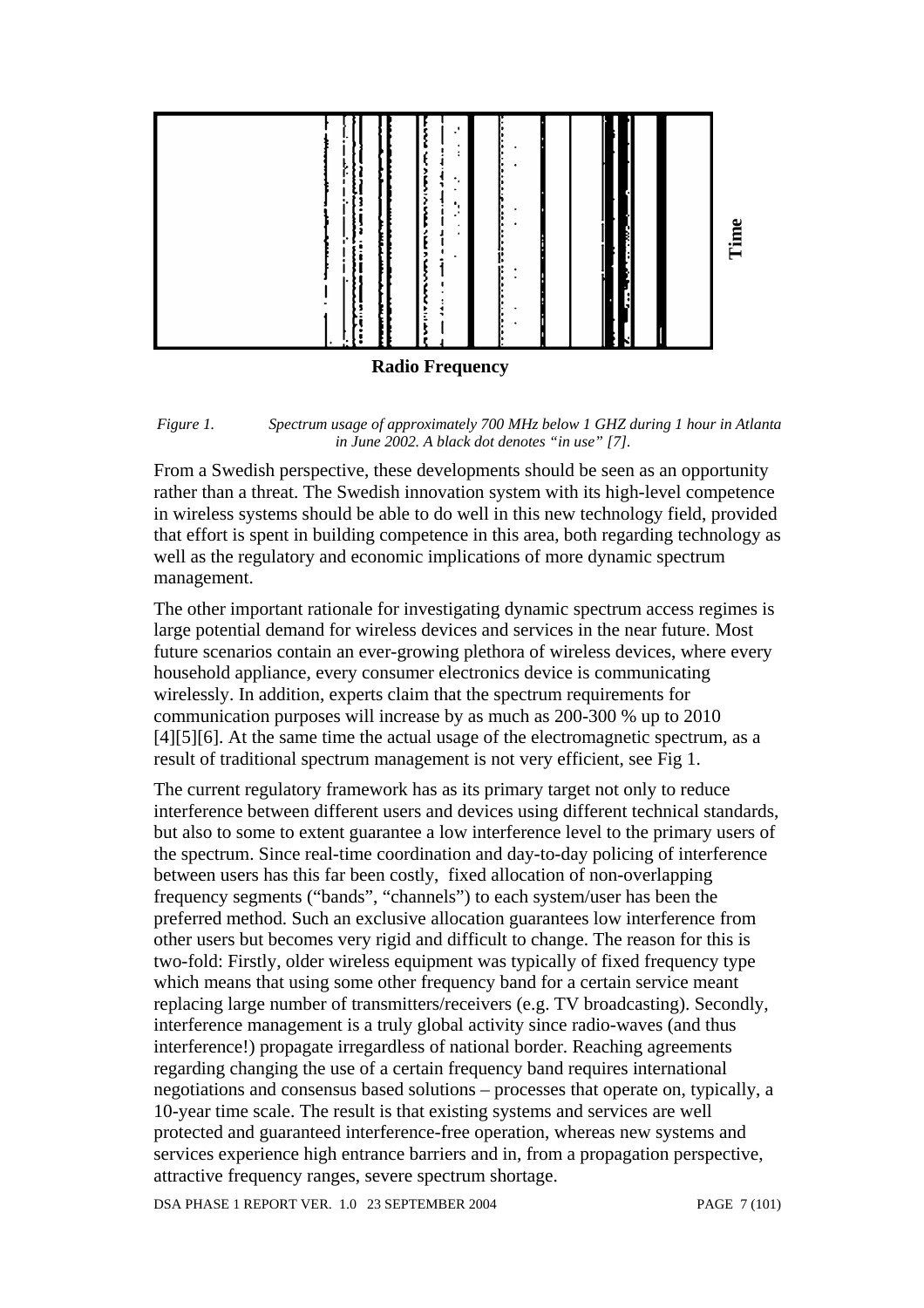Radio Frequency

Time

*Figure 1. Spectrum usage of approximately 700 MHz below 1 GHZ during 1 hour in Atlanta in June 2002. A black dot denotes "in use" [7].*

From a Swedish perspective, these developments should be seen as an opportunity rather than a threat. The Swedish innovation system with its high-level competence in wireless systems should be able to do well in this new technology field, provided that effort is spent in building competence in this area, both regarding technology as well as the regulatory and economic implications of more dynamic spectrum management.

The other important rationale for investigating dynamic spectrum access regimes is large potential demand for wireless devices and services in the near future. Most future scenarios contain an ever-growing plethora of wireless devices, where every household appliance, every consumer electronics device is communicating wirelessly. In addition, experts claim that the spectrum requirements for communication purposes will increase by as much as 200-300 % up to 2010 [4][5][6]. At the same time the actual usage of the electromagnetic spectrum, as a result of traditional spectrum management is not very efficient, see Fig 1.

The current regulatory framework has as its primary target not only to reduce interference between different users and devices using different technical standards, but also to some to extent guarantee a low interference level to the primary users of the spectrum. Since real-time coordination and day-to-day policing of interference between users has this far been costly, fixed allocation of non-overlapping frequency segments ("bands", "channels") to each system/user has been the preferred method. Such an exclusive allocation guarantees low interference from other users but becomes very rigid and difficult to change. The reason for this is two-fold: Firstly, older wireless equipment was typically of fixed frequency type which means that using some other frequency band for a certain service meant replacing large number of transmitters/receivers (e.g. TV broadcasting). Secondly, interference management is a truly global activity since radio-waves (and thus interference!) propagate irregardless of national border. Reaching agreements regarding changing the use of a certain frequency band requires international negotiations and consensus based solutions – processes that operate on, typically, a 10-year time scale. The result is that existing systems and services are well protected and guaranteed interference-free operation, whereas new systems and services experience high entrance barriers and in, from a propagation perspective, attractive frequency ranges, severe spectrum shortage.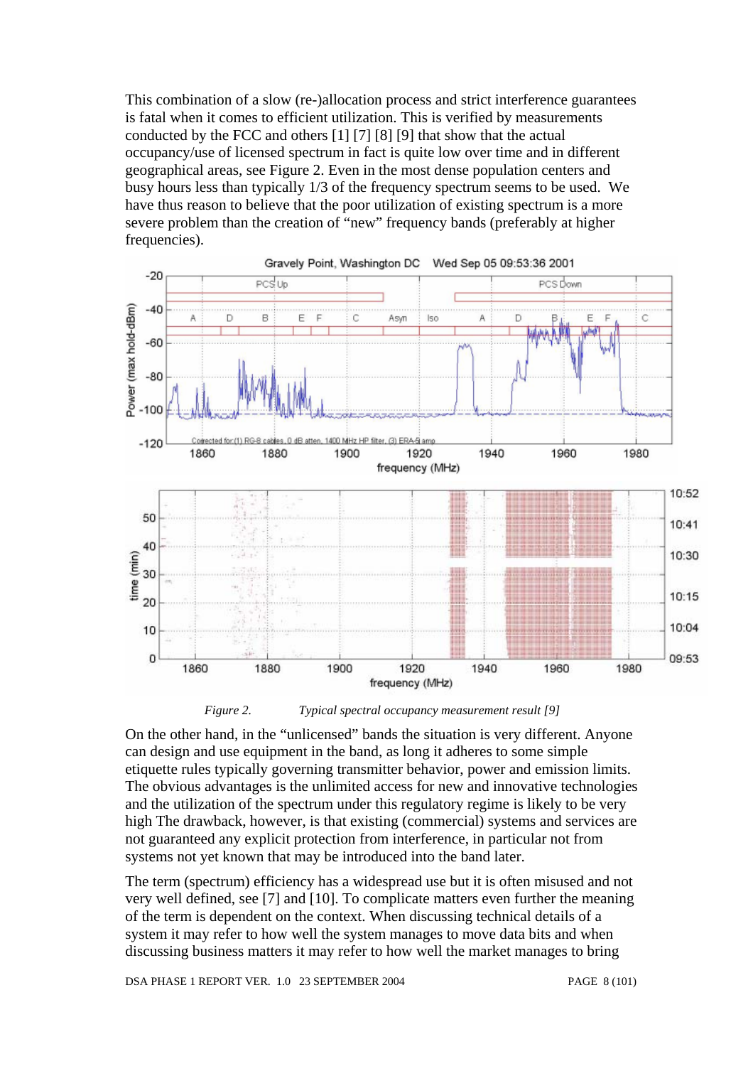This combination of a slow (re-)allocation process and strict interference guarantees is fatal when it comes to efficient utilization. This is verified by measurements conducted by the FCC and others [1] [7] [8] [9] that show that the actual occupancy/use of licensed spectrum in fact is quite low over time and in different geographical areas, see Figure 2. Even in the most dense population centers and busy hours less than typically 1/3 of the frequency spectrum seems to be used. We have thus reason to believe that the poor utilization of existing spectrum is a more severe problem than the creation of "new" frequency bands (preferably at higher frequencies).

*Figure 2. Typical spectral occupancy measurement result [9]*

On the other hand, in the "unlicensed" bands the situation is very different. Anyone can design and use equipment in the band, as long it adheres to some simple etiquette rules typically governing transmitter behavior, power and emission limits. The obvious advantages is the unlimited access for new and innovative technologies and the utilization of the spectrum under this regulatory regime is likely to be very high The drawback, however, is that existing (commercial) systems and services are not guaranteed any explicit protection from interference, in particular not from systems not yet known that may be introduced into the band later.

The term (spectrum) efficiency has a widespread use but it is often misused and not very well defined, see [7] and [10]. To complicate matters even further the meaning of the term is dependent on the context. When discussing technical details of a system it may refer to how well the system manages to move data bits and when discussing business matters it may refer to how well the market manages to bring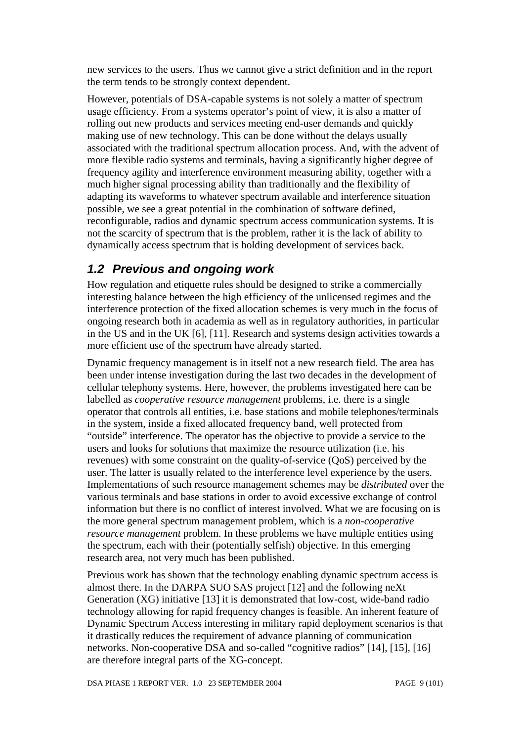new services to the users. Thus we cannot give a strict definition and in the report the term tends to be strongly context dependent.

However, potentials of DSA-capable systems is not solely a matter of spectrum usage efficiency. From a systems operator's point of view, it is also a matter of rolling out new products and services meeting end-user demands and quickly making use of new technology. This can be done without the delays usually associated with the traditional spectrum allocation process. And, with the advent of more flexible radio systems and terminals, having a significantly higher degree of frequency agility and interference environment measuring ability, together with a much higher signal processing ability than traditionally and the flexibility of adapting its waveforms to whatever spectrum available and interference situation possible, we see a great potential in the combination of software defined, reconfigurable, radios and dynamic spectrum access communication systems. It is not the scarcity of spectrum that is the problem, rather it is the lack of ability to dynamically access spectrum that is holding development of services back.

## *1.2 Previous and ongoing work*

How regulation and etiquette rules should be designed to strike a commercially interesting balance between the high efficiency of the unlicensed regimes and the interference protection of the fixed allocation schemes is very much in the focus of ongoing research both in academia as well as in regulatory authorities, in particular in the US and in the UK [6], [11]. Research and systems design activities towards a more efficient use of the spectrum have already started.

Dynamic frequency management is in itself not a new research field. The area has been under intense investigation during the last two decades in the development of cellular telephony systems. Here, however, the problems investigated here can be labelled as *cooperative resource management* problems, i.e. there is a single operator that controls all entities, i.e. base stations and mobile telephones/terminals in the system, inside a fixed allocated frequency band, well protected from "outside" interference. The operator has the objective to provide a service to the users and looks for solutions that maximize the resource utilization (i.e. his revenues) with some constraint on the quality-of-service (QoS) perceived by the user. The latter is usually related to the interference level experience by the users. Implementations of such resource management schemes may be *distributed* over the various terminals and base stations in order to avoid excessive exchange of control information but there is no conflict of interest involved. What we are focusing on is the more general spectrum management problem, which is a *non-cooperative resource management* problem. In these problems we have multiple entities using the spectrum, each with their (potentially selfish) objective. In this emerging research area, not very much has been published.

Previous work has shown that the technology enabling dynamic spectrum access is almost there. In the DARPA SUO SAS project [12] and the following neXt Generation (XG) initiative [13] it is demonstrated that low-cost, wide-band radio technology allowing for rapid frequency changes is feasible. An inherent feature of Dynamic Spectrum Access interesting in military rapid deployment scenarios is that it drastically reduces the requirement of advance planning of communication networks. Non-cooperative DSA and so-called "cognitive radios" [14], [15], [16] are therefore integral parts of the XG-concept.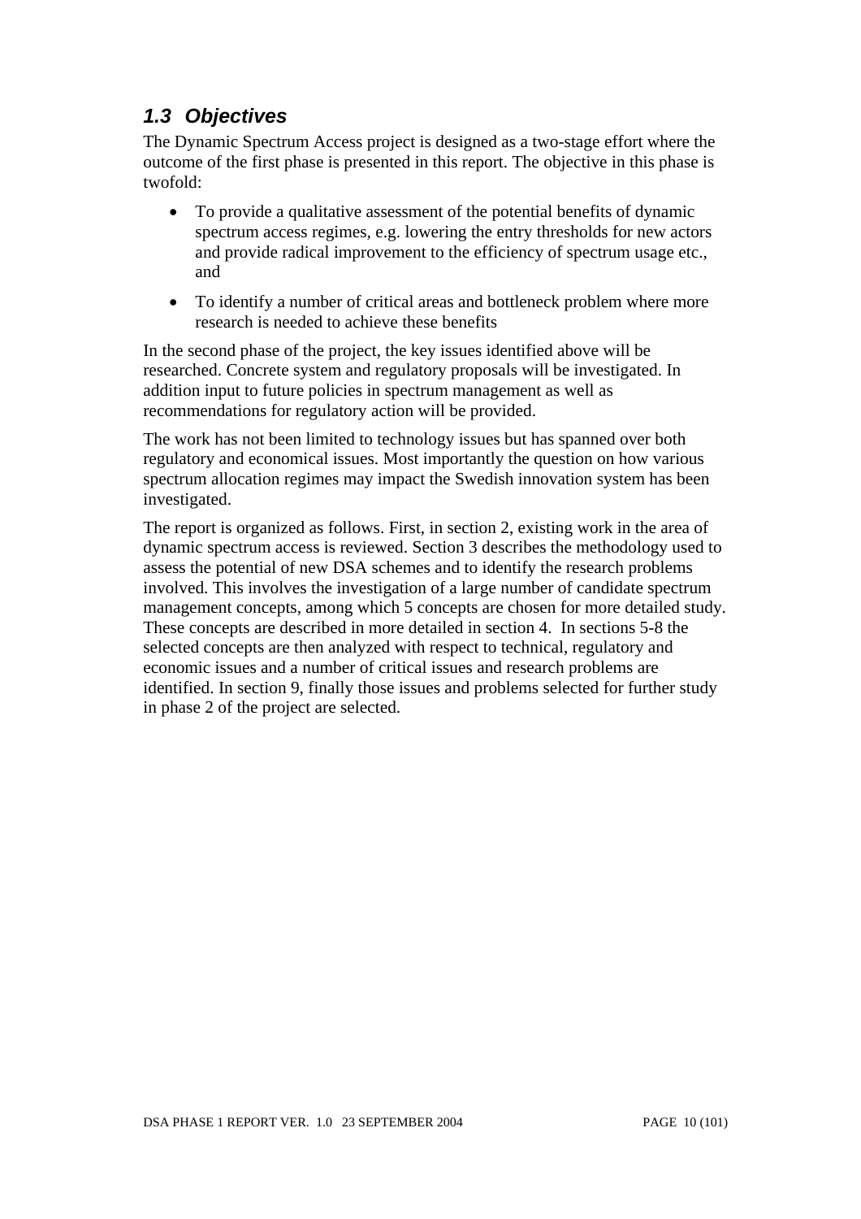## *1.3 Objectives*

The Dynamic Spectrum Access project is designed as a two-stage effort where the outcome of the first phase is presented in this report. The objective in this phase is twofold:

- To provide a qualitative assessment of the potential benefits of dynamic spectrum access regimes, e.g. lowering the entry thresholds for new actors and provide radical improvement to the efficiency of spectrum usage etc., and
- To identify a number of critical areas and bottleneck problem where more research is needed to achieve these benefits

In the second phase of the project, the key issues identified above will be researched. Concrete system and regulatory proposals will be investigated. In addition input to future policies in spectrum management as well as recommendations for regulatory action will be provided.

The work has not been limited to technology issues but has spanned over both regulatory and economical issues. Most importantly the question on how various spectrum allocation regimes may impact the Swedish innovation system has been investigated.

The report is organized as follows. First, in section 2, existing work in the area of dynamic spectrum access is reviewed. Section 3 describes the methodology used to assess the potential of new DSA schemes and to identify the research problems involved. This involves the investigation of a large number of candidate spectrum management concepts, among which 5 concepts are chosen for more detailed study. These concepts are described in more detailed in section 4. In sections 5-8 the selected concepts are then analyzed with respect to technical, regulatory and economic issues and a number of critical issues and research problems are identified. In section 9, finally those issues and problems selected for further study in phase 2 of the project are selected.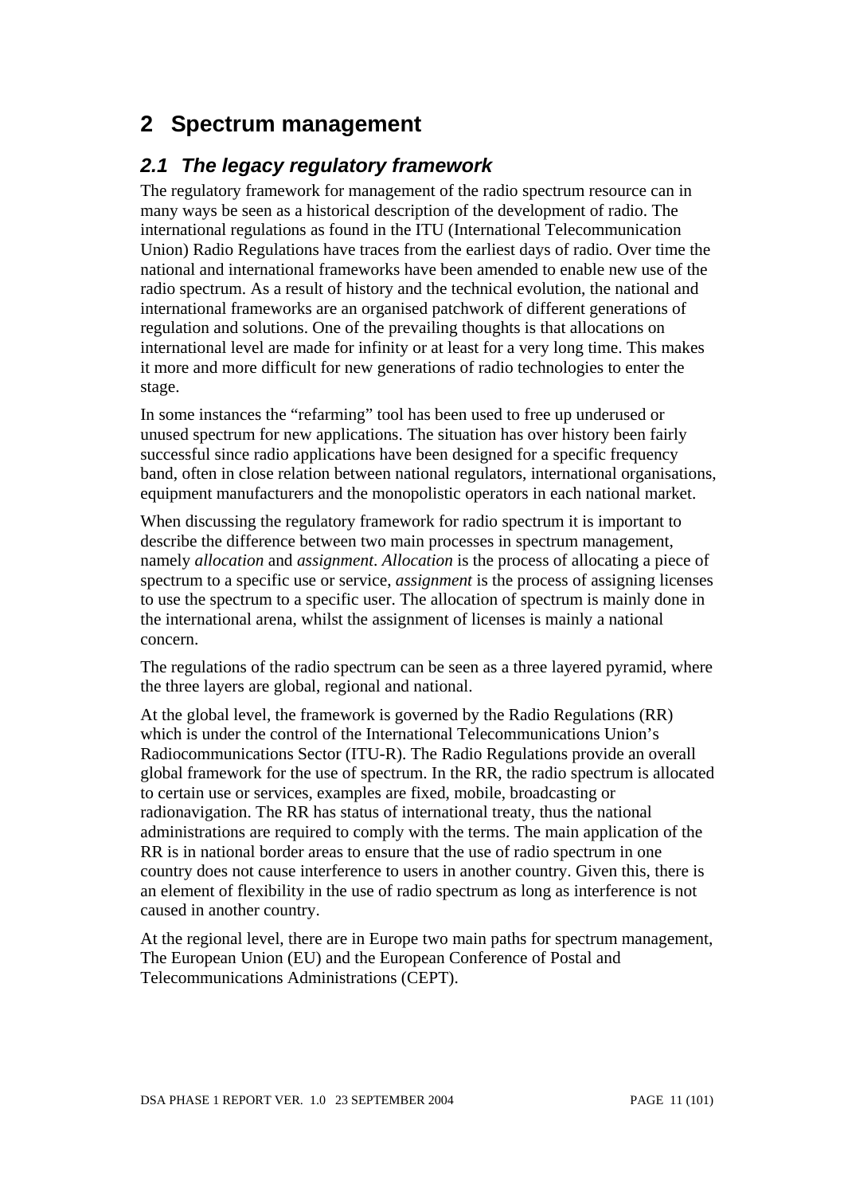# 2 Spectrum management

## 2.1 The legacy regulatory framework

The regulatory framework for management of the radio spectrum resource can in many ways be seen as a historical description of the development of radio. The international regulations as found in the ITU (International Telecommunication Union) Radio Regulations have traces from the earliest days of radio. Over time the national and international frameworks have been amended to enable new use of the radio spectrum. As a result of history and the technical evolution, the national and international frameworks are an organised patchwork of different generations of regulation and solutions. One of the prevailing thoughts is that allocations on international level are made for infinity or at least for a very long time. This makes it more and more difficult for new generations of radio technologies to enter the stage.

In some instances the "refarming" tool has been used to free up underused or unused spectrum for new applications. The situation has over history been fairly successful since radio applications have been designed for a specific frequency band, often in close relation between national regulators, international organisations, equipment manufacturers and the monopolistic operators in each national market.

When discussing the regulatory framework for radio spectrum it is important to describe the difference between two main processes in spectrum management, namely *allocation* and *assignment*. *Allocation* is the process of allocating a piece of spectrum to a specific use or service, *assignment* is the process of assigning licenses to use the spectrum to a specific user. The allocation of spectrum is mainly done in the international arena, whilst the assignment of licenses is mainly a national concern.

The regulations of the radio spectrum can be seen as a three layered pyramid, where the three layers are global, regional and national.

At the global level, the framework is governed by the Radio Regulations (RR) which is under the control of the International Telecommunications Union's Radiocommunications Sector (ITU-R). The Radio Regulations provide an overall global framework for the use of spectrum. In the RR, the radio spectrum is allocated to certain use or services, examples are fixed, mobile, broadcasting or radionavigation. The RR has status of international treaty, thus the national administrations are required to comply with the terms. The main application of the RR is in national border areas to ensure that the use of radio spectrum in one country does not cause interference to users in another country. Given this, there is an element of flexibility in the use of radio spectrum as long as interference is not caused in another country.

At the regional level, there are in Europe two main paths for spectrum management, The European Union (EU) and the European Conference of Postal and Telecommunications Administrations (CEPT).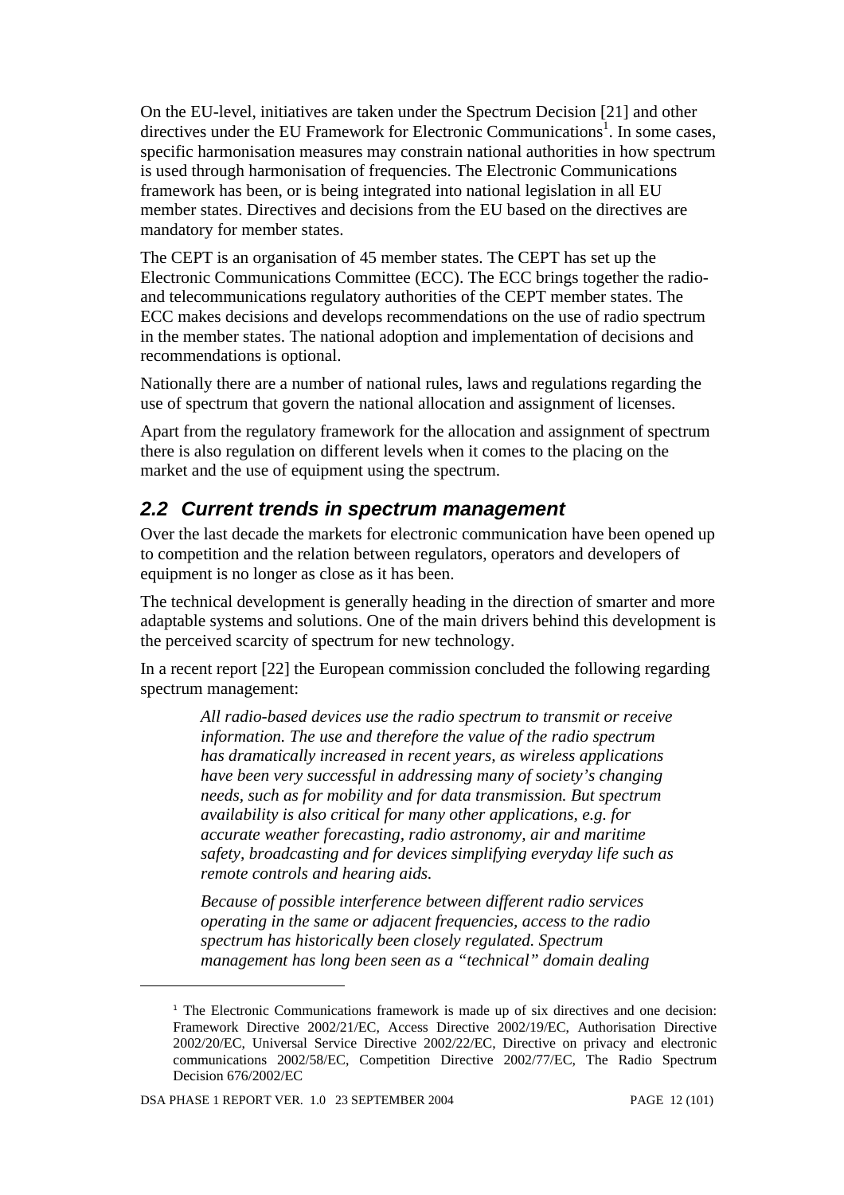On the EU-level, initiatives are taken under the Spectrum Decision [21] and other directives under the EU Framework for Electronic Communications[1]. In some cases, specific harmonisation measures may constrain national authorities in how spectrum is used through harmonisation of frequencies. The Electronic Communications framework has been, or is being integrated into national legislation in all EU member states. Directives and decisions from the EU based on the directives are mandatory for member states.

The CEPT is an organisation of 45 member states. The CEPT has set up the Electronic Communications Committee (ECC). The ECC brings together the radio- and telecommunications regulatory authorities of the CEPT member states. The ECC makes decisions and develops recommendations on the use of radio spectrum in the member states. The national adoption and implementation of decisions and recommendations is optional.

Nationally there are a number of national rules, laws and regulations regarding the use of spectrum that govern the national allocation and assignment of licenses.

Apart from the regulatory framework for the allocation and assignment of spectrum there is also regulation on different levels when it comes to the placing on the market and the use of equipment using the spectrum.

## 2.2 Current trends in spectrum management

Over the last decade the markets for electronic communication have been opened up to competition and the relation between regulators, operators and developers of equipment is no longer as close as it has been.

The technical development is generally heading in the direction of smarter and more adaptable systems and solutions. One of the main drivers behind this development is the perceived scarcity of spectrum for new technology.

In a recent report [22] the European commission concluded the following regarding spectrum management:

> *All radio-based devices use the radio spectrum to transmit or receive information. The use and therefore the value of the radio spectrum has dramatically increased in recent years, as wireless applications have been very successful in addressing many of society's changing needs, such as for mobility and for data transmission. But spectrum availability is also critical for many other applications, e.g. for accurate weather forecasting, radio astronomy, air and maritime safety, broadcasting and for devices simplifying everyday life such as remote controls and hearing aids.*
>
> *Because of possible interference between different radio services operating in the same or adjacent frequencies, access to the radio spectrum has historically been closely regulated. Spectrum management has long been seen as a "technical" domain dealing*

---

[1] The Electronic Communications framework is made up of six directives and one decision: Framework Directive 2002/21/EC, Access Directive 2002/19/EC, Authorisation Directive 2002/20/EC, Universal Service Directive 2002/22/EC, Directive on privacy and electronic communications 2002/58/EC, Competition Directive 2002/77/EC, The Radio Spectrum Decision 676/2002/EC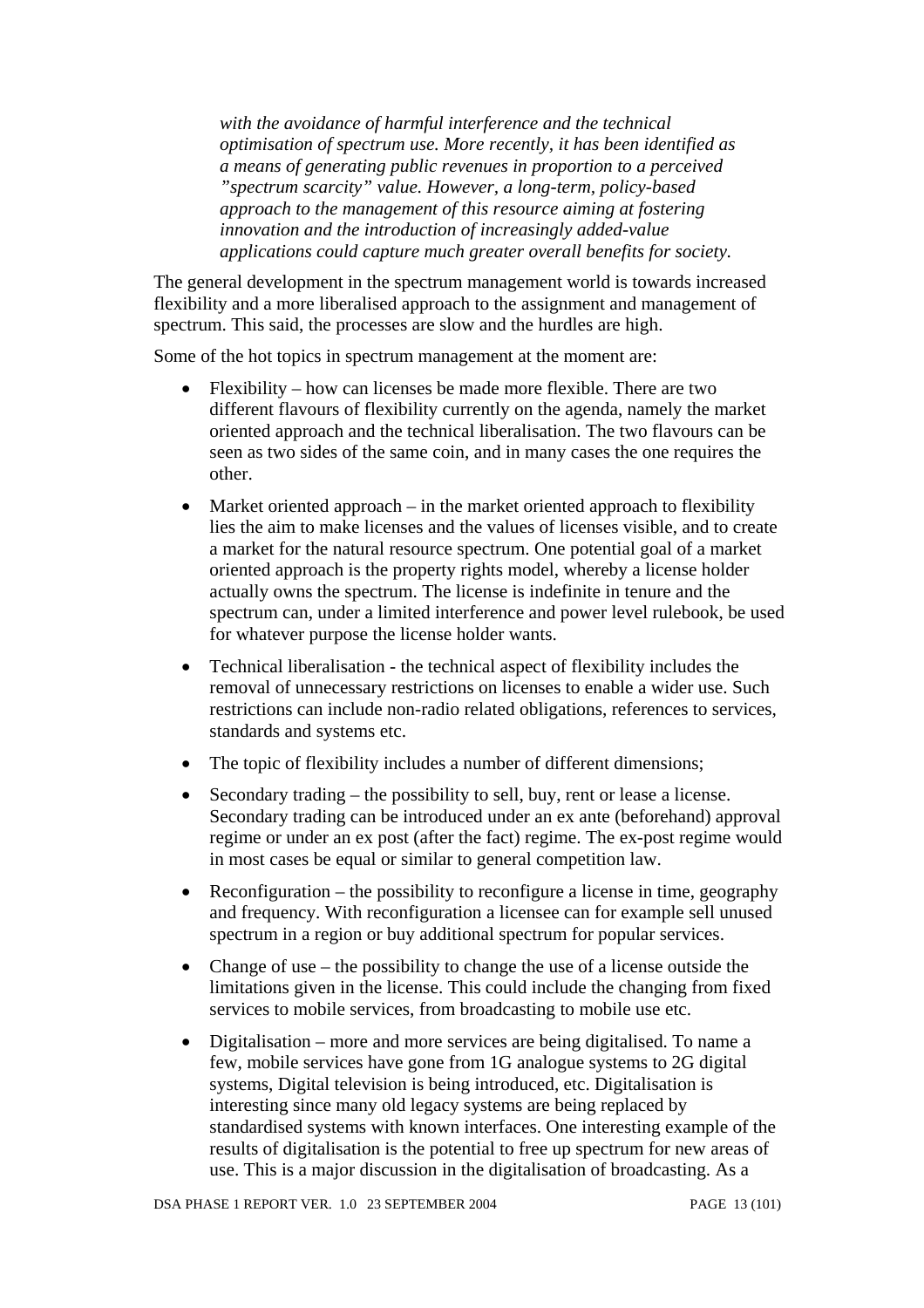*with the avoidance of harmful interference and the technical optimisation of spectrum use. More recently, it has been identified as a means of generating public revenues in proportion to a perceived "spectrum scarcity" value. However, a long-term, policy-based approach to the management of this resource aiming at fostering innovation and the introduction of increasingly added-value applications could capture much greater overall benefits for society.*

The general development in the spectrum management world is towards increased flexibility and a more liberalised approach to the assignment and management of spectrum. This said, the processes are slow and the hurdles are high.

Some of the hot topics in spectrum management at the moment are:

- Flexibility – how can licenses be made more flexible. There are two different flavours of flexibility currently on the agenda, namely the market oriented approach and the technical liberalisation. The two flavours can be seen as two sides of the same coin, and in many cases the one requires the other.
- Market oriented approach – in the market oriented approach to flexibility lies the aim to make licenses and the values of licenses visible, and to create a market for the natural resource spectrum. One potential goal of a market oriented approach is the property rights model, whereby a license holder actually owns the spectrum. The license is indefinite in tenure and the spectrum can, under a limited interference and power level rulebook, be used for whatever purpose the license holder wants.
- Technical liberalisation - the technical aspect of flexibility includes the removal of unnecessary restrictions on licenses to enable a wider use. Such restrictions can include non-radio related obligations, references to services, standards and systems etc.
- The topic of flexibility includes a number of different dimensions;
- Secondary trading – the possibility to sell, buy, rent or lease a license. Secondary trading can be introduced under an ex ante (beforehand) approval regime or under an ex post (after the fact) regime. The ex-post regime would in most cases be equal or similar to general competition law.
- Reconfiguration – the possibility to reconfigure a license in time, geography and frequency. With reconfiguration a licensee can for example sell unused spectrum in a region or buy additional spectrum for popular services.
- Change of use – the possibility to change the use of a license outside the limitations given in the license. This could include the changing from fixed services to mobile services, from broadcasting to mobile use etc.
- Digitalisation – more and more services are being digitalised. To name a few, mobile services have gone from 1G analogue systems to 2G digital systems, Digital television is being introduced, etc. Digitalisation is interesting since many old legacy systems are being replaced by standardised systems with known interfaces. One interesting example of the results of digitalisation is the potential to free up spectrum for new areas of use. This is a major discussion in the digitalisation of broadcasting. As a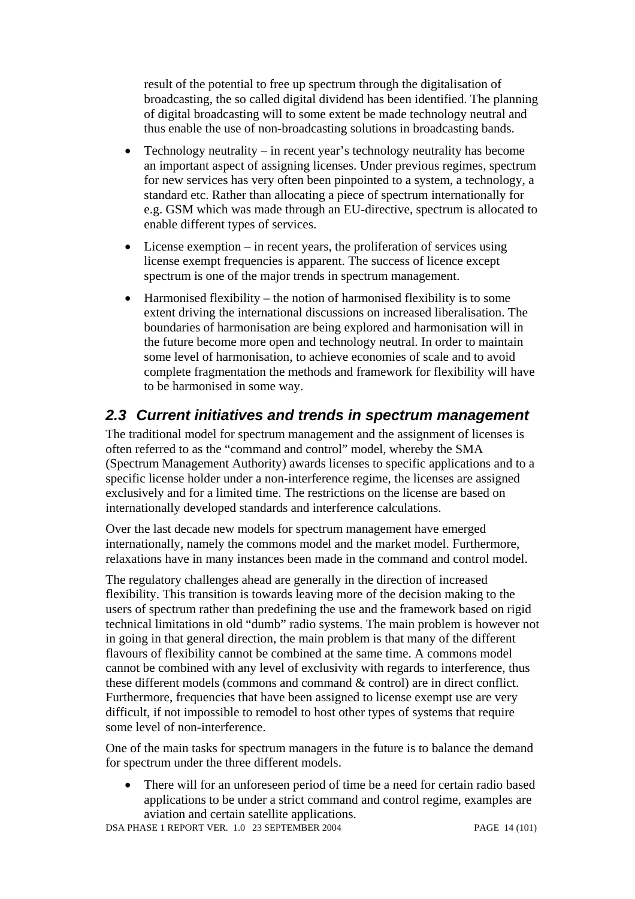result of the potential to free up spectrum through the digitalisation of broadcasting, the so called digital dividend has been identified. The planning of digital broadcasting will to some extent be made technology neutral and thus enable the use of non-broadcasting solutions in broadcasting bands.

- Technology neutrality – in recent year's technology neutrality has become an important aspect of assigning licenses. Under previous regimes, spectrum for new services has very often been pinpointed to a system, a technology, a standard etc. Rather than allocating a piece of spectrum internationally for e.g. GSM which was made through an EU-directive, spectrum is allocated to enable different types of services.
- License exemption – in recent years, the proliferation of services using license exempt frequencies is apparent. The success of licence except spectrum is one of the major trends in spectrum management.
- Harmonised flexibility – the notion of harmonised flexibility is to some extent driving the international discussions on increased liberalisation. The boundaries of harmonisation are being explored and harmonisation will in the future become more open and technology neutral. In order to maintain some level of harmonisation, to achieve economies of scale and to avoid complete fragmentation the methods and framework for flexibility will have to be harmonised in some way.

## 2.3 Current initiatives and trends in spectrum management

The traditional model for spectrum management and the assignment of licenses is often referred to as the "command and control" model, whereby the SMA (Spectrum Management Authority) awards licenses to specific applications and to a specific license holder under a non-interference regime, the licenses are assigned exclusively and for a limited time. The restrictions on the license are based on internationally developed standards and interference calculations.

Over the last decade new models for spectrum management have emerged internationally, namely the commons model and the market model. Furthermore, relaxations have in many instances been made in the command and control model.

The regulatory challenges ahead are generally in the direction of increased flexibility. This transition is towards leaving more of the decision making to the users of spectrum rather than predefining the use and the framework based on rigid technical limitations in old "dumb" radio systems. The main problem is however not in going in that general direction, the main problem is that many of the different flavours of flexibility cannot be combined at the same time. A commons model cannot be combined with any level of exclusivity with regards to interference, thus these different models (commons and command & control) are in direct conflict. Furthermore, frequencies that have been assigned to license exempt use are very difficult, if not impossible to remodel to host other types of systems that require some level of non-interference.

One of the main tasks for spectrum managers in the future is to balance the demand for spectrum under the three different models.

- There will for an unforeseen period of time be a need for certain radio based applications to be under a strict command and control regime, examples are aviation and certain satellite applications.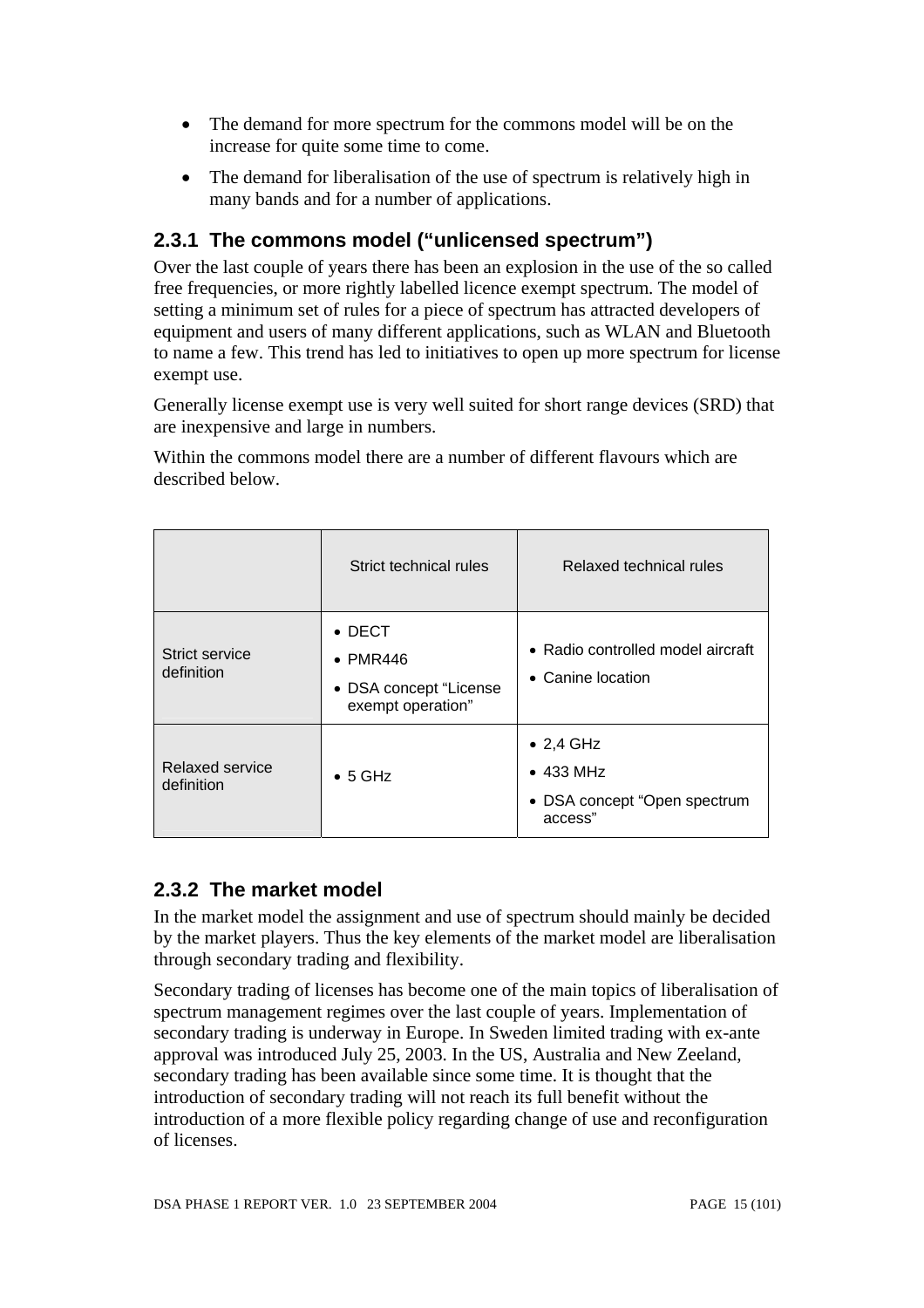- The demand for more spectrum for the commons model will be on the increase for quite some time to come.
- The demand for liberalisation of the use of spectrum is relatively high in many bands and for a number of applications.

### 2.3.1 The commons model ("unlicensed spectrum")

Over the last couple of years there has been an explosion in the use of the so called free frequencies, or more rightly labelled licence exempt spectrum. The model of setting a minimum set of rules for a piece of spectrum has attracted developers of equipment and users of many different applications, such as WLAN and Bluetooth to name a few. This trend has led to initiatives to open up more spectrum for license exempt use.

Generally license exempt use is very well suited for short range devices (SRD) that are inexpensive and large in numbers.

Within the commons model there are a number of different flavours which are described below.

| | Strict technical rules | Relaxed technical rules |
|---|---|---|
| Strict service definition | • DECT<br>• PMR446<br>• DSA concept "License exempt operation" | • Radio controlled model aircraft<br>• Canine location |
| Relaxed service definition | • 5 GHz | • 2,4 GHz<br>• 433 MHz<br>• DSA concept "Open spectrum access" |

### 2.3.2 The market model

In the market model the assignment and use of spectrum should mainly be decided by the market players. Thus the key elements of the market model are liberalisation through secondary trading and flexibility.

Secondary trading of licenses has become one of the main topics of liberalisation of spectrum management regimes over the last couple of years. Implementation of secondary trading is underway in Europe. In Sweden limited trading with ex-ante approval was introduced July 25, 2003. In the US, Australia and New Zeeland, secondary trading has been available since some time. It is thought that the introduction of secondary trading will not reach its full benefit without the introduction of a more flexible policy regarding change of use and reconfiguration of licenses.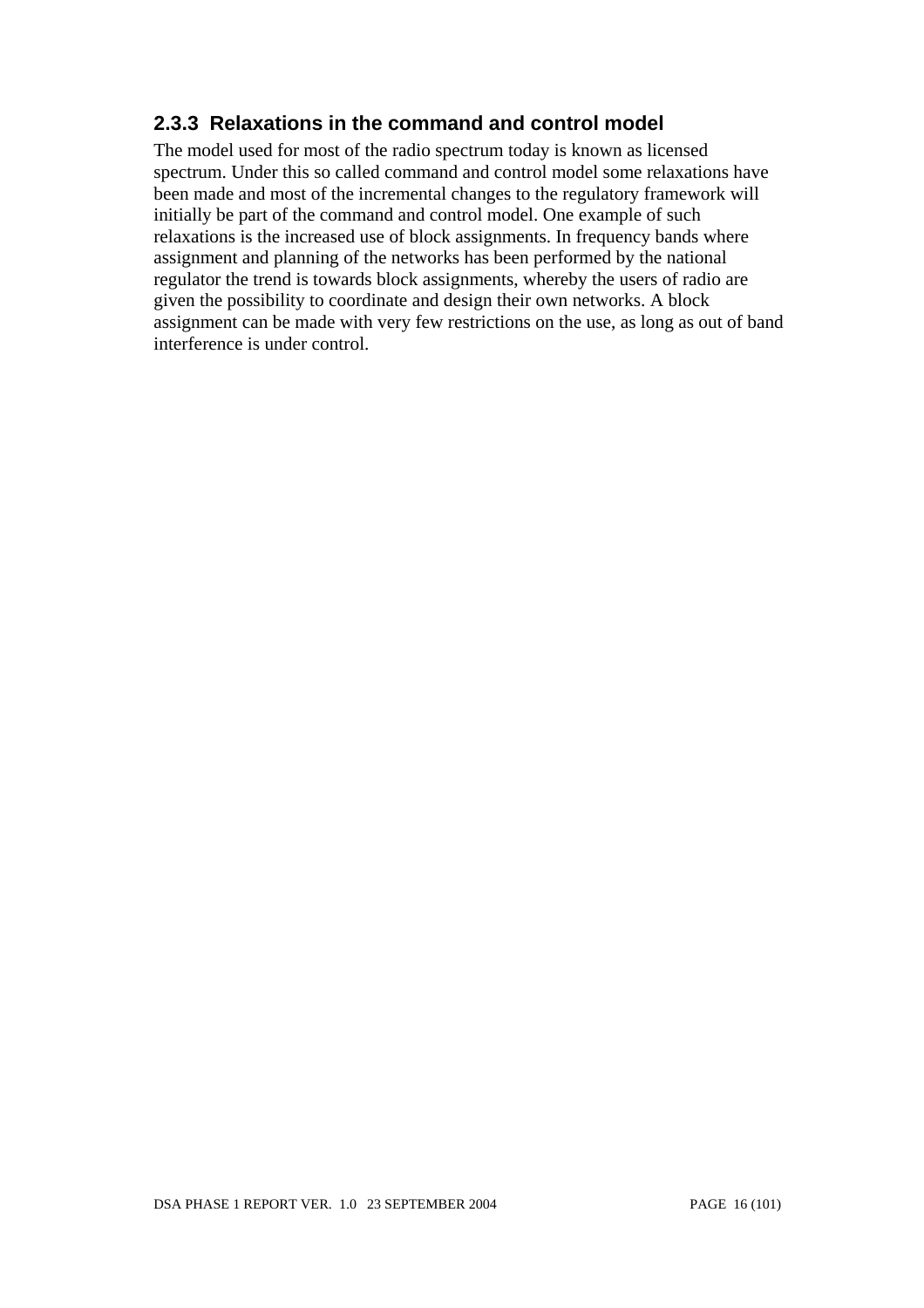### 2.3.3 Relaxations in the command and control model

The model used for most of the radio spectrum today is known as licensed spectrum. Under this so called command and control model some relaxations have been made and most of the incremental changes to the regulatory framework will initially be part of the command and control model. One example of such relaxations is the increased use of block assignments. In frequency bands where assignment and planning of the networks has been performed by the national regulator the trend is towards block assignments, whereby the users of radio are given the possibility to coordinate and design their own networks. A block assignment can be made with very few restrictions on the use, as long as out of band interference is under control.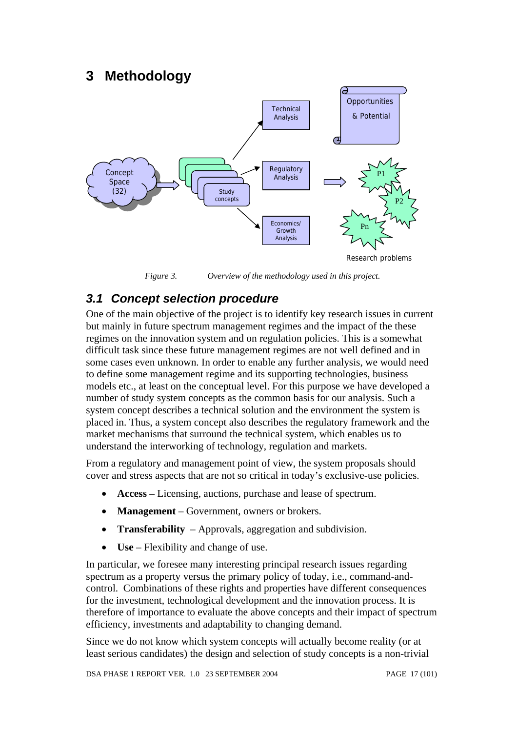# 3 Methodology

Figure 3. Overview of the methodology used in this project.

## 3.1 Concept selection procedure

One of the main objective of the project is to identify key research issues in current but mainly in future spectrum management regimes and the impact of the these regimes on the innovation system and on regulation policies. This is a somewhat difficult task since these future management regimes are not well defined and in some cases even unknown. In order to enable any further analysis, we would need to define some management regime and its supporting technologies, business models etc., at least on the conceptual level. For this purpose we have developed a number of study system concepts as the common basis for our analysis. Such a system concept describes a technical solution and the environment the system is placed in. Thus, a system concept also describes the regulatory framework and the market mechanisms that surround the technical system, which enables us to understand the interworking of technology, regulation and markets.

From a regulatory and management point of view, the system proposals should cover and stress aspects that are not so critical in today's exclusive-use policies.

- **Access –** Licensing, auctions, purchase and lease of spectrum.
- **Management** – Government, owners or brokers.
- **Transferability** – Approvals, aggregation and subdivision.
- **Use** – Flexibility and change of use.

In particular, we foresee many interesting principal research issues regarding spectrum as a property versus the primary policy of today, i.e., command-and-control. Combinations of these rights and properties have different consequences for the investment, technological development and the innovation process. It is therefore of importance to evaluate the above concepts and their impact of spectrum efficiency, investments and adaptability to changing demand.

Since we do not know which system concepts will actually become reality (or at least serious candidates) the design and selection of study concepts is a non-trivial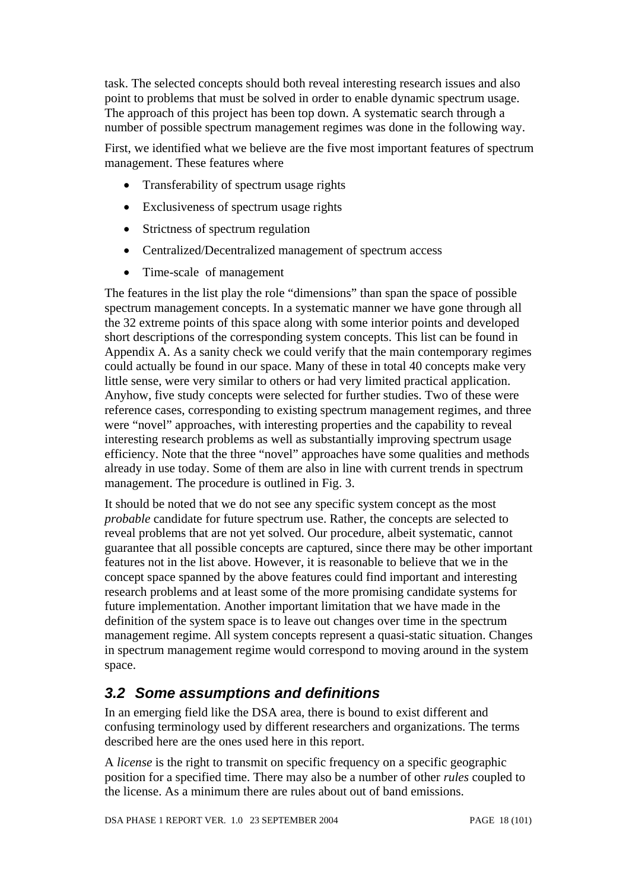task. The selected concepts should both reveal interesting research issues and also point to problems that must be solved in order to enable dynamic spectrum usage. The approach of this project has been top down. A systematic search through a number of possible spectrum management regimes was done in the following way.

First, we identified what we believe are the five most important features of spectrum management. These features where

- Transferability of spectrum usage rights
- Exclusiveness of spectrum usage rights
- Strictness of spectrum regulation
- Centralized/Decentralized management of spectrum access
- Time-scale  of management

The features in the list play the role "dimensions" than span the space of possible spectrum management concepts. In a systematic manner we have gone through all the 32 extreme points of this space along with some interior points and developed short descriptions of the corresponding system concepts. This list can be found in Appendix A. As a sanity check we could verify that the main contemporary regimes could actually be found in our space. Many of these in total 40 concepts make very little sense, were very similar to others or had very limited practical application. Anyhow, five study concepts were selected for further studies. Two of these were reference cases, corresponding to existing spectrum management regimes, and three were "novel" approaches, with interesting properties and the capability to reveal interesting research problems as well as substantially improving spectrum usage efficiency. Note that the three "novel" approaches have some qualities and methods already in use today. Some of them are also in line with current trends in spectrum management. The procedure is outlined in Fig. 3.

It should be noted that we do not see any specific system concept as the most *probable* candidate for future spectrum use. Rather, the concepts are selected to reveal problems that are not yet solved. Our procedure, albeit systematic, cannot guarantee that all possible concepts are captured, since there may be other important features not in the list above. However, it is reasonable to believe that we in the concept space spanned by the above features could find important and interesting research problems and at least some of the more promising candidate systems for future implementation. Another important limitation that we have made in the definition of the system space is to leave out changes over time in the spectrum management regime. All system concepts represent a quasi-static situation. Changes in spectrum management regime would correspond to moving around in the system space.

## 3.2 Some assumptions and definitions

In an emerging field like the DSA area, there is bound to exist different and confusing terminology used by different researchers and organizations. The terms described here are the ones used here in this report.

A *license* is the right to transmit on specific frequency on a specific geographic position for a specified time. There may also be a number of other *rules* coupled to the license. As a minimum there are rules about out of band emissions.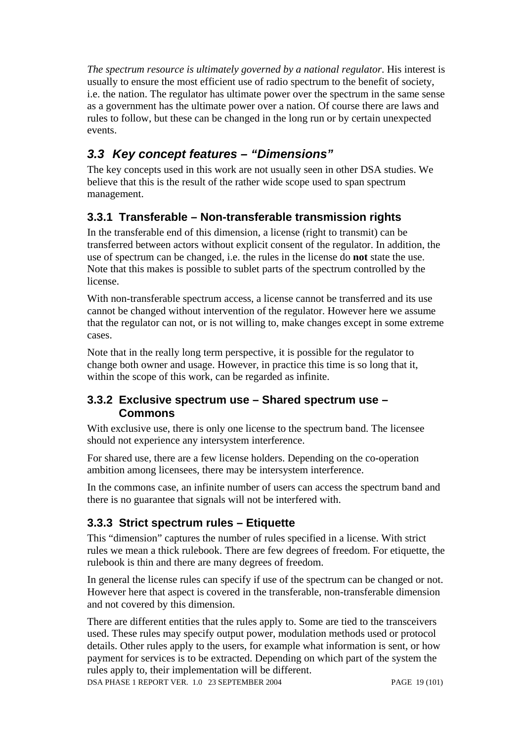*The spectrum resource is ultimately governed by a national regulator*. His interest is usually to ensure the most efficient use of radio spectrum to the benefit of society, i.e. the nation. The regulator has ultimate power over the spectrum in the same sense as a government has the ultimate power over a nation. Of course there are laws and rules to follow, but these can be changed in the long run or by certain unexpected events.

## *3.3 Key concept features – "Dimensions"*

The key concepts used in this work are not usually seen in other DSA studies. We believe that this is the result of the rather wide scope used to span spectrum management.

### 3.3.1 Transferable – Non-transferable transmission rights

In the transferable end of this dimension, a license (right to transmit) can be transferred between actors without explicit consent of the regulator. In addition, the use of spectrum can be changed, i.e. the rules in the license do **not** state the use. Note that this makes is possible to sublet parts of the spectrum controlled by the license.

With non-transferable spectrum access, a license cannot be transferred and its use cannot be changed without intervention of the regulator. However here we assume that the regulator can not, or is not willing to, make changes except in some extreme cases.

Note that in the really long term perspective, it is possible for the regulator to change both owner and usage. However, in practice this time is so long that it, within the scope of this work, can be regarded as infinite.

### 3.3.2 Exclusive spectrum use – Shared spectrum use – Commons

With exclusive use, there is only one license to the spectrum band. The licensee should not experience any intersystem interference.

For shared use, there are a few license holders. Depending on the co-operation ambition among licensees, there may be intersystem interference.

In the commons case, an infinite number of users can access the spectrum band and there is no guarantee that signals will not be interfered with.

### 3.3.3 Strict spectrum rules – Etiquette

This "dimension" captures the number of rules specified in a license. With strict rules we mean a thick rulebook. There are few degrees of freedom. For etiquette, the rulebook is thin and there are many degrees of freedom.

In general the license rules can specify if use of the spectrum can be changed or not. However here that aspect is covered in the transferable, non-transferable dimension and not covered by this dimension.

There are different entities that the rules apply to. Some are tied to the transceivers used. These rules may specify output power, modulation methods used or protocol details. Other rules apply to the users, for example what information is sent, or how payment for services is to be extracted. Depending on which part of the system the rules apply to, their implementation will be different.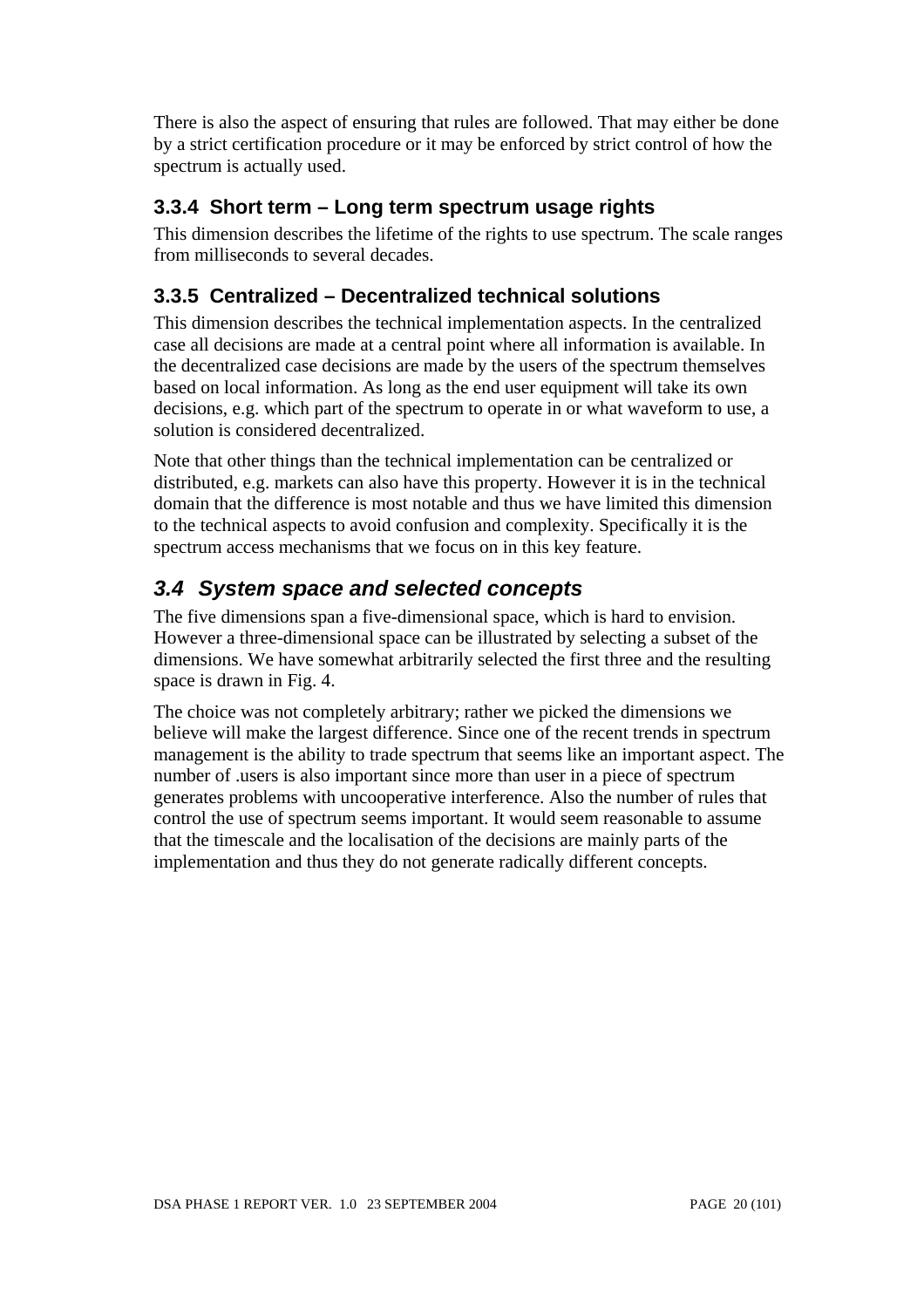There is also the aspect of ensuring that rules are followed. That may either be done by a strict certification procedure or it may be enforced by strict control of how the spectrum is actually used.

### 3.3.4 Short term – Long term spectrum usage rights

This dimension describes the lifetime of the rights to use spectrum. The scale ranges from milliseconds to several decades.

### 3.3.5 Centralized – Decentralized technical solutions

This dimension describes the technical implementation aspects. In the centralized case all decisions are made at a central point where all information is available. In the decentralized case decisions are made by the users of the spectrum themselves based on local information. As long as the end user equipment will take its own decisions, e.g. which part of the spectrum to operate in or what waveform to use, a solution is considered decentralized.

Note that other things than the technical implementation can be centralized or distributed, e.g. markets can also have this property. However it is in the technical domain that the difference is most notable and thus we have limited this dimension to the technical aspects to avoid confusion and complexity. Specifically it is the spectrum access mechanisms that we focus on in this key feature.

## *3.4 System space and selected concepts*

The five dimensions span a five-dimensional space, which is hard to envision. However a three-dimensional space can be illustrated by selecting a subset of the dimensions. We have somewhat arbitrarily selected the first three and the resulting space is drawn in Fig. 4.

The choice was not completely arbitrary; rather we picked the dimensions we believe will make the largest difference. Since one of the recent trends in spectrum management is the ability to trade spectrum that seems like an important aspect. The number of .users is also important since more than user in a piece of spectrum generates problems with uncooperative interference. Also the number of rules that control the use of spectrum seems important. It would seem reasonable to assume that the timescale and the localisation of the decisions are mainly parts of the implementation and thus they do not generate radically different concepts.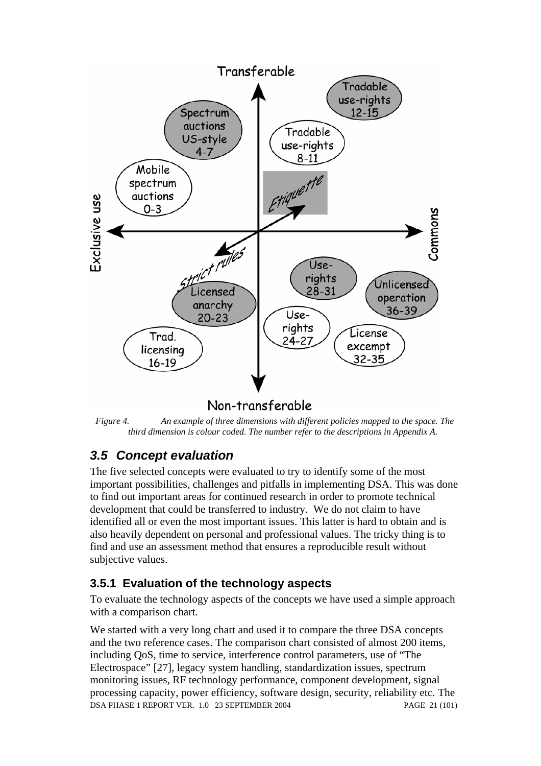*Figure 4. An example of three dimensions with different policies mapped to the space. The third dimension is colour coded. The number refer to the descriptions in Appendix A.*

## 3.5 Concept evaluation

The five selected concepts were evaluated to try to identify some of the most important possibilities, challenges and pitfalls in implementing DSA. This was done to find out important areas for continued research in order to promote technical development that could be transferred to industry. We do not claim to have identified all or even the most important issues. This latter is hard to obtain and is also heavily dependent on personal and professional values. The tricky thing is to find and use an assessment method that ensures a reproducible result without subjective values.

### 3.5.1 Evaluation of the technology aspects

To evaluate the technology aspects of the concepts we have used a simple approach with a comparison chart.

We started with a very long chart and used it to compare the three DSA concepts and the two reference cases. The comparison chart consisted of almost 200 items, including QoS, time to service, interference control parameters, use of "The Electrospace" [27], legacy system handling, standardization issues, spectrum monitoring issues, RF technology performance, component development, signal processing capacity, power efficiency, software design, security, reliability etc. The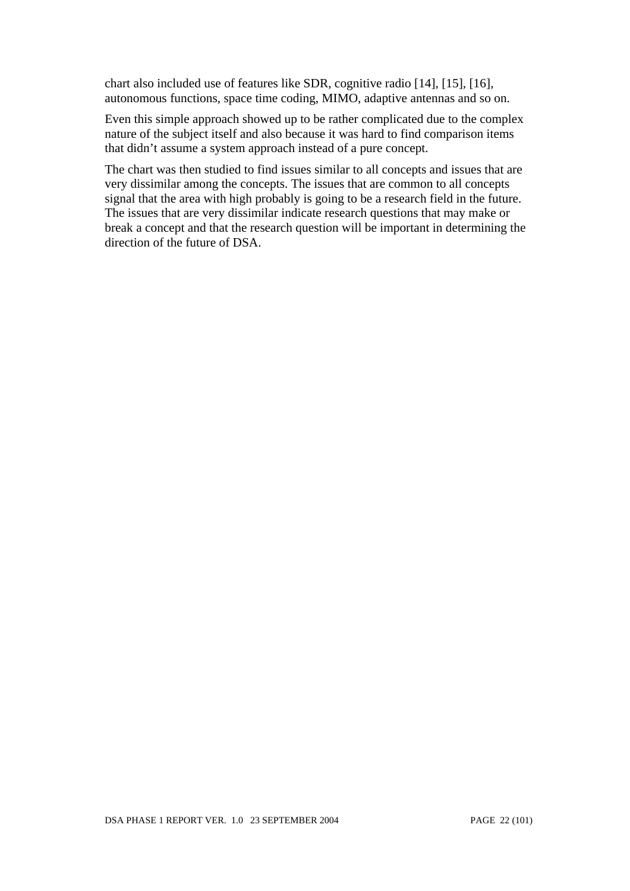chart also included use of features like SDR, cognitive radio [14], [15], [16], autonomous functions, space time coding, MIMO, adaptive antennas and so on.

Even this simple approach showed up to be rather complicated due to the complex nature of the subject itself and also because it was hard to find comparison items that didn't assume a system approach instead of a pure concept.

The chart was then studied to find issues similar to all concepts and issues that are very dissimilar among the concepts. The issues that are common to all concepts signal that the area with high probably is going to be a research field in the future. The issues that are very dissimilar indicate research questions that may make or break a concept and that the research question will be important in determining the direction of the future of DSA.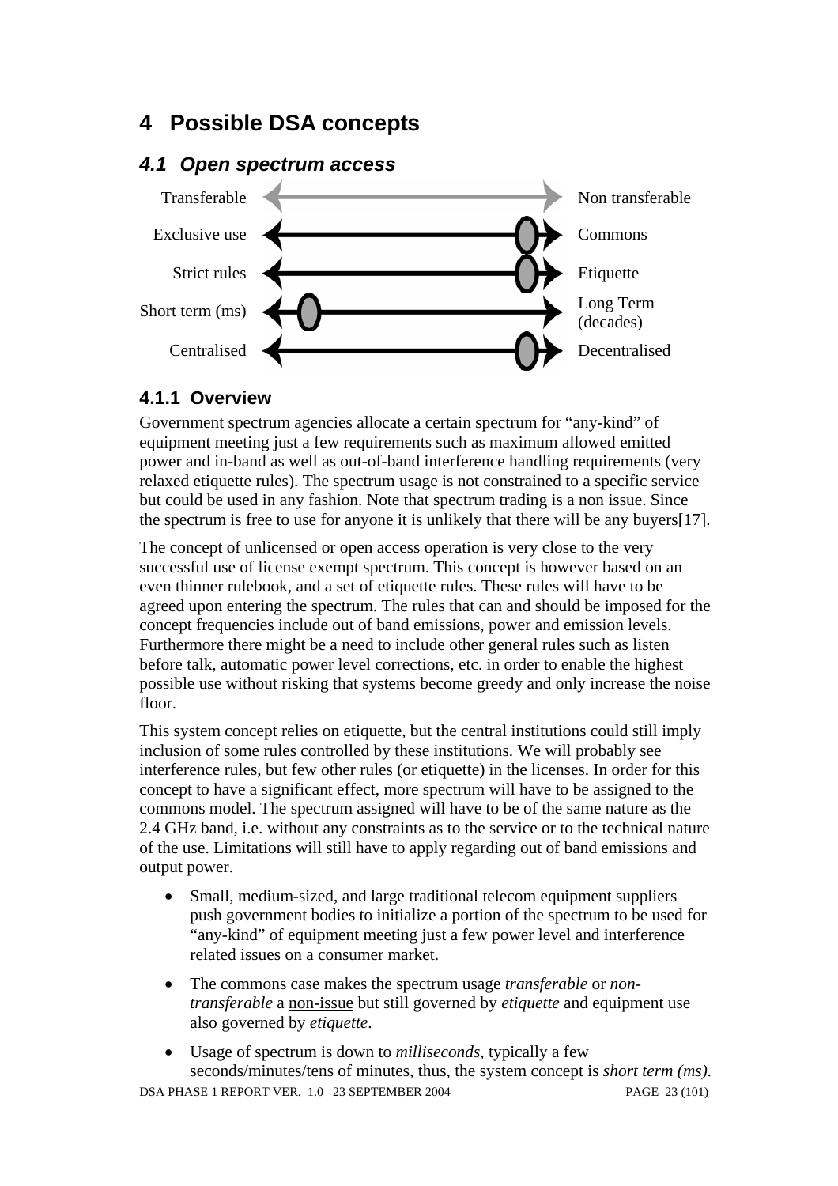# 4 Possible DSA concepts

## 4.1 Open spectrum access

| | |
|---|---|
| Transferable | Non transferable |
| Exclusive use | Commons |
| Strict rules | Etiquette |
| Short term (ms) | Long Term (decades) |
| Centralised | Decentralised |

### 4.1.1 Overview

Government spectrum agencies allocate a certain spectrum for "any-kind" of equipment meeting just a few requirements such as maximum allowed emitted power and in-band as well as out-of-band interference handling requirements (very relaxed etiquette rules). The spectrum usage is not constrained to a specific service but could be used in any fashion. Note that spectrum trading is a non issue. Since the spectrum is free to use for anyone it is unlikely that there will be any buyers[17].

The concept of unlicensed or open access operation is very close to the very successful use of license exempt spectrum. This concept is however based on an even thinner rulebook, and a set of etiquette rules. These rules will have to be agreed upon entering the spectrum. The rules that can and should be imposed for the concept frequencies include out of band emissions, power and emission levels. Furthermore there might be a need to include other general rules such as listen before talk, automatic power level corrections, etc. in order to enable the highest possible use without risking that systems become greedy and only increase the noise floor.

This system concept relies on etiquette, but the central institutions could still imply inclusion of some rules controlled by these institutions. We will probably see interference rules, but few other rules (or etiquette) in the licenses. In order for this concept to have a significant effect, more spectrum will have to be assigned to the commons model. The spectrum assigned will have to be of the same nature as the 2.4 GHz band, i.e. without any constraints as to the service or to the technical nature of the use. Limitations will still have to apply regarding out of band emissions and output power.

- Small, medium-sized, and large traditional telecom equipment suppliers push government bodies to initialize a portion of the spectrum to be used for "any-kind" of equipment meeting just a few power level and interference related issues on a consumer market.
- The commons case makes the spectrum usage *transferable* or *non-transferable* a <u>non-issue</u> but still governed by *etiquette* and equipment use also governed by *etiquette*.
- Usage of spectrum is down to *milliseconds*, typically a few seconds/minutes/tens of minutes, thus, the system concept is *short term (ms)*.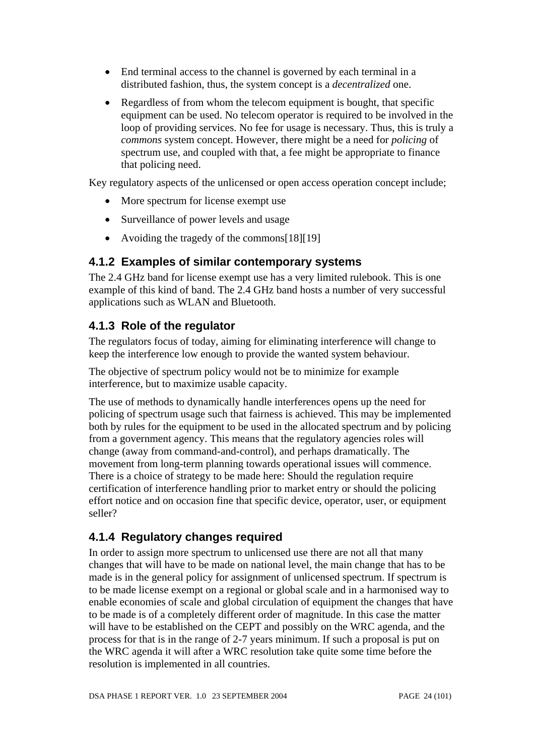- End terminal access to the channel is governed by each terminal in a distributed fashion, thus, the system concept is a *decentralized* one.
- Regardless of from whom the telecom equipment is bought, that specific equipment can be used. No telecom operator is required to be involved in the loop of providing services. No fee for usage is necessary. Thus, this is truly a *commons* system concept. However, there might be a need for *policing* of spectrum use, and coupled with that, a fee might be appropriate to finance that policing need.

Key regulatory aspects of the unlicensed or open access operation concept include;

- More spectrum for license exempt use
- Surveillance of power levels and usage
- Avoiding the tragedy of the commons[18][19]

### 4.1.2 Examples of similar contemporary systems

The 2.4 GHz band for license exempt use has a very limited rulebook. This is one example of this kind of band. The 2.4 GHz band hosts a number of very successful applications such as WLAN and Bluetooth.

### 4.1.3 Role of the regulator

The regulators focus of today, aiming for eliminating interference will change to keep the interference low enough to provide the wanted system behaviour.

The objective of spectrum policy would not be to minimize for example interference, but to maximize usable capacity.

The use of methods to dynamically handle interferences opens up the need for policing of spectrum usage such that fairness is achieved. This may be implemented both by rules for the equipment to be used in the allocated spectrum and by policing from a government agency. This means that the regulatory agencies roles will change (away from command-and-control), and perhaps dramatically. The movement from long-term planning towards operational issues will commence. There is a choice of strategy to be made here: Should the regulation require certification of interference handling prior to market entry or should the policing effort notice and on occasion fine that specific device, operator, user, or equipment seller?

### 4.1.4 Regulatory changes required

In order to assign more spectrum to unlicensed use there are not all that many changes that will have to be made on national level, the main change that has to be made is in the general policy for assignment of unlicensed spectrum. If spectrum is to be made license exempt on a regional or global scale and in a harmonised way to enable economies of scale and global circulation of equipment the changes that have to be made is of a completely different order of magnitude. In this case the matter will have to be established on the CEPT and possibly on the WRC agenda, and the process for that is in the range of 2-7 years minimum. If such a proposal is put on the WRC agenda it will after a WRC resolution take quite some time before the resolution is implemented in all countries.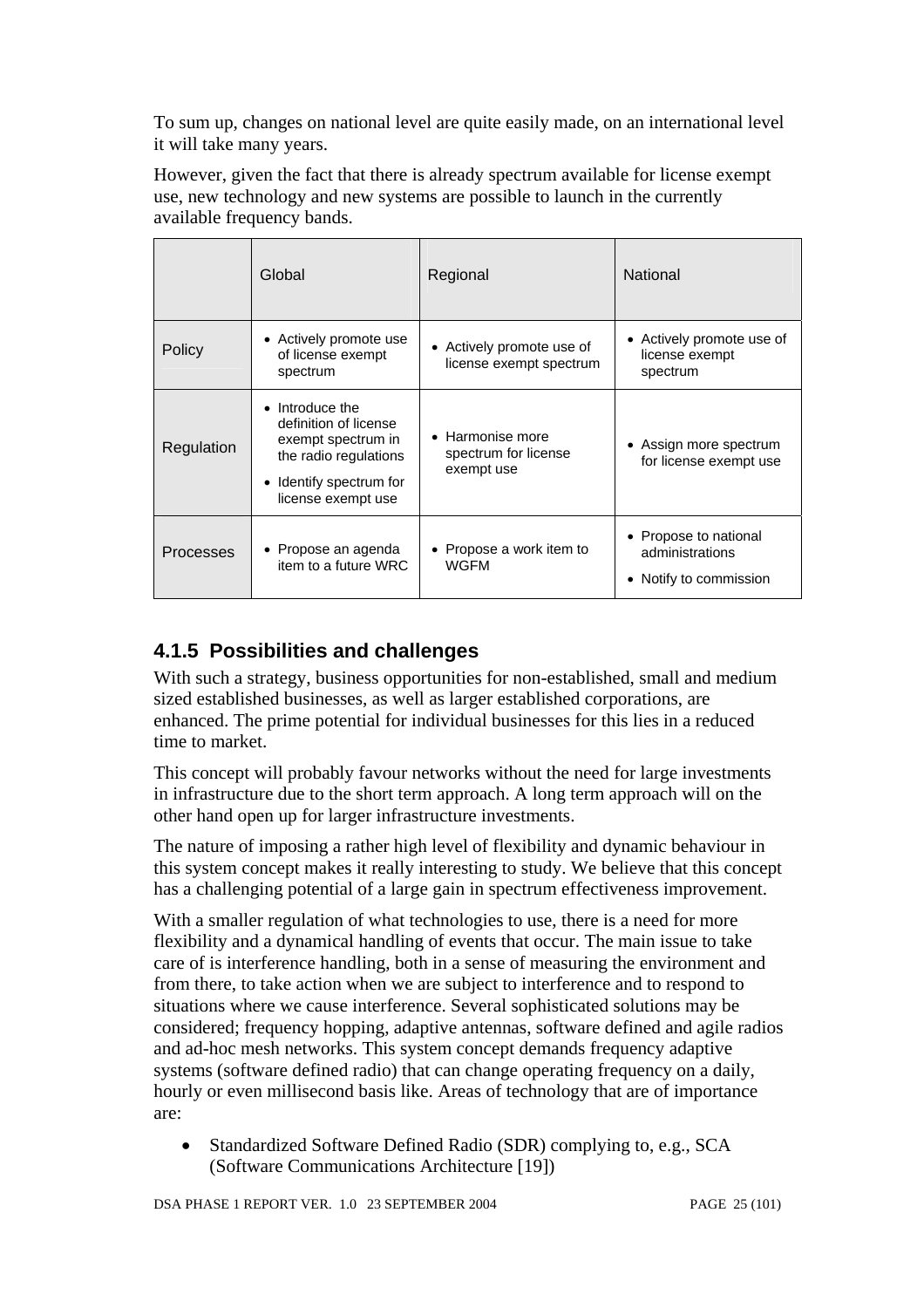To sum up, changes on national level are quite easily made, on an international level it will take many years.

However, given the fact that there is already spectrum available for license exempt use, new technology and new systems are possible to launch in the currently available frequency bands.

| | Global | Regional | National |
|---|---|---|---|
| Policy | • Actively promote use of license exempt spectrum | • Actively promote use of license exempt spectrum | • Actively promote use of license exempt spectrum |
| Regulation | • Introduce the definition of license exempt spectrum in the radio regulations<br>• Identify spectrum for license exempt use | • Harmonise more spectrum for license exempt use | • Assign more spectrum for license exempt use |
| Processes | • Propose an agenda item to a future WRC | • Propose a work item to WGFM | • Propose to national administrations<br>• Notify to commission |

### 4.1.5 Possibilities and challenges

With such a strategy, business opportunities for non-established, small and medium sized established businesses, as well as larger established corporations, are enhanced. The prime potential for individual businesses for this lies in a reduced time to market.

This concept will probably favour networks without the need for large investments in infrastructure due to the short term approach. A long term approach will on the other hand open up for larger infrastructure investments.

The nature of imposing a rather high level of flexibility and dynamic behaviour in this system concept makes it really interesting to study. We believe that this concept has a challenging potential of a large gain in spectrum effectiveness improvement.

With a smaller regulation of what technologies to use, there is a need for more flexibility and a dynamical handling of events that occur. The main issue to take care of is interference handling, both in a sense of measuring the environment and from there, to take action when we are subject to interference and to respond to situations where we cause interference. Several sophisticated solutions may be considered; frequency hopping, adaptive antennas, software defined and agile radios and ad-hoc mesh networks. This system concept demands frequency adaptive systems (software defined radio) that can change operating frequency on a daily, hourly or even millisecond basis like. Areas of technology that are of importance are:

- Standardized Software Defined Radio (SDR) complying to, e.g., SCA (Software Communications Architecture [19])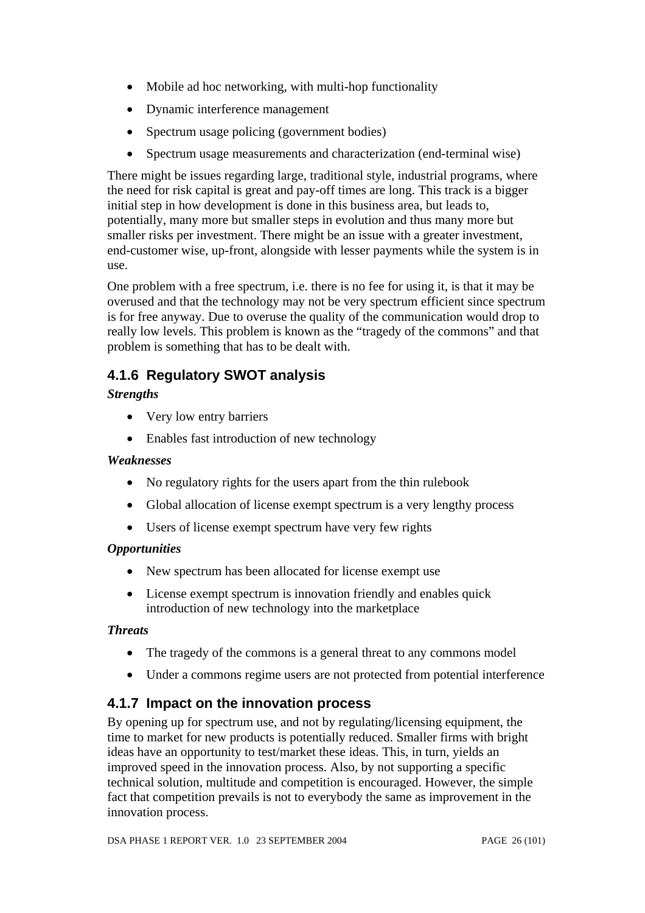- Mobile ad hoc networking, with multi-hop functionality
- Dynamic interference management
- Spectrum usage policing (government bodies)
- Spectrum usage measurements and characterization (end-terminal wise)

There might be issues regarding large, traditional style, industrial programs, where the need for risk capital is great and pay-off times are long. This track is a bigger initial step in how development is done in this business area, but leads to, potentially, many more but smaller steps in evolution and thus many more but smaller risks per investment. There might be an issue with a greater investment, end-customer wise, up-front, alongside with lesser payments while the system is in use.

One problem with a free spectrum, i.e. there is no fee for using it, is that it may be overused and that the technology may not be very spectrum efficient since spectrum is for free anyway. Due to overuse the quality of the communication would drop to really low levels. This problem is known as the "tragedy of the commons" and that problem is something that has to be dealt with.

### 4.1.6 Regulatory SWOT analysis

***Strengths***

- Very low entry barriers
- Enables fast introduction of new technology

***Weaknesses***

- No regulatory rights for the users apart from the thin rulebook
- Global allocation of license exempt spectrum is a very lengthy process
- Users of license exempt spectrum have very few rights

***Opportunities***

- New spectrum has been allocated for license exempt use
- License exempt spectrum is innovation friendly and enables quick introduction of new technology into the marketplace

***Threats***

- The tragedy of the commons is a general threat to any commons model
- Under a commons regime users are not protected from potential interference

### 4.1.7 Impact on the innovation process

By opening up for spectrum use, and not by regulating/licensing equipment, the time to market for new products is potentially reduced. Smaller firms with bright ideas have an opportunity to test/market these ideas. This, in turn, yields an improved speed in the innovation process. Also, by not supporting a specific technical solution, multitude and competition is encouraged. However, the simple fact that competition prevails is not to everybody the same as improvement in the innovation process.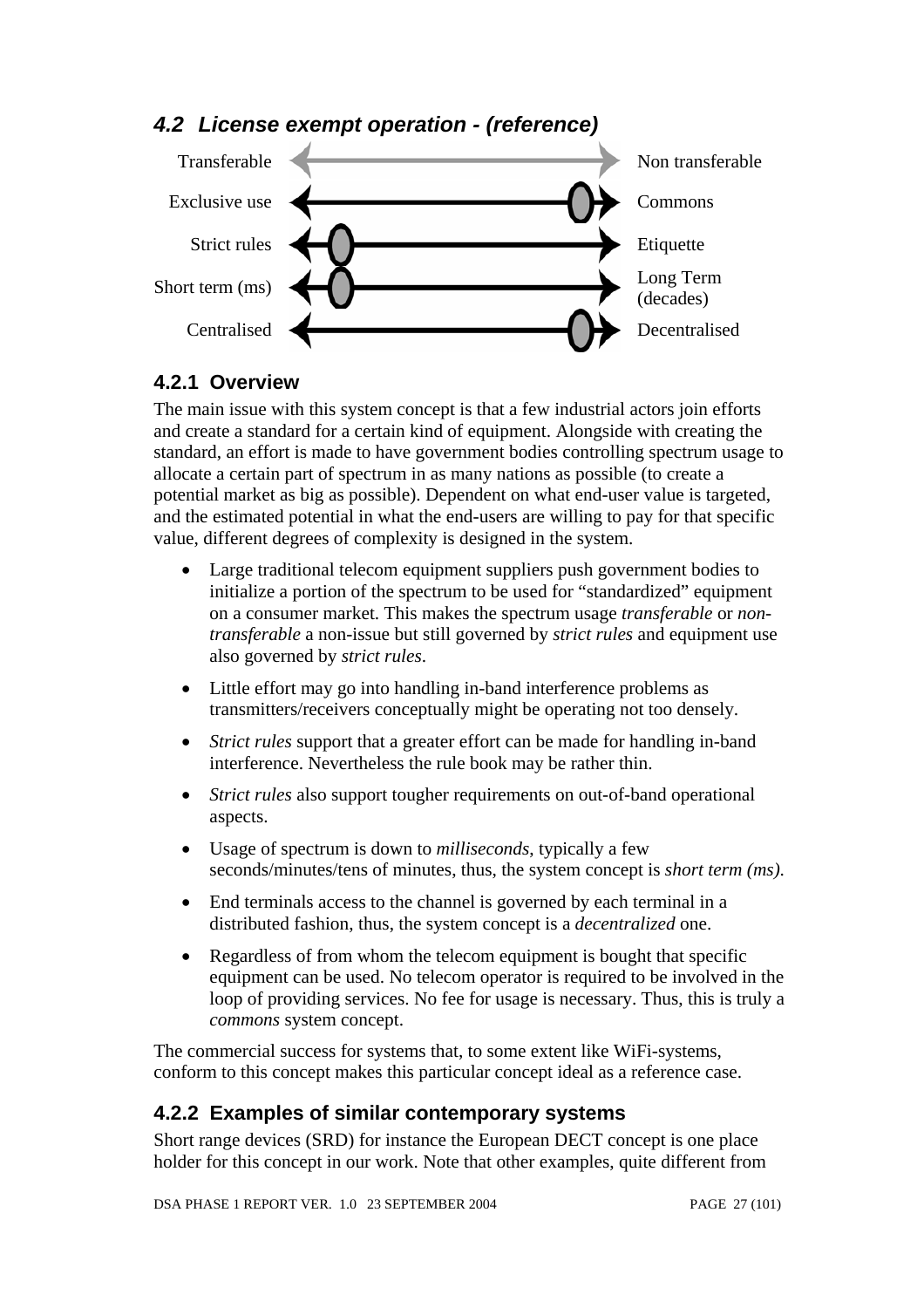### 4.2 License exempt operation - (reference)

| | |
|---|---|
| Transferable | Non transferable |
| Exclusive use | Commons |
| Strict rules | Etiquette |
| Short term (ms) | Long Term (decades) |
| Centralised | Decentralised |

#### 4.2.1 Overview

The main issue with this system concept is that a few industrial actors join efforts and create a standard for a certain kind of equipment. Alongside with creating the standard, an effort is made to have government bodies controlling spectrum usage to allocate a certain part of spectrum in as many nations as possible (to create a potential market as big as possible). Dependent on what end-user value is targeted, and the estimated potential in what the end-users are willing to pay for that specific value, different degrees of complexity is designed in the system.

- Large traditional telecom equipment suppliers push government bodies to initialize a portion of the spectrum to be used for "standardized" equipment on a consumer market. This makes the spectrum usage *transferable* or *non-transferable* a non-issue but still governed by *strict rules* and equipment use also governed by *strict rules*.
- Little effort may go into handling in-band interference problems as transmitters/receivers conceptually might be operating not too densely.
- *Strict rules* support that a greater effort can be made for handling in-band interference. Nevertheless the rule book may be rather thin.
- *Strict rules* also support tougher requirements on out-of-band operational aspects.
- Usage of spectrum is down to *milliseconds*, typically a few seconds/minutes/tens of minutes, thus, the system concept is *short term (ms)*.
- End terminals access to the channel is governed by each terminal in a distributed fashion, thus, the system concept is a *decentralized* one.
- Regardless of from whom the telecom equipment is bought that specific equipment can be used. No telecom operator is required to be involved in the loop of providing services. No fee for usage is necessary. Thus, this is truly a *commons* system concept.

The commercial success for systems that, to some extent like WiFi-systems, conform to this concept makes this particular concept ideal as a reference case.

#### 4.2.2 Examples of similar contemporary systems

Short range devices (SRD) for instance the European DECT concept is one place holder for this concept in our work. Note that other examples, quite different from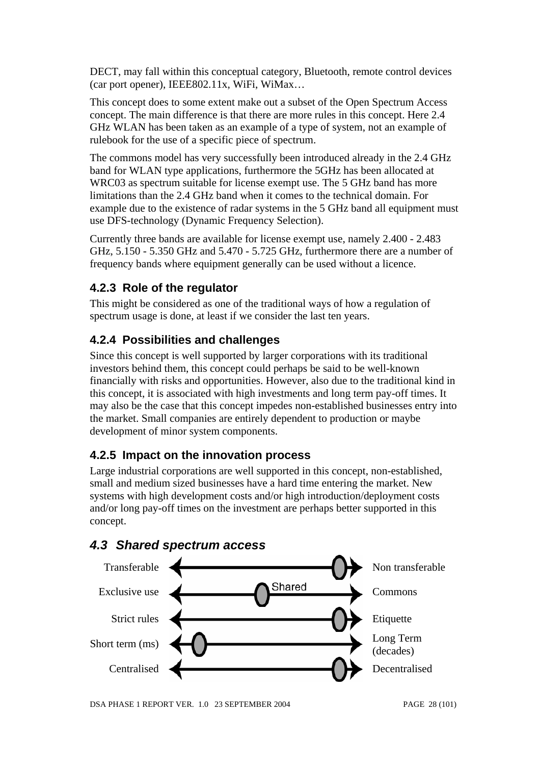DECT, may fall within this conceptual category, Bluetooth, remote control devices (car port opener), IEEE802.11x, WiFi, WiMax…

This concept does to some extent make out a subset of the Open Spectrum Access concept. The main difference is that there are more rules in this concept. Here 2.4 GHz WLAN has been taken as an example of a type of system, not an example of rulebook for the use of a specific piece of spectrum.

The commons model has very successfully been introduced already in the 2.4 GHz band for WLAN type applications, furthermore the 5GHz has been allocated at WRC03 as spectrum suitable for license exempt use. The 5 GHz band has more limitations than the 2.4 GHz band when it comes to the technical domain. For example due to the existence of radar systems in the 5 GHz band all equipment must use DFS-technology (Dynamic Frequency Selection).

Currently three bands are available for license exempt use, namely 2.400 - 2.483 GHz, 5.150 - 5.350 GHz and 5.470 - 5.725 GHz, furthermore there are a number of frequency bands where equipment generally can be used without a licence.

### 4.2.3 Role of the regulator

This might be considered as one of the traditional ways of how a regulation of spectrum usage is done, at least if we consider the last ten years.

### 4.2.4 Possibilities and challenges

Since this concept is well supported by larger corporations with its traditional investors behind them, this concept could perhaps be said to be well-known financially with risks and opportunities. However, also due to the traditional kind in this concept, it is associated with high investments and long term pay-off times. It may also be the case that this concept impedes non-established businesses entry into the market. Small companies are entirely dependent to production or maybe development of minor system components.

### 4.2.5 Impact on the innovation process

Large industrial corporations are well supported in this concept, non-established, small and medium sized businesses have a hard time entering the market. New systems with high development costs and/or high introduction/deployment costs and/or long pay-off times on the investment are perhaps better supported in this concept.

## *4.3 Shared spectrum access*

| | | |
|---|---|---|
| Transferable | | Non transferable |
| Exclusive use | Shared | Commons |
| Strict rules | | Etiquette |
| Short term (ms) | | Long Term (decades) |
| Centralised | | Decentralised |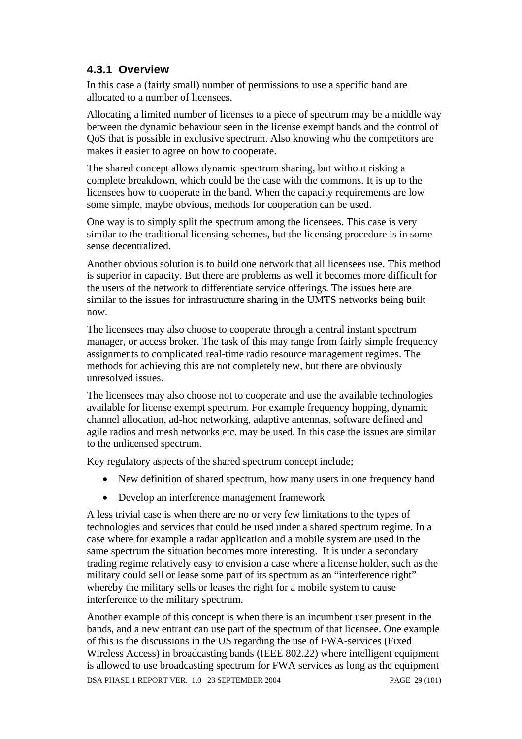### 4.3.1 Overview

In this case a (fairly small) number of permissions to use a specific band are allocated to a number of licensees.

Allocating a limited number of licenses to a piece of spectrum may be a middle way between the dynamic behaviour seen in the license exempt bands and the control of QoS that is possible in exclusive spectrum. Also knowing who the competitors are makes it easier to agree on how to cooperate.

The shared concept allows dynamic spectrum sharing, but without risking a complete breakdown, which could be the case with the commons. It is up to the licensees how to cooperate in the band. When the capacity requirements are low some simple, maybe obvious, methods for cooperation can be used.

One way is to simply split the spectrum among the licensees. This case is very similar to the traditional licensing schemes, but the licensing procedure is in some sense decentralized.

Another obvious solution is to build one network that all licensees use. This method is superior in capacity. But there are problems as well it becomes more difficult for the users of the network to differentiate service offerings. The issues here are similar to the issues for infrastructure sharing in the UMTS networks being built now.

The licensees may also choose to cooperate through a central instant spectrum manager, or access broker. The task of this may range from fairly simple frequency assignments to complicated real-time radio resource management regimes. The methods for achieving this are not completely new, but there are obviously unresolved issues.

The licensees may also choose not to cooperate and use the available technologies available for license exempt spectrum. For example frequency hopping, dynamic channel allocation, ad-hoc networking, adaptive antennas, software defined and agile radios and mesh networks etc. may be used. In this case the issues are similar to the unlicensed spectrum.

Key regulatory aspects of the shared spectrum concept include;

- New definition of shared spectrum, how many users in one frequency band
- Develop an interference management framework

A less trivial case is when there are no or very few limitations to the types of technologies and services that could be used under a shared spectrum regime. In a case where for example a radar application and a mobile system are used in the same spectrum the situation becomes more interesting. It is under a secondary trading regime relatively easy to envision a case where a license holder, such as the military could sell or lease some part of its spectrum as an "interference right" whereby the military sells or leases the right for a mobile system to cause interference to the military spectrum.

Another example of this concept is when there is an incumbent user present in the bands, and a new entrant can use part of the spectrum of that licensee. One example of this is the discussions in the US regarding the use of FWA-services (Fixed Wireless Access) in broadcasting bands (IEEE 802.22) where intelligent equipment is allowed to use broadcasting spectrum for FWA services as long as the equipment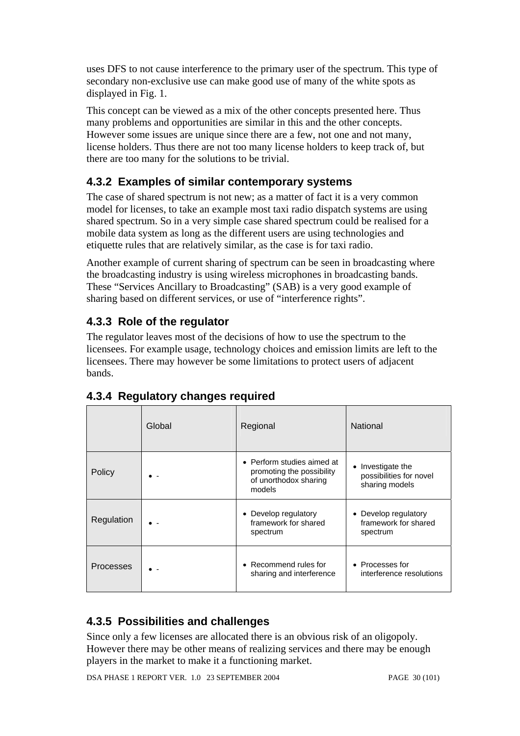uses DFS to not cause interference to the primary user of the spectrum. This type of secondary non-exclusive use can make good use of many of the white spots as displayed in Fig. 1.

This concept can be viewed as a mix of the other concepts presented here. Thus many problems and opportunities are similar in this and the other concepts. However some issues are unique since there are a few, not one and not many, license holders. Thus there are not too many license holders to keep track of, but there are too many for the solutions to be trivial.

### 4.3.2 Examples of similar contemporary systems

The case of shared spectrum is not new; as a matter of fact it is a very common model for licenses, to take an example most taxi radio dispatch systems are using shared spectrum. So in a very simple case shared spectrum could be realised for a mobile data system as long as the different users are using technologies and etiquette rules that are relatively similar, as the case is for taxi radio.

Another example of current sharing of spectrum can be seen in broadcasting where the broadcasting industry is using wireless microphones in broadcasting bands. These "Services Ancillary to Broadcasting" (SAB) is a very good example of sharing based on different services, or use of "interference rights".

### 4.3.3 Role of the regulator

The regulator leaves most of the decisions of how to use the spectrum to the licensees. For example usage, technology choices and emission limits are left to the licensees. There may however be some limitations to protect users of adjacent bands.

### 4.3.4 Regulatory changes required

| | Global | Regional | National |
|---|---|---|---|
| Policy | • - | • Perform studies aimed at promoting the possibility of unorthodox sharing models | • Investigate the possibilities for novel sharing models |
| Regulation | • - | • Develop regulatory framework for shared spectrum | • Develop regulatory framework for shared spectrum |
| Processes | • - | • Recommend rules for sharing and interference | • Processes for interference resolutions |

### 4.3.5 Possibilities and challenges

Since only a few licenses are allocated there is an obvious risk of an oligopoly. However there may be other means of realizing services and there may be enough players in the market to make it a functioning market.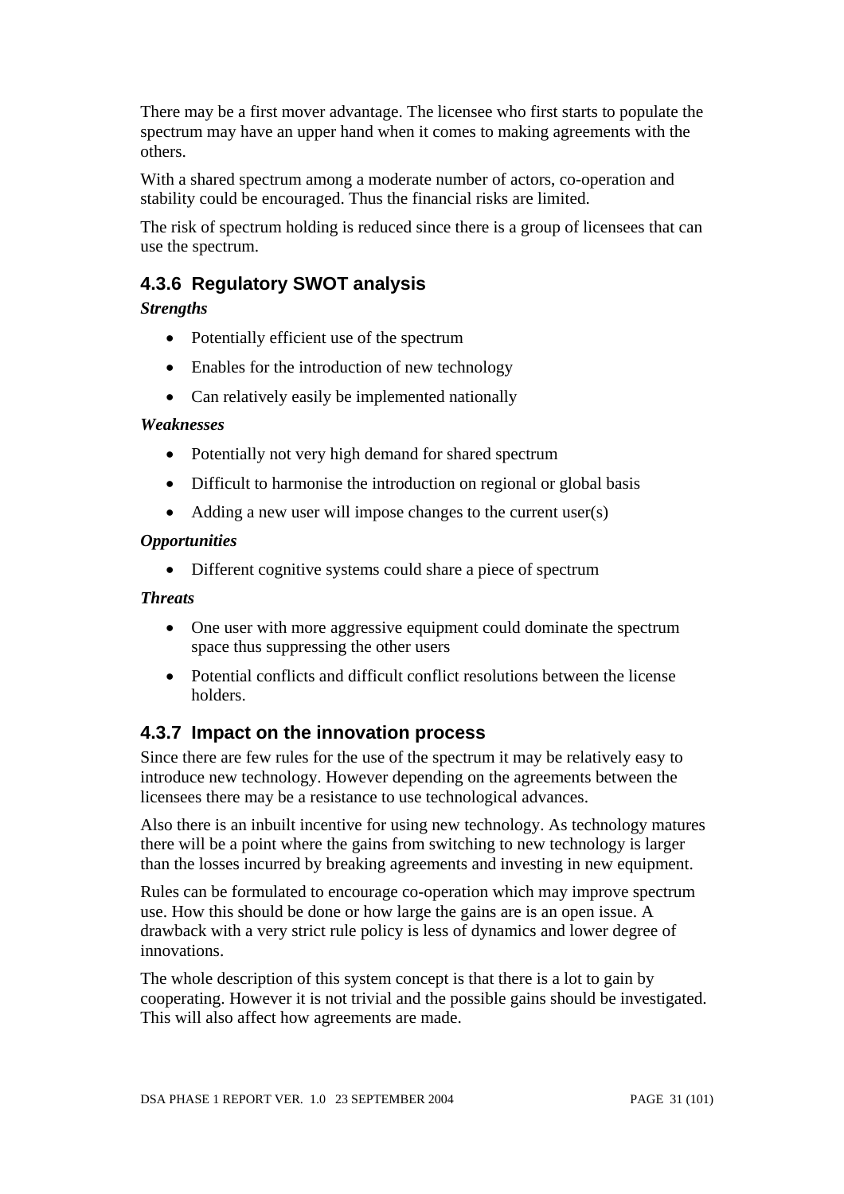There may be a first mover advantage. The licensee who first starts to populate the spectrum may have an upper hand when it comes to making agreements with the others.

With a shared spectrum among a moderate number of actors, co-operation and stability could be encouraged. Thus the financial risks are limited.

The risk of spectrum holding is reduced since there is a group of licensees that can use the spectrum.

### 4.3.6 Regulatory SWOT analysis

***Strengths***

- Potentially efficient use of the spectrum
- Enables for the introduction of new technology
- Can relatively easily be implemented nationally

***Weaknesses***

- Potentially not very high demand for shared spectrum
- Difficult to harmonise the introduction on regional or global basis
- Adding a new user will impose changes to the current user(s)

***Opportunities***

- Different cognitive systems could share a piece of spectrum

***Threats***

- One user with more aggressive equipment could dominate the spectrum space thus suppressing the other users
- Potential conflicts and difficult conflict resolutions between the license holders.

### 4.3.7 Impact on the innovation process

Since there are few rules for the use of the spectrum it may be relatively easy to introduce new technology. However depending on the agreements between the licensees there may be a resistance to use technological advances.

Also there is an inbuilt incentive for using new technology. As technology matures there will be a point where the gains from switching to new technology is larger than the losses incurred by breaking agreements and investing in new equipment.

Rules can be formulated to encourage co-operation which may improve spectrum use. How this should be done or how large the gains are is an open issue. A drawback with a very strict rule policy is less of dynamics and lower degree of innovations.

The whole description of this system concept is that there is a lot to gain by cooperating. However it is not trivial and the possible gains should be investigated. This will also affect how agreements are made.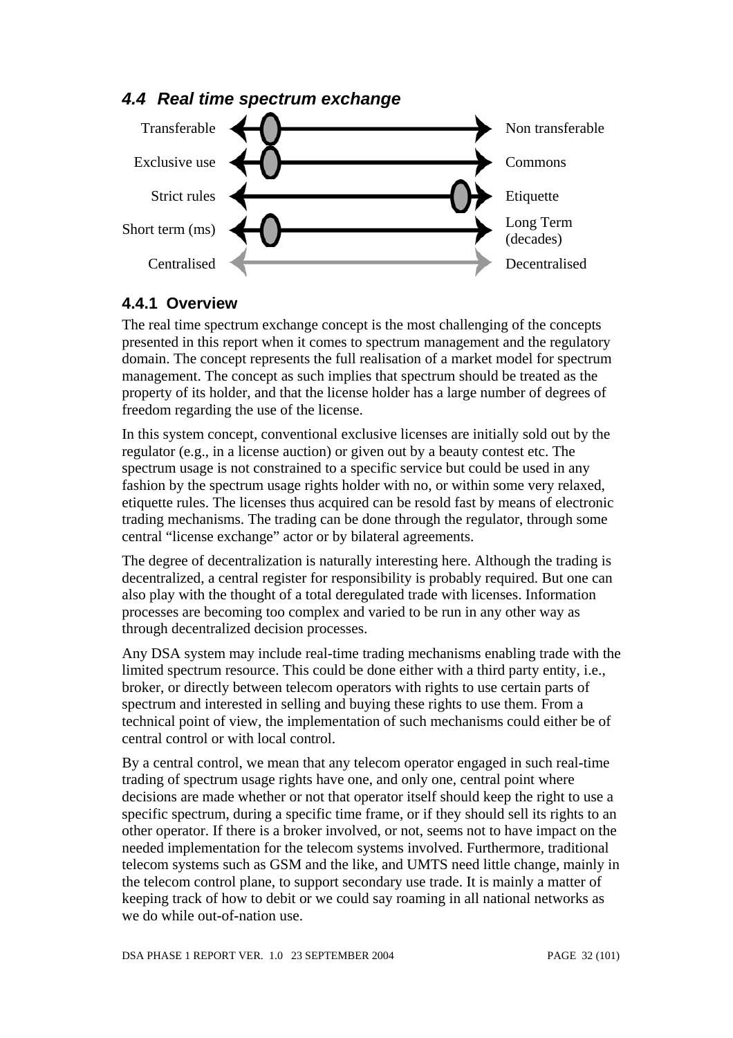### 4.4 Real time spectrum exchange

| | |
|---|---|
| Transferable | Non transferable |
| Exclusive use | Commons |
| Strict rules | Etiquette |
| Short term (ms) | Long Term (decades) |
| Centralised | Decentralised |

#### 4.4.1 Overview

The real time spectrum exchange concept is the most challenging of the concepts presented in this report when it comes to spectrum management and the regulatory domain. The concept represents the full realisation of a market model for spectrum management. The concept as such implies that spectrum should be treated as the property of its holder, and that the license holder has a large number of degrees of freedom regarding the use of the license.

In this system concept, conventional exclusive licenses are initially sold out by the regulator (e.g., in a license auction) or given out by a beauty contest etc. The spectrum usage is not constrained to a specific service but could be used in any fashion by the spectrum usage rights holder with no, or within some very relaxed, etiquette rules. The licenses thus acquired can be resold fast by means of electronic trading mechanisms. The trading can be done through the regulator, through some central "license exchange" actor or by bilateral agreements.

The degree of decentralization is naturally interesting here. Although the trading is decentralized, a central register for responsibility is probably required. But one can also play with the thought of a total deregulated trade with licenses. Information processes are becoming too complex and varied to be run in any other way as through decentralized decision processes.

Any DSA system may include real-time trading mechanisms enabling trade with the limited spectrum resource. This could be done either with a third party entity, i.e., broker, or directly between telecom operators with rights to use certain parts of spectrum and interested in selling and buying these rights to use them. From a technical point of view, the implementation of such mechanisms could either be of central control or with local control.

By a central control, we mean that any telecom operator engaged in such real-time trading of spectrum usage rights have one, and only one, central point where decisions are made whether or not that operator itself should keep the right to use a specific spectrum, during a specific time frame, or if they should sell its rights to an other operator. If there is a broker involved, or not, seems not to have impact on the needed implementation for the telecom systems involved. Furthermore, traditional telecom systems such as GSM and the like, and UMTS need little change, mainly in the telecom control plane, to support secondary use trade. It is mainly a matter of keeping track of how to debit or we could say roaming in all national networks as we do while out-of-nation use.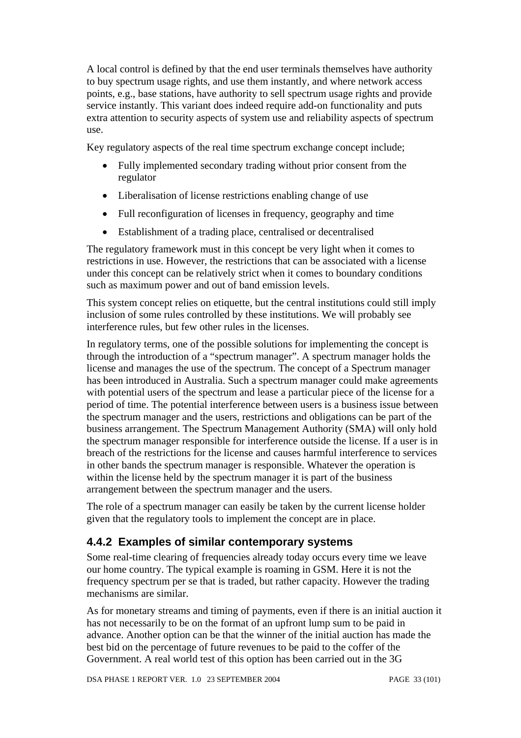A local control is defined by that the end user terminals themselves have authority to buy spectrum usage rights, and use them instantly, and where network access points, e.g., base stations, have authority to sell spectrum usage rights and provide service instantly. This variant does indeed require add-on functionality and puts extra attention to security aspects of system use and reliability aspects of spectrum use.

Key regulatory aspects of the real time spectrum exchange concept include;

- Fully implemented secondary trading without prior consent from the regulator
- Liberalisation of license restrictions enabling change of use
- Full reconfiguration of licenses in frequency, geography and time
- Establishment of a trading place, centralised or decentralised

The regulatory framework must in this concept be very light when it comes to restrictions in use. However, the restrictions that can be associated with a license under this concept can be relatively strict when it comes to boundary conditions such as maximum power and out of band emission levels.

This system concept relies on etiquette, but the central institutions could still imply inclusion of some rules controlled by these institutions. We will probably see interference rules, but few other rules in the licenses.

In regulatory terms, one of the possible solutions for implementing the concept is through the introduction of a "spectrum manager". A spectrum manager holds the license and manages the use of the spectrum. The concept of a Spectrum manager has been introduced in Australia. Such a spectrum manager could make agreements with potential users of the spectrum and lease a particular piece of the license for a period of time. The potential interference between users is a business issue between the spectrum manager and the users, restrictions and obligations can be part of the business arrangement. The Spectrum Management Authority (SMA) will only hold the spectrum manager responsible for interference outside the license. If a user is in breach of the restrictions for the license and causes harmful interference to services in other bands the spectrum manager is responsible. Whatever the operation is within the license held by the spectrum manager it is part of the business arrangement between the spectrum manager and the users.

The role of a spectrum manager can easily be taken by the current license holder given that the regulatory tools to implement the concept are in place.

### 4.4.2 Examples of similar contemporary systems

Some real-time clearing of frequencies already today occurs every time we leave our home country. The typical example is roaming in GSM. Here it is not the frequency spectrum per se that is traded, but rather capacity. However the trading mechanisms are similar.

As for monetary streams and timing of payments, even if there is an initial auction it has not necessarily to be on the format of an upfront lump sum to be paid in advance. Another option can be that the winner of the initial auction has made the best bid on the percentage of future revenues to be paid to the coffer of the Government. A real world test of this option has been carried out in the 3G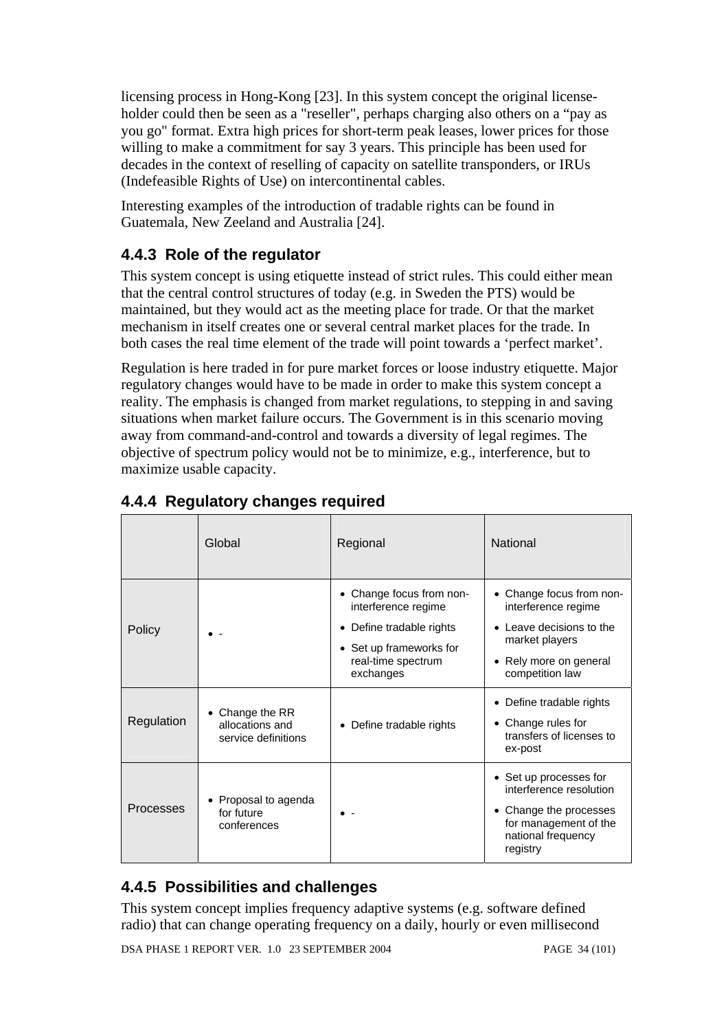licensing process in Hong-Kong [23]. In this system concept the original license-holder could then be seen as a "reseller", perhaps charging also others on a “pay as you go" format. Extra high prices for short-term peak leases, lower prices for those willing to make a commitment for say 3 years. This principle has been used for decades in the context of reselling of capacity on satellite transponders, or IRUs (Indefeasible Rights of Use) on intercontinental cables.

Interesting examples of the introduction of tradable rights can be found in Guatemala, New Zeeland and Australia [24].

### 4.4.3 Role of the regulator

This system concept is using etiquette instead of strict rules. This could either mean that the central control structures of today (e.g. in Sweden the PTS) would be maintained, but they would act as the meeting place for trade. Or that the market mechanism in itself creates one or several central market places for the trade. In both cases the real time element of the trade will point towards a ‘perfect market’.

Regulation is here traded in for pure market forces or loose industry etiquette. Major regulatory changes would have to be made in order to make this system concept a reality. The emphasis is changed from market regulations, to stepping in and saving situations when market failure occurs. The Government is in this scenario moving away from command-and-control and towards a diversity of legal regimes. The objective of spectrum policy would not be to minimize, e.g., interference, but to maximize usable capacity.

### 4.4.4 Regulatory changes required

| | Global | Regional | National |
|---|---|---|---|
| Policy | • - | • Change focus from non-interference regime<br>• Define tradable rights<br>• Set up frameworks for real-time spectrum exchanges | • Change focus from non-interference regime<br>• Leave decisions to the market players<br>• Rely more on general competition law |
| Regulation | • Change the RR allocations and service definitions | • Define tradable rights | • Define tradable rights<br>• Change rules for transfers of licenses to ex-post |
| Processes | • Proposal to agenda for future conferences | • - | • Set up processes for interference resolution<br>• Change the processes for management of the national frequency registry |

### 4.4.5 Possibilities and challenges

This system concept implies frequency adaptive systems (e.g. software defined radio) that can change operating frequency on a daily, hourly or even millisecond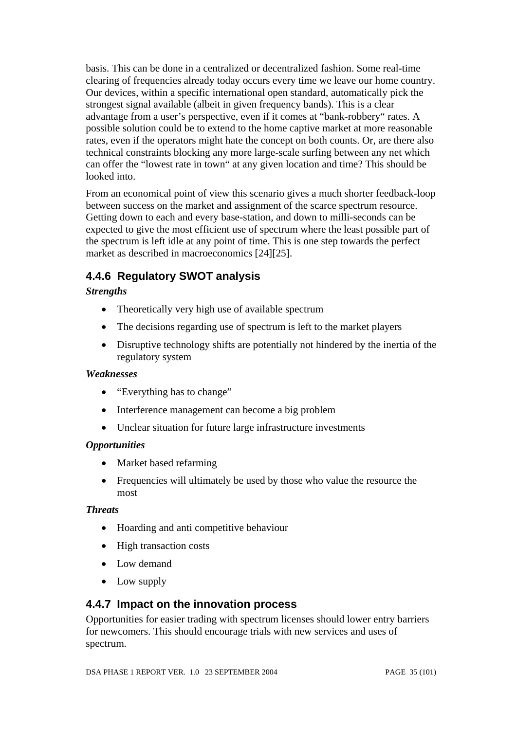basis. This can be done in a centralized or decentralized fashion. Some real-time clearing of frequencies already today occurs every time we leave our home country. Our devices, within a specific international open standard, automatically pick the strongest signal available (albeit in given frequency bands). This is a clear advantage from a user's perspective, even if it comes at "bank-robbery" rates. A possible solution could be to extend to the home captive market at more reasonable rates, even if the operators might hate the concept on both counts. Or, are there also technical constraints blocking any more large-scale surfing between any net which can offer the "lowest rate in town" at any given location and time? This should be looked into.

From an economical point of view this scenario gives a much shorter feedback-loop between success on the market and assignment of the scarce spectrum resource. Getting down to each and every base-station, and down to milli-seconds can be expected to give the most efficient use of spectrum where the least possible part of the spectrum is left idle at any point of time. This is one step towards the perfect market as described in macroeconomics [24][25].

### 4.4.6 Regulatory SWOT analysis

***Strengths***

- Theoretically very high use of available spectrum
- The decisions regarding use of spectrum is left to the market players
- Disruptive technology shifts are potentially not hindered by the inertia of the regulatory system

***Weaknesses***

- "Everything has to change"
- Interference management can become a big problem
- Unclear situation for future large infrastructure investments

***Opportunities***

- Market based refarming
- Frequencies will ultimately be used by those who value the resource the most

***Threats***

- Hoarding and anti competitive behaviour
- High transaction costs
- Low demand
- Low supply

### 4.4.7 Impact on the innovation process

Opportunities for easier trading with spectrum licenses should lower entry barriers for newcomers. This should encourage trials with new services and uses of spectrum.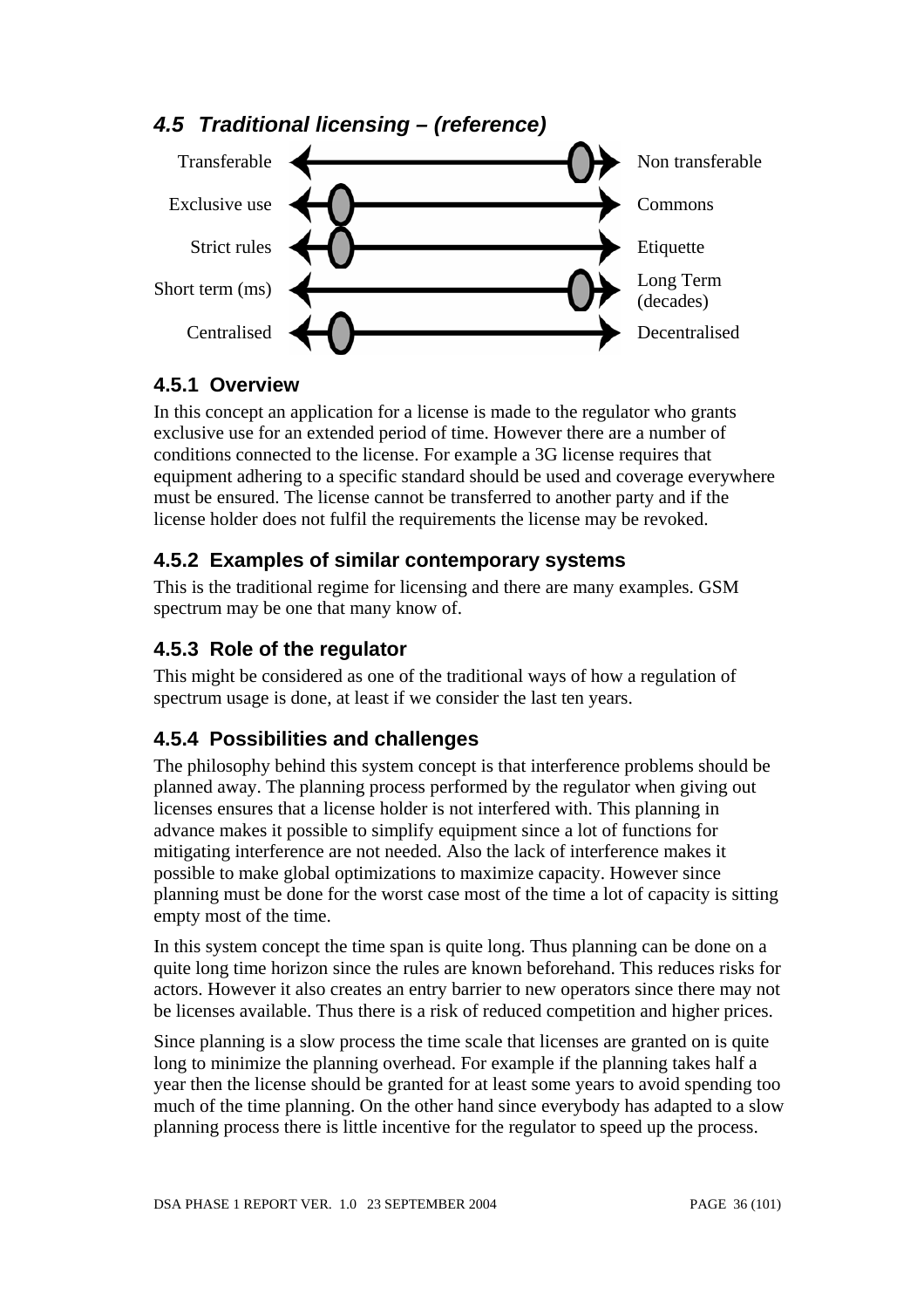## 4.5 *Traditional licensing – (reference)*

| | | |
|---|---|---|
| Transferable | ←——————————●→ | Non transferable |
| Exclusive use | ←●——————————→ | Commons |
| Strict rules | ←●——————————→ | Etiquette |
| Short term (ms) | ←——————————●→ | Long Term (decades) |
| Centralised | ←●——————————→ | Decentralised |

### 4.5.1 Overview

In this concept an application for a license is made to the regulator who grants exclusive use for an extended period of time. However there are a number of conditions connected to the license. For example a 3G license requires that equipment adhering to a specific standard should be used and coverage everywhere must be ensured. The license cannot be transferred to another party and if the license holder does not fulfil the requirements the license may be revoked.

### 4.5.2 Examples of similar contemporary systems

This is the traditional regime for licensing and there are many examples. GSM spectrum may be one that many know of.

### 4.5.3 Role of the regulator

This might be considered as one of the traditional ways of how a regulation of spectrum usage is done, at least if we consider the last ten years.

### 4.5.4 Possibilities and challenges

The philosophy behind this system concept is that interference problems should be planned away. The planning process performed by the regulator when giving out licenses ensures that a license holder is not interfered with. This planning in advance makes it possible to simplify equipment since a lot of functions for mitigating interference are not needed. Also the lack of interference makes it possible to make global optimizations to maximize capacity. However since planning must be done for the worst case most of the time a lot of capacity is sitting empty most of the time.

In this system concept the time span is quite long. Thus planning can be done on a quite long time horizon since the rules are known beforehand. This reduces risks for actors. However it also creates an entry barrier to new operators since there may not be licenses available. Thus there is a risk of reduced competition and higher prices.

Since planning is a slow process the time scale that licenses are granted on is quite long to minimize the planning overhead. For example if the planning takes half a year then the license should be granted for at least some years to avoid spending too much of the time planning. On the other hand since everybody has adapted to a slow planning process there is little incentive for the regulator to speed up the process.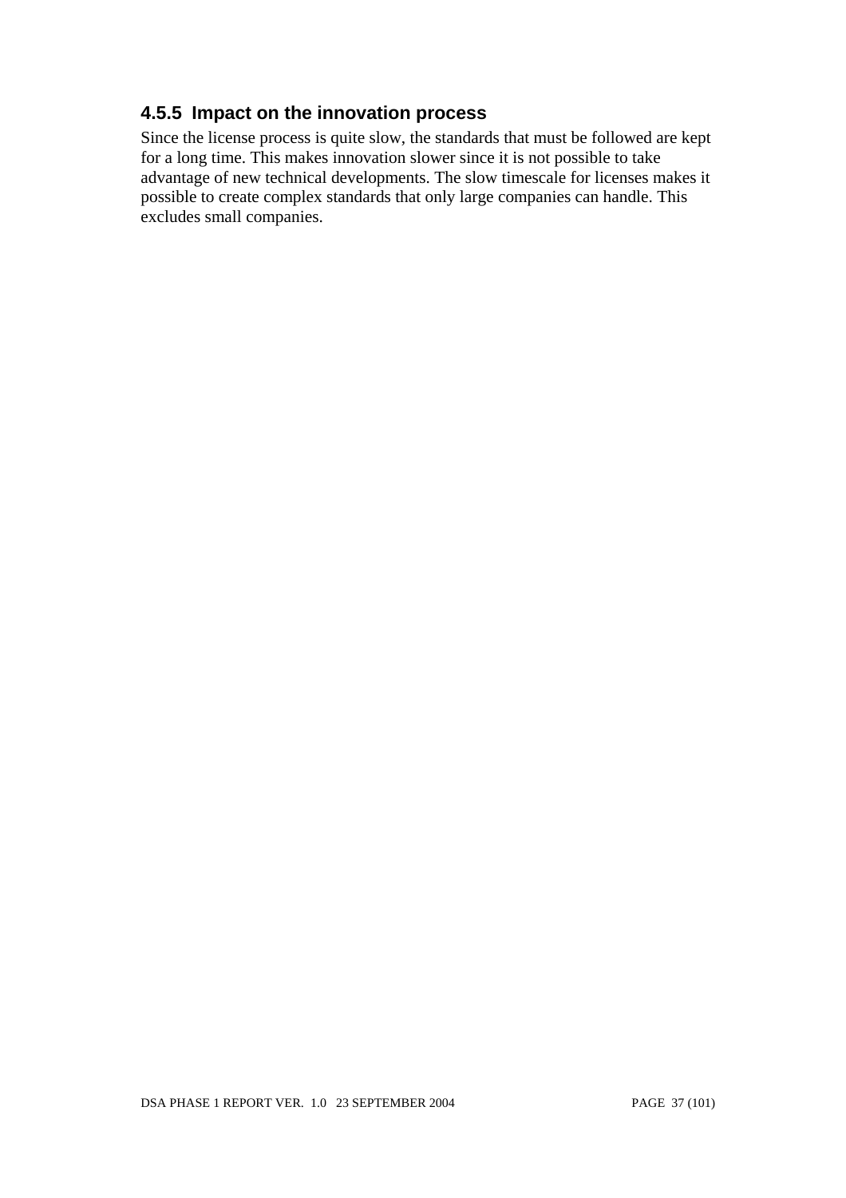### 4.5.5 Impact on the innovation process

Since the license process is quite slow, the standards that must be followed are kept for a long time. This makes innovation slower since it is not possible to take advantage of new technical developments. The slow timescale for licenses makes it possible to create complex standards that only large companies can handle. This excludes small companies.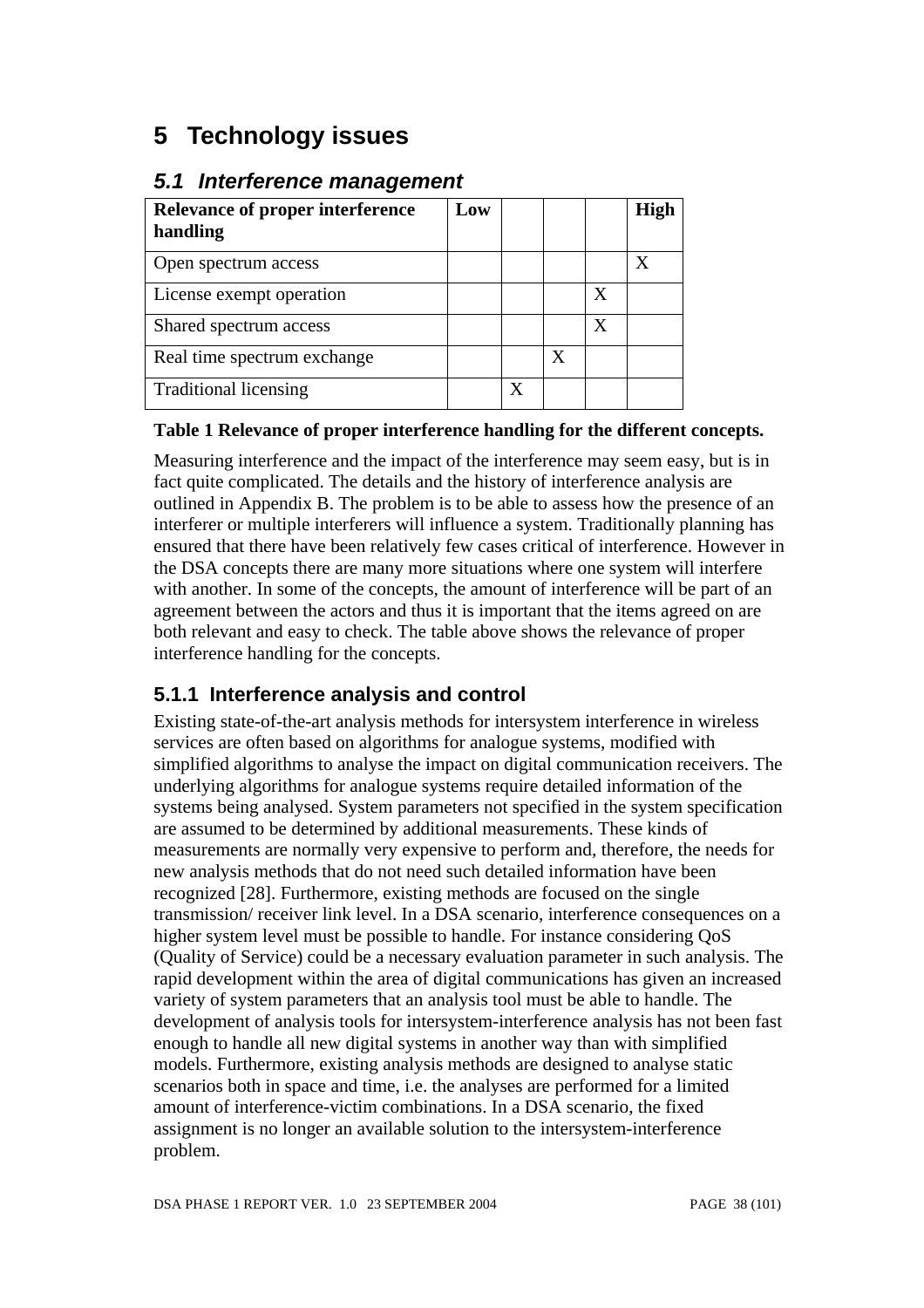# 5 Technology issues

## *5.1 Interference management*

| **Relevance of proper interference handling** | **Low** | | | | **High** |
|---|---|---|---|---|---|
| Open spectrum access | | | | | X |
| License exempt operation | | | | X | |
| Shared spectrum access | | | | X | |
| Real time spectrum exchange | | | X | | |
| Traditional licensing | | X | | | |

**Table 1 Relevance of proper interference handling for the different concepts.**

Measuring interference and the impact of the interference may seem easy, but is in fact quite complicated. The details and the history of interference analysis are outlined in Appendix B. The problem is to be able to assess how the presence of an interferer or multiple interferers will influence a system. Traditionally planning has ensured that there have been relatively few cases critical of interference. However in the DSA concepts there are many more situations where one system will interfere with another. In some of the concepts, the amount of interference will be part of an agreement between the actors and thus it is important that the items agreed on are both relevant and easy to check. The table above shows the relevance of proper interference handling for the concepts.

### 5.1.1 Interference analysis and control

Existing state-of-the-art analysis methods for intersystem interference in wireless services are often based on algorithms for analogue systems, modified with simplified algorithms to analyse the impact on digital communication receivers. The underlying algorithms for analogue systems require detailed information of the systems being analysed. System parameters not specified in the system specification are assumed to be determined by additional measurements. These kinds of measurements are normally very expensive to perform and, therefore, the needs for new analysis methods that do not need such detailed information have been recognized [28]. Furthermore, existing methods are focused on the single transmission/ receiver link level. In a DSA scenario, interference consequences on a higher system level must be possible to handle. For instance considering QoS (Quality of Service) could be a necessary evaluation parameter in such analysis. The rapid development within the area of digital communications has given an increased variety of system parameters that an analysis tool must be able to handle. The development of analysis tools for intersystem-interference analysis has not been fast enough to handle all new digital systems in another way than with simplified models. Furthermore, existing analysis methods are designed to analyse static scenarios both in space and time, i.e. the analyses are performed for a limited amount of interference-victim combinations. In a DSA scenario, the fixed assignment is no longer an available solution to the intersystem-interference problem.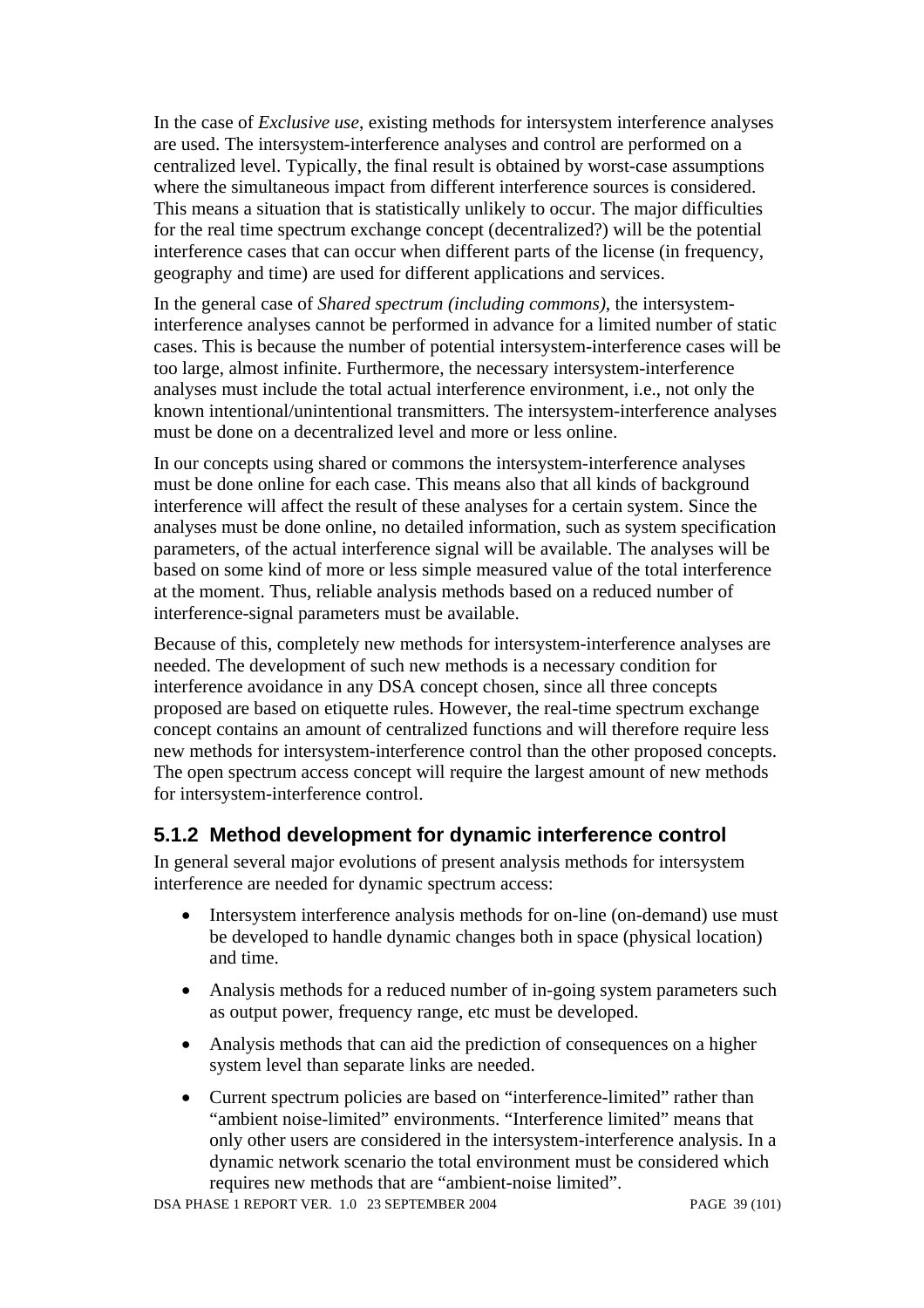In the case of *Exclusive use*, existing methods for intersystem interference analyses are used. The intersystem-interference analyses and control are performed on a centralized level. Typically, the final result is obtained by worst-case assumptions where the simultaneous impact from different interference sources is considered. This means a situation that is statistically unlikely to occur. The major difficulties for the real time spectrum exchange concept (decentralized?) will be the potential interference cases that can occur when different parts of the license (in frequency, geography and time) are used for different applications and services.

In the general case of *Shared spectrum (including commons)*, the intersystem-interference analyses cannot be performed in advance for a limited number of static cases. This is because the number of potential intersystem-interference cases will be too large, almost infinite. Furthermore, the necessary intersystem-interference analyses must include the total actual interference environment, i.e., not only the known intentional/unintentional transmitters. The intersystem-interference analyses must be done on a decentralized level and more or less online.

In our concepts using shared or commons the intersystem-interference analyses must be done online for each case. This means also that all kinds of background interference will affect the result of these analyses for a certain system. Since the analyses must be done online, no detailed information, such as system specification parameters, of the actual interference signal will be available. The analyses will be based on some kind of more or less simple measured value of the total interference at the moment. Thus, reliable analysis methods based on a reduced number of interference-signal parameters must be available.

Because of this, completely new methods for intersystem-interference analyses are needed. The development of such new methods is a necessary condition for interference avoidance in any DSA concept chosen, since all three concepts proposed are based on etiquette rules. However, the real-time spectrum exchange concept contains an amount of centralized functions and will therefore require less new methods for intersystem-interference control than the other proposed concepts. The open spectrum access concept will require the largest amount of new methods for intersystem-interference control.

### 5.1.2 Method development for dynamic interference control

In general several major evolutions of present analysis methods for intersystem interference are needed for dynamic spectrum access:

- Intersystem interference analysis methods for on-line (on-demand) use must be developed to handle dynamic changes both in space (physical location) and time.
- Analysis methods for a reduced number of in-going system parameters such as output power, frequency range, etc must be developed.
- Analysis methods that can aid the prediction of consequences on a higher system level than separate links are needed.
- Current spectrum policies are based on "interference-limited" rather than "ambient noise-limited" environments. "Interference limited" means that only other users are considered in the intersystem-interference analysis. In a dynamic network scenario the total environment must be considered which requires new methods that are "ambient-noise limited".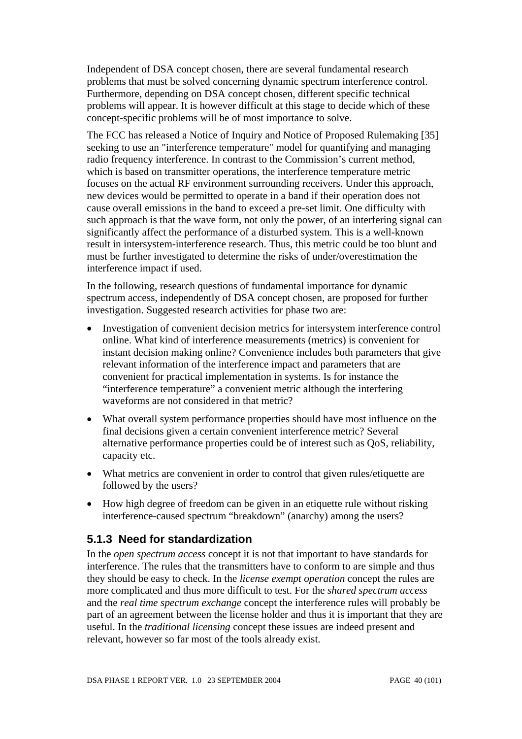Independent of DSA concept chosen, there are several fundamental research problems that must be solved concerning dynamic spectrum interference control. Furthermore, depending on DSA concept chosen, different specific technical problems will appear. It is however difficult at this stage to decide which of these concept-specific problems will be of most importance to solve.

The FCC has released a Notice of Inquiry and Notice of Proposed Rulemaking [35] seeking to use an "interference temperature" model for quantifying and managing radio frequency interference. In contrast to the Commission's current method, which is based on transmitter operations, the interference temperature metric focuses on the actual RF environment surrounding receivers. Under this approach, new devices would be permitted to operate in a band if their operation does not cause overall emissions in the band to exceed a pre-set limit. One difficulty with such approach is that the wave form, not only the power, of an interfering signal can significantly affect the performance of a disturbed system. This is a well-known result in intersystem-interference research. Thus, this metric could be too blunt and must be further investigated to determine the risks of under/overestimation the interference impact if used.

In the following, research questions of fundamental importance for dynamic spectrum access, independently of DSA concept chosen, are proposed for further investigation. Suggested research activities for phase two are:

- Investigation of convenient decision metrics for intersystem interference control online. What kind of interference measurements (metrics) is convenient for instant decision making online? Convenience includes both parameters that give relevant information of the interference impact and parameters that are convenient for practical implementation in systems. Is for instance the "interference temperature" a convenient metric although the interfering waveforms are not considered in that metric?
- What overall system performance properties should have most influence on the final decisions given a certain convenient interference metric? Several alternative performance properties could be of interest such as QoS, reliability, capacity etc.
- What metrics are convenient in order to control that given rules/etiquette are followed by the users?
- How high degree of freedom can be given in an etiquette rule without risking interference-caused spectrum "breakdown" (anarchy) among the users?

### 5.1.3 Need for standardization

In the *open spectrum access* concept it is not that important to have standards for interference. The rules that the transmitters have to conform to are simple and thus they should be easy to check. In the *license exempt operation* concept the rules are more complicated and thus more difficult to test. For the *shared spectrum access* and the *real time spectrum exchange* concept the interference rules will probably be part of an agreement between the license holder and thus it is important that they are useful. In the *traditional licensing* concept these issues are indeed present and relevant, however so far most of the tools already exist.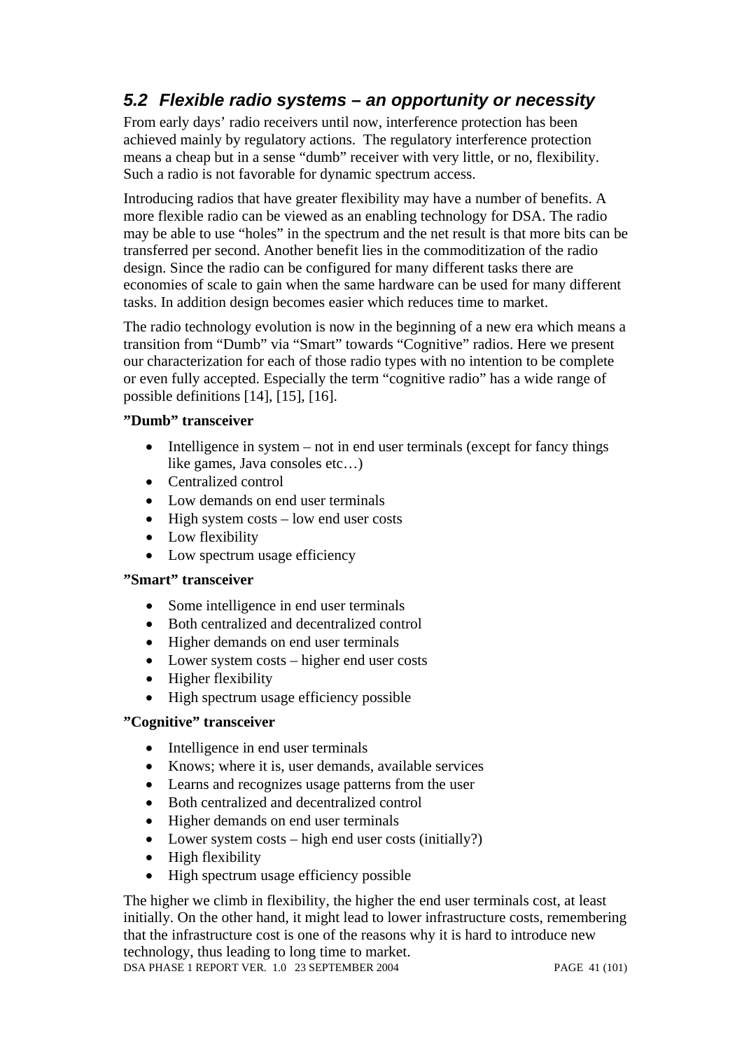## 5.2 *Flexible radio systems – an opportunity or necessity*

From early days' radio receivers until now, interference protection has been achieved mainly by regulatory actions. The regulatory interference protection means a cheap but in a sense "dumb" receiver with very little, or no, flexibility. Such a radio is not favorable for dynamic spectrum access.

Introducing radios that have greater flexibility may have a number of benefits. A more flexible radio can be viewed as an enabling technology for DSA. The radio may be able to use "holes" in the spectrum and the net result is that more bits can be transferred per second. Another benefit lies in the commoditization of the radio design. Since the radio can be configured for many different tasks there are economies of scale to gain when the same hardware can be used for many different tasks. In addition design becomes easier which reduces time to market.

The radio technology evolution is now in the beginning of a new era which means a transition from "Dumb" via "Smart" towards "Cognitive" radios. Here we present our characterization for each of those radio types with no intention to be complete or even fully accepted. Especially the term "cognitive radio" has a wide range of possible definitions [14], [15], [16].

**"Dumb" transceiver**

- Intelligence in system – not in end user terminals (except for fancy things like games, Java consoles etc…)
- Centralized control
- Low demands on end user terminals
- High system costs – low end user costs
- Low flexibility
- Low spectrum usage efficiency

**"Smart" transceiver**

- Some intelligence in end user terminals
- Both centralized and decentralized control
- Higher demands on end user terminals
- Lower system costs – higher end user costs
- Higher flexibility
- High spectrum usage efficiency possible

**"Cognitive" transceiver**

- Intelligence in end user terminals
- Knows; where it is, user demands, available services
- Learns and recognizes usage patterns from the user
- Both centralized and decentralized control
- Higher demands on end user terminals
- Lower system costs – high end user costs (initially?)
- High flexibility
- High spectrum usage efficiency possible

The higher we climb in flexibility, the higher the end user terminals cost, at least initially. On the other hand, it might lead to lower infrastructure costs, remembering that the infrastructure cost is one of the reasons why it is hard to introduce new technology, thus leading to long time to market.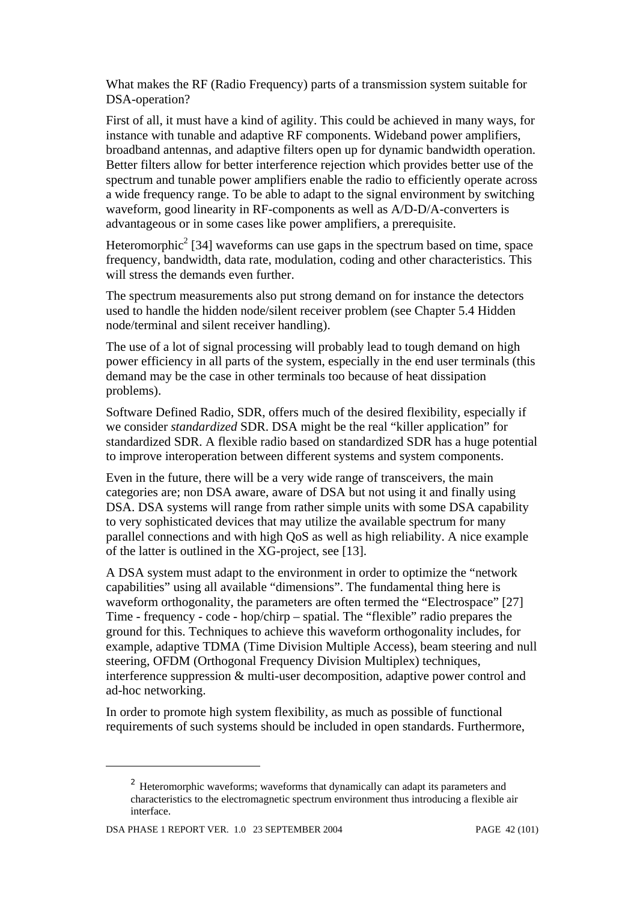What makes the RF (Radio Frequency) parts of a transmission system suitable for DSA-operation?

First of all, it must have a kind of agility. This could be achieved in many ways, for instance with tunable and adaptive RF components. Wideband power amplifiers, broadband antennas, and adaptive filters open up for dynamic bandwidth operation. Better filters allow for better interference rejection which provides better use of the spectrum and tunable power amplifiers enable the radio to efficiently operate across a wide frequency range. To be able to adapt to the signal environment by switching waveform, good linearity in RF-components as well as A/D-D/A-converters is advantageous or in some cases like power amplifiers, a prerequisite.

Heteromorphic[2] [34] waveforms can use gaps in the spectrum based on time, space frequency, bandwidth, data rate, modulation, coding and other characteristics. This will stress the demands even further.

The spectrum measurements also put strong demand on for instance the detectors used to handle the hidden node/silent receiver problem (see Chapter 5.4 Hidden node/terminal and silent receiver handling).

The use of a lot of signal processing will probably lead to tough demand on high power efficiency in all parts of the system, especially in the end user terminals (this demand may be the case in other terminals too because of heat dissipation problems).

Software Defined Radio, SDR, offers much of the desired flexibility, especially if we consider *standardized* SDR. DSA might be the real "killer application" for standardized SDR. A flexible radio based on standardized SDR has a huge potential to improve interoperation between different systems and system components.

Even in the future, there will be a very wide range of transceivers, the main categories are; non DSA aware, aware of DSA but not using it and finally using DSA. DSA systems will range from rather simple units with some DSA capability to very sophisticated devices that may utilize the available spectrum for many parallel connections and with high QoS as well as high reliability. A nice example of the latter is outlined in the XG-project, see [13].

A DSA system must adapt to the environment in order to optimize the "network capabilities" using all available "dimensions". The fundamental thing here is waveform orthogonality, the parameters are often termed the "Electrospace" [27] Time - frequency - code - hop/chirp – spatial. The "flexible" radio prepares the ground for this. Techniques to achieve this waveform orthogonality includes, for example, adaptive TDMA (Time Division Multiple Access), beam steering and null steering, OFDM (Orthogonal Frequency Division Multiplex) techniques, interference suppression & multi-user decomposition, adaptive power control and ad-hoc networking.

In order to promote high system flexibility, as much as possible of functional requirements of such systems should be included in open standards. Furthermore,

---

[2] Heteromorphic waveforms; waveforms that dynamically can adapt its parameters and characteristics to the electromagnetic spectrum environment thus introducing a flexible air interface.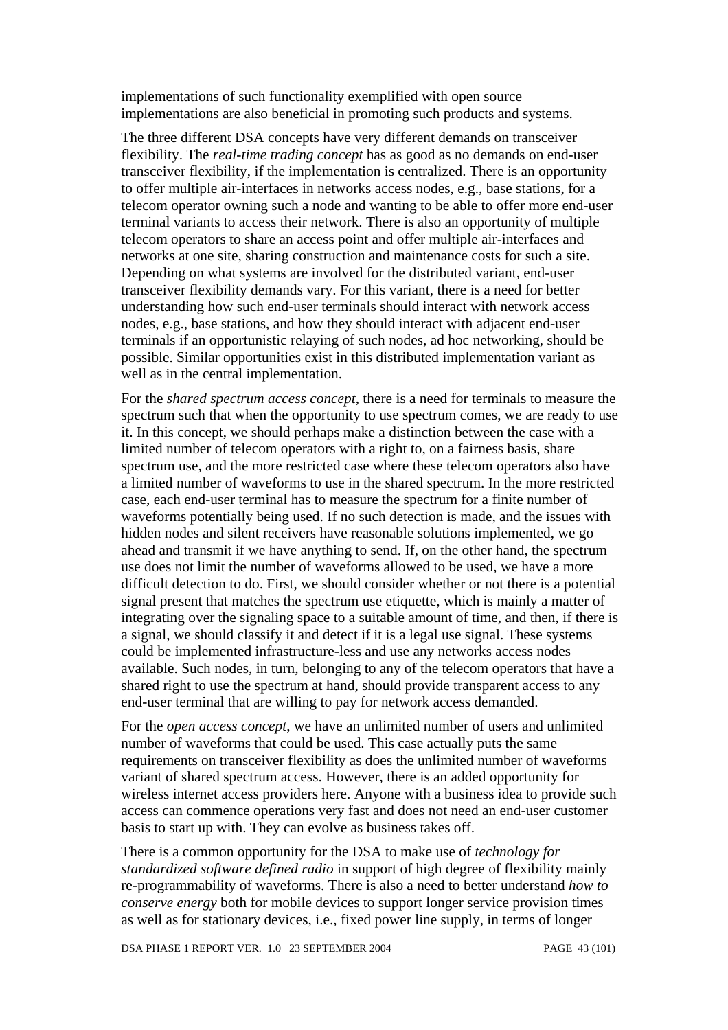implementations of such functionality exemplified with open source implementations are also beneficial in promoting such products and systems.

The three different DSA concepts have very different demands on transceiver flexibility. The *real-time trading concept* has as good as no demands on end-user transceiver flexibility, if the implementation is centralized. There is an opportunity to offer multiple air-interfaces in networks access nodes, e.g., base stations, for a telecom operator owning such a node and wanting to be able to offer more end-user terminal variants to access their network. There is also an opportunity of multiple telecom operators to share an access point and offer multiple air-interfaces and networks at one site, sharing construction and maintenance costs for such a site. Depending on what systems are involved for the distributed variant, end-user transceiver flexibility demands vary. For this variant, there is a need for better understanding how such end-user terminals should interact with network access nodes, e.g., base stations, and how they should interact with adjacent end-user terminals if an opportunistic relaying of such nodes, ad hoc networking, should be possible. Similar opportunities exist in this distributed implementation variant as well as in the central implementation.

For the *shared spectrum access concept*, there is a need for terminals to measure the spectrum such that when the opportunity to use spectrum comes, we are ready to use it. In this concept, we should perhaps make a distinction between the case with a limited number of telecom operators with a right to, on a fairness basis, share spectrum use, and the more restricted case where these telecom operators also have a limited number of waveforms to use in the shared spectrum. In the more restricted case, each end-user terminal has to measure the spectrum for a finite number of waveforms potentially being used. If no such detection is made, and the issues with hidden nodes and silent receivers have reasonable solutions implemented, we go ahead and transmit if we have anything to send. If, on the other hand, the spectrum use does not limit the number of waveforms allowed to be used, we have a more difficult detection to do. First, we should consider whether or not there is a potential signal present that matches the spectrum use etiquette, which is mainly a matter of integrating over the signaling space to a suitable amount of time, and then, if there is a signal, we should classify it and detect if it is a legal use signal. These systems could be implemented infrastructure-less and use any networks access nodes available. Such nodes, in turn, belonging to any of the telecom operators that have a shared right to use the spectrum at hand, should provide transparent access to any end-user terminal that are willing to pay for network access demanded.

For the *open access concept*, we have an unlimited number of users and unlimited number of waveforms that could be used. This case actually puts the same requirements on transceiver flexibility as does the unlimited number of waveforms variant of shared spectrum access. However, there is an added opportunity for wireless internet access providers here. Anyone with a business idea to provide such access can commence operations very fast and does not need an end-user customer basis to start up with. They can evolve as business takes off.

There is a common opportunity for the DSA to make use of *technology for standardized software defined radio* in support of high degree of flexibility mainly re-programmability of waveforms. There is also a need to better understand *how to conserve energy* both for mobile devices to support longer service provision times as well as for stationary devices, i.e., fixed power line supply, in terms of longer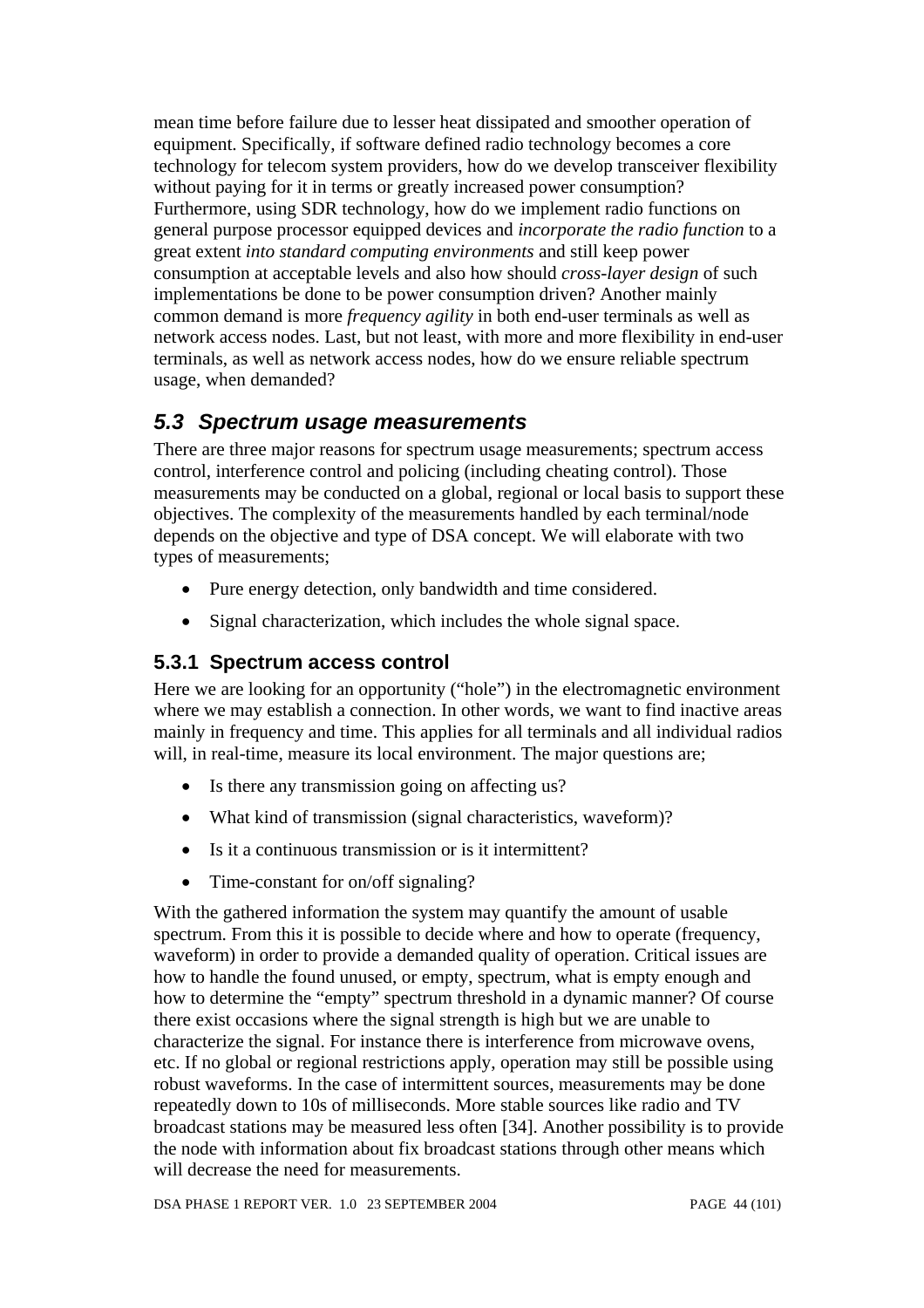mean time before failure due to lesser heat dissipated and smoother operation of equipment. Specifically, if software defined radio technology becomes a core technology for telecom system providers, how do we develop transceiver flexibility without paying for it in terms or greatly increased power consumption? Furthermore, using SDR technology, how do we implement radio functions on general purpose processor equipped devices and *incorporate the radio function* to a great extent *into standard computing environments* and still keep power consumption at acceptable levels and also how should *cross-layer design* of such implementations be done to be power consumption driven? Another mainly common demand is more *frequency agility* in both end-user terminals as well as network access nodes. Last, but not least, with more and more flexibility in end-user terminals, as well as network access nodes, how do we ensure reliable spectrum usage, when demanded?

## 5.3 Spectrum usage measurements

There are three major reasons for spectrum usage measurements; spectrum access control, interference control and policing (including cheating control). Those measurements may be conducted on a global, regional or local basis to support these objectives. The complexity of the measurements handled by each terminal/node depends on the objective and type of DSA concept. We will elaborate with two types of measurements;

- Pure energy detection, only bandwidth and time considered.
- Signal characterization, which includes the whole signal space.

### 5.3.1 Spectrum access control

Here we are looking for an opportunity ("hole") in the electromagnetic environment where we may establish a connection. In other words, we want to find inactive areas mainly in frequency and time. This applies for all terminals and all individual radios will, in real-time, measure its local environment. The major questions are;

- Is there any transmission going on affecting us?
- What kind of transmission (signal characteristics, waveform)?
- Is it a continuous transmission or is it intermittent?
- Time-constant for on/off signaling?

With the gathered information the system may quantify the amount of usable spectrum. From this it is possible to decide where and how to operate (frequency, waveform) in order to provide a demanded quality of operation. Critical issues are how to handle the found unused, or empty, spectrum, what is empty enough and how to determine the "empty" spectrum threshold in a dynamic manner? Of course there exist occasions where the signal strength is high but we are unable to characterize the signal. For instance there is interference from microwave ovens, etc. If no global or regional restrictions apply, operation may still be possible using robust waveforms. In the case of intermittent sources, measurements may be done repeatedly down to 10s of milliseconds. More stable sources like radio and TV broadcast stations may be measured less often [34]. Another possibility is to provide the node with information about fix broadcast stations through other means which will decrease the need for measurements.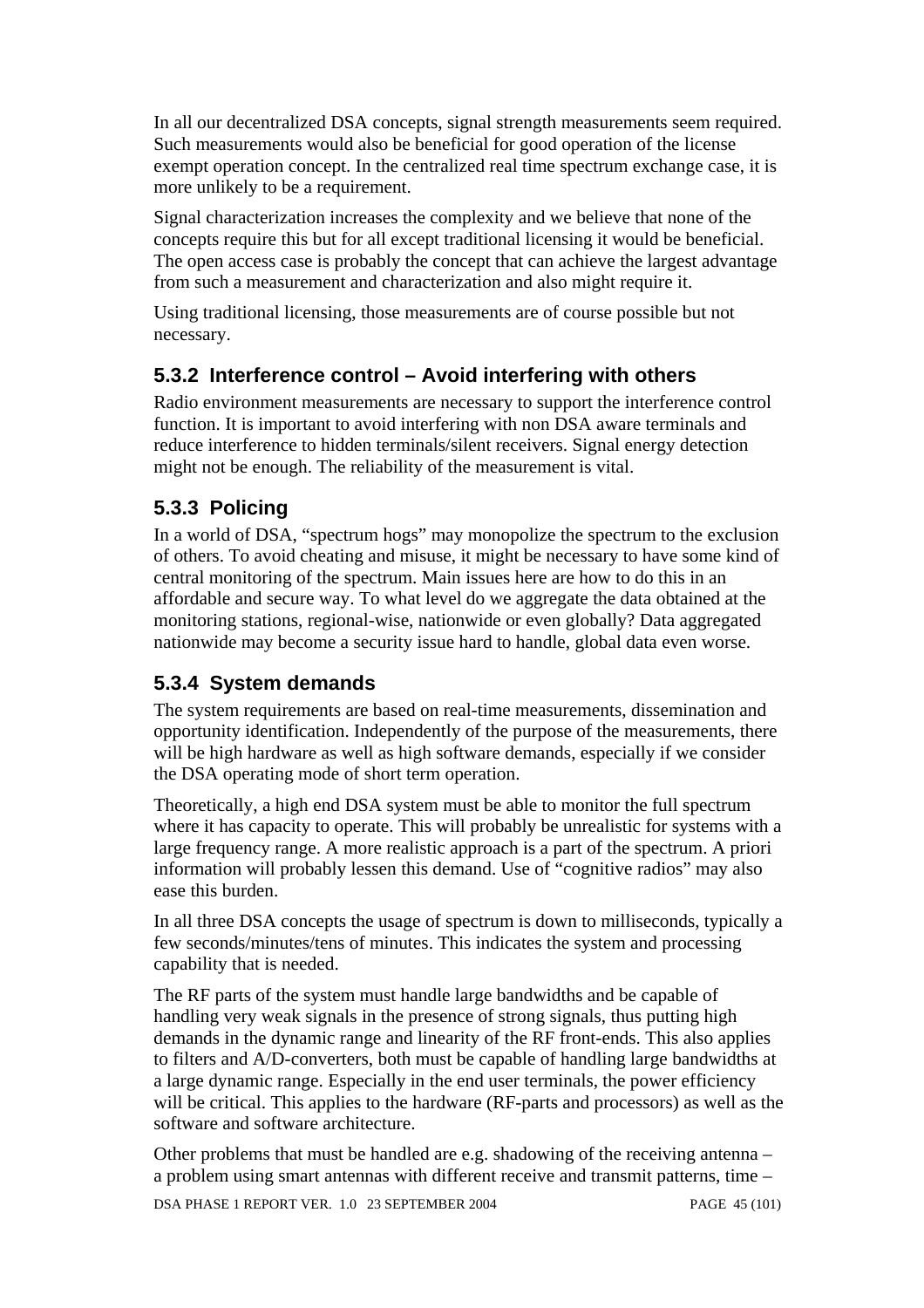In all our decentralized DSA concepts, signal strength measurements seem required. Such measurements would also be beneficial for good operation of the license exempt operation concept. In the centralized real time spectrum exchange case, it is more unlikely to be a requirement.

Signal characterization increases the complexity and we believe that none of the concepts require this but for all except traditional licensing it would be beneficial. The open access case is probably the concept that can achieve the largest advantage from such a measurement and characterization and also might require it.

Using traditional licensing, those measurements are of course possible but not necessary.

### 5.3.2 Interference control – Avoid interfering with others

Radio environment measurements are necessary to support the interference control function. It is important to avoid interfering with non DSA aware terminals and reduce interference to hidden terminals/silent receivers. Signal energy detection might not be enough. The reliability of the measurement is vital.

### 5.3.3 Policing

In a world of DSA, "spectrum hogs" may monopolize the spectrum to the exclusion of others. To avoid cheating and misuse, it might be necessary to have some kind of central monitoring of the spectrum. Main issues here are how to do this in an affordable and secure way. To what level do we aggregate the data obtained at the monitoring stations, regional-wise, nationwide or even globally? Data aggregated nationwide may become a security issue hard to handle, global data even worse.

### 5.3.4 System demands

The system requirements are based on real-time measurements, dissemination and opportunity identification. Independently of the purpose of the measurements, there will be high hardware as well as high software demands, especially if we consider the DSA operating mode of short term operation.

Theoretically, a high end DSA system must be able to monitor the full spectrum where it has capacity to operate. This will probably be unrealistic for systems with a large frequency range. A more realistic approach is a part of the spectrum. A priori information will probably lessen this demand. Use of "cognitive radios" may also ease this burden.

In all three DSA concepts the usage of spectrum is down to milliseconds, typically a few seconds/minutes/tens of minutes. This indicates the system and processing capability that is needed.

The RF parts of the system must handle large bandwidths and be capable of handling very weak signals in the presence of strong signals, thus putting high demands in the dynamic range and linearity of the RF front-ends. This also applies to filters and A/D-converters, both must be capable of handling large bandwidths at a large dynamic range. Especially in the end user terminals, the power efficiency will be critical. This applies to the hardware (RF-parts and processors) as well as the software and software architecture.

Other problems that must be handled are e.g. shadowing of the receiving antenna – a problem using smart antennas with different receive and transmit patterns, time –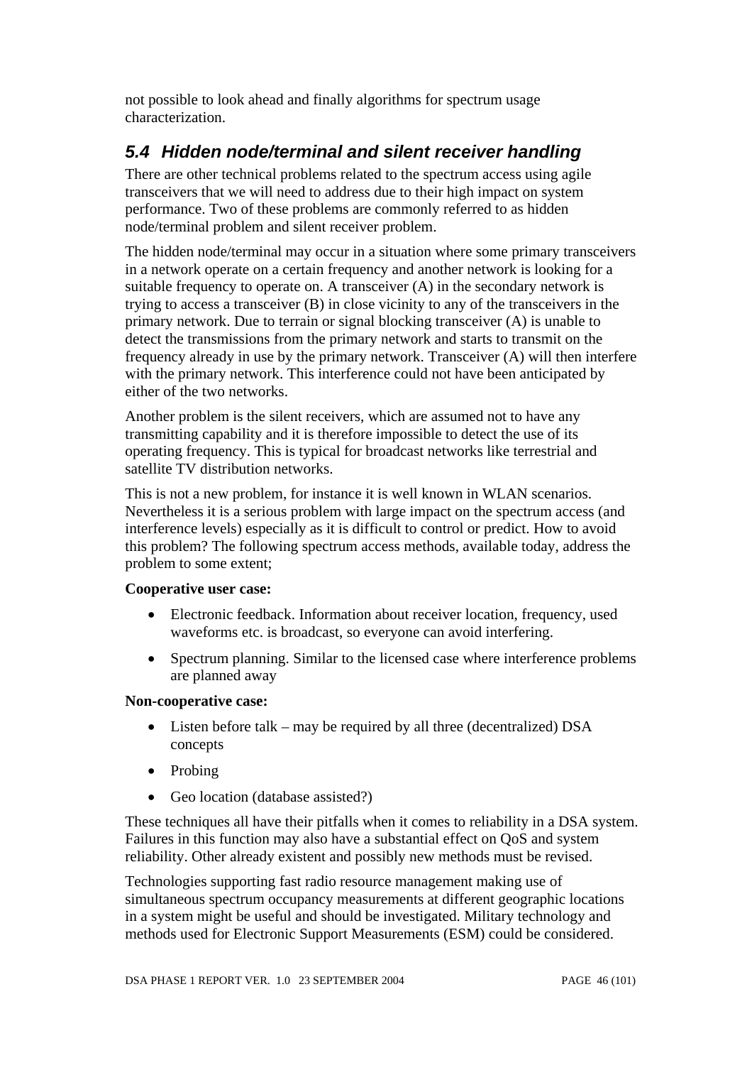not possible to look ahead and finally algorithms for spectrum usage characterization.

## 5.4 Hidden node/terminal and silent receiver handling

There are other technical problems related to the spectrum access using agile transceivers that we will need to address due to their high impact on system performance. Two of these problems are commonly referred to as hidden node/terminal problem and silent receiver problem.

The hidden node/terminal may occur in a situation where some primary transceivers in a network operate on a certain frequency and another network is looking for a suitable frequency to operate on. A transceiver (A) in the secondary network is trying to access a transceiver (B) in close vicinity to any of the transceivers in the primary network. Due to terrain or signal blocking transceiver (A) is unable to detect the transmissions from the primary network and starts to transmit on the frequency already in use by the primary network. Transceiver (A) will then interfere with the primary network. This interference could not have been anticipated by either of the two networks.

Another problem is the silent receivers, which are assumed not to have any transmitting capability and it is therefore impossible to detect the use of its operating frequency. This is typical for broadcast networks like terrestrial and satellite TV distribution networks.

This is not a new problem, for instance it is well known in WLAN scenarios. Nevertheless it is a serious problem with large impact on the spectrum access (and interference levels) especially as it is difficult to control or predict. How to avoid this problem? The following spectrum access methods, available today, address the problem to some extent;

**Cooperative user case:**

- Electronic feedback. Information about receiver location, frequency, used waveforms etc. is broadcast, so everyone can avoid interfering.
- Spectrum planning. Similar to the licensed case where interference problems are planned away

**Non-cooperative case:**

- Listen before talk – may be required by all three (decentralized) DSA concepts
- Probing
- Geo location (database assisted?)

These techniques all have their pitfalls when it comes to reliability in a DSA system. Failures in this function may also have a substantial effect on QoS and system reliability. Other already existent and possibly new methods must be revised.

Technologies supporting fast radio resource management making use of simultaneous spectrum occupancy measurements at different geographic locations in a system might be useful and should be investigated. Military technology and methods used for Electronic Support Measurements (ESM) could be considered.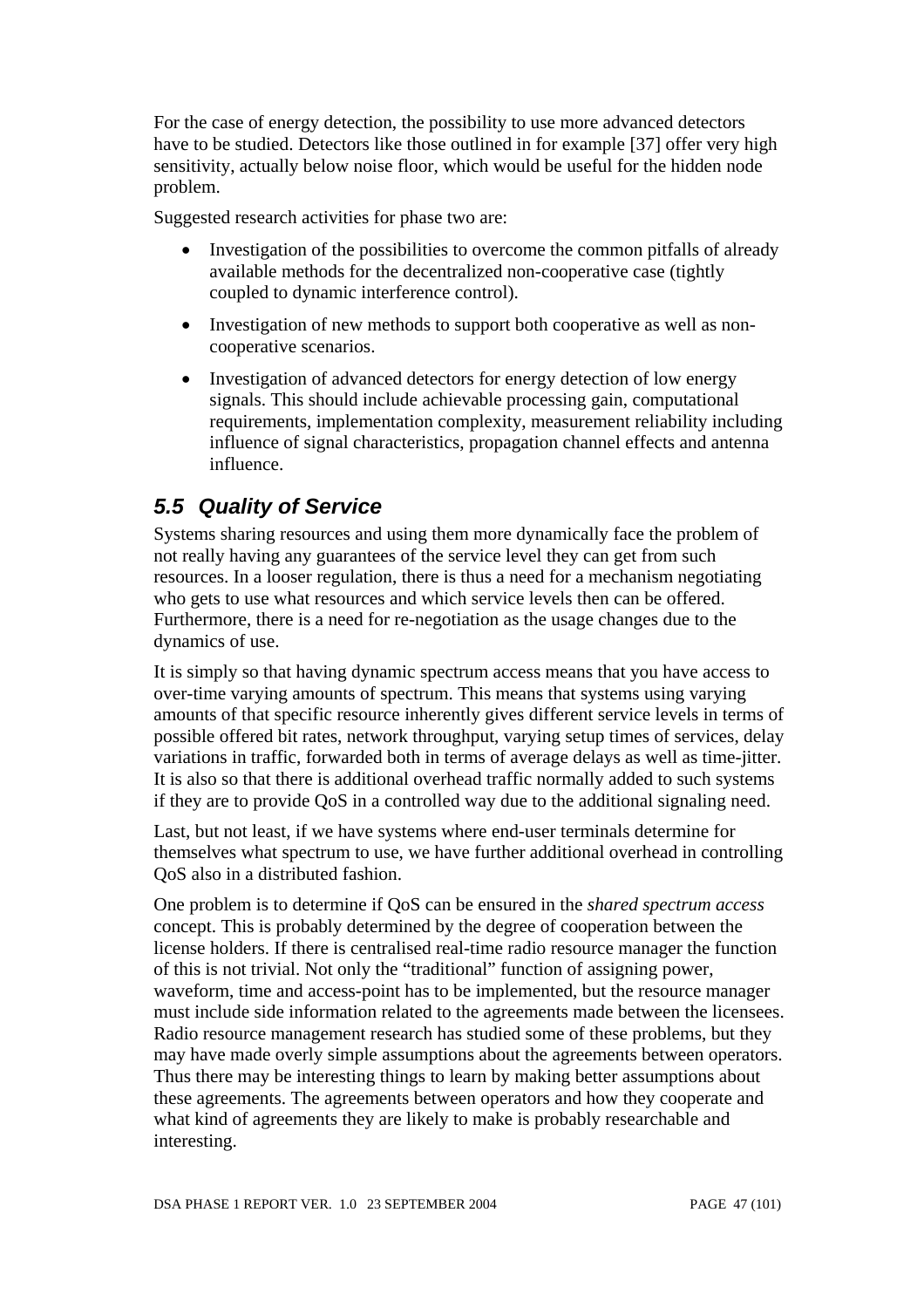For the case of energy detection, the possibility to use more advanced detectors have to be studied. Detectors like those outlined in for example [37] offer very high sensitivity, actually below noise floor, which would be useful for the hidden node problem.

Suggested research activities for phase two are:

- Investigation of the possibilities to overcome the common pitfalls of already available methods for the decentralized non-cooperative case (tightly coupled to dynamic interference control).
- Investigation of new methods to support both cooperative as well as non-cooperative scenarios.
- Investigation of advanced detectors for energy detection of low energy signals. This should include achievable processing gain, computational requirements, implementation complexity, measurement reliability including influence of signal characteristics, propagation channel effects and antenna influence.

## *5.5 Quality of Service*

Systems sharing resources and using them more dynamically face the problem of not really having any guarantees of the service level they can get from such resources. In a looser regulation, there is thus a need for a mechanism negotiating who gets to use what resources and which service levels then can be offered. Furthermore, there is a need for re-negotiation as the usage changes due to the dynamics of use.

It is simply so that having dynamic spectrum access means that you have access to over-time varying amounts of spectrum. This means that systems using varying amounts of that specific resource inherently gives different service levels in terms of possible offered bit rates, network throughput, varying setup times of services, delay variations in traffic, forwarded both in terms of average delays as well as time-jitter. It is also so that there is additional overhead traffic normally added to such systems if they are to provide QoS in a controlled way due to the additional signaling need.

Last, but not least, if we have systems where end-user terminals determine for themselves what spectrum to use, we have further additional overhead in controlling QoS also in a distributed fashion.

One problem is to determine if QoS can be ensured in the *shared spectrum access* concept. This is probably determined by the degree of cooperation between the license holders. If there is centralised real-time radio resource manager the function of this is not trivial. Not only the "traditional" function of assigning power, waveform, time and access-point has to be implemented, but the resource manager must include side information related to the agreements made between the licensees. Radio resource management research has studied some of these problems, but they may have made overly simple assumptions about the agreements between operators. Thus there may be interesting things to learn by making better assumptions about these agreements. The agreements between operators and how they cooperate and what kind of agreements they are likely to make is probably researchable and interesting.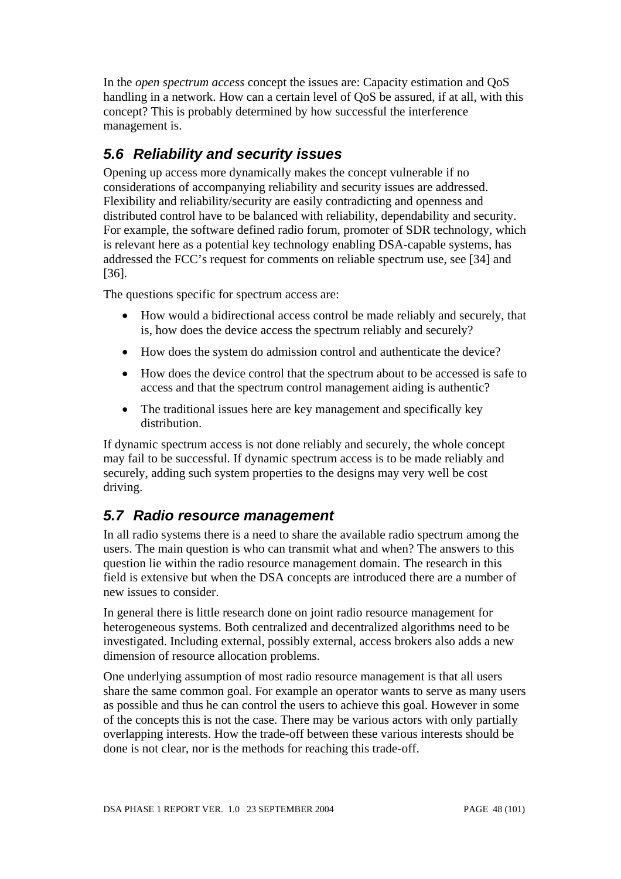In the *open spectrum access* concept the issues are: Capacity estimation and QoS handling in a network. How can a certain level of QoS be assured, if at all, with this concept? This is probably determined by how successful the interference management is.

## 5.6 Reliability and security issues

Opening up access more dynamically makes the concept vulnerable if no considerations of accompanying reliability and security issues are addressed. Flexibility and reliability/security are easily contradicting and openness and distributed control have to be balanced with reliability, dependability and security. For example, the software defined radio forum, promoter of SDR technology, which is relevant here as a potential key technology enabling DSA-capable systems, has addressed the FCC's request for comments on reliable spectrum use, see [34] and [36].

The questions specific for spectrum access are:

- How would a bidirectional access control be made reliably and securely, that is, how does the device access the spectrum reliably and securely?
- How does the system do admission control and authenticate the device?
- How does the device control that the spectrum about to be accessed is safe to access and that the spectrum control management aiding is authentic?
- The traditional issues here are key management and specifically key distribution.

If dynamic spectrum access is not done reliably and securely, the whole concept may fail to be successful. If dynamic spectrum access is to be made reliably and securely, adding such system properties to the designs may very well be cost driving.

## 5.7 Radio resource management

In all radio systems there is a need to share the available radio spectrum among the users. The main question is who can transmit what and when? The answers to this question lie within the radio resource management domain. The research in this field is extensive but when the DSA concepts are introduced there are a number of new issues to consider.

In general there is little research done on joint radio resource management for heterogeneous systems. Both centralized and decentralized algorithms need to be investigated. Including external, possibly external, access brokers also adds a new dimension of resource allocation problems.

One underlying assumption of most radio resource management is that all users share the same common goal. For example an operator wants to serve as many users as possible and thus he can control the users to achieve this goal. However in some of the concepts this is not the case. There may be various actors with only partially overlapping interests. How the trade-off between these various interests should be done is not clear, nor is the methods for reaching this trade-off.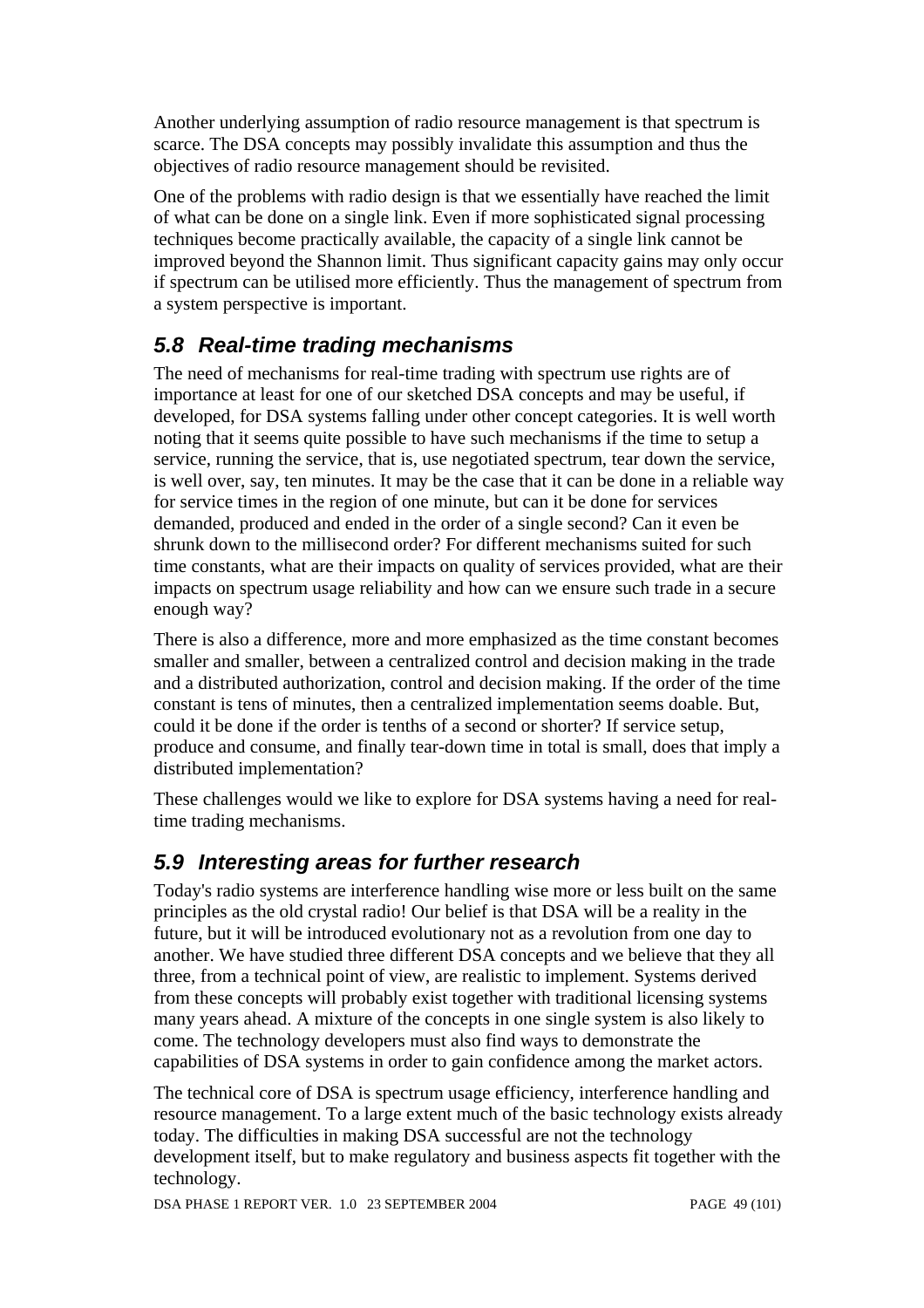Another underlying assumption of radio resource management is that spectrum is scarce. The DSA concepts may possibly invalidate this assumption and thus the objectives of radio resource management should be revisited.

One of the problems with radio design is that we essentially have reached the limit of what can be done on a single link. Even if more sophisticated signal processing techniques become practically available, the capacity of a single link cannot be improved beyond the Shannon limit. Thus significant capacity gains may only occur if spectrum can be utilised more efficiently. Thus the management of spectrum from a system perspective is important.

## *5.8 Real-time trading mechanisms*

The need of mechanisms for real-time trading with spectrum use rights are of importance at least for one of our sketched DSA concepts and may be useful, if developed, for DSA systems falling under other concept categories. It is well worth noting that it seems quite possible to have such mechanisms if the time to setup a service, running the service, that is, use negotiated spectrum, tear down the service, is well over, say, ten minutes. It may be the case that it can be done in a reliable way for service times in the region of one minute, but can it be done for services demanded, produced and ended in the order of a single second? Can it even be shrunk down to the millisecond order? For different mechanisms suited for such time constants, what are their impacts on quality of services provided, what are their impacts on spectrum usage reliability and how can we ensure such trade in a secure enough way?

There is also a difference, more and more emphasized as the time constant becomes smaller and smaller, between a centralized control and decision making in the trade and a distributed authorization, control and decision making. If the order of the time constant is tens of minutes, then a centralized implementation seems doable. But, could it be done if the order is tenths of a second or shorter? If service setup, produce and consume, and finally tear-down time in total is small, does that imply a distributed implementation?

These challenges would we like to explore for DSA systems having a need for real-time trading mechanisms.

## *5.9 Interesting areas for further research*

Today's radio systems are interference handling wise more or less built on the same principles as the old crystal radio! Our belief is that DSA will be a reality in the future, but it will be introduced evolutionary not as a revolution from one day to another. We have studied three different DSA concepts and we believe that they all three, from a technical point of view, are realistic to implement. Systems derived from these concepts will probably exist together with traditional licensing systems many years ahead. A mixture of the concepts in one single system is also likely to come. The technology developers must also find ways to demonstrate the capabilities of DSA systems in order to gain confidence among the market actors.

The technical core of DSA is spectrum usage efficiency, interference handling and resource management. To a large extent much of the basic technology exists already today. The difficulties in making DSA successful are not the technology development itself, but to make regulatory and business aspects fit together with the technology.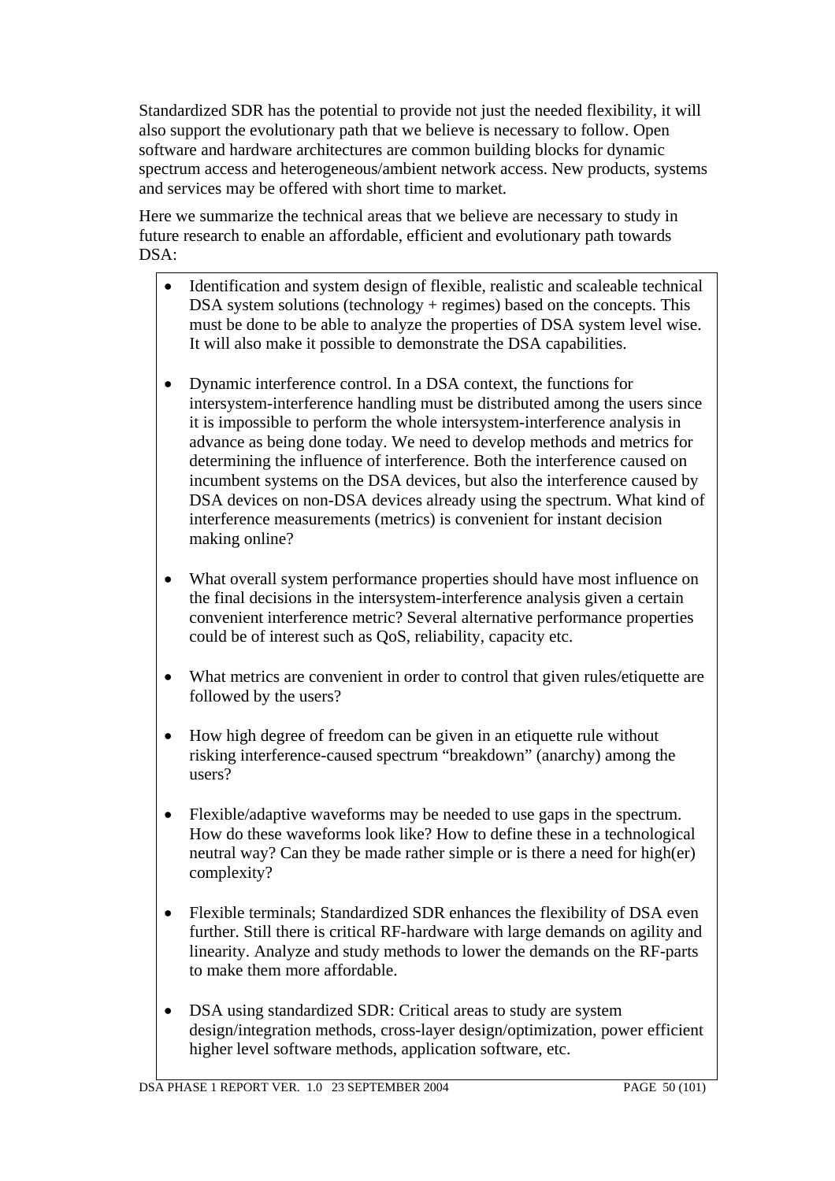Standardized SDR has the potential to provide not just the needed flexibility, it will also support the evolutionary path that we believe is necessary to follow. Open software and hardware architectures are common building blocks for dynamic spectrum access and heterogeneous/ambient network access. New products, systems and services may be offered with short time to market.

Here we summarize the technical areas that we believe are necessary to study in future research to enable an affordable, efficient and evolutionary path towards DSA:

- Identification and system design of flexible, realistic and scaleable technical DSA system solutions (technology + regimes) based on the concepts. This must be done to be able to analyze the properties of DSA system level wise. It will also make it possible to demonstrate the DSA capabilities.

- Dynamic interference control. In a DSA context, the functions for intersystem-interference handling must be distributed among the users since it is impossible to perform the whole intersystem-interference analysis in advance as being done today. We need to develop methods and metrics for determining the influence of interference. Both the interference caused on incumbent systems on the DSA devices, but also the interference caused by DSA devices on non-DSA devices already using the spectrum. What kind of interference measurements (metrics) is convenient for instant decision making online?

- What overall system performance properties should have most influence on the final decisions in the intersystem-interference analysis given a certain convenient interference metric? Several alternative performance properties could be of interest such as QoS, reliability, capacity etc.

- What metrics are convenient in order to control that given rules/etiquette are followed by the users?

- How high degree of freedom can be given in an etiquette rule without risking interference-caused spectrum "breakdown" (anarchy) among the users?

- Flexible/adaptive waveforms may be needed to use gaps in the spectrum. How do these waveforms look like? How to define these in a technological neutral way? Can they be made rather simple or is there a need for high(er) complexity?

- Flexible terminals; Standardized SDR enhances the flexibility of DSA even further. Still there is critical RF-hardware with large demands on agility and linearity. Analyze and study methods to lower the demands on the RF-parts to make them more affordable.

- DSA using standardized SDR: Critical areas to study are system design/integration methods, cross-layer design/optimization, power efficient higher level software methods, application software, etc.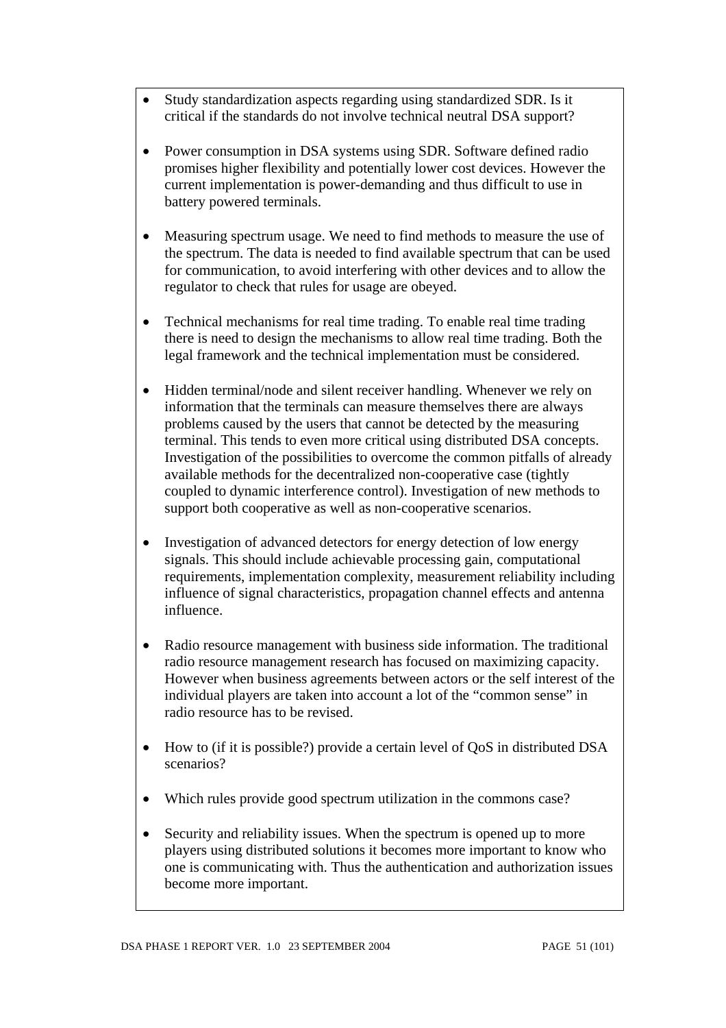- Study standardization aspects regarding using standardized SDR. Is it critical if the standards do not involve technical neutral DSA support?

- Power consumption in DSA systems using SDR. Software defined radio promises higher flexibility and potentially lower cost devices. However the current implementation is power-demanding and thus difficult to use in battery powered terminals.

- Measuring spectrum usage. We need to find methods to measure the use of the spectrum. The data is needed to find available spectrum that can be used for communication, to avoid interfering with other devices and to allow the regulator to check that rules for usage are obeyed.

- Technical mechanisms for real time trading. To enable real time trading there is need to design the mechanisms to allow real time trading. Both the legal framework and the technical implementation must be considered.

- Hidden terminal/node and silent receiver handling. Whenever we rely on information that the terminals can measure themselves there are always problems caused by the users that cannot be detected by the measuring terminal. This tends to even more critical using distributed DSA concepts. Investigation of the possibilities to overcome the common pitfalls of already available methods for the decentralized non-cooperative case (tightly coupled to dynamic interference control). Investigation of new methods to support both cooperative as well as non-cooperative scenarios.

- Investigation of advanced detectors for energy detection of low energy signals. This should include achievable processing gain, computational requirements, implementation complexity, measurement reliability including influence of signal characteristics, propagation channel effects and antenna influence.

- Radio resource management with business side information. The traditional radio resource management research has focused on maximizing capacity. However when business agreements between actors or the self interest of the individual players are taken into account a lot of the "common sense" in radio resource has to be revised.

- How to (if it is possible?) provide a certain level of QoS in distributed DSA scenarios?

- Which rules provide good spectrum utilization in the commons case?

- Security and reliability issues. When the spectrum is opened up to more players using distributed solutions it becomes more important to know who one is communicating with. Thus the authentication and authorization issues become more important.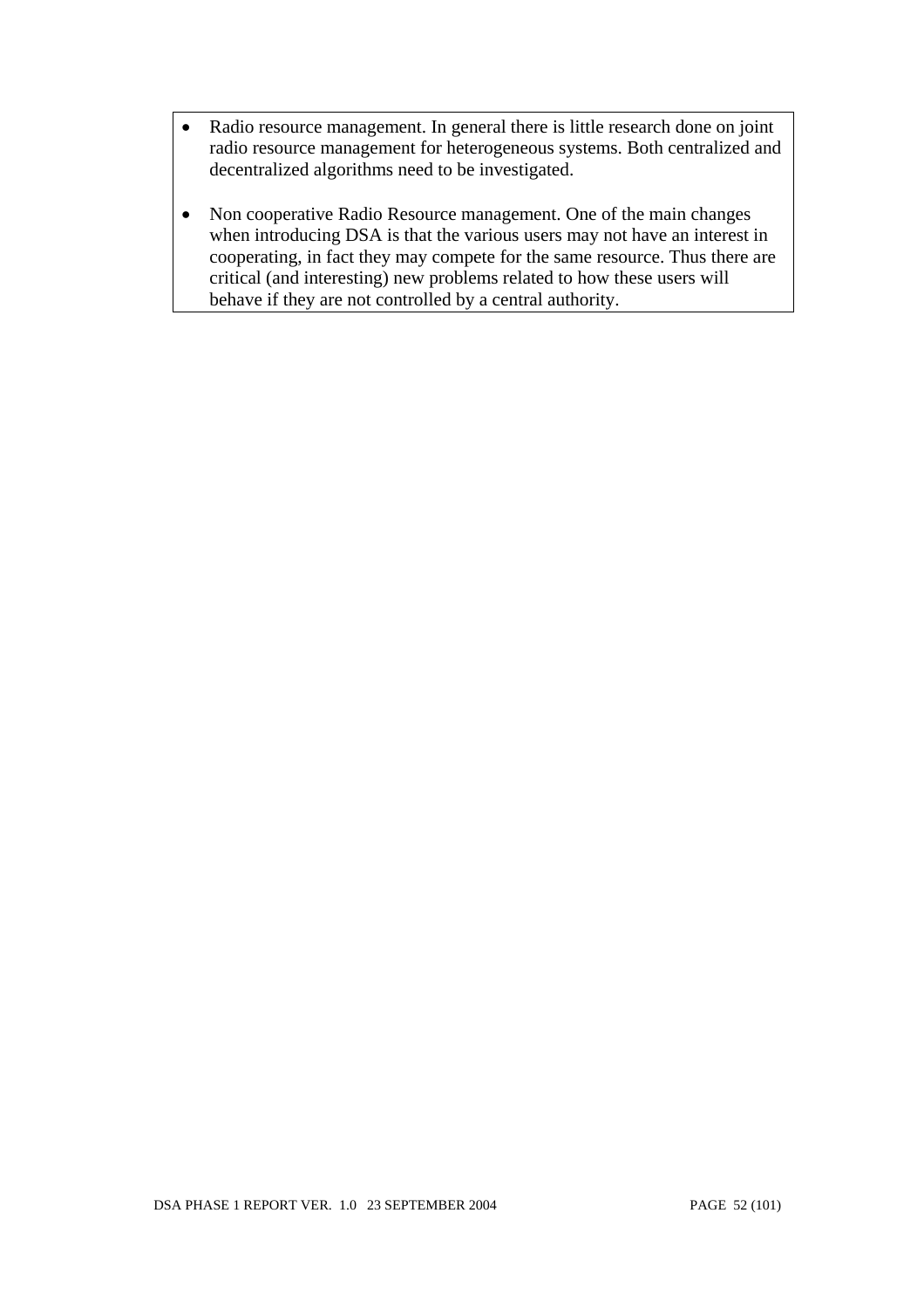- Radio resource management. In general there is little research done on joint radio resource management for heterogeneous systems. Both centralized and decentralized algorithms need to be investigated.

- Non cooperative Radio Resource management. One of the main changes when introducing DSA is that the various users may not have an interest in cooperating, in fact they may compete for the same resource. Thus there are critical (and interesting) new problems related to how these users will behave if they are not controlled by a central authority.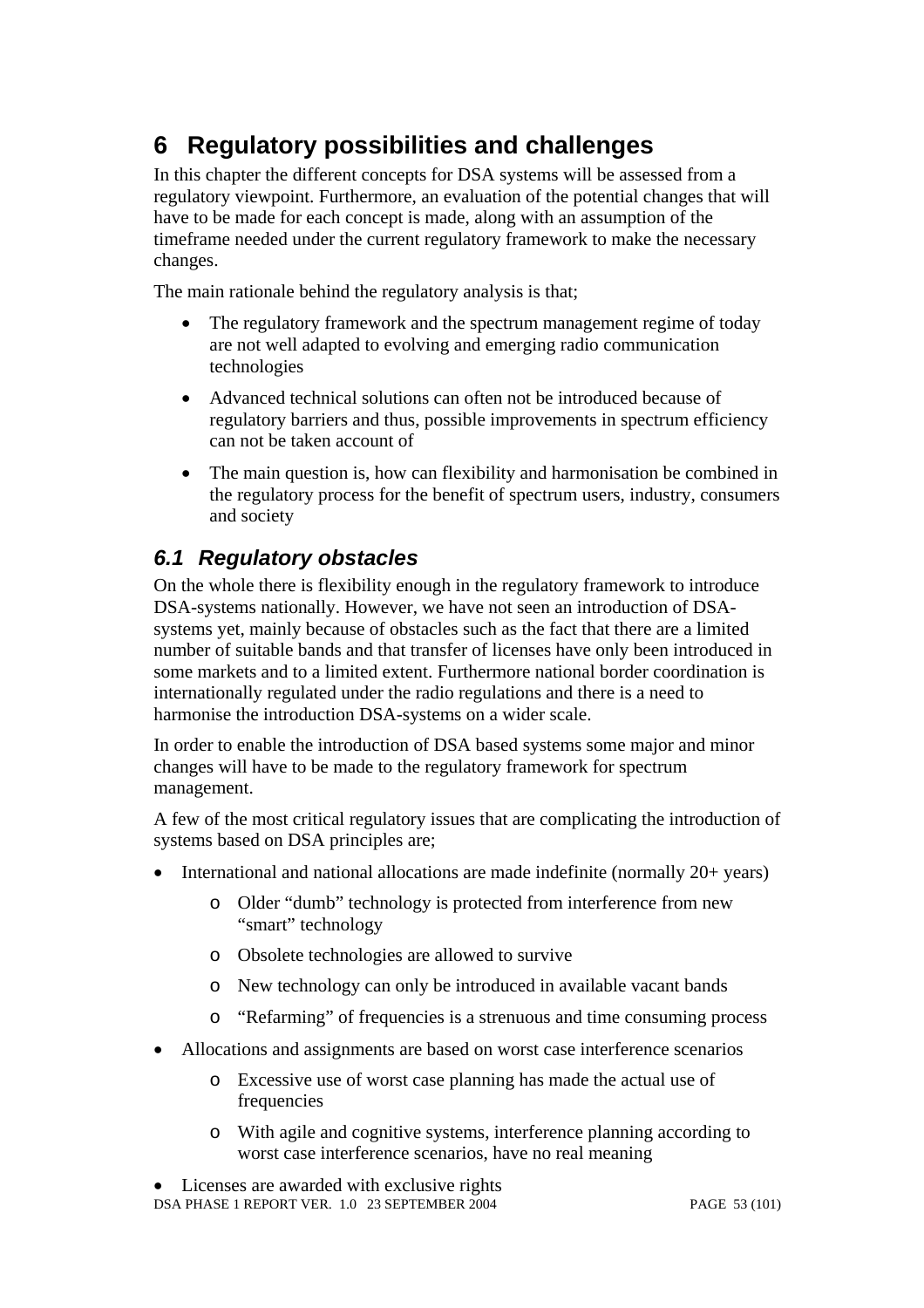# 6 Regulatory possibilities and challenges

In this chapter the different concepts for DSA systems will be assessed from a regulatory viewpoint. Furthermore, an evaluation of the potential changes that will have to be made for each concept is made, along with an assumption of the timeframe needed under the current regulatory framework to make the necessary changes.

The main rationale behind the regulatory analysis is that;

- The regulatory framework and the spectrum management regime of today are not well adapted to evolving and emerging radio communication technologies
- Advanced technical solutions can often not be introduced because of regulatory barriers and thus, possible improvements in spectrum efficiency can not be taken account of
- The main question is, how can flexibility and harmonisation be combined in the regulatory process for the benefit of spectrum users, industry, consumers and society

## *6.1 Regulatory obstacles*

On the whole there is flexibility enough in the regulatory framework to introduce DSA-systems nationally. However, we have not seen an introduction of DSA-systems yet, mainly because of obstacles such as the fact that there are a limited number of suitable bands and that transfer of licenses have only been introduced in some markets and to a limited extent. Furthermore national border coordination is internationally regulated under the radio regulations and there is a need to harmonise the introduction DSA-systems on a wider scale.

In order to enable the introduction of DSA based systems some major and minor changes will have to be made to the regulatory framework for spectrum management.

A few of the most critical regulatory issues that are complicating the introduction of systems based on DSA principles are;

- International and national allocations are made indefinite (normally 20+ years)
  - Older "dumb" technology is protected from interference from new "smart" technology
  - Obsolete technologies are allowed to survive
  - New technology can only be introduced in available vacant bands
  - "Refarming" of frequencies is a strenuous and time consuming process
- Allocations and assignments are based on worst case interference scenarios
  - Excessive use of worst case planning has made the actual use of frequencies
  - With agile and cognitive systems, interference planning according to worst case interference scenarios, have no real meaning
- Licenses are awarded with exclusive rights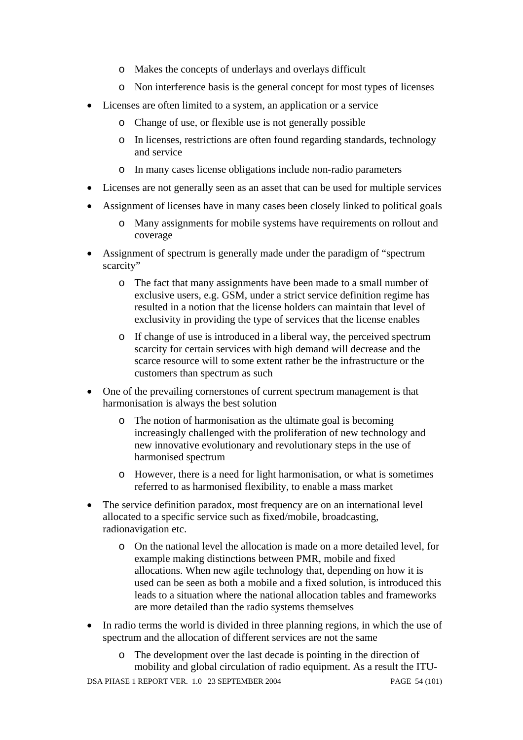- Makes the concepts of underlays and overlays difficult
  - Non interference basis is the general concept for most types of licenses
- Licenses are often limited to a system, an application or a service
  - Change of use, or flexible use is not generally possible
  - In licenses, restrictions are often found regarding standards, technology and service
  - In many cases license obligations include non-radio parameters
- Licenses are not generally seen as an asset that can be used for multiple services
- Assignment of licenses have in many cases been closely linked to political goals
  - Many assignments for mobile systems have requirements on rollout and coverage
- Assignment of spectrum is generally made under the paradigm of "spectrum scarcity"
  - The fact that many assignments have been made to a small number of exclusive users, e.g. GSM, under a strict service definition regime has resulted in a notion that the license holders can maintain that level of exclusivity in providing the type of services that the license enables
  - If change of use is introduced in a liberal way, the perceived spectrum scarcity for certain services with high demand will decrease and the scarce resource will to some extent rather be the infrastructure or the customers than spectrum as such
- One of the prevailing cornerstones of current spectrum management is that harmonisation is always the best solution
  - The notion of harmonisation as the ultimate goal is becoming increasingly challenged with the proliferation of new technology and new innovative evolutionary and revolutionary steps in the use of harmonised spectrum
  - However, there is a need for light harmonisation, or what is sometimes referred to as harmonised flexibility, to enable a mass market
- The service definition paradox, most frequency are on an international level allocated to a specific service such as fixed/mobile, broadcasting, radionavigation etc.
  - On the national level the allocation is made on a more detailed level, for example making distinctions between PMR, mobile and fixed allocations. When new agile technology that, depending on how it is used can be seen as both a mobile and a fixed solution, is introduced this leads to a situation where the national allocation tables and frameworks are more detailed than the radio systems themselves
- In radio terms the world is divided in three planning regions, in which the use of spectrum and the allocation of different services are not the same
  - The development over the last decade is pointing in the direction of mobility and global circulation of radio equipment. As a result the ITU-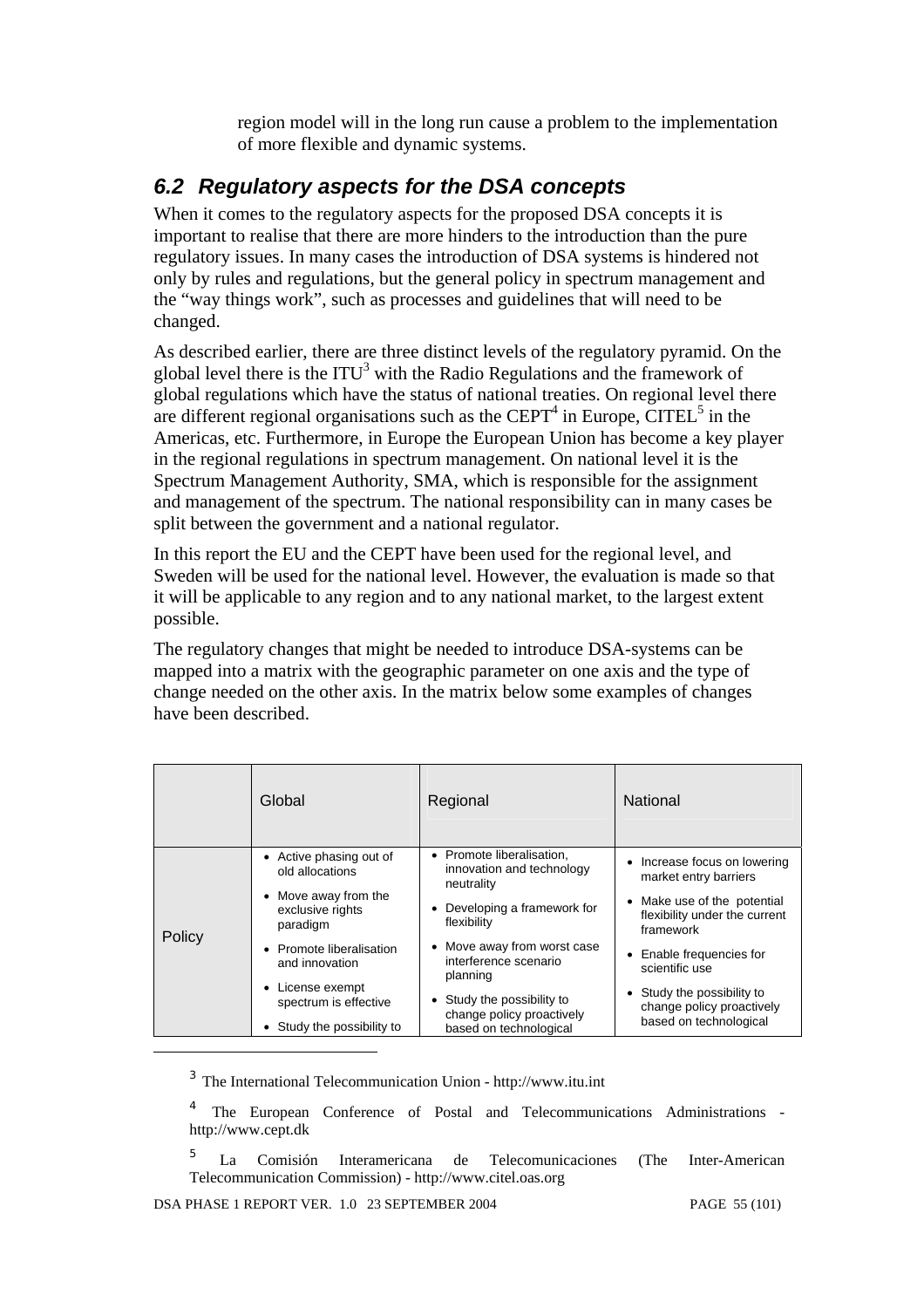region model will in the long run cause a problem to the implementation of more flexible and dynamic systems.

## *6.2 Regulatory aspects for the DSA concepts*

When it comes to the regulatory aspects for the proposed DSA concepts it is important to realise that there are more hinders to the introduction than the pure regulatory issues. In many cases the introduction of DSA systems is hindered not only by rules and regulations, but the general policy in spectrum management and the "way things work", such as processes and guidelines that will need to be changed.

As described earlier, there are three distinct levels of the regulatory pyramid. On the global level there is the ITU[3] with the Radio Regulations and the framework of global regulations which have the status of national treaties. On regional level there are different regional organisations such as the CEPT[4] in Europe, CITEL[5] in the Americas, etc. Furthermore, in Europe the European Union has become a key player in the regional regulations in spectrum management. On national level it is the Spectrum Management Authority, SMA, which is responsible for the assignment and management of the spectrum. The national responsibility can in many cases be split between the government and a national regulator.

In this report the EU and the CEPT have been used for the regional level, and Sweden will be used for the national level. However, the evaluation is made so that it will be applicable to any region and to any national market, to the largest extent possible.

The regulatory changes that might be needed to introduce DSA-systems can be mapped into a matrix with the geographic parameter on one axis and the type of change needed on the other axis. In the matrix below some examples of changes have been described.

| | Global | Regional | National |
|---|---|---|---|
| Policy | • Active phasing out of old allocations<br>• Move away from the exclusive rights paradigm<br>• Promote liberalisation and innovation<br>• License exempt spectrum is effective<br>• Study the possibility to | • Promote liberalisation, innovation and technology neutrality<br>• Developing a framework for flexibility<br>• Move away from worst case interference scenario planning<br>• Study the possibility to change policy proactively based on technological | • Increase focus on lowering market entry barriers<br>• Make use of the potential flexibility under the current framework<br>• Enable frequencies for scientific use<br>• Study the possibility to change policy proactively based on technological |

[3] The International Telecommunication Union - http://www.itu.int

[4] The European Conference of Postal and Telecommunications Administrations - http://www.cept.dk

[5] La Comisión Interamericana de Telecomunicaciones (The Inter-American Telecommunication Commission) - http://www.citel.oas.org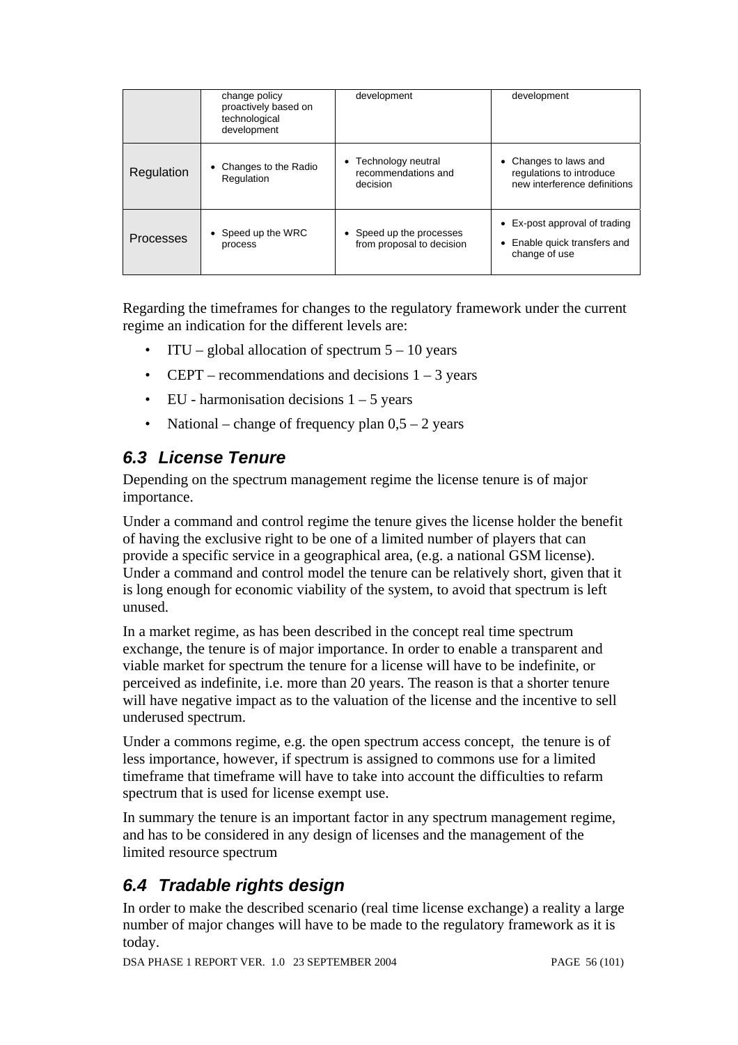| | change policy proactively based on technological development | development | development |
|---|---|---|---|
| Regulation | • Changes to the Radio Regulation | • Technology neutral recommendations and decision | • Changes to laws and regulations to introduce new interference definitions |
| Processes | • Speed up the WRC process | • Speed up the processes from proposal to decision | • Ex-post approval of trading<br>• Enable quick transfers and change of use |

Regarding the timeframes for changes to the regulatory framework under the current regime an indication for the different levels are:

- ITU – global allocation of spectrum 5 – 10 years
- CEPT – recommendations and decisions 1 – 3 years
- EU - harmonisation decisions 1 – 5 years
- National – change of frequency plan 0,5 – 2 years

## *6.3 License Tenure*

Depending on the spectrum management regime the license tenure is of major importance.

Under a command and control regime the tenure gives the license holder the benefit of having the exclusive right to be one of a limited number of players that can provide a specific service in a geographical area, (e.g. a national GSM license). Under a command and control model the tenure can be relatively short, given that it is long enough for economic viability of the system, to avoid that spectrum is left unused.

In a market regime, as has been described in the concept real time spectrum exchange, the tenure is of major importance. In order to enable a transparent and viable market for spectrum the tenure for a license will have to be indefinite, or perceived as indefinite, i.e. more than 20 years. The reason is that a shorter tenure will have negative impact as to the valuation of the license and the incentive to sell underused spectrum.

Under a commons regime, e.g. the open spectrum access concept, the tenure is of less importance, however, if spectrum is assigned to commons use for a limited timeframe that timeframe will have to take into account the difficulties to refarm spectrum that is used for license exempt use.

In summary the tenure is an important factor in any spectrum management regime, and has to be considered in any design of licenses and the management of the limited resource spectrum

## *6.4 Tradable rights design*

In order to make the described scenario (real time license exchange) a reality a large number of major changes will have to be made to the regulatory framework as it is today.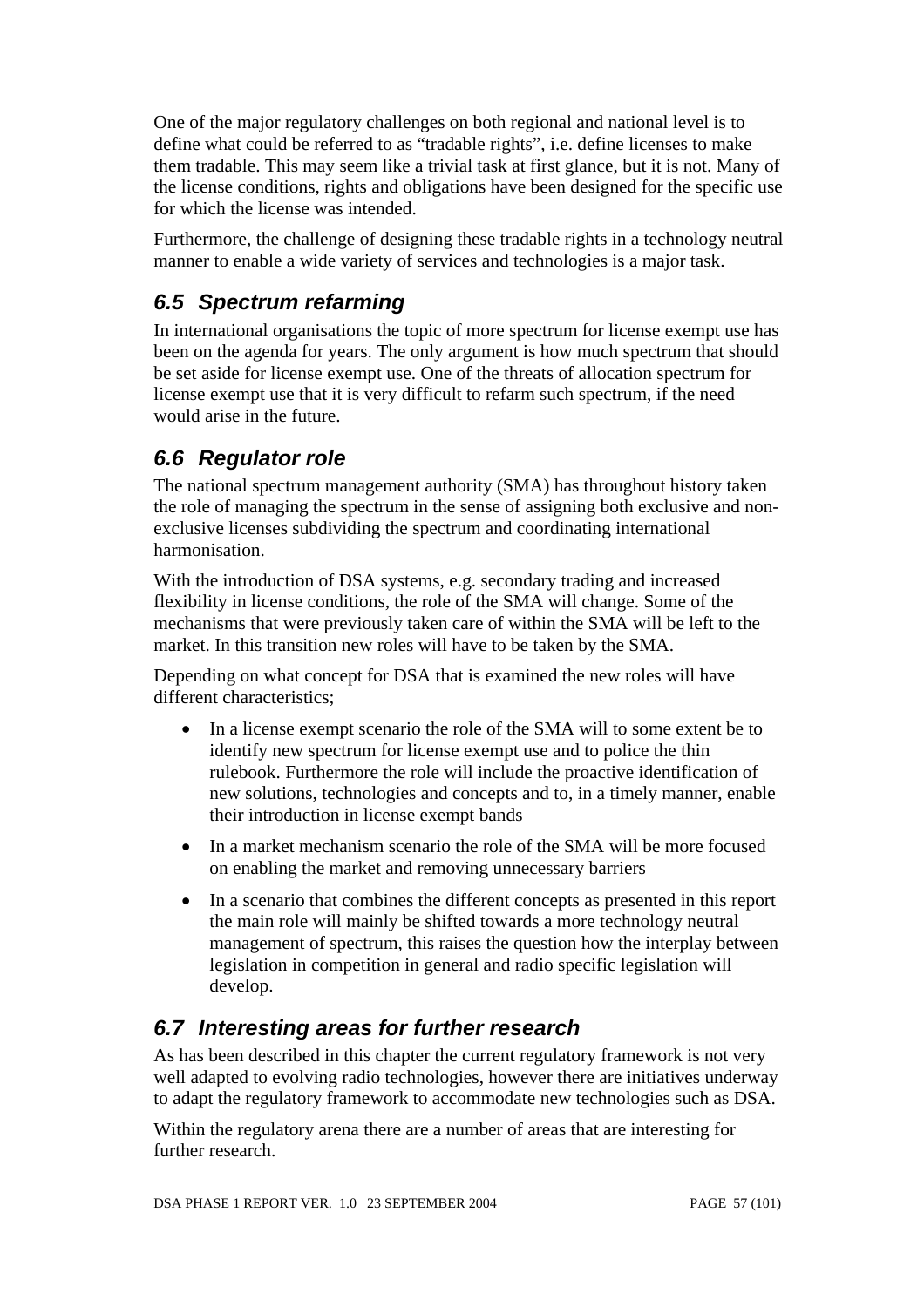One of the major regulatory challenges on both regional and national level is to define what could be referred to as "tradable rights", i.e. define licenses to make them tradable. This may seem like a trivial task at first glance, but it is not. Many of the license conditions, rights and obligations have been designed for the specific use for which the license was intended.

Furthermore, the challenge of designing these tradable rights in a technology neutral manner to enable a wide variety of services and technologies is a major task.

## *6.5 Spectrum refarming*

In international organisations the topic of more spectrum for license exempt use has been on the agenda for years. The only argument is how much spectrum that should be set aside for license exempt use. One of the threats of allocation spectrum for license exempt use that it is very difficult to refarm such spectrum, if the need would arise in the future.

## *6.6 Regulator role*

The national spectrum management authority (SMA) has throughout history taken the role of managing the spectrum in the sense of assigning both exclusive and non-exclusive licenses subdividing the spectrum and coordinating international harmonisation.

With the introduction of DSA systems, e.g. secondary trading and increased flexibility in license conditions, the role of the SMA will change. Some of the mechanisms that were previously taken care of within the SMA will be left to the market. In this transition new roles will have to be taken by the SMA.

Depending on what concept for DSA that is examined the new roles will have different characteristics;

- In a license exempt scenario the role of the SMA will to some extent be to identify new spectrum for license exempt use and to police the thin rulebook. Furthermore the role will include the proactive identification of new solutions, technologies and concepts and to, in a timely manner, enable their introduction in license exempt bands
- In a market mechanism scenario the role of the SMA will be more focused on enabling the market and removing unnecessary barriers
- In a scenario that combines the different concepts as presented in this report the main role will mainly be shifted towards a more technology neutral management of spectrum, this raises the question how the interplay between legislation in competition in general and radio specific legislation will develop.

## *6.7 Interesting areas for further research*

As has been described in this chapter the current regulatory framework is not very well adapted to evolving radio technologies, however there are initiatives underway to adapt the regulatory framework to accommodate new technologies such as DSA.

Within the regulatory arena there are a number of areas that are interesting for further research.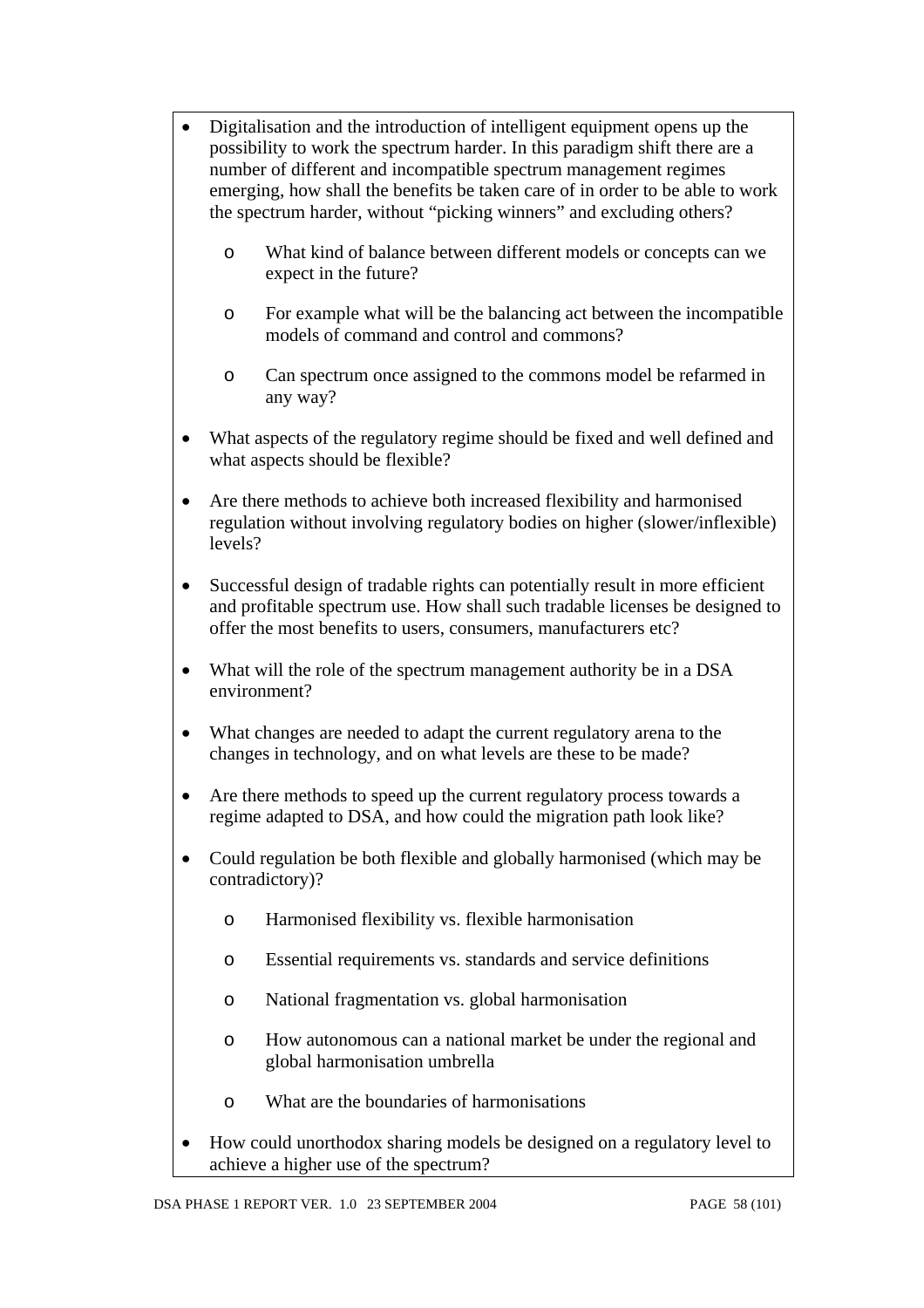- Digitalisation and the introduction of intelligent equipment opens up the possibility to work the spectrum harder. In this paradigm shift there are a number of different and incompatible spectrum management regimes emerging, how shall the benefits be taken care of in order to be able to work the spectrum harder, without "picking winners" and excluding others?
    - What kind of balance between different models or concepts can we expect in the future?
    - For example what will be the balancing act between the incompatible models of command and control and commons?
    - Can spectrum once assigned to the commons model be refarmed in any way?
- What aspects of the regulatory regime should be fixed and well defined and what aspects should be flexible?
- Are there methods to achieve both increased flexibility and harmonised regulation without involving regulatory bodies on higher (slower/inflexible) levels?
- Successful design of tradable rights can potentially result in more efficient and profitable spectrum use. How shall such tradable licenses be designed to offer the most benefits to users, consumers, manufacturers etc?
- What will the role of the spectrum management authority be in a DSA environment?
- What changes are needed to adapt the current regulatory arena to the changes in technology, and on what levels are these to be made?
- Are there methods to speed up the current regulatory process towards a regime adapted to DSA, and how could the migration path look like?
- Could regulation be both flexible and globally harmonised (which may be contradictory)?
    - Harmonised flexibility vs. flexible harmonisation
    - Essential requirements vs. standards and service definitions
    - National fragmentation vs. global harmonisation
    - How autonomous can a national market be under the regional and global harmonisation umbrella
    - What are the boundaries of harmonisations
- How could unorthodox sharing models be designed on a regulatory level to achieve a higher use of the spectrum?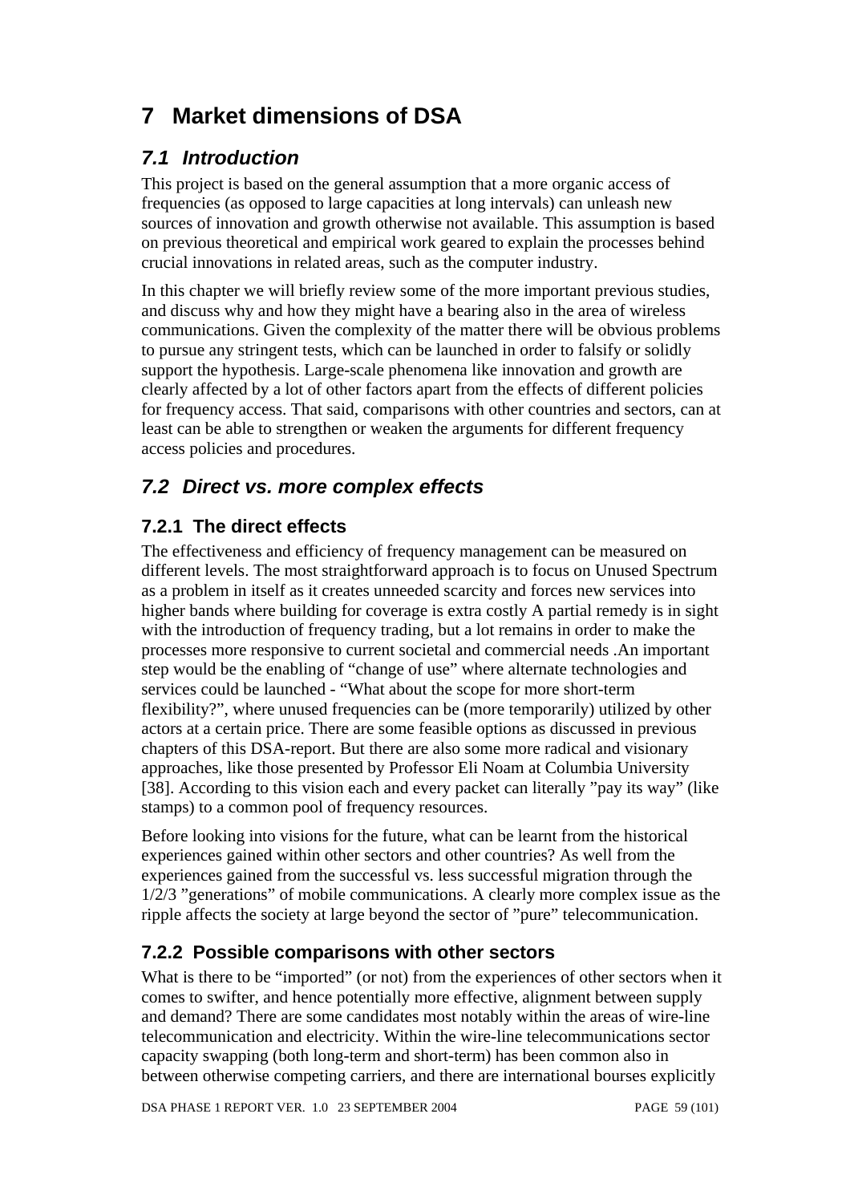# 7 Market dimensions of DSA

## 7.1 Introduction

This project is based on the general assumption that a more organic access of frequencies (as opposed to large capacities at long intervals) can unleash new sources of innovation and growth otherwise not available. This assumption is based on previous theoretical and empirical work geared to explain the processes behind crucial innovations in related areas, such as the computer industry.

In this chapter we will briefly review some of the more important previous studies, and discuss why and how they might have a bearing also in the area of wireless communications. Given the complexity of the matter there will be obvious problems to pursue any stringent tests, which can be launched in order to falsify or solidly support the hypothesis. Large-scale phenomena like innovation and growth are clearly affected by a lot of other factors apart from the effects of different policies for frequency access. That said, comparisons with other countries and sectors, can at least can be able to strengthen or weaken the arguments for different frequency access policies and procedures.

## 7.2 Direct vs. more complex effects

### 7.2.1 The direct effects

The effectiveness and efficiency of frequency management can be measured on different levels. The most straightforward approach is to focus on Unused Spectrum as a problem in itself as it creates unneeded scarcity and forces new services into higher bands where building for coverage is extra costly A partial remedy is in sight with the introduction of frequency trading, but a lot remains in order to make the processes more responsive to current societal and commercial needs .An important step would be the enabling of "change of use" where alternate technologies and services could be launched - "What about the scope for more short-term flexibility?", where unused frequencies can be (more temporarily) utilized by other actors at a certain price. There are some feasible options as discussed in previous chapters of this DSA-report. But there are also some more radical and visionary approaches, like those presented by Professor Eli Noam at Columbia University [38]. According to this vision each and every packet can literally "pay its way" (like stamps) to a common pool of frequency resources.

Before looking into visions for the future, what can be learnt from the historical experiences gained within other sectors and other countries? As well from the experiences gained from the successful vs. less successful migration through the 1/2/3 "generations" of mobile communications. A clearly more complex issue as the ripple affects the society at large beyond the sector of "pure" telecommunication.

### 7.2.2 Possible comparisons with other sectors

What is there to be "imported" (or not) from the experiences of other sectors when it comes to swifter, and hence potentially more effective, alignment between supply and demand? There are some candidates most notably within the areas of wire-line telecommunication and electricity. Within the wire-line telecommunications sector capacity swapping (both long-term and short-term) has been common also in between otherwise competing carriers, and there are international bourses explicitly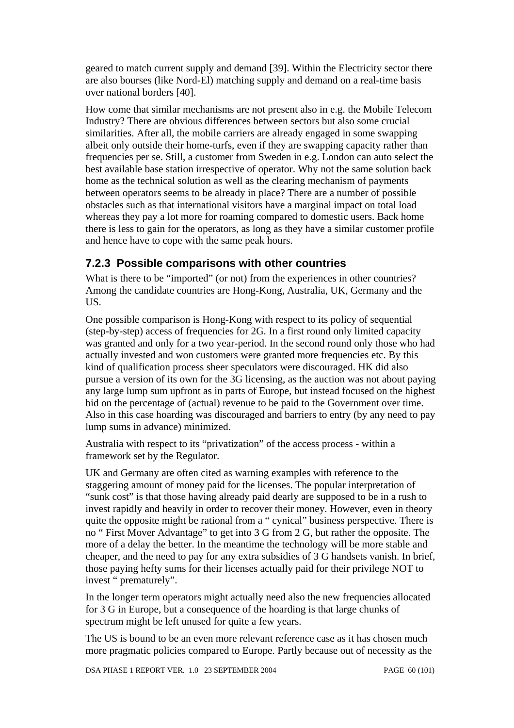geared to match current supply and demand [39]. Within the Electricity sector there are also bourses (like Nord-El) matching supply and demand on a real-time basis over national borders [40].

How come that similar mechanisms are not present also in e.g. the Mobile Telecom Industry? There are obvious differences between sectors but also some crucial similarities. After all, the mobile carriers are already engaged in some swapping albeit only outside their home-turfs, even if they are swapping capacity rather than frequencies per se. Still, a customer from Sweden in e.g. London can auto select the best available base station irrespective of operator. Why not the same solution back home as the technical solution as well as the clearing mechanism of payments between operators seems to be already in place? There are a number of possible obstacles such as that international visitors have a marginal impact on total load whereas they pay a lot more for roaming compared to domestic users. Back home there is less to gain for the operators, as long as they have a similar customer profile and hence have to cope with the same peak hours.

### 7.2.3 Possible comparisons with other countries

What is there to be “imported” (or not) from the experiences in other countries? Among the candidate countries are Hong-Kong, Australia, UK, Germany and the US.

One possible comparison is Hong-Kong with respect to its policy of sequential (step-by-step) access of frequencies for 2G. In a first round only limited capacity was granted and only for a two year-period. In the second round only those who had actually invested and won customers were granted more frequencies etc. By this kind of qualification process sheer speculators were discouraged. HK did also pursue a version of its own for the 3G licensing, as the auction was not about paying any large lump sum upfront as in parts of Europe, but instead focused on the highest bid on the percentage of (actual) revenue to be paid to the Government over time. Also in this case hoarding was discouraged and barriers to entry (by any need to pay lump sums in advance) minimized.

Australia with respect to its “privatization” of the access process - within a framework set by the Regulator.

UK and Germany are often cited as warning examples with reference to the staggering amount of money paid for the licenses. The popular interpretation of “sunk cost” is that those having already paid dearly are supposed to be in a rush to invest rapidly and heavily in order to recover their money. However, even in theory quite the opposite might be rational from a “ cynical” business perspective. There is no “ First Mover Advantage” to get into 3 G from 2 G, but rather the opposite. The more of a delay the better. In the meantime the technology will be more stable and cheaper, and the need to pay for any extra subsidies of 3 G handsets vanish. In brief, those paying hefty sums for their licenses actually paid for their privilege NOT to invest “ prematurely”.

In the longer term operators might actually need also the new frequencies allocated for 3 G in Europe, but a consequence of the hoarding is that large chunks of spectrum might be left unused for quite a few years.

The US is bound to be an even more relevant reference case as it has chosen much more pragmatic policies compared to Europe. Partly because out of necessity as the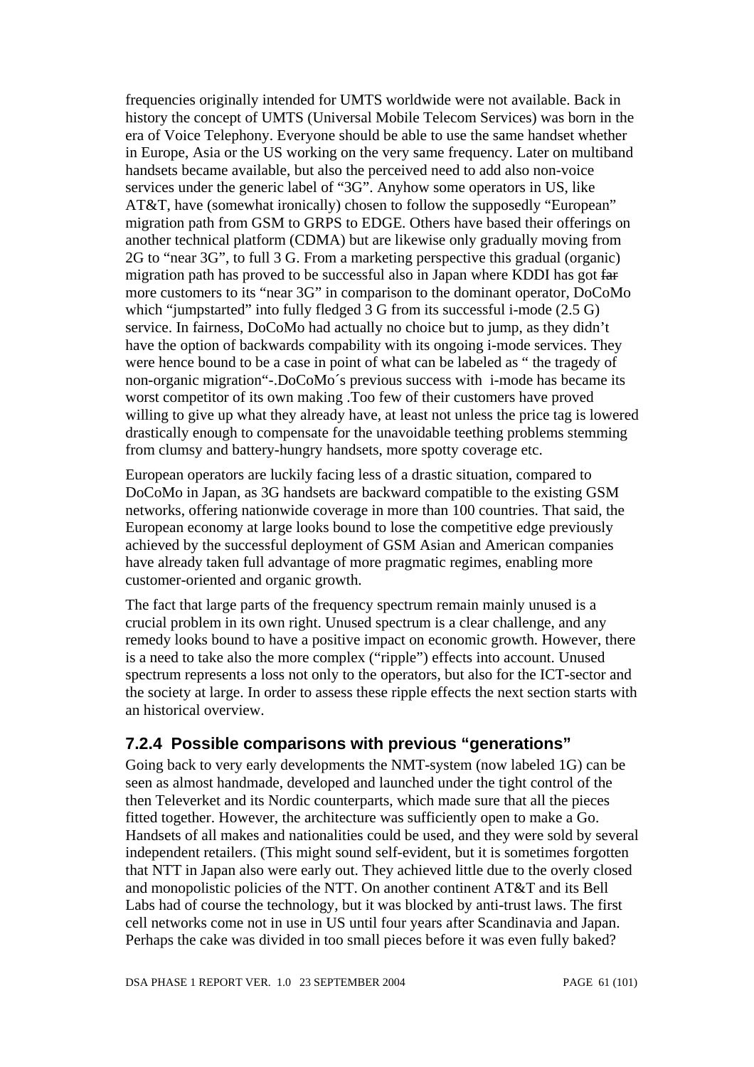frequencies originally intended for UMTS worldwide were not available. Back in history the concept of UMTS (Universal Mobile Telecom Services) was born in the era of Voice Telephony. Everyone should be able to use the same handset whether in Europe, Asia or the US working on the very same frequency. Later on multiband handsets became available, but also the perceived need to add also non-voice services under the generic label of "3G". Anyhow some operators in US, like AT&T, have (somewhat ironically) chosen to follow the supposedly "European" migration path from GSM to GRPS to EDGE. Others have based their offerings on another technical platform (CDMA) but are likewise only gradually moving from 2G to "near 3G", to full 3 G. From a marketing perspective this gradual (organic) migration path has proved to be successful also in Japan where KDDI has got ~~far~~ more customers to its "near 3G" in comparison to the dominant operator, DoCoMo which "jumpstarted" into fully fledged 3 G from its successful i-mode (2.5 G) service. In fairness, DoCoMo had actually no choice but to jump, as they didn't have the option of backwards compability with its ongoing i-mode services. They were hence bound to be a case in point of what can be labeled as " the tragedy of non-organic migration"-.DoCoMo´s previous success with i-mode has became its worst competitor of its own making .Too few of their customers have proved willing to give up what they already have, at least not unless the price tag is lowered drastically enough to compensate for the unavoidable teething problems stemming from clumsy and battery-hungry handsets, more spotty coverage etc.

European operators are luckily facing less of a drastic situation, compared to DoCoMo in Japan, as 3G handsets are backward compatible to the existing GSM networks, offering nationwide coverage in more than 100 countries. That said, the European economy at large looks bound to lose the competitive edge previously achieved by the successful deployment of GSM Asian and American companies have already taken full advantage of more pragmatic regimes, enabling more customer-oriented and organic growth.

The fact that large parts of the frequency spectrum remain mainly unused is a crucial problem in its own right. Unused spectrum is a clear challenge, and any remedy looks bound to have a positive impact on economic growth. However, there is a need to take also the more complex ("ripple") effects into account. Unused spectrum represents a loss not only to the operators, but also for the ICT-sector and the society at large. In order to assess these ripple effects the next section starts with an historical overview.

### 7.2.4 Possible comparisons with previous "generations"

Going back to very early developments the NMT-system (now labeled 1G) can be seen as almost handmade, developed and launched under the tight control of the then Televerket and its Nordic counterparts, which made sure that all the pieces fitted together. However, the architecture was sufficiently open to make a Go. Handsets of all makes and nationalities could be used, and they were sold by several independent retailers. (This might sound self-evident, but it is sometimes forgotten that NTT in Japan also were early out. They achieved little due to the overly closed and monopolistic policies of the NTT. On another continent AT&T and its Bell Labs had of course the technology, but it was blocked by anti-trust laws. The first cell networks come not in use in US until four years after Scandinavia and Japan. Perhaps the cake was divided in too small pieces before it was even fully baked?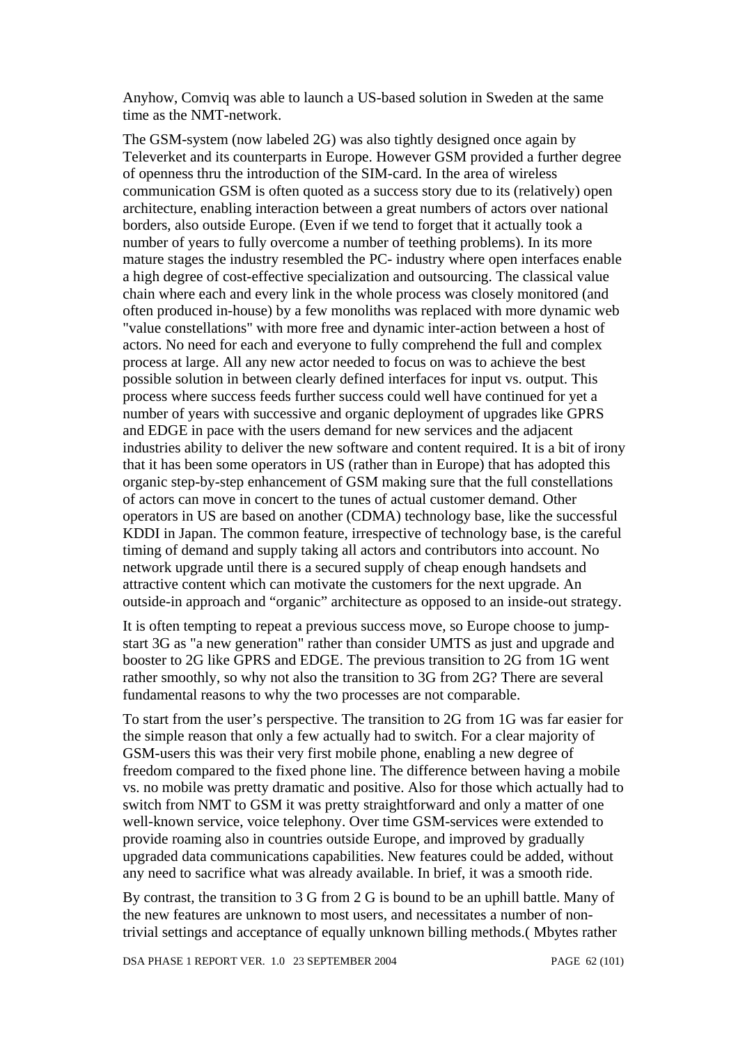Anyhow, Comviq was able to launch a US-based solution in Sweden at the same time as the NMT-network.

The GSM-system (now labeled 2G) was also tightly designed once again by Televerket and its counterparts in Europe. However GSM provided a further degree of openness thru the introduction of the SIM-card. In the area of wireless communication GSM is often quoted as a success story due to its (relatively) open architecture, enabling interaction between a great numbers of actors over national borders, also outside Europe. (Even if we tend to forget that it actually took a number of years to fully overcome a number of teething problems). In its more mature stages the industry resembled the PC- industry where open interfaces enable a high degree of cost-effective specialization and outsourcing. The classical value chain where each and every link in the whole process was closely monitored (and often produced in-house) by a few monoliths was replaced with more dynamic web "value constellations" with more free and dynamic inter-action between a host of actors. No need for each and everyone to fully comprehend the full and complex process at large. All any new actor needed to focus on was to achieve the best possible solution in between clearly defined interfaces for input vs. output. This process where success feeds further success could well have continued for yet a number of years with successive and organic deployment of upgrades like GPRS and EDGE in pace with the users demand for new services and the adjacent industries ability to deliver the new software and content required. It is a bit of irony that it has been some operators in US (rather than in Europe) that has adopted this organic step-by-step enhancement of GSM making sure that the full constellations of actors can move in concert to the tunes of actual customer demand. Other operators in US are based on another (CDMA) technology base, like the successful KDDI in Japan. The common feature, irrespective of technology base, is the careful timing of demand and supply taking all actors and contributors into account. No network upgrade until there is a secured supply of cheap enough handsets and attractive content which can motivate the customers for the next upgrade. An outside-in approach and “organic” architecture as opposed to an inside-out strategy.

It is often tempting to repeat a previous success move, so Europe choose to jump-start 3G as "a new generation" rather than consider UMTS as just and upgrade and booster to 2G like GPRS and EDGE. The previous transition to 2G from 1G went rather smoothly, so why not also the transition to 3G from 2G? There are several fundamental reasons to why the two processes are not comparable.

To start from the user’s perspective. The transition to 2G from 1G was far easier for the simple reason that only a few actually had to switch. For a clear majority of GSM-users this was their very first mobile phone, enabling a new degree of freedom compared to the fixed phone line. The difference between having a mobile vs. no mobile was pretty dramatic and positive. Also for those which actually had to switch from NMT to GSM it was pretty straightforward and only a matter of one well-known service, voice telephony. Over time GSM-services were extended to provide roaming also in countries outside Europe, and improved by gradually upgraded data communications capabilities. New features could be added, without any need to sacrifice what was already available. In brief, it was a smooth ride.

By contrast, the transition to 3 G from 2 G is bound to be an uphill battle. Many of the new features are unknown to most users, and necessitates a number of non-trivial settings and acceptance of equally unknown billing methods.( Mbytes rather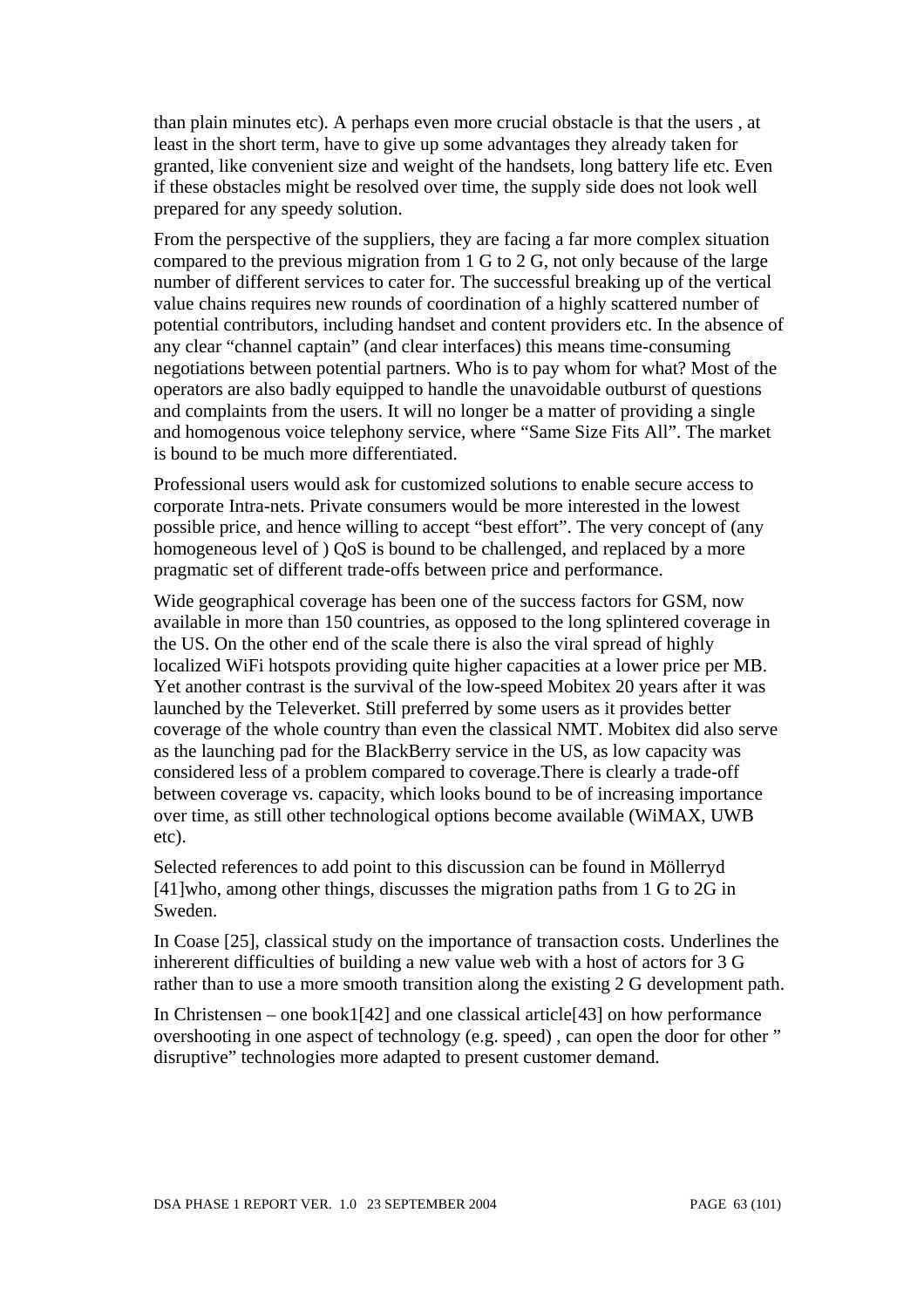than plain minutes etc). A perhaps even more crucial obstacle is that the users , at least in the short term, have to give up some advantages they already taken for granted, like convenient size and weight of the handsets, long battery life etc. Even if these obstacles might be resolved over time, the supply side does not look well prepared for any speedy solution.

From the perspective of the suppliers, they are facing a far more complex situation compared to the previous migration from 1 G to 2 G, not only because of the large number of different services to cater for. The successful breaking up of the vertical value chains requires new rounds of coordination of a highly scattered number of potential contributors, including handset and content providers etc. In the absence of any clear "channel captain" (and clear interfaces) this means time-consuming negotiations between potential partners. Who is to pay whom for what? Most of the operators are also badly equipped to handle the unavoidable outburst of questions and complaints from the users. It will no longer be a matter of providing a single and homogenous voice telephony service, where "Same Size Fits All". The market is bound to be much more differentiated.

Professional users would ask for customized solutions to enable secure access to corporate Intra-nets. Private consumers would be more interested in the lowest possible price, and hence willing to accept "best effort". The very concept of (any homogeneous level of ) QoS is bound to be challenged, and replaced by a more pragmatic set of different trade-offs between price and performance.

Wide geographical coverage has been one of the success factors for GSM, now available in more than 150 countries, as opposed to the long splintered coverage in the US. On the other end of the scale there is also the viral spread of highly localized WiFi hotspots providing quite higher capacities at a lower price per MB. Yet another contrast is the survival of the low-speed Mobitex 20 years after it was launched by the Televerket. Still preferred by some users as it provides better coverage of the whole country than even the classical NMT. Mobitex did also serve as the launching pad for the BlackBerry service in the US, as low capacity was considered less of a problem compared to coverage.There is clearly a trade-off between coverage vs. capacity, which looks bound to be of increasing importance over time, as still other technological options become available (WiMAX, UWB etc).

Selected references to add point to this discussion can be found in Möllerryd [41]who, among other things, discusses the migration paths from 1 G to 2G in Sweden.

In Coase [25], classical study on the importance of transaction costs. Underlines the inhererent difficulties of building a new value web with a host of actors for 3 G rather than to use a more smooth transition along the existing 2 G development path.

In Christensen – one book1[42] and one classical article[43] on how performance overshooting in one aspect of technology (e.g. speed) , can open the door for other " disruptive" technologies more adapted to present customer demand.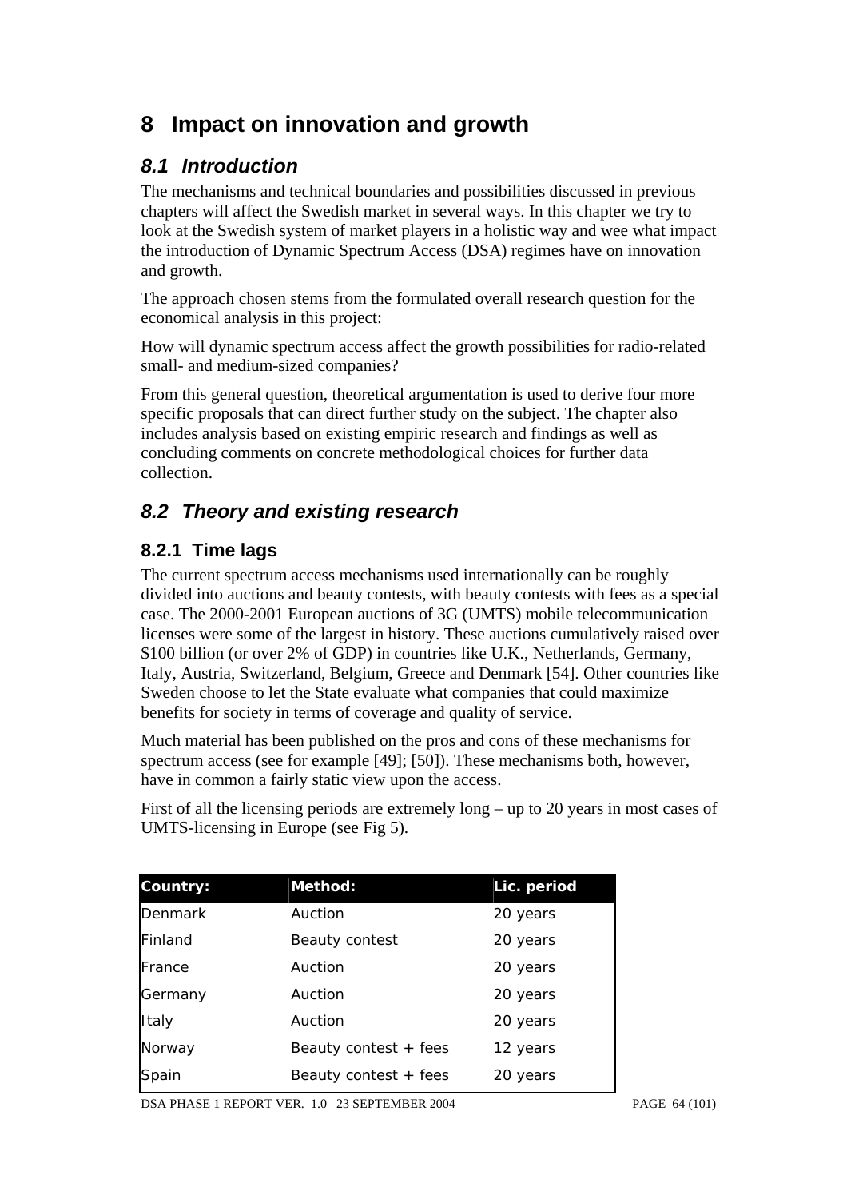# 8 Impact on innovation and growth

## 8.1 Introduction

The mechanisms and technical boundaries and possibilities discussed in previous chapters will affect the Swedish market in several ways. In this chapter we try to look at the Swedish system of market players in a holistic way and wee what impact the introduction of Dynamic Spectrum Access (DSA) regimes have on innovation and growth.

The approach chosen stems from the formulated overall research question for the economical analysis in this project:

How will dynamic spectrum access affect the growth possibilities for radio-related small- and medium-sized companies?

From this general question, theoretical argumentation is used to derive four more specific proposals that can direct further study on the subject. The chapter also includes analysis based on existing empiric research and findings as well as concluding comments on concrete methodological choices for further data collection.

## 8.2 Theory and existing research

### 8.2.1 Time lags

The current spectrum access mechanisms used internationally can be roughly divided into auctions and beauty contests, with beauty contests with fees as a special case. The 2000-2001 European auctions of 3G (UMTS) mobile telecommunication licenses were some of the largest in history. These auctions cumulatively raised over \$100 billion (or over 2% of GDP) in countries like U.K., Netherlands, Germany, Italy, Austria, Switzerland, Belgium, Greece and Denmark [54]. Other countries like Sweden choose to let the State evaluate what companies that could maximize benefits for society in terms of coverage and quality of service.

Much material has been published on the pros and cons of these mechanisms for spectrum access (see for example [49]; [50]). These mechanisms both, however, have in common a fairly static view upon the access.

First of all the licensing periods are extremely long – up to 20 years in most cases of UMTS-licensing in Europe (see Fig 5).

| Country: | Method: | Lic. period |
|---|---|---|
| Denmark | Auction | 20 years |
| Finland | Beauty contest | 20 years |
| France | Auction | 20 years |
| Germany | Auction | 20 years |
| Italy | Auction | 20 years |
| Norway | Beauty contest + fees | 12 years |
| Spain | Beauty contest + fees | 20 years |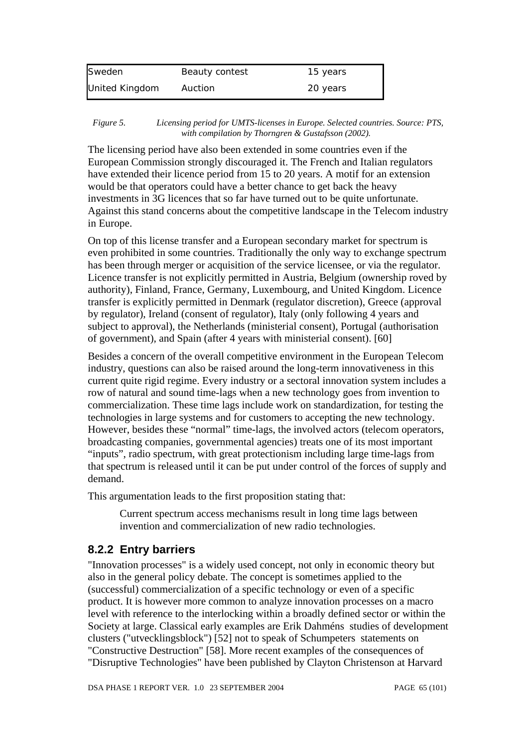| | | |
|---|---|---|
| Sweden | Beauty contest | 15 years |
| United Kingdom | Auction | 20 years |

*Figure 5. Licensing period for UMTS-licenses in Europe. Selected countries. Source: PTS, with compilation by Thorngren & Gustafsson (2002).*

The licensing period have also been extended in some countries even if the European Commission strongly discouraged it. The French and Italian regulators have extended their licence period from 15 to 20 years. A motif for an extension would be that operators could have a better chance to get back the heavy investments in 3G licences that so far have turned out to be quite unfortunate. Against this stand concerns about the competitive landscape in the Telecom industry in Europe.

On top of this license transfer and a European secondary market for spectrum is even prohibited in some countries. Traditionally the only way to exchange spectrum has been through merger or acquisition of the service licensee, or via the regulator. Licence transfer is not explicitly permitted in Austria, Belgium (ownership roved by authority), Finland, France, Germany, Luxembourg, and United Kingdom. Licence transfer is explicitly permitted in Denmark (regulator discretion), Greece (approval by regulator), Ireland (consent of regulator), Italy (only following 4 years and subject to approval), the Netherlands (ministerial consent), Portugal (authorisation of government), and Spain (after 4 years with ministerial consent). [60]

Besides a concern of the overall competitive environment in the European Telecom industry, questions can also be raised around the long-term innovativeness in this current quite rigid regime. Every industry or a sectoral innovation system includes a row of natural and sound time-lags when a new technology goes from invention to commercialization. These time lags include work on standardization, for testing the technologies in large systems and for customers to accepting the new technology. However, besides these "normal" time-lags, the involved actors (telecom operators, broadcasting companies, governmental agencies) treats one of its most important "inputs", radio spectrum, with great protectionism including large time-lags from that spectrum is released until it can be put under control of the forces of supply and demand.

This argumentation leads to the first proposition stating that:

> Current spectrum access mechanisms result in long time lags between invention and commercialization of new radio technologies.

### 8.2.2 Entry barriers

"Innovation processes" is a widely used concept, not only in economic theory but also in the general policy debate. The concept is sometimes applied to the (successful) commercialization of a specific technology or even of a specific product. It is however more common to analyze innovation processes on a macro level with reference to the interlocking within a broadly defined sector or within the Society at large. Classical early examples are Erik Dahméns studies of development clusters ("utvecklingsblock") [52] not to speak of Schumpeters statements on "Constructive Destruction" [58]. More recent examples of the consequences of "Disruptive Technologies" have been published by Clayton Christenson at Harvard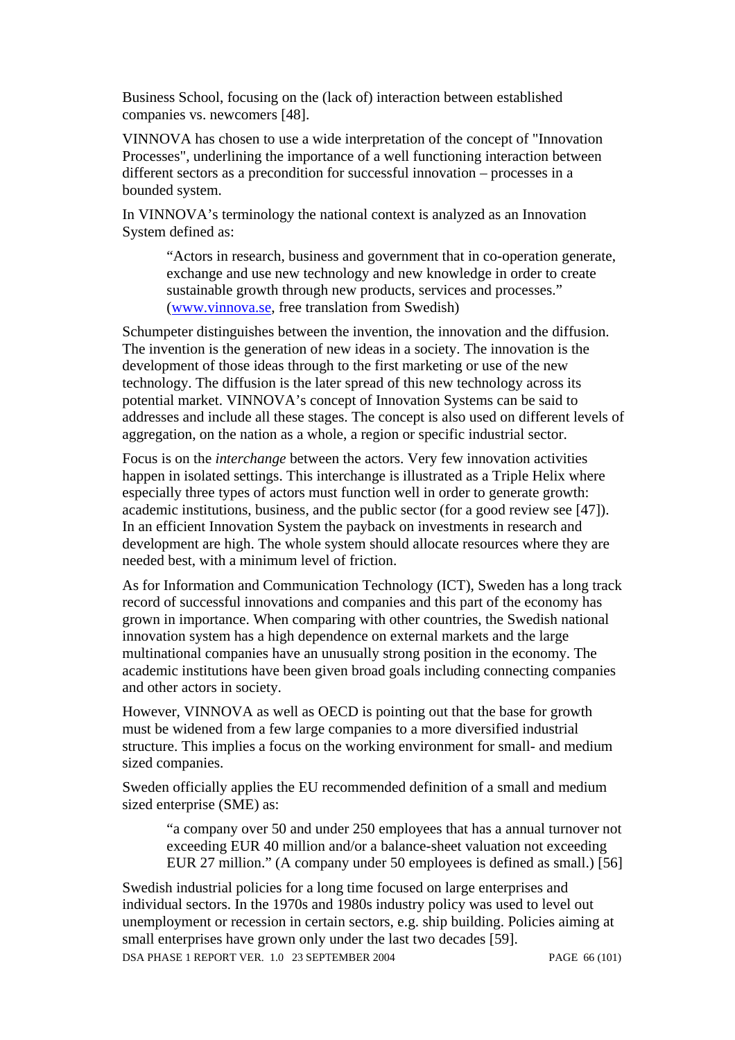Business School, focusing on the (lack of) interaction between established companies vs. newcomers [48].

VINNOVA has chosen to use a wide interpretation of the concept of "Innovation Processes", underlining the importance of a well functioning interaction between different sectors as a precondition for successful innovation – processes in a bounded system.

In VINNOVA's terminology the national context is analyzed as an Innovation System defined as:

> "Actors in research, business and government that in co-operation generate, exchange and use new technology and new knowledge in order to create sustainable growth through new products, services and processes." (www.vinnova.se, free translation from Swedish)

Schumpeter distinguishes between the invention, the innovation and the diffusion. The invention is the generation of new ideas in a society. The innovation is the development of those ideas through to the first marketing or use of the new technology. The diffusion is the later spread of this new technology across its potential market. VINNOVA's concept of Innovation Systems can be said to addresses and include all these stages. The concept is also used on different levels of aggregation, on the nation as a whole, a region or specific industrial sector.

Focus is on the *interchange* between the actors. Very few innovation activities happen in isolated settings. This interchange is illustrated as a Triple Helix where especially three types of actors must function well in order to generate growth: academic institutions, business, and the public sector (for a good review see [47]). In an efficient Innovation System the payback on investments in research and development are high. The whole system should allocate resources where they are needed best, with a minimum level of friction.

As for Information and Communication Technology (ICT), Sweden has a long track record of successful innovations and companies and this part of the economy has grown in importance. When comparing with other countries, the Swedish national innovation system has a high dependence on external markets and the large multinational companies have an unusually strong position in the economy. The academic institutions have been given broad goals including connecting companies and other actors in society.

However, VINNOVA as well as OECD is pointing out that the base for growth must be widened from a few large companies to a more diversified industrial structure. This implies a focus on the working environment for small- and medium sized companies.

Sweden officially applies the EU recommended definition of a small and medium sized enterprise (SME) as:

> "a company over 50 and under 250 employees that has a annual turnover not exceeding EUR 40 million and/or a balance-sheet valuation not exceeding EUR 27 million." (A company under 50 employees is defined as small.) [56]

Swedish industrial policies for a long time focused on large enterprises and individual sectors. In the 1970s and 1980s industry policy was used to level out unemployment or recession in certain sectors, e.g. ship building. Policies aiming at small enterprises have grown only under the last two decades [59].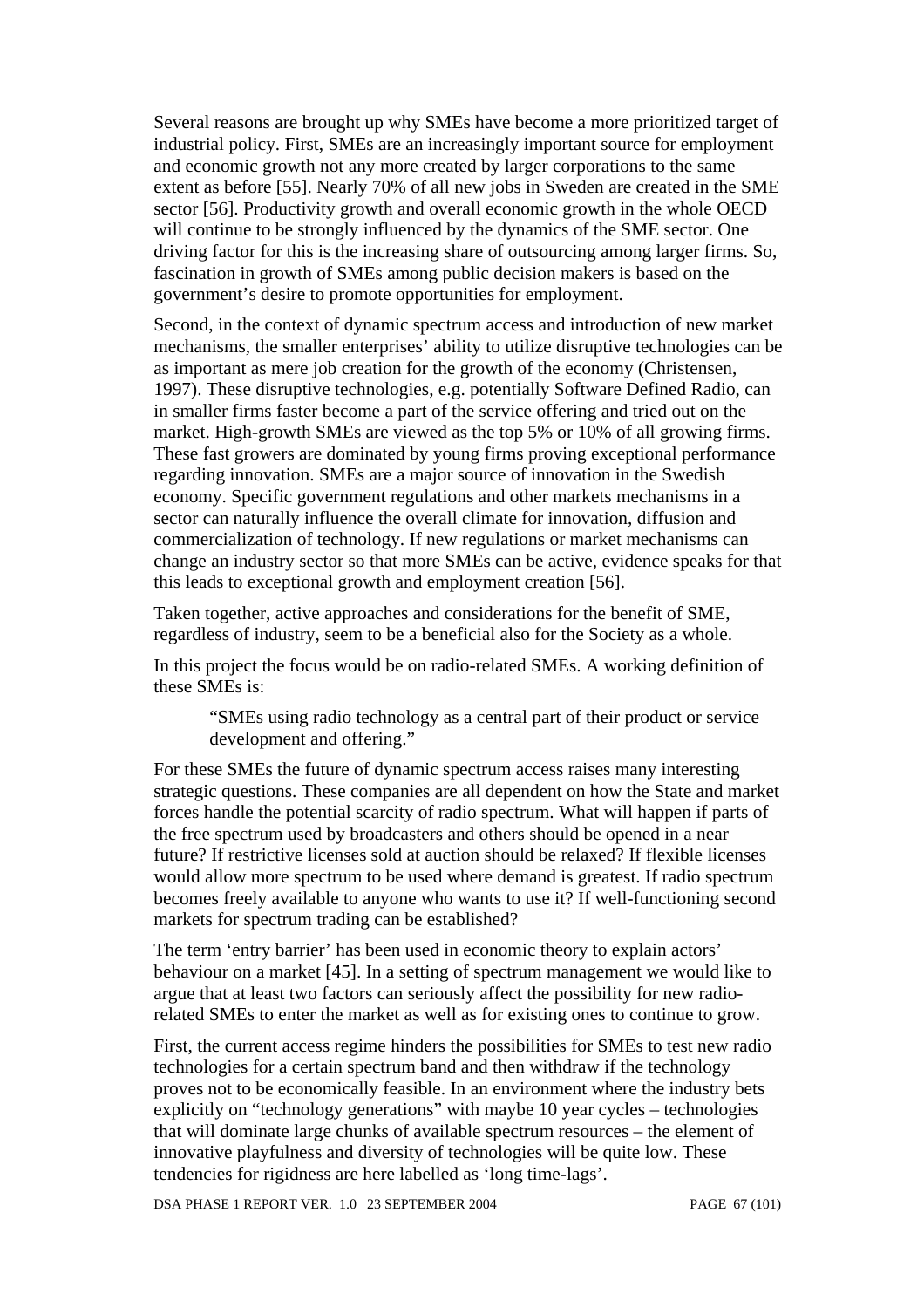Several reasons are brought up why SMEs have become a more prioritized target of industrial policy. First, SMEs are an increasingly important source for employment and economic growth not any more created by larger corporations to the same extent as before [55]. Nearly 70% of all new jobs in Sweden are created in the SME sector [56]. Productivity growth and overall economic growth in the whole OECD will continue to be strongly influenced by the dynamics of the SME sector. One driving factor for this is the increasing share of outsourcing among larger firms. So, fascination in growth of SMEs among public decision makers is based on the government's desire to promote opportunities for employment.

Second, in the context of dynamic spectrum access and introduction of new market mechanisms, the smaller enterprises' ability to utilize disruptive technologies can be as important as mere job creation for the growth of the economy (Christensen, 1997). These disruptive technologies, e.g. potentially Software Defined Radio, can in smaller firms faster become a part of the service offering and tried out on the market. High-growth SMEs are viewed as the top 5% or 10% of all growing firms. These fast growers are dominated by young firms proving exceptional performance regarding innovation. SMEs are a major source of innovation in the Swedish economy. Specific government regulations and other markets mechanisms in a sector can naturally influence the overall climate for innovation, diffusion and commercialization of technology. If new regulations or market mechanisms can change an industry sector so that more SMEs can be active, evidence speaks for that this leads to exceptional growth and employment creation [56].

Taken together, active approaches and considerations for the benefit of SME, regardless of industry, seem to be a beneficial also for the Society as a whole.

In this project the focus would be on radio-related SMEs. A working definition of these SMEs is:

> "SMEs using radio technology as a central part of their product or service development and offering."

For these SMEs the future of dynamic spectrum access raises many interesting strategic questions. These companies are all dependent on how the State and market forces handle the potential scarcity of radio spectrum. What will happen if parts of the free spectrum used by broadcasters and others should be opened in a near future? If restrictive licenses sold at auction should be relaxed? If flexible licenses would allow more spectrum to be used where demand is greatest. If radio spectrum becomes freely available to anyone who wants to use it? If well-functioning second markets for spectrum trading can be established?

The term 'entry barrier' has been used in economic theory to explain actors' behaviour on a market [45]. In a setting of spectrum management we would like to argue that at least two factors can seriously affect the possibility for new radio-related SMEs to enter the market as well as for existing ones to continue to grow.

First, the current access regime hinders the possibilities for SMEs to test new radio technologies for a certain spectrum band and then withdraw if the technology proves not to be economically feasible. In an environment where the industry bets explicitly on "technology generations" with maybe 10 year cycles – technologies that will dominate large chunks of available spectrum resources – the element of innovative playfulness and diversity of technologies will be quite low. These tendencies for rigidness are here labelled as 'long time-lags'.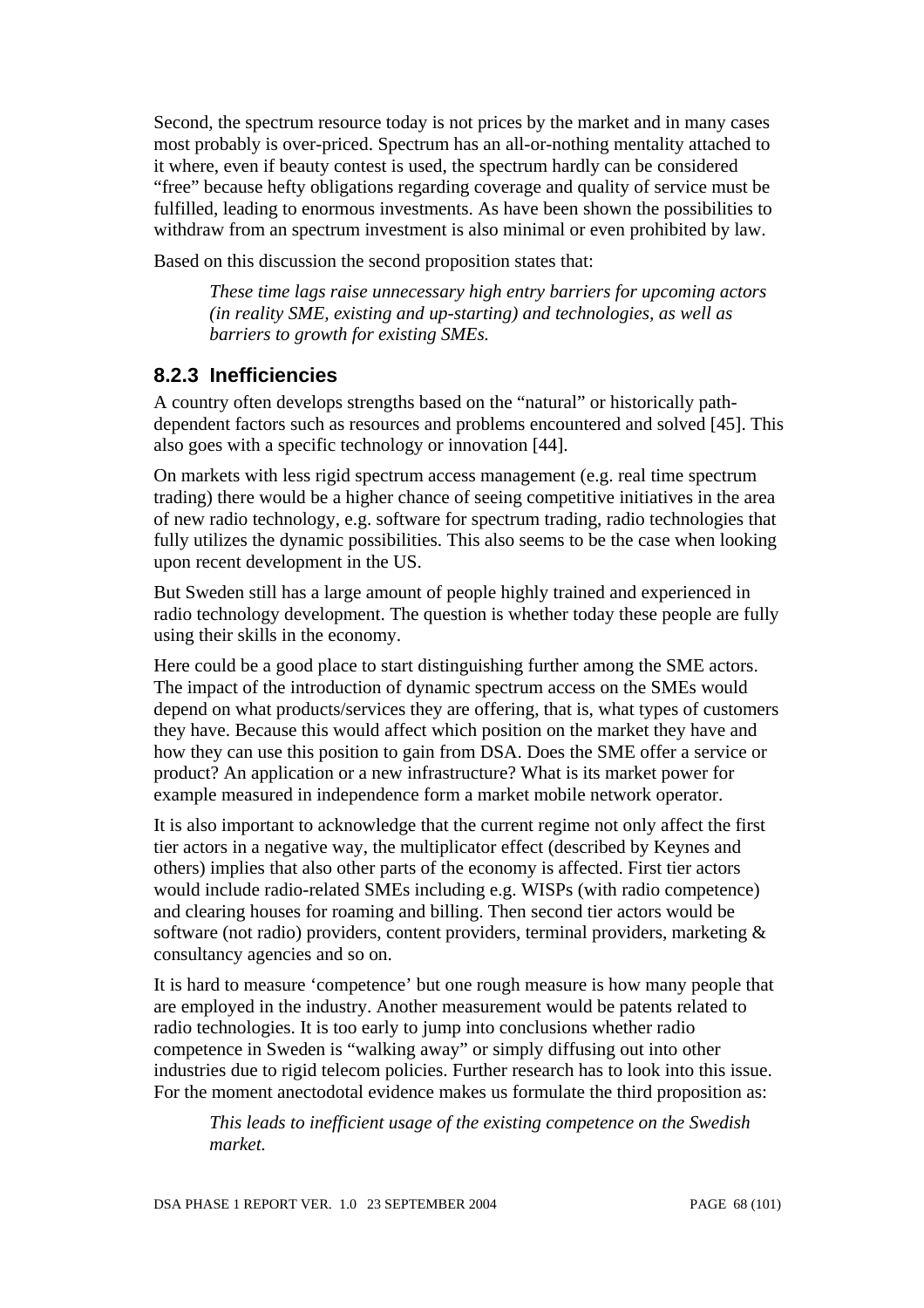Second, the spectrum resource today is not prices by the market and in many cases most probably is over-priced. Spectrum has an all-or-nothing mentality attached to it where, even if beauty contest is used, the spectrum hardly can be considered "free" because hefty obligations regarding coverage and quality of service must be fulfilled, leading to enormous investments. As have been shown the possibilities to withdraw from an spectrum investment is also minimal or even prohibited by law.

Based on this discussion the second proposition states that:

> *These time lags raise unnecessary high entry barriers for upcoming actors (in reality SME, existing and up-starting) and technologies, as well as barriers to growth for existing SMEs.*

### 8.2.3 Inefficiencies

A country often develops strengths based on the "natural" or historically path-dependent factors such as resources and problems encountered and solved [45]. This also goes with a specific technology or innovation [44].

On markets with less rigid spectrum access management (e.g. real time spectrum trading) there would be a higher chance of seeing competitive initiatives in the area of new radio technology, e.g. software for spectrum trading, radio technologies that fully utilizes the dynamic possibilities. This also seems to be the case when looking upon recent development in the US.

But Sweden still has a large amount of people highly trained and experienced in radio technology development. The question is whether today these people are fully using their skills in the economy.

Here could be a good place to start distinguishing further among the SME actors. The impact of the introduction of dynamic spectrum access on the SMEs would depend on what products/services they are offering, that is, what types of customers they have. Because this would affect which position on the market they have and how they can use this position to gain from DSA. Does the SME offer a service or product? An application or a new infrastructure? What is its market power for example measured in independence form a market mobile network operator.

It is also important to acknowledge that the current regime not only affect the first tier actors in a negative way, the multiplicator effect (described by Keynes and others) implies that also other parts of the economy is affected. First tier actors would include radio-related SMEs including e.g. WISPs (with radio competence) and clearing houses for roaming and billing. Then second tier actors would be software (not radio) providers, content providers, terminal providers, marketing & consultancy agencies and so on.

It is hard to measure 'competence' but one rough measure is how many people that are employed in the industry. Another measurement would be patents related to radio technologies. It is too early to jump into conclusions whether radio competence in Sweden is "walking away" or simply diffusing out into other industries due to rigid telecom policies. Further research has to look into this issue. For the moment anectodotal evidence makes us formulate the third proposition as:

> *This leads to inefficient usage of the existing competence on the Swedish market.*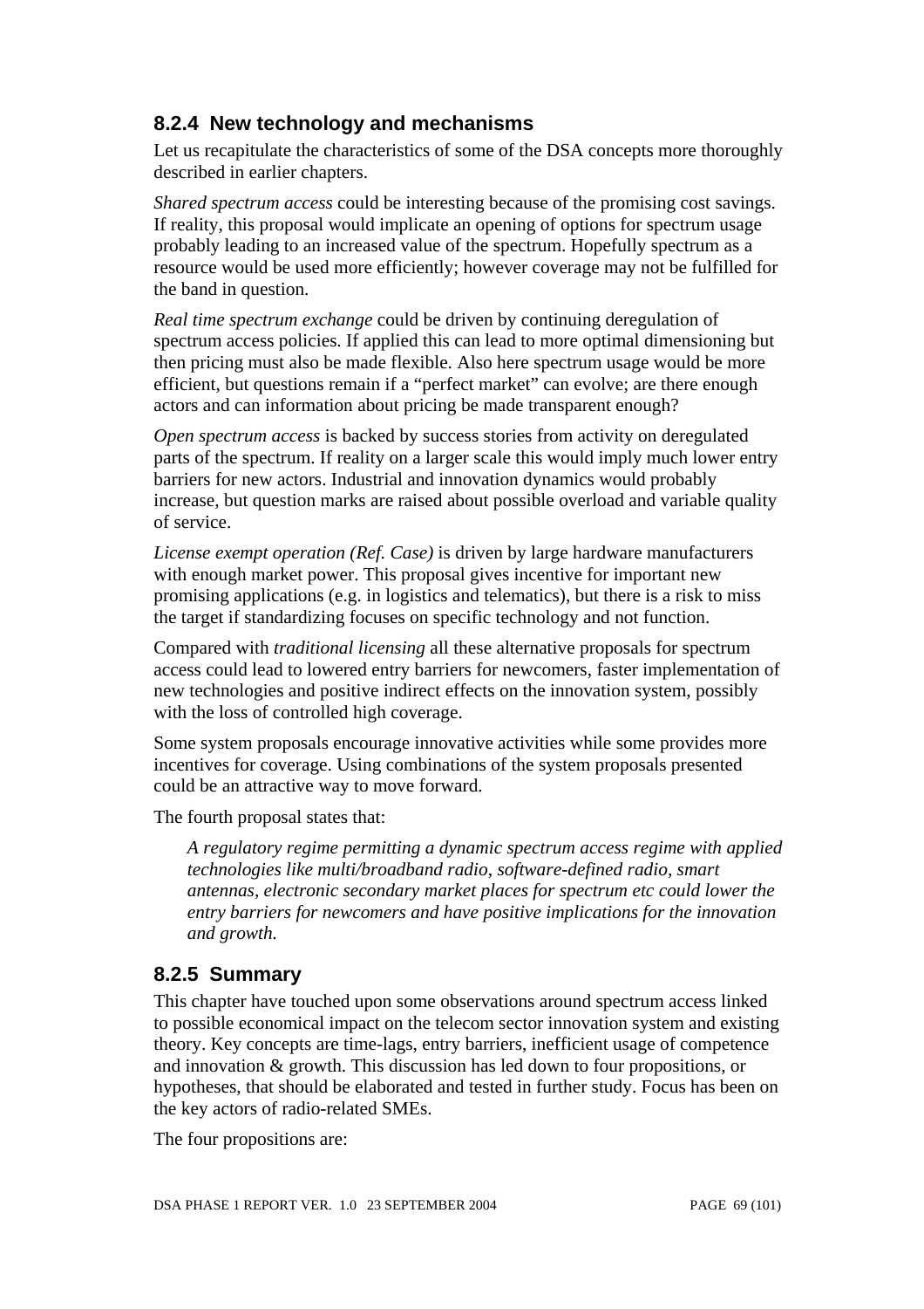### 8.2.4 New technology and mechanisms

Let us recapitulate the characteristics of some of the DSA concepts more thoroughly described in earlier chapters.

*Shared spectrum access* could be interesting because of the promising cost savings. If reality, this proposal would implicate an opening of options for spectrum usage probably leading to an increased value of the spectrum. Hopefully spectrum as a resource would be used more efficiently; however coverage may not be fulfilled for the band in question.

*Real time spectrum exchange* could be driven by continuing deregulation of spectrum access policies. If applied this can lead to more optimal dimensioning but then pricing must also be made flexible. Also here spectrum usage would be more efficient, but questions remain if a "perfect market" can evolve; are there enough actors and can information about pricing be made transparent enough?

*Open spectrum access* is backed by success stories from activity on deregulated parts of the spectrum. If reality on a larger scale this would imply much lower entry barriers for new actors. Industrial and innovation dynamics would probably increase, but question marks are raised about possible overload and variable quality of service.

*License exempt operation (Ref. Case)* is driven by large hardware manufacturers with enough market power. This proposal gives incentive for important new promising applications (e.g. in logistics and telematics), but there is a risk to miss the target if standardizing focuses on specific technology and not function.

Compared with *traditional licensing* all these alternative proposals for spectrum access could lead to lowered entry barriers for newcomers, faster implementation of new technologies and positive indirect effects on the innovation system, possibly with the loss of controlled high coverage.

Some system proposals encourage innovative activities while some provides more incentives for coverage. Using combinations of the system proposals presented could be an attractive way to move forward.

The fourth proposal states that:

> *A regulatory regime permitting a dynamic spectrum access regime with applied technologies like multi/broadband radio, software-defined radio, smart antennas, electronic secondary market places for spectrum etc could lower the entry barriers for newcomers and have positive implications for the innovation and growth.*

### 8.2.5 Summary

This chapter have touched upon some observations around spectrum access linked to possible economical impact on the telecom sector innovation system and existing theory. Key concepts are time-lags, entry barriers, inefficient usage of competence and innovation & growth. This discussion has led down to four propositions, or hypotheses, that should be elaborated and tested in further study. Focus has been on the key actors of radio-related SMEs.

The four propositions are: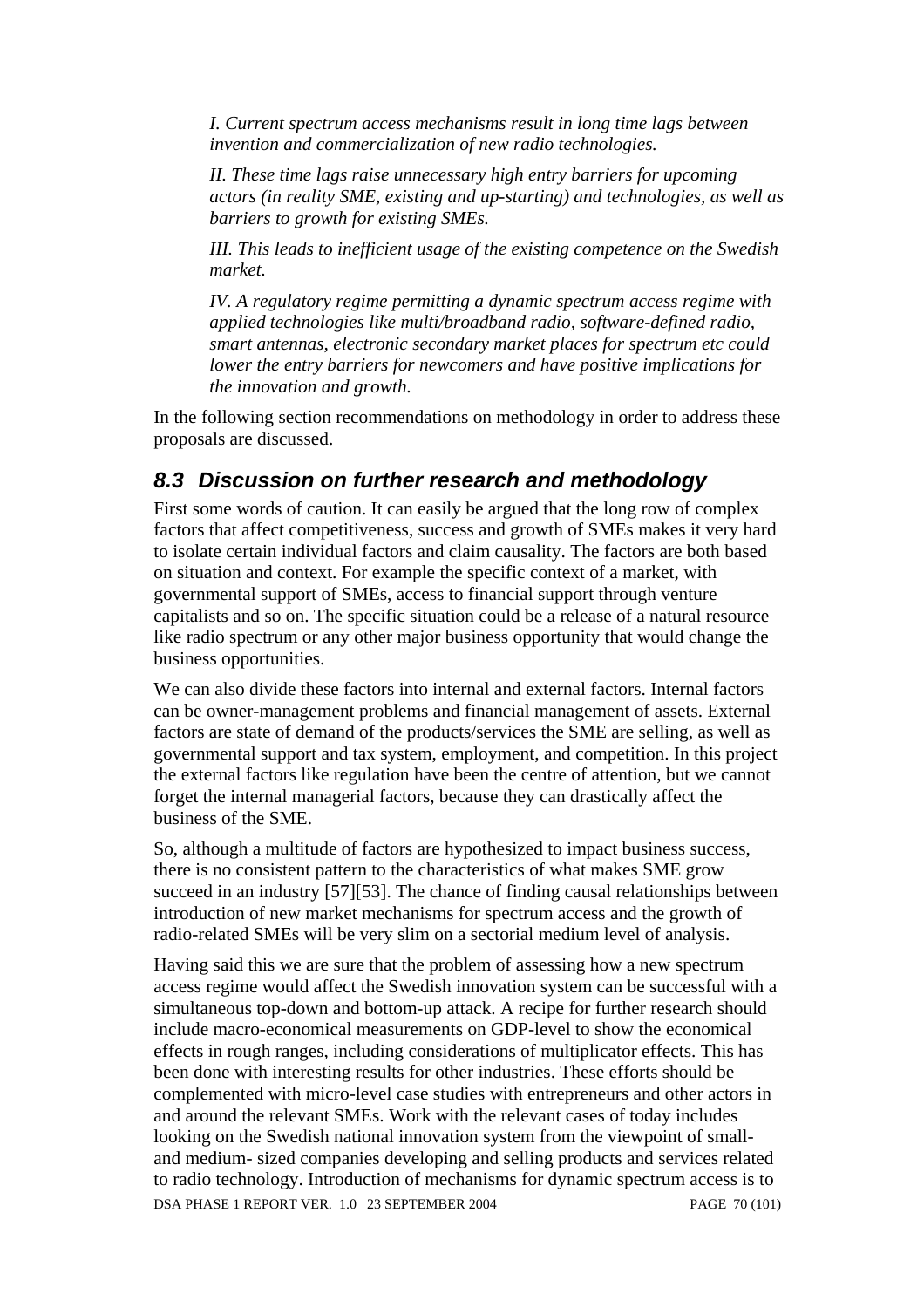*I. Current spectrum access mechanisms result in long time lags between invention and commercialization of new radio technologies.*

*II. These time lags raise unnecessary high entry barriers for upcoming actors (in reality SME, existing and up-starting) and technologies, as well as barriers to growth for existing SMEs.*

*III. This leads to inefficient usage of the existing competence on the Swedish market.*

*IV. A regulatory regime permitting a dynamic spectrum access regime with applied technologies like multi/broadband radio, software-defined radio, smart antennas, electronic secondary market places for spectrum etc could lower the entry barriers for newcomers and have positive implications for the innovation and growth.*

In the following section recommendations on methodology in order to address these proposals are discussed.

## 8.3 Discussion on further research and methodology

First some words of caution. It can easily be argued that the long row of complex factors that affect competitiveness, success and growth of SMEs makes it very hard to isolate certain individual factors and claim causality. The factors are both based on situation and context. For example the specific context of a market, with governmental support of SMEs, access to financial support through venture capitalists and so on. The specific situation could be a release of a natural resource like radio spectrum or any other major business opportunity that would change the business opportunities.

We can also divide these factors into internal and external factors. Internal factors can be owner-management problems and financial management of assets. External factors are state of demand of the products/services the SME are selling, as well as governmental support and tax system, employment, and competition. In this project the external factors like regulation have been the centre of attention, but we cannot forget the internal managerial factors, because they can drastically affect the business of the SME.

So, although a multitude of factors are hypothesized to impact business success, there is no consistent pattern to the characteristics of what makes SME grow succeed in an industry [57][53]. The chance of finding causal relationships between introduction of new market mechanisms for spectrum access and the growth of radio-related SMEs will be very slim on a sectorial medium level of analysis.

Having said this we are sure that the problem of assessing how a new spectrum access regime would affect the Swedish innovation system can be successful with a simultaneous top-down and bottom-up attack. A recipe for further research should include macro-economical measurements on GDP-level to show the economical effects in rough ranges, including considerations of multiplicator effects. This has been done with interesting results for other industries. These efforts should be complemented with micro-level case studies with entrepreneurs and other actors in and around the relevant SMEs. Work with the relevant cases of today includes looking on the Swedish national innovation system from the viewpoint of small- and medium- sized companies developing and selling products and services related to radio technology. Introduction of mechanisms for dynamic spectrum access is to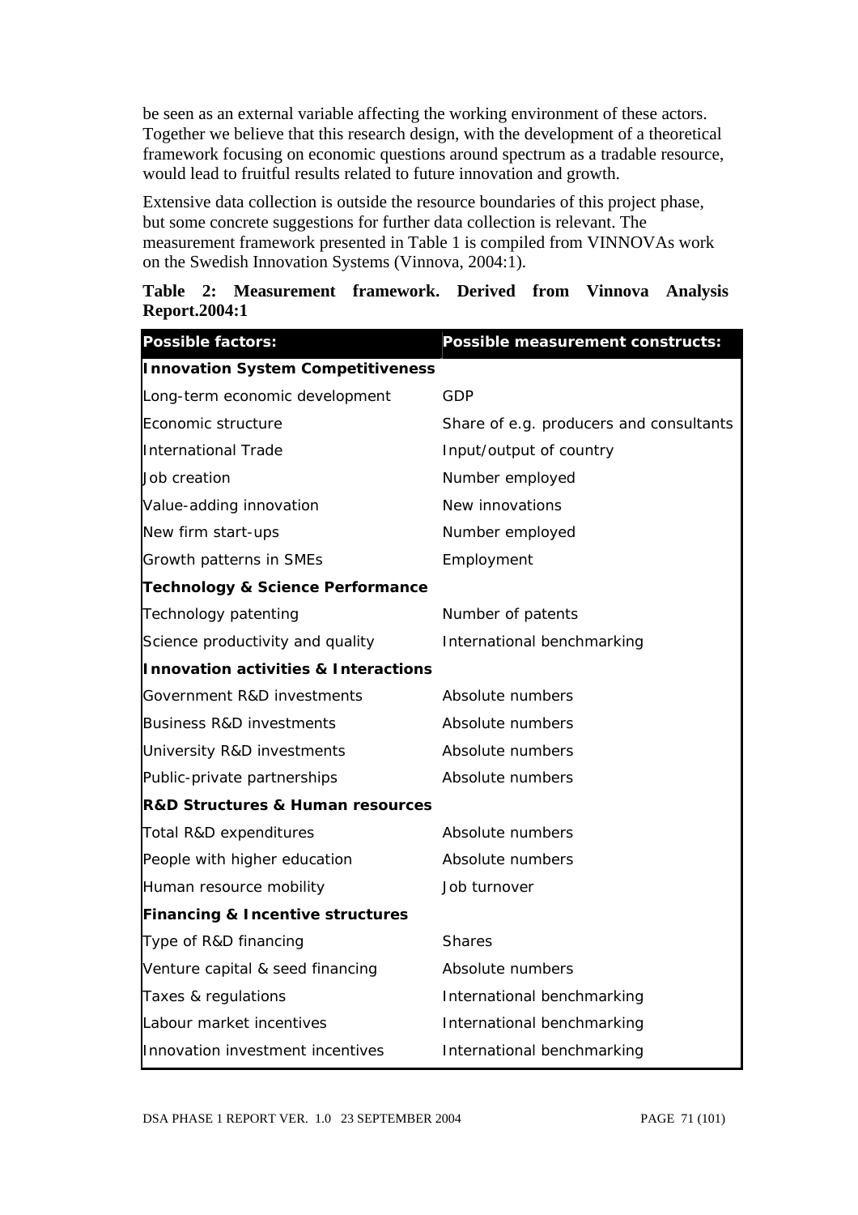be seen as an external variable affecting the working environment of these actors. Together we believe that this research design, with the development of a theoretical framework focusing on economic questions around spectrum as a tradable resource, would lead to fruitful results related to future innovation and growth.

Extensive data collection is outside the resource boundaries of this project phase, but some concrete suggestions for further data collection is relevant. The measurement framework presented in Table 1 is compiled from VINNOVAs work on the Swedish Innovation Systems (Vinnova, 2004:1).

**Table 2: Measurement framework. Derived from Vinnova Analysis Report.2004:1**

| Possible factors: | Possible measurement constructs: |
|---|---|
| **Innovation System Competitiveness** | |
| Long-term economic development | GDP |
| Economic structure | Share of e.g. producers and consultants |
| International Trade | Input/output of country |
| Job creation | Number employed |
| Value-adding innovation | New innovations |
| New firm start-ups | Number employed |
| Growth patterns in SMEs | Employment |
| **Technology & Science Performance** | |
| Technology patenting | Number of patents |
| Science productivity and quality | International benchmarking |
| **Innovation activities & Interactions** | |
| Government R&D investments | Absolute numbers |
| Business R&D investments | Absolute numbers |
| University R&D investments | Absolute numbers |
| Public-private partnerships | Absolute numbers |
| **R&D Structures & Human resources** | |
| Total R&D expenditures | Absolute numbers |
| People with higher education | Absolute numbers |
| Human resource mobility | Job turnover |
| **Financing & Incentive structures** | |
| Type of R&D financing | Shares |
| Venture capital & seed financing | Absolute numbers |
| Taxes & regulations | International benchmarking |
| Labour market incentives | International benchmarking |
| Innovation investment incentives | International benchmarking |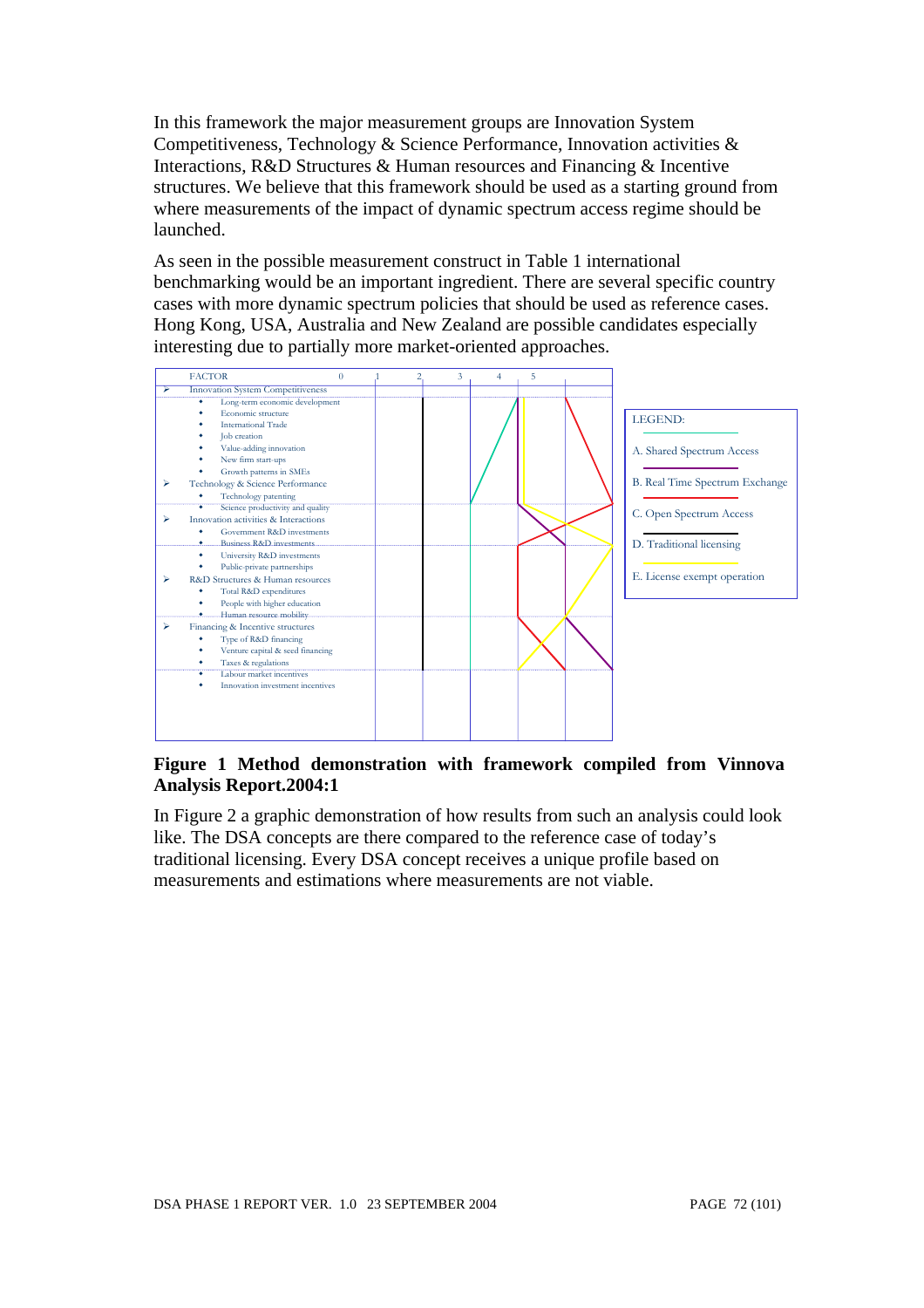In this framework the major measurement groups are Innovation System Competitiveness, Technology & Science Performance, Innovation activities & Interactions, R&D Structures & Human resources and Financing & Incentive structures. We believe that this framework should be used as a starting ground from where measurements of the impact of dynamic spectrum access regime should be launched.

As seen in the possible measurement construct in Table 1 international benchmarking would be an important ingredient. There are several specific country cases with more dynamic spectrum policies that should be used as reference cases. Hong Kong, USA, Australia and New Zealand are possible candidates especially interesting due to partially more market-oriented approaches.

FACTOR 0 1 2 3 4 5

- Innovation System Competitiveness
  - Long-term economic development
  - Economic structure
  - International Trade
  - Job creation
  - Value-adding innovation
  - New firm start-ups
  - Growth patterns in SMEs
- Technology & Science Performance
  - Technology patenting
  - Science productivity and quality
- Innovation activities & Interactions
  - Government R&D investments
  - Business R&D investments
  - University R&D investments
  - Public-private partnerships
- R&D Structures & Human resources
  - Total R&D expenditures
  - People with higher education
  - Human resource mobility
- Financing & Incentive structures
  - Type of R&D financing
  - Venture capital & seed financing
  - Taxes & regulations
  - Labour market incentives
  - Innovation investment incentives

LEGEND:

A. Shared Spectrum Access

B. Real Time Spectrum Exchange

C. Open Spectrum Access

D. Traditional licensing

E. License exempt operation

**Figure 1 Method demonstration with framework compiled from Vinnova Analysis Report.2004:1**

In Figure 2 a graphic demonstration of how results from such an analysis could look like. The DSA concepts are there compared to the reference case of today's traditional licensing. Every DSA concept receives a unique profile based on measurements and estimations where measurements are not viable.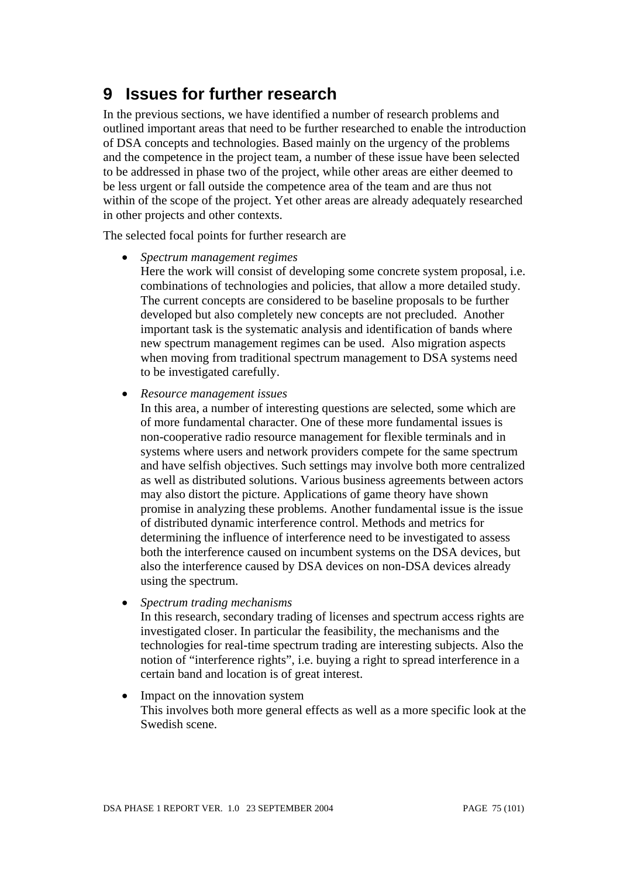# 9 Issues for further research

In the previous sections, we have identified a number of research problems and outlined important areas that need to be further researched to enable the introduction of DSA concepts and technologies. Based mainly on the urgency of the problems and the competence in the project team, a number of these issue have been selected to be addressed in phase two of the project, while other areas are either deemed to be less urgent or fall outside the competence area of the team and are thus not within of the scope of the project. Yet other areas are already adequately researched in other projects and other contexts.

The selected focal points for further research are

- *Spectrum management regimes*
  Here the work will consist of developing some concrete system proposal, i.e. combinations of technologies and policies, that allow a more detailed study. The current concepts are considered to be baseline proposals to be further developed but also completely new concepts are not precluded. Another important task is the systematic analysis and identification of bands where new spectrum management regimes can be used. Also migration aspects when moving from traditional spectrum management to DSA systems need to be investigated carefully.

- *Resource management issues*
  In this area, a number of interesting questions are selected, some which are of more fundamental character. One of these more fundamental issues is non-cooperative radio resource management for flexible terminals and in systems where users and network providers compete for the same spectrum and have selfish objectives. Such settings may involve both more centralized as well as distributed solutions. Various business agreements between actors may also distort the picture. Applications of game theory have shown promise in analyzing these problems. Another fundamental issue is the issue of distributed dynamic interference control. Methods and metrics for determining the influence of interference need to be investigated to assess both the interference caused on incumbent systems on the DSA devices, but also the interference caused by DSA devices on non-DSA devices already using the spectrum.

- *Spectrum trading mechanisms*
  In this research, secondary trading of licenses and spectrum access rights are investigated closer. In particular the feasibility, the mechanisms and the technologies for real-time spectrum trading are interesting subjects. Also the notion of "interference rights", i.e. buying a right to spread interference in a certain band and location is of great interest.

- Impact on the innovation system
  This involves both more general effects as well as a more specific look at the Swedish scene.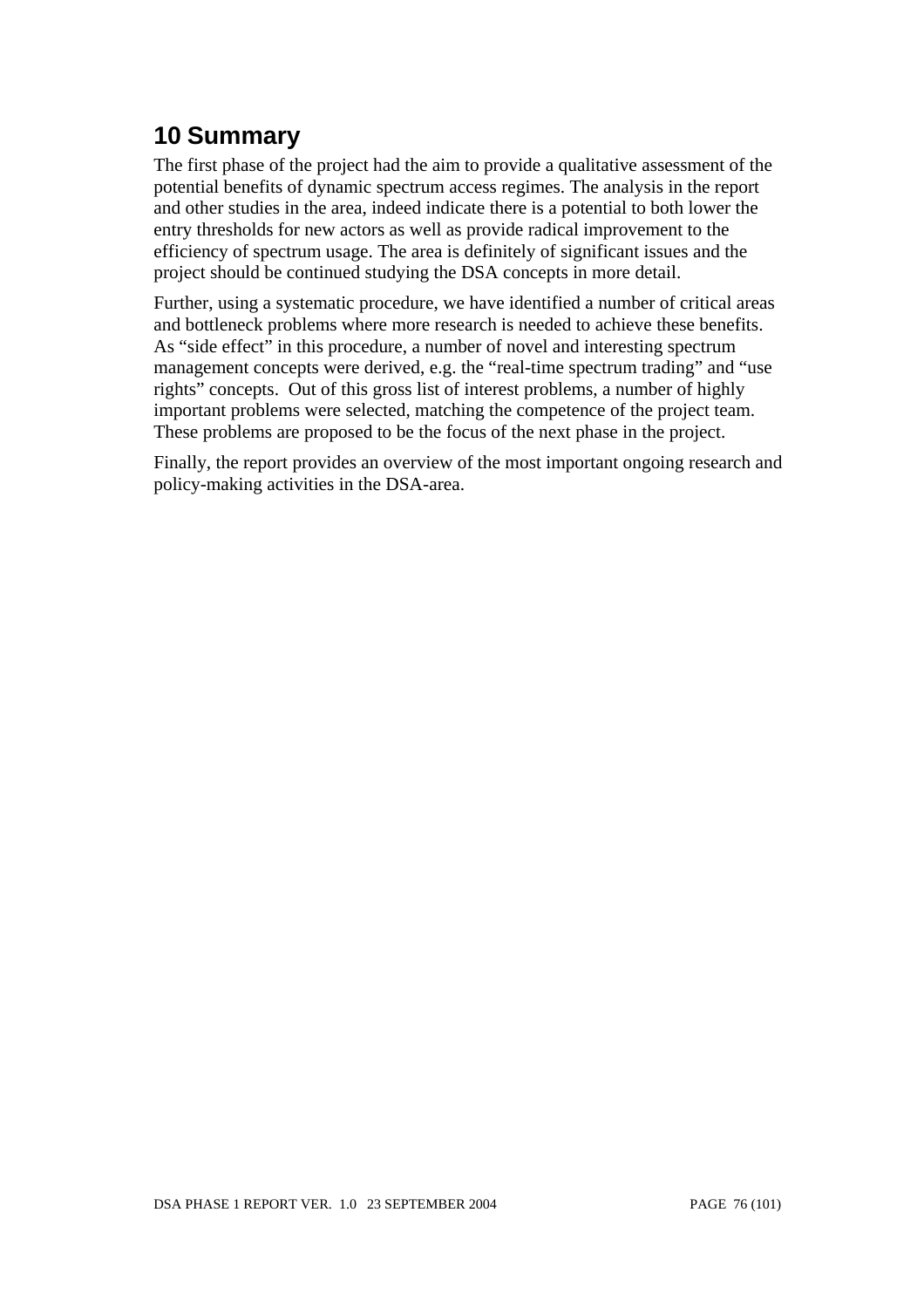# 10 Summary

The first phase of the project had the aim to provide a qualitative assessment of the potential benefits of dynamic spectrum access regimes. The analysis in the report and other studies in the area, indeed indicate there is a potential to both lower the entry thresholds for new actors as well as provide radical improvement to the efficiency of spectrum usage. The area is definitely of significant issues and the project should be continued studying the DSA concepts in more detail.

Further, using a systematic procedure, we have identified a number of critical areas and bottleneck problems where more research is needed to achieve these benefits. As "side effect" in this procedure, a number of novel and interesting spectrum management concepts were derived, e.g. the "real-time spectrum trading" and "use rights" concepts. Out of this gross list of interest problems, a number of highly important problems were selected, matching the competence of the project team. These problems are proposed to be the focus of the next phase in the project.

Finally, the report provides an overview of the most important ongoing research and policy-making activities in the DSA-area.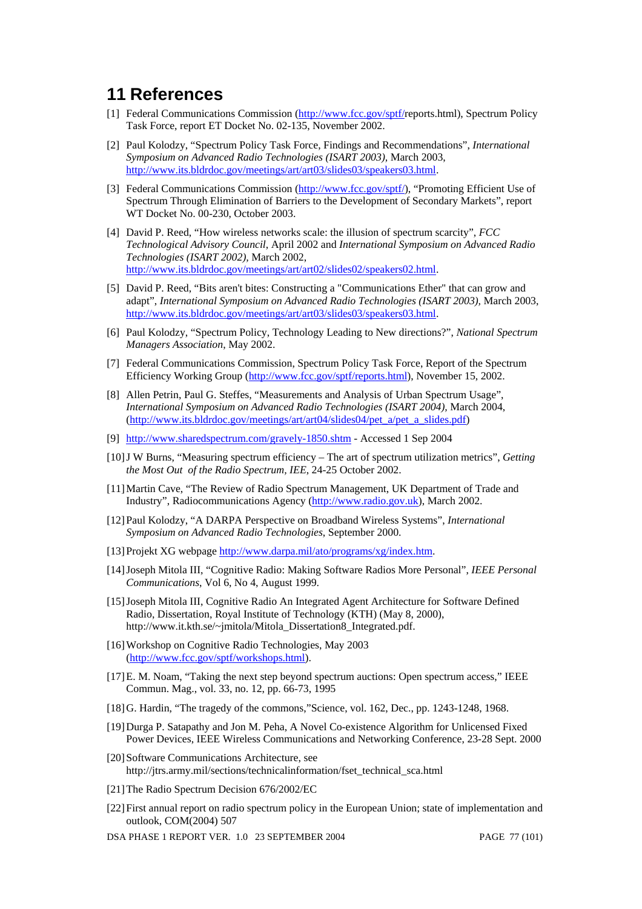# 11 References

[1] Federal Communications Commission (http://www.fcc.gov/sptf/reports.html), Spectrum Policy Task Force, report ET Docket No. 02-135, November 2002.

[2] Paul Kolodzy, "Spectrum Policy Task Force, Findings and Recommendations", *International Symposium on Advanced Radio Technologies (ISART 2003)*, March 2003, http://www.its.bldrdoc.gov/meetings/art/art03/slides03/speakers03.html.

[3] Federal Communications Commission (http://www.fcc.gov/sptf/), "Promoting Efficient Use of Spectrum Through Elimination of Barriers to the Development of Secondary Markets", report WT Docket No. 00-230, October 2003.

[4] David P. Reed, "How wireless networks scale: the illusion of spectrum scarcity", *FCC Technological Advisory Council*, April 2002 and *International Symposium on Advanced Radio Technologies (ISART 2002)*, March 2002, http://www.its.bldrdoc.gov/meetings/art/art02/slides02/speakers02.html.

[5] David P. Reed, "Bits aren't bites: Constructing a "Communications Ether" that can grow and adapt", *International Symposium on Advanced Radio Technologies (ISART 2003)*, March 2003, http://www.its.bldrdoc.gov/meetings/art/art03/slides03/speakers03.html.

[6] Paul Kolodzy, "Spectrum Policy, Technology Leading to New directions?", *National Spectrum Managers Association*, May 2002.

[7] Federal Communications Commission, Spectrum Policy Task Force, Report of the Spectrum Efficiency Working Group (http://www.fcc.gov/sptf/reports.html), November 15, 2002.

[8] Allen Petrin, Paul G. Steffes, "Measurements and Analysis of Urban Spectrum Usage", *International Symposium on Advanced Radio Technologies (ISART 2004)*, March 2004, (http://www.its.bldrdoc.gov/meetings/art/art04/slides04/pet_a/pet_a_slides.pdf)

[9] http://www.sharedspectrum.com/gravely-1850.shtm - Accessed 1 Sep 2004

[10] J W Burns, "Measuring spectrum efficiency – The art of spectrum utilization metrics", *Getting the Most Out of the Radio Spectrum, IEE*, 24-25 October 2002.

[11] Martin Cave, "The Review of Radio Spectrum Management, UK Department of Trade and Industry", Radiocommunications Agency (http://www.radio.gov.uk), March 2002.

[12] Paul Kolodzy, "A DARPA Perspective on Broadband Wireless Systems", *International Symposium on Advanced Radio Technologies*, September 2000.

[13] Projekt XG webpage http://www.darpa.mil/ato/programs/xg/index.htm.

[14] Joseph Mitola III, "Cognitive Radio: Making Software Radios More Personal", *IEEE Personal Communications*, Vol 6, No 4, August 1999.

[15] Joseph Mitola III, Cognitive Radio An Integrated Agent Architecture for Software Defined Radio, Dissertation, Royal Institute of Technology (KTH) (May 8, 2000), http://www.it.kth.se/~jmitola/Mitola_Dissertation8_Integrated.pdf.

[16] Workshop on Cognitive Radio Technologies, May 2003 (http://www.fcc.gov/sptf/workshops.html).

[17] E. M. Noam, "Taking the next step beyond spectrum auctions: Open spectrum access," IEEE Commun. Mag., vol. 33, no. 12, pp. 66-73, 1995

[18] G. Hardin, "The tragedy of the commons,"Science, vol. 162, Dec., pp. 1243-1248, 1968.

[19] Durga P. Satapathy and Jon M. Peha, A Novel Co-existence Algorithm for Unlicensed Fixed Power Devices, IEEE Wireless Communications and Networking Conference, 23-28 Sept. 2000

[20] Software Communications Architecture, see http://jtrs.army.mil/sections/technicalinformation/fset_technical_sca.html

[21] The Radio Spectrum Decision 676/2002/EC

[22] First annual report on radio spectrum policy in the European Union; state of implementation and outlook, COM(2004) 507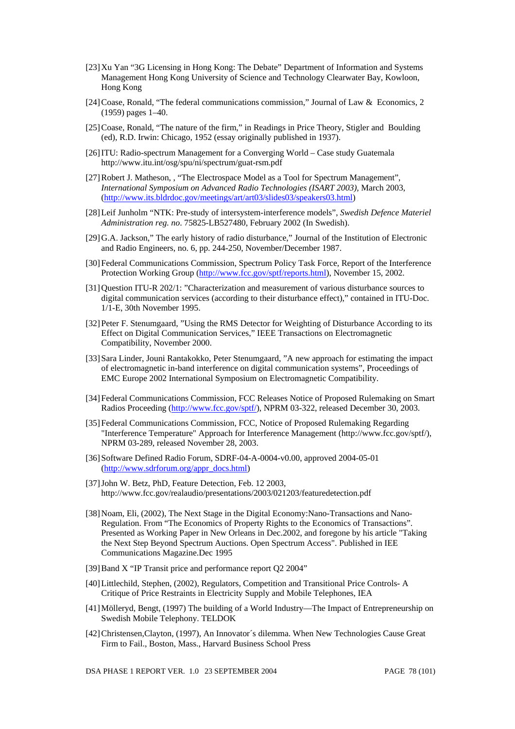[23] Xu Yan "3G Licensing in Hong Kong: The Debate" Department of Information and Systems Management Hong Kong University of Science and Technology Clearwater Bay, Kowloon, Hong Kong

[24] Coase, Ronald, "The federal communications commission," Journal of Law & Economics, 2 (1959) pages 1–40.

[25] Coase, Ronald, "The nature of the firm," in Readings in Price Theory, Stigler and Boulding (ed), R.D. Irwin: Chicago, 1952 (essay originally published in 1937).

[26] ITU: Radio-spectrum Management for a Converging World – Case study Guatemala http://www.itu.int/osg/spu/ni/spectrum/guat-rsm.pdf

[27] Robert J. Matheson, , "The Electrospace Model as a Tool for Spectrum Management", *International Symposium on Advanced Radio Technologies (ISART 2003)*, March 2003, (http://www.its.bldrdoc.gov/meetings/art/art03/slides03/speakers03.html)

[28] Leif Junholm "NTK: Pre-study of intersystem-interference models", *Swedish Defence Materiel Administration reg. no*. 75825-LB527480, February 2002 (In Swedish).

[29] G.A. Jackson," The early history of radio disturbance," Journal of the Institution of Electronic and Radio Engineers, no. 6, pp. 244-250, November/December 1987.

[30] Federal Communications Commission, Spectrum Policy Task Force, Report of the Interference Protection Working Group (http://www.fcc.gov/sptf/reports.html), November 15, 2002.

[31] Question ITU-R 202/1: "Characterization and measurement of various disturbance sources to digital communication services (according to their disturbance effect)," contained in ITU-Doc. 1/1-E, 30th November 1995.

[32] Peter F. Stenumgaard, "Using the RMS Detector for Weighting of Disturbance According to its Effect on Digital Communication Services," IEEE Transactions on Electromagnetic Compatibility, November 2000.

[33] Sara Linder, Jouni Rantakokko, Peter Stenumgaard, "A new approach for estimating the impact of electromagnetic in-band interference on digital communication systems", Proceedings of EMC Europe 2002 International Symposium on Electromagnetic Compatibility.

[34] Federal Communications Commission, FCC Releases Notice of Proposed Rulemaking on Smart Radios Proceeding (http://www.fcc.gov/sptf/), NPRM 03-322, released December 30, 2003.

[35] Federal Communications Commission, FCC, Notice of Proposed Rulemaking Regarding "Interference Temperature" Approach for Interference Management (http://www.fcc.gov/sptf/), NPRM 03-289, released November 28, 2003.

[36] Software Defined Radio Forum, SDRF-04-A-0004-v0.00, approved 2004-05-01 (http://www.sdrforum.org/appr_docs.html)

[37] John W. Betz, PhD, Feature Detection, Feb. 12 2003, http://www.fcc.gov/realaudio/presentations/2003/021203/featuredetection.pdf

[38] Noam, Eli, (2002), The Next Stage in the Digital Economy:Nano-Transactions and Nano-Regulation. From "The Economics of Property Rights to the Economics of Transactions". Presented as Working Paper in New Orleans in Dec.2002, and foregone by his article "Taking the Next Step Beyond Spectrum Auctions. Open Spectrum Access". Published in IEE Communications Magazine.Dec 1995

[39] Band X "IP Transit price and performance report Q2 2004"

[40] Littlechild, Stephen, (2002), Regulators, Competition and Transitional Price Controls- A Critique of Price Restraints in Electricity Supply and Mobile Telephones, IEA

[41] Mölleryd, Bengt, (1997) The building of a World Industry—The Impact of Entrepreneurship on Swedish Mobile Telephony. TELDOK

[42] Christensen,Clayton, (1997), An Innovator´s dilemma. When New Technologies Cause Great Firm to Fail., Boston, Mass., Harvard Business School Press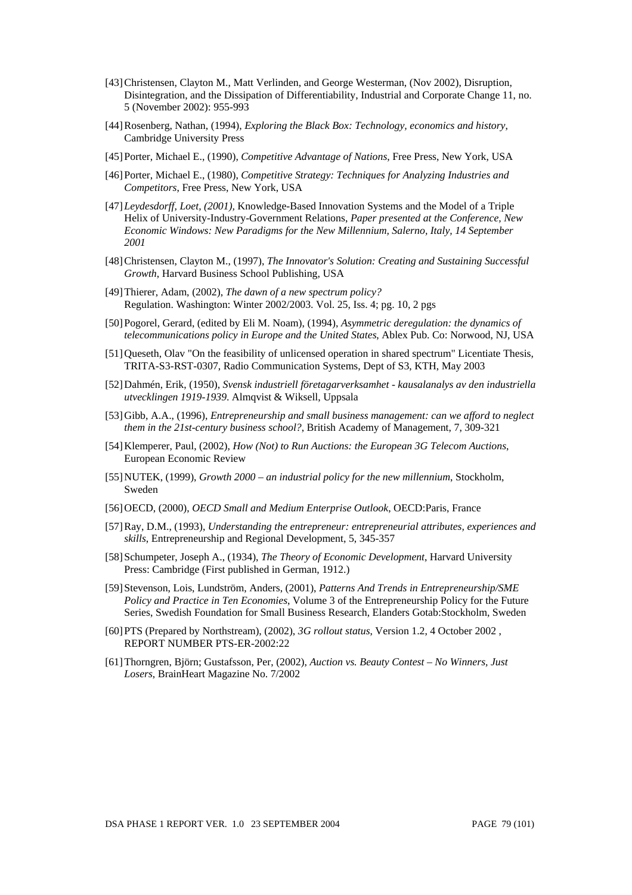[43] Christensen, Clayton M., Matt Verlinden, and George Westerman, (Nov 2002), Disruption, Disintegration, and the Dissipation of Differentiability, Industrial and Corporate Change 11, no. 5 (November 2002): 955-993

[44] Rosenberg, Nathan, (1994), *Exploring the Black Box: Technology, economics and history*, Cambridge University Press

[45] Porter, Michael E., (1990), *Competitive Advantage of Nations*, Free Press, New York, USA

[46] Porter, Michael E., (1980), *Competitive Strategy: Techniques for Analyzing Industries and Competitors*, Free Press, New York, USA

[47] *Leydesdorff, Loet, (2001),* Knowledge-Based Innovation Systems and the Model of a Triple Helix of University-Industry-Government Relations, *Paper presented at the Conference, New Economic Windows: New Paradigms for the New Millennium, Salerno, Italy, 14 September 2001*

[48] Christensen, Clayton M., (1997), *The Innovator's Solution: Creating and Sustaining Successful Growth*, Harvard Business School Publishing, USA

[49] Thierer, Adam, (2002), *The dawn of a new spectrum policy?* Regulation. Washington: Winter 2002/2003. Vol. 25, Iss. 4; pg. 10, 2 pgs

[50] Pogorel, Gerard, (edited by Eli M. Noam), (1994), *Asymmetric deregulation: the dynamics of telecommunications policy in Europe and the United States*, Ablex Pub. Co: Norwood, NJ, USA

[51] Queseth, Olav "On the feasibility of unlicensed operation in shared spectrum" Licentiate Thesis, TRITA-S3-RST-0307, Radio Communication Systems, Dept of S3, KTH, May 2003

[52] Dahmén, Erik, (1950), *Svensk industriell företagarverksamhet - kausalanalys av den industriella utvecklingen 1919-1939*. Almqvist & Wiksell, Uppsala

[53] Gibb, A.A., (1996), *Entrepreneurship and small business management: can we afford to neglect them in the 21st-century business school?*, British Academy of Management, 7, 309-321

[54] Klemperer, Paul, (2002), *How (Not) to Run Auctions: the European 3G Telecom Auctions*, European Economic Review

[55] NUTEK, (1999), *Growth 2000 – an industrial policy for the new millennium*, Stockholm, Sweden

[56] OECD, (2000), *OECD Small and Medium Enterprise Outlook*, OECD:Paris, France

[57] Ray, D.M., (1993), *Understanding the entrepreneur: entrepreneurial attributes, experiences and skills*, Entrepreneurship and Regional Development, 5, 345-357

[58] Schumpeter, Joseph A., (1934), *The Theory of Economic Development*, Harvard University Press: Cambridge (First published in German, 1912.)

[59] Stevenson, Lois, Lundström, Anders, (2001), *Patterns And Trends in Entrepreneurship/SME Policy and Practice in Ten Economies*, Volume 3 of the Entrepreneurship Policy for the Future Series, Swedish Foundation for Small Business Research, Elanders Gotab:Stockholm, Sweden

[60] PTS (Prepared by Northstream), (2002), *3G rollout status*, Version 1.2, 4 October 2002 , REPORT NUMBER PTS-ER-2002:22

[61] Thorngren, Björn; Gustafsson, Per, (2002), *Auction vs. Beauty Contest – No Winners, Just Losers*, BrainHeart Magazine No. 7/2002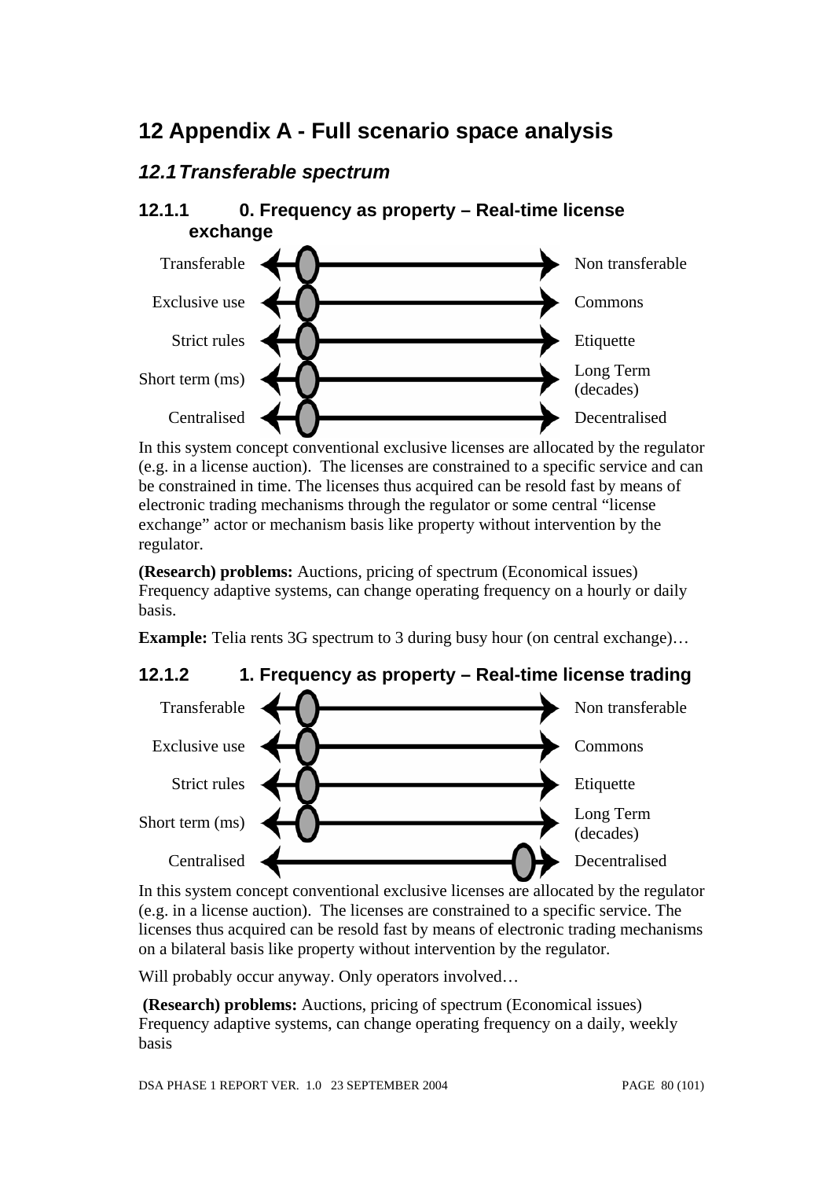# 12 Appendix A - Full scenario space analysis

## 12.1 Transferable spectrum

### 12.1.1 0. Frequency as property – Real-time license exchange

Transferable ◄─●──────────────► Non transferable

Exclusive use ◄─●──────────────► Commons

Strict rules ◄─●──────────────► Etiquette

Short term (ms) ◄─●──────────────► Long Term (decades)

Centralised ◄─●──────────────► Decentralised

In this system concept conventional exclusive licenses are allocated by the regulator (e.g. in a license auction). The licenses are constrained to a specific service and can be constrained in time. The licenses thus acquired can be resold fast by means of electronic trading mechanisms through the regulator or some central "license exchange" actor or mechanism basis like property without intervention by the regulator.

**(Research) problems:** Auctions, pricing of spectrum (Economical issues) Frequency adaptive systems, can change operating frequency on a hourly or daily basis.

**Example:** Telia rents 3G spectrum to 3 during busy hour (on central exchange)…

### 12.1.2 1. Frequency as property – Real-time license trading

Transferable ◄─●──────────────► Non transferable

Exclusive use ◄─●──────────────► Commons

Strict rules ◄─●──────────────► Etiquette

Short term (ms) ◄─●──────────────► Long Term (decades)

Centralised ◄──────────────●─► Decentralised

In this system concept conventional exclusive licenses are allocated by the regulator (e.g. in a license auction). The licenses are constrained to a specific service. The licenses thus acquired can be resold fast by means of electronic trading mechanisms on a bilateral basis like property without intervention by the regulator.

Will probably occur anyway. Only operators involved…

**(Research) problems:** Auctions, pricing of spectrum (Economical issues) Frequency adaptive systems, can change operating frequency on a daily, weekly basis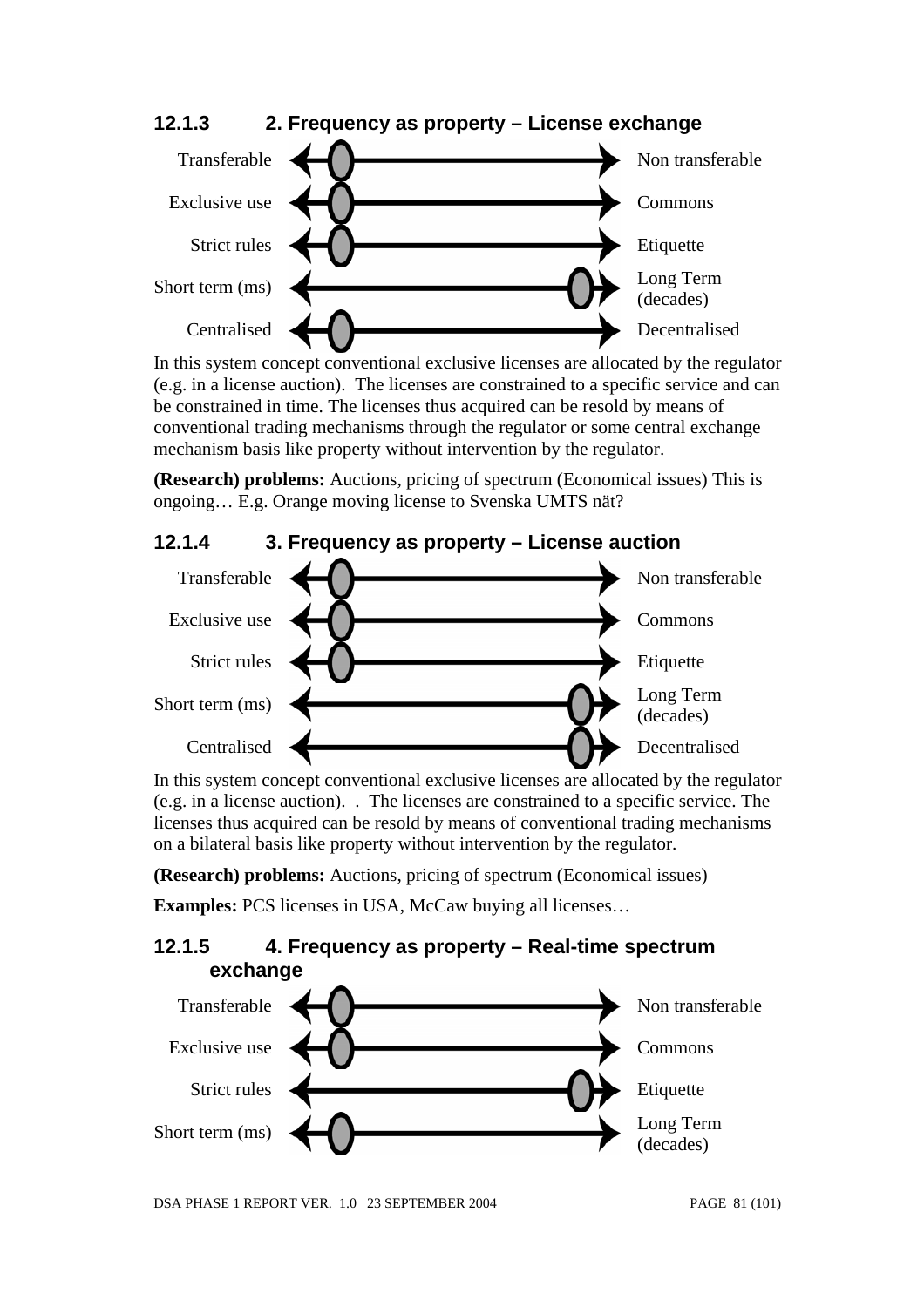### 12.1.3 2. Frequency as property – License exchange

| | |
|---|---|
| Transferable | Non transferable |
| Exclusive use | Commons |
| Strict rules | Etiquette |
| Short term (ms) | Long Term (decades) |
| Centralised | Decentralised |

In this system concept conventional exclusive licenses are allocated by the regulator (e.g. in a license auction). The licenses are constrained to a specific service and can be constrained in time. The licenses thus acquired can be resold by means of conventional trading mechanisms through the regulator or some central exchange mechanism basis like property without intervention by the regulator.

**(Research) problems:** Auctions, pricing of spectrum (Economical issues) This is ongoing… E.g. Orange moving license to Svenska UMTS nät?

### 12.1.4 3. Frequency as property – License auction

| | |
|---|---|
| Transferable | Non transferable |
| Exclusive use | Commons |
| Strict rules | Etiquette |
| Short term (ms) | Long Term (decades) |
| Centralised | Decentralised |

In this system concept conventional exclusive licenses are allocated by the regulator (e.g. in a license auction). . The licenses are constrained to a specific service. The licenses thus acquired can be resold by means of conventional trading mechanisms on a bilateral basis like property without intervention by the regulator.

**(Research) problems:** Auctions, pricing of spectrum (Economical issues)

**Examples:** PCS licenses in USA, McCaw buying all licenses…

### 12.1.5 4. Frequency as property – Real-time spectrum exchange

| | |
|---|---|
| Transferable | Non transferable |
| Exclusive use | Commons |
| Strict rules | Etiquette |
| Short term (ms) | Long Term (decades) |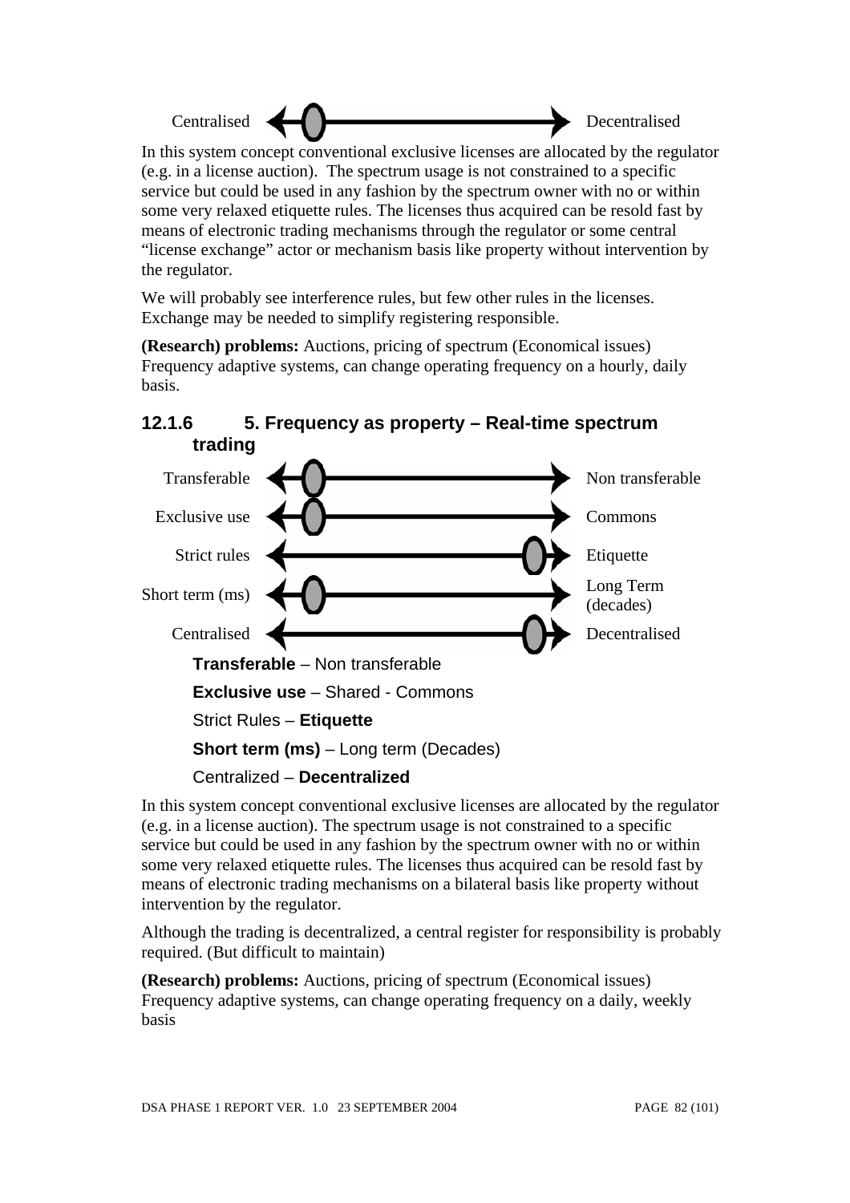Centralised ◄—○———————► Decentralised

In this system concept conventional exclusive licenses are allocated by the regulator (e.g. in a license auction). The spectrum usage is not constrained to a specific service but could be used in any fashion by the spectrum owner with no or within some very relaxed etiquette rules. The licenses thus acquired can be resold fast by means of electronic trading mechanisms through the regulator or some central "license exchange" actor or mechanism basis like property without intervention by the regulator.

We will probably see interference rules, but few other rules in the licenses. Exchange may be needed to simplify registering responsible.

**(Research) problems:** Auctions, pricing of spectrum (Economical issues) Frequency adaptive systems, can change operating frequency on a hourly, daily basis.

### 12.1.6 5. Frequency as property – Real-time spectrum trading

Transferable ◄—○———————► Non transferable

Exclusive use ◄—○———————► Commons

Strict rules ◄———————○—► Etiquette

Short term (ms) ◄—○———————► Long Term (decades)

Centralised ◄———————○—► Decentralised

**Transferable** – Non transferable

**Exclusive use** – Shared - Commons

Strict Rules – **Etiquette**

**Short term (ms)** – Long term (Decades)

Centralized – **Decentralized**

In this system concept conventional exclusive licenses are allocated by the regulator (e.g. in a license auction). The spectrum usage is not constrained to a specific service but could be used in any fashion by the spectrum owner with no or within some very relaxed etiquette rules. The licenses thus acquired can be resold fast by means of electronic trading mechanisms on a bilateral basis like property without intervention by the regulator.

Although the trading is decentralized, a central register for responsibility is probably required. (But difficult to maintain)

**(Research) problems:** Auctions, pricing of spectrum (Economical issues) Frequency adaptive systems, can change operating frequency on a daily, weekly basis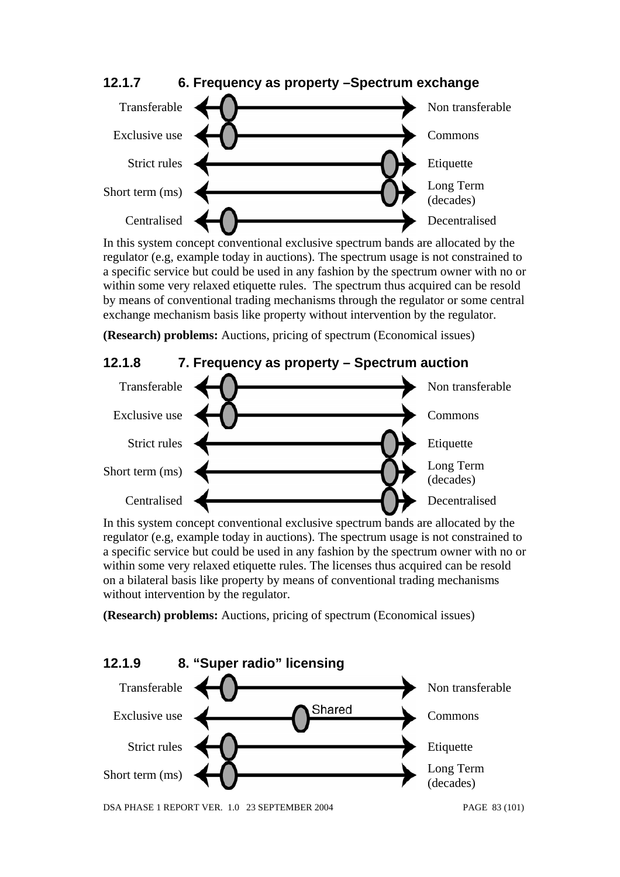### 12.1.7 6. Frequency as property –Spectrum exchange

| Left end | Marker position | Right end |
|---|---|---|
| Transferable | Left | Non transferable |
| Exclusive use | Left | Commons |
| Strict rules | Right | Etiquette |
| Short term (ms) | Right | Long Term (decades) |
| Centralised | Left | Decentralised |

In this system concept conventional exclusive spectrum bands are allocated by the regulator (e.g, example today in auctions). The spectrum usage is not constrained to a specific service but could be used in any fashion by the spectrum owner with no or within some very relaxed etiquette rules. The spectrum thus acquired can be resold by means of conventional trading mechanisms through the regulator or some central exchange mechanism basis like property without intervention by the regulator.

**(Research) problems:** Auctions, pricing of spectrum (Economical issues)

### 12.1.8 7. Frequency as property – Spectrum auction

| Left end | Marker position | Right end |
|---|---|---|
| Transferable | Left | Non transferable |
| Exclusive use | Left | Commons |
| Strict rules | Right | Etiquette |
| Short term (ms) | Right | Long Term (decades) |
| Centralised | Right | Decentralised |

In this system concept conventional exclusive spectrum bands are allocated by the regulator (e.g, example today in auctions). The spectrum usage is not constrained to a specific service but could be used in any fashion by the spectrum owner with no or within some very relaxed etiquette rules. The licenses thus acquired can be resold on a bilateral basis like property by means of conventional trading mechanisms without intervention by the regulator.

**(Research) problems:** Auctions, pricing of spectrum (Economical issues)

### 12.1.9 8. "Super radio" licensing

| Left end | Marker position | Right end |
|---|---|---|
| Transferable | Left | Non transferable |
| Exclusive use | Middle (Shared) | Commons |
| Strict rules | Left | Etiquette |
| Short term (ms) | Left | Long Term (decades) |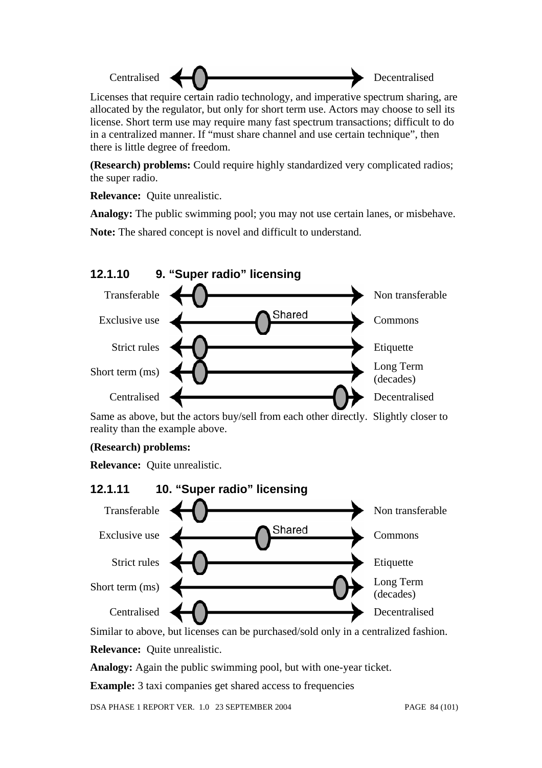Centralised ◀—●——————————▶ Decentralised

Licenses that require certain radio technology, and imperative spectrum sharing, are allocated by the regulator, but only for short term use. Actors may choose to sell its license. Short term use may require many fast spectrum transactions; difficult to do in a centralized manner. If "must share channel and use certain technique", then there is little degree of freedom.

**(Research) problems:** Could require highly standardized very complicated radios; the super radio.

**Relevance:** Quite unrealistic.

**Analogy:** The public swimming pool; you may not use certain lanes, or misbehave.

**Note:** The shared concept is novel and difficult to understand.

### 12.1.10 9. "Super radio" licensing

| | | |
|---|---|---|
| Transferable | ◀—●——————————▶ | Non transferable |
| Exclusive use | ◀——————●Shared——————▶ | Commons |
| Strict rules | ◀—●——————————▶ | Etiquette |
| Short term (ms) | ◀—●——————————▶ | Long Term (decades) |
| Centralised | ◀——————————●—▶ | Decentralised |

Same as above, but the actors buy/sell from each other directly. Slightly closer to reality than the example above.

**(Research) problems:**

**Relevance:** Quite unrealistic.

### 12.1.11 10. "Super radio" licensing

| | | |
|---|---|---|
| Transferable | ◀—●——————————▶ | Non transferable |
| Exclusive use | ◀——————●Shared——————▶ | Commons |
| Strict rules | ◀—●——————————▶ | Etiquette |
| Short term (ms) | ◀——————————●—▶ | Long Term (decades) |
| Centralised | ◀—●——————————▶ | Decentralised |

Similar to above, but licenses can be purchased/sold only in a centralized fashion.

**Relevance:** Quite unrealistic.

**Analogy:** Again the public swimming pool, but with one-year ticket.

**Example:** 3 taxi companies get shared access to frequencies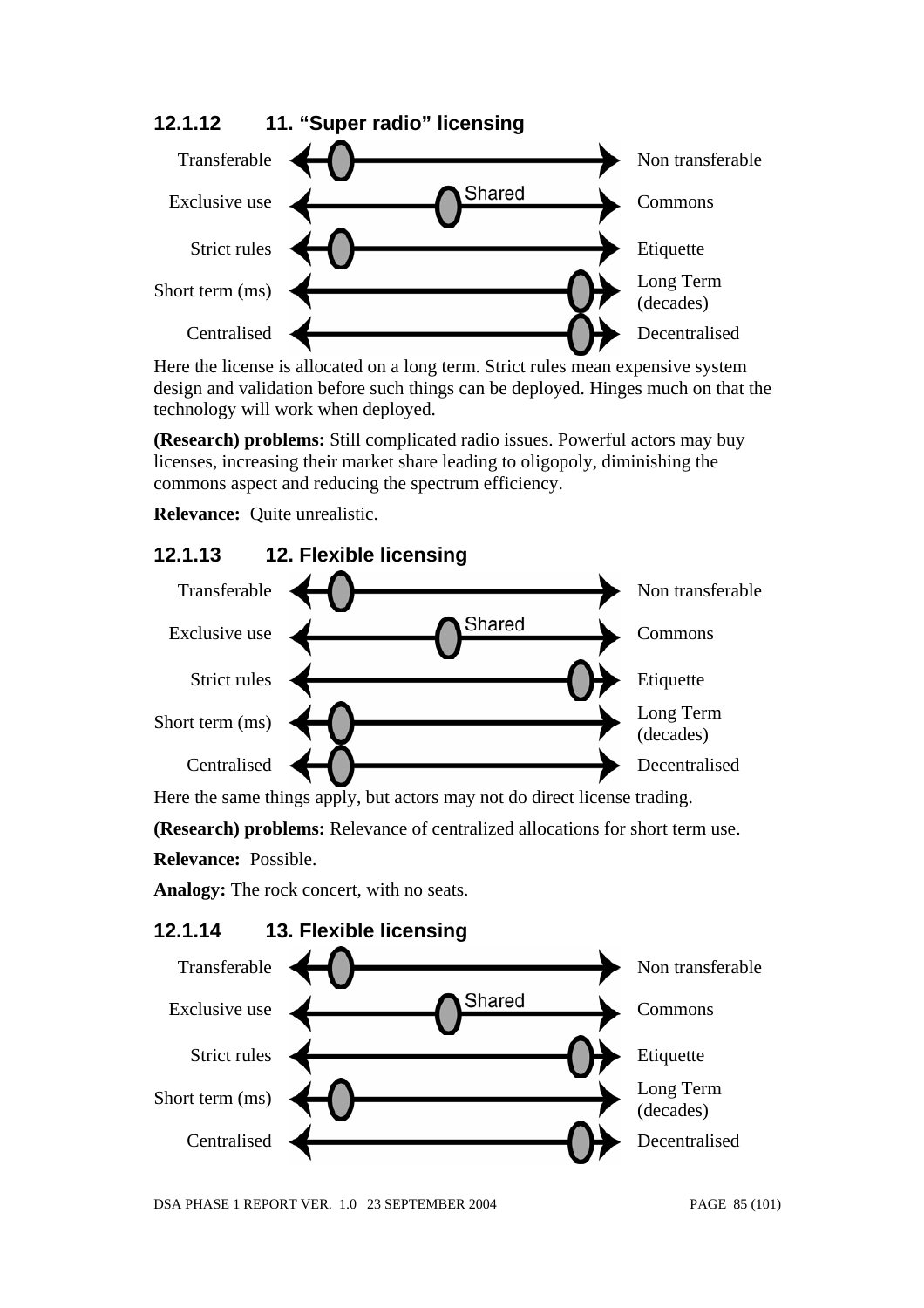### 12.1.12 11. "Super radio" licensing

| | | |
|---|---|---|
| Transferable | | Non transferable |
| Exclusive use | Shared | Commons |
| Strict rules | | Etiquette |
| Short term (ms) | | Long Term (decades) |
| Centralised | | Decentralised |

Here the license is allocated on a long term. Strict rules mean expensive system design and validation before such things can be deployed. Hinges much on that the technology will work when deployed.

**(Research) problems:** Still complicated radio issues. Powerful actors may buy licenses, increasing their market share leading to oligopoly, diminishing the commons aspect and reducing the spectrum efficiency.

**Relevance:** Quite unrealistic.

### 12.1.13 12. Flexible licensing

| | | |
|---|---|---|
| Transferable | | Non transferable |
| Exclusive use | Shared | Commons |
| Strict rules | | Etiquette |
| Short term (ms) | | Long Term (decades) |
| Centralised | | Decentralised |

Here the same things apply, but actors may not do direct license trading.

**(Research) problems:** Relevance of centralized allocations for short term use.

**Relevance:** Possible.

**Analogy:** The rock concert, with no seats.

### 12.1.14 13. Flexible licensing

| | | |
|---|---|---|
| Transferable | | Non transferable |
| Exclusive use | Shared | Commons |
| Strict rules | | Etiquette |
| Short term (ms) | | Long Term (decades) |
| Centralised | | Decentralised |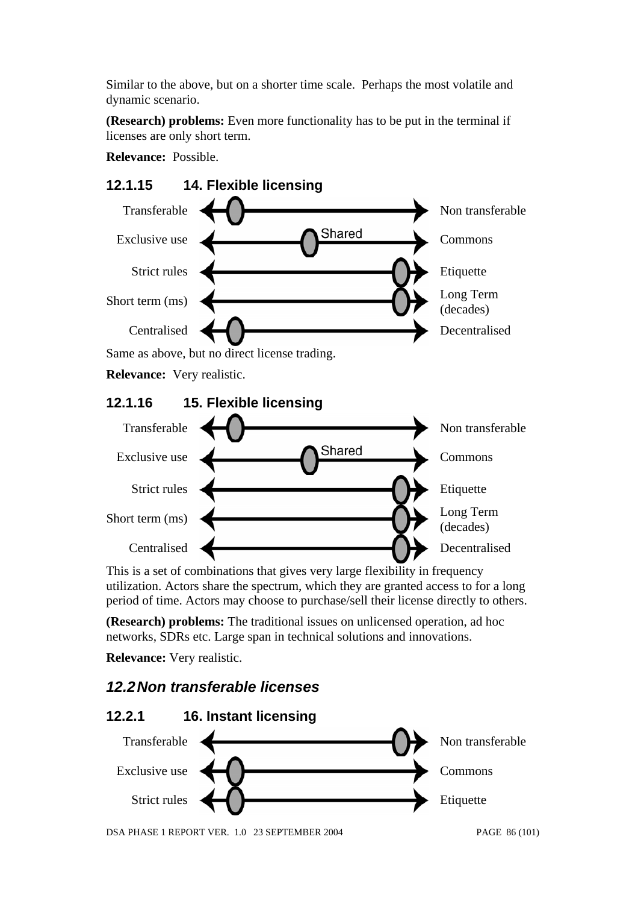Similar to the above, but on a shorter time scale. Perhaps the most volatile and dynamic scenario.

**(Research) problems:** Even more functionality has to be put in the terminal if licenses are only short term.

**Relevance:** Possible.

### 12.1.15 14. Flexible licensing

Transferable — Non transferable

Exclusive use — Shared — Commons

Strict rules — Etiquette

Short term (ms) — Long Term (decades)

Centralised — Decentralised

Same as above, but no direct license trading.

**Relevance:** Very realistic.

### 12.1.16 15. Flexible licensing

Transferable — Non transferable

Exclusive use — Shared — Commons

Strict rules — Etiquette

Short term (ms) — Long Term (decades)

Centralised — Decentralised

This is a set of combinations that gives very large flexibility in frequency utilization. Actors share the spectrum, which they are granted access to for a long period of time. Actors may choose to purchase/sell their license directly to others.

**(Research) problems:** The traditional issues on unlicensed operation, ad hoc networks, SDRs etc. Large span in technical solutions and innovations.

**Relevance:** Very realistic.

## *12.2 Non transferable licenses*

### 12.2.1 16. Instant licensing

Transferable — Non transferable

Exclusive use — Commons

Strict rules — Etiquette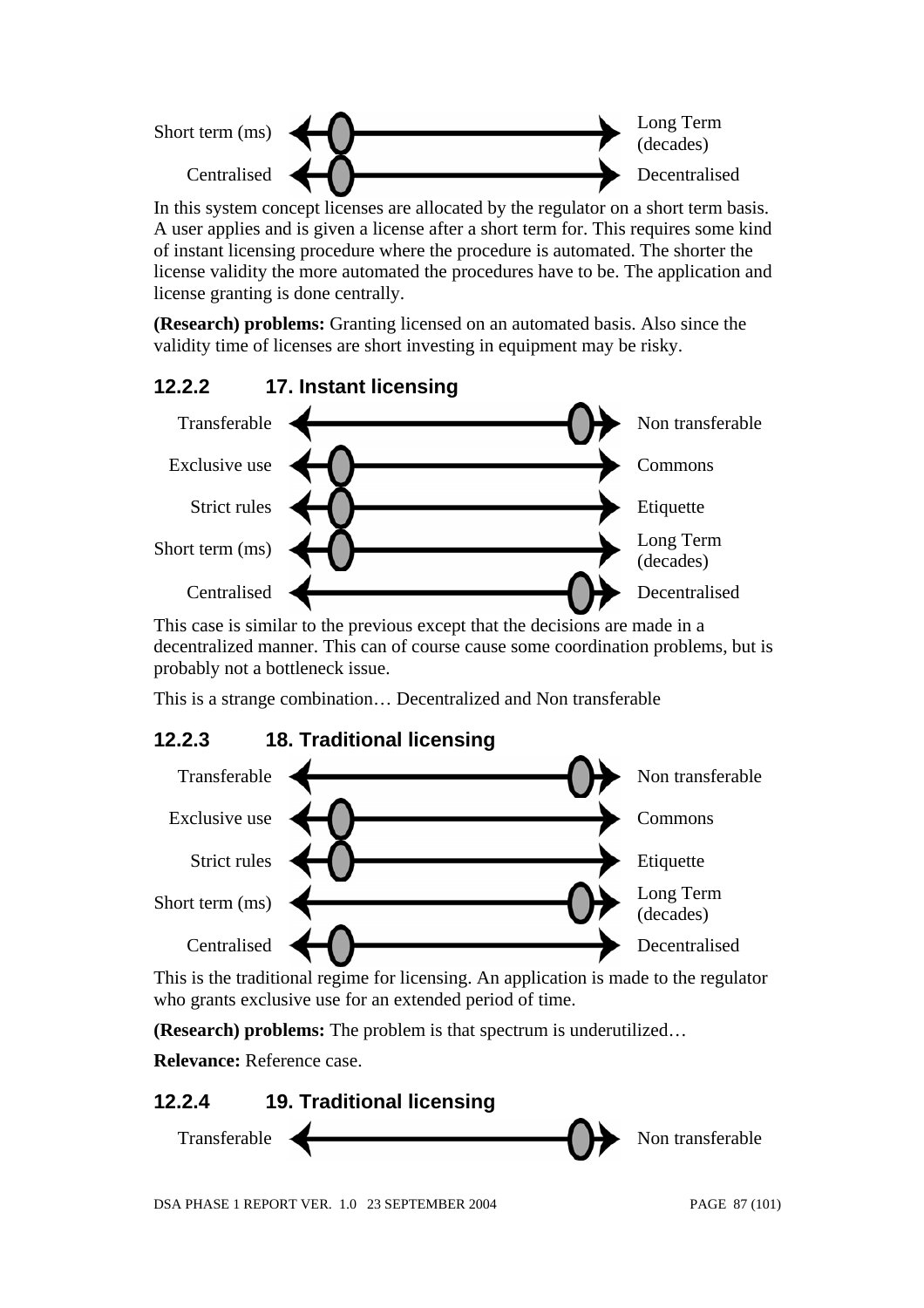| | | |
|---|---|---|
| Short term (ms) | ◄─●───────────► | Long Term (decades) |
| Centralised | ◄─●───────────► | Decentralised |

In this system concept licenses are allocated by the regulator on a short term basis. A user applies and is given a license after a short term for. This requires some kind of instant licensing procedure where the procedure is automated. The shorter the license validity the more automated the procedures have to be. The application and license granting is done centrally.

**(Research) problems:** Granting licensed on an automated basis. Also since the validity time of licenses are short investing in equipment may be risky.

### 12.2.2 17. Instant licensing

| | | |
|---|---|---|
| Transferable | ◄───────────●─► | Non transferable |
| Exclusive use | ◄─●───────────► | Commons |
| Strict rules | ◄─●───────────► | Etiquette |
| Short term (ms) | ◄─●───────────► | Long Term (decades) |
| Centralised | ◄───────────●─► | Decentralised |

This case is similar to the previous except that the decisions are made in a decentralized manner. This can of course cause some coordination problems, but is probably not a bottleneck issue.

This is a strange combination… Decentralized and Non transferable

### 12.2.3 18. Traditional licensing

| | | |
|---|---|---|
| Transferable | ◄───────────●─► | Non transferable |
| Exclusive use | ◄─●───────────► | Commons |
| Strict rules | ◄─●───────────► | Etiquette |
| Short term (ms) | ◄───────────●─► | Long Term (decades) |
| Centralised | ◄─●───────────► | Decentralised |

This is the traditional regime for licensing. An application is made to the regulator who grants exclusive use for an extended period of time.

**(Research) problems:** The problem is that spectrum is underutilized…

**Relevance:** Reference case.

### 12.2.4 19. Traditional licensing

| | | |
|---|---|---|
| Transferable | ◄───────────●─► | Non transferable |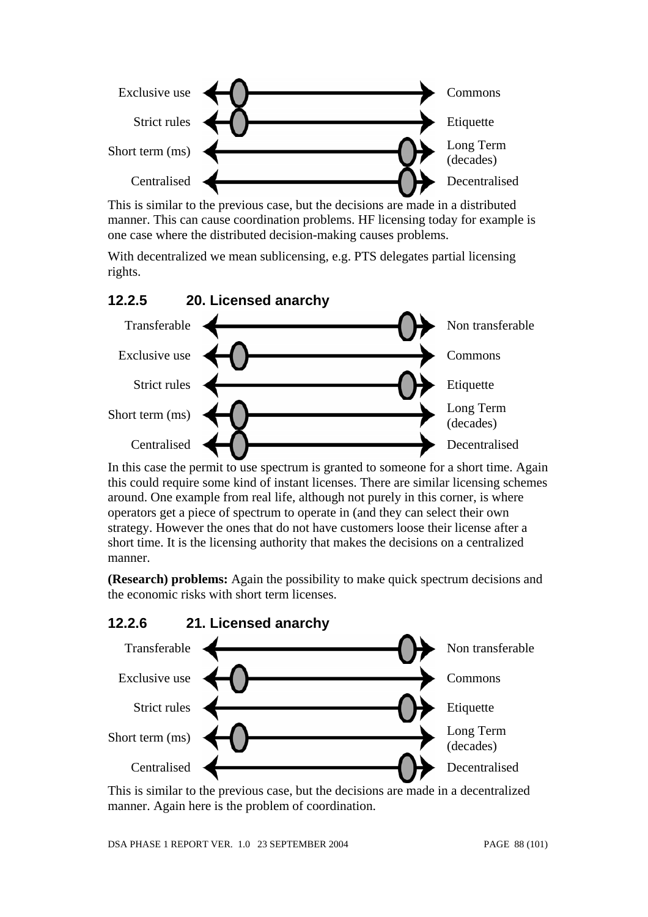Exclusive use — Commons

Strict rules — Etiquette

Short term (ms) — Long Term (decades)

Centralised — Decentralised

This is similar to the previous case, but the decisions are made in a distributed manner. This can cause coordination problems. HF licensing today for example is one case where the distributed decision-making causes problems.

With decentralized we mean sublicensing, e.g. PTS delegates partial licensing rights.

### 12.2.5 20. Licensed anarchy

Transferable — Non transferable

Exclusive use — Commons

Strict rules — Etiquette

Short term (ms) — Long Term (decades)

Centralised — Decentralised

In this case the permit to use spectrum is granted to someone for a short time. Again this could require some kind of instant licenses. There are similar licensing schemes around. One example from real life, although not purely in this corner, is where operators get a piece of spectrum to operate in (and they can select their own strategy. However the ones that do not have customers loose their license after a short time. It is the licensing authority that makes the decisions on a centralized manner.

**(Research) problems:** Again the possibility to make quick spectrum decisions and the economic risks with short term licenses.

### 12.2.6 21. Licensed anarchy

Transferable — Non transferable

Exclusive use — Commons

Strict rules — Etiquette

Short term (ms) — Long Term (decades)

Centralised — Decentralised

This is similar to the previous case, but the decisions are made in a decentralized manner. Again here is the problem of coordination.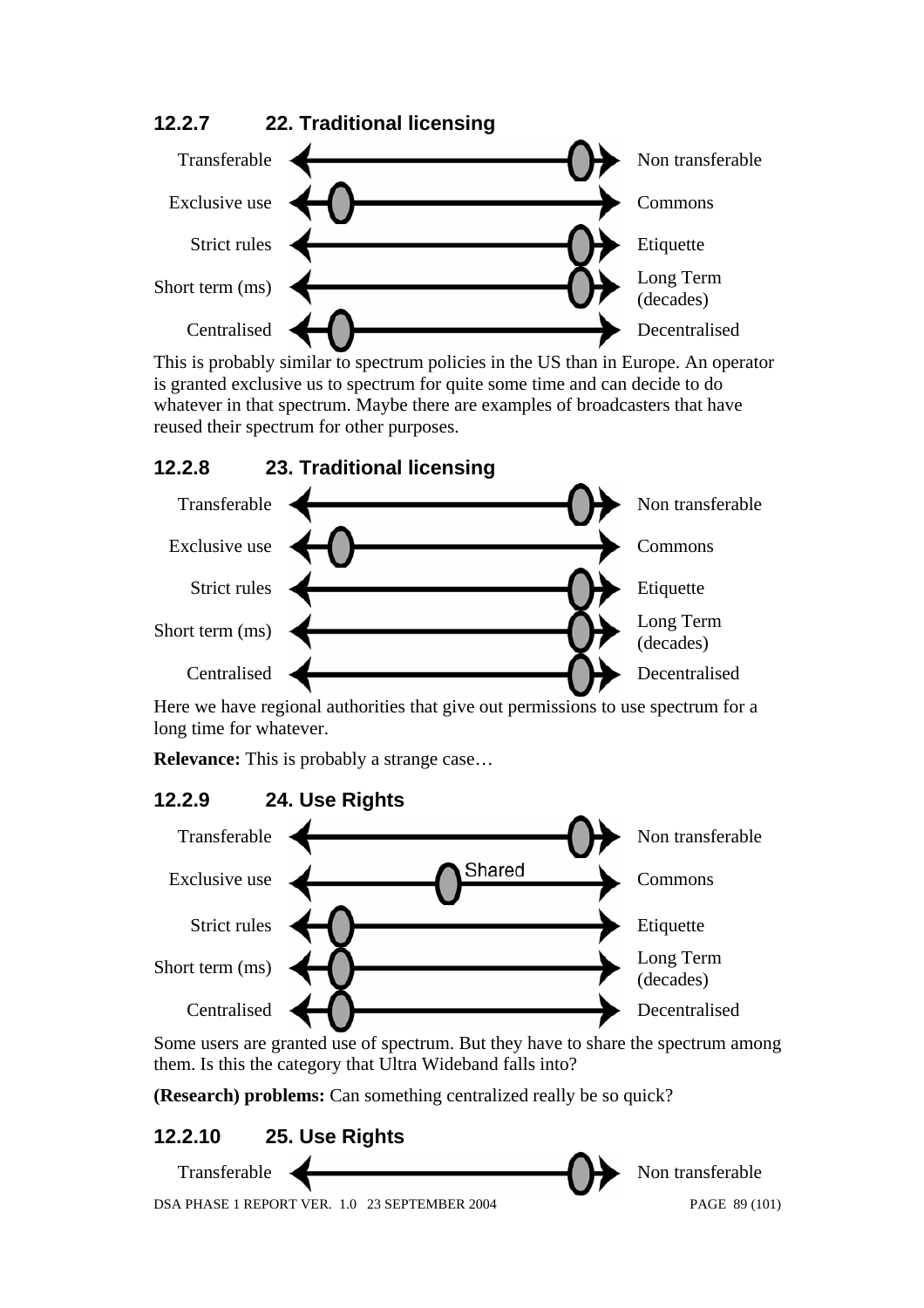### 12.2.7 22. Traditional licensing

| Left | Position | Right |
|---|---|---|
| Transferable | Right end | Non transferable |
| Exclusive use | Left end | Commons |
| Strict rules | Right end | Etiquette |
| Short term (ms) | Right end | Long Term (decades) |
| Centralised | Left end | Decentralised |

This is probably similar to spectrum policies in the US than in Europe. An operator is granted exclusive us to spectrum for quite some time and can decide to do whatever in that spectrum. Maybe there are examples of broadcasters that have reused their spectrum for other purposes.

### 12.2.8 23. Traditional licensing

| Left | Position | Right |
|---|---|---|
| Transferable | Right end | Non transferable |
| Exclusive use | Left end | Commons |
| Strict rules | Right end | Etiquette |
| Short term (ms) | Right end | Long Term (decades) |
| Centralised | Right end | Decentralised |

Here we have regional authorities that give out permissions to use spectrum for a long time for whatever.

**Relevance:** This is probably a strange case…

### 12.2.9 24. Use Rights

| Left | Position | Right |
|---|---|---|
| Transferable | Right end | Non transferable |
| Exclusive use | Middle (Shared) | Commons |
| Strict rules | Left end | Etiquette |
| Short term (ms) | Left end | Long Term (decades) |
| Centralised | Left end | Decentralised |

Some users are granted use of spectrum. But they have to share the spectrum among them. Is this the category that Ultra Wideband falls into?

**(Research) problems:** Can something centralized really be so quick?

### 12.2.10 25. Use Rights

| Left | Position | Right |
|---|---|---|
| Transferable | Right end | Non transferable |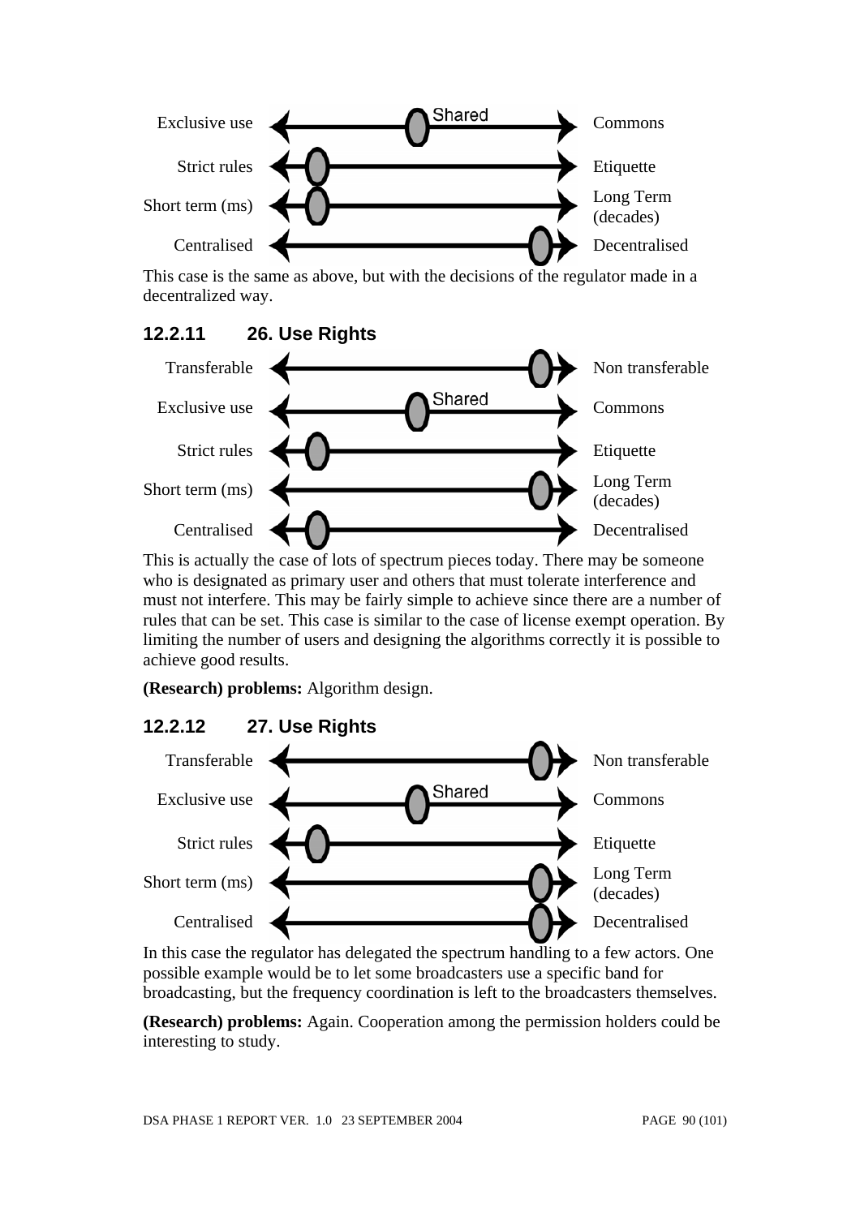| | Position | |
|---|---|---|
| Exclusive use | Shared | Commons |
| Strict rules | (left) | Etiquette |
| Short term (ms) | (left) | Long Term (decades) |
| Centralised | (right) | Decentralised |

This case is the same as above, but with the decisions of the regulator made in a decentralized way.

### 12.2.11 26. Use Rights

| | Position | |
|---|---|---|
| Transferable | (right) | Non transferable |
| Exclusive use | Shared | Commons |
| Strict rules | (left) | Etiquette |
| Short term (ms) | (right) | Long Term (decades) |
| Centralised | (left) | Decentralised |

This is actually the case of lots of spectrum pieces today. There may be someone who is designated as primary user and others that must tolerate interference and must not interfere. This may be fairly simple to achieve since there are a number of rules that can be set. This case is similar to the case of license exempt operation. By limiting the number of users and designing the algorithms correctly it is possible to achieve good results.

**(Research) problems:** Algorithm design.

### 12.2.12 27. Use Rights

| | Position | |
|---|---|---|
| Transferable | (right) | Non transferable |
| Exclusive use | Shared | Commons |
| Strict rules | (left) | Etiquette |
| Short term (ms) | (right) | Long Term (decades) |
| Centralised | (right) | Decentralised |

In this case the regulator has delegated the spectrum handling to a few actors. One possible example would be to let some broadcasters use a specific band for broadcasting, but the frequency coordination is left to the broadcasters themselves.

**(Research) problems:** Again. Cooperation among the permission holders could be interesting to study.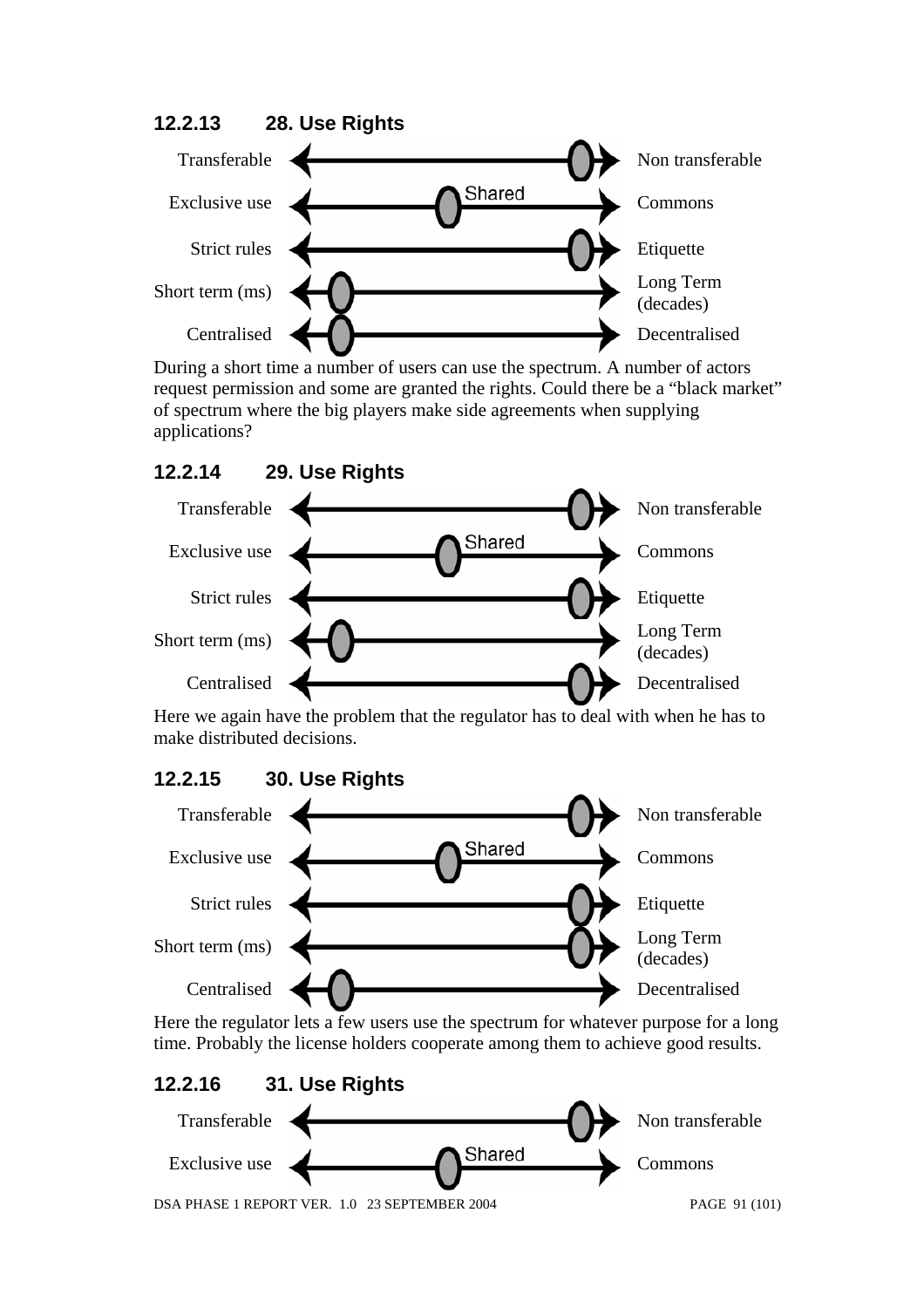### 12.2.13 28. Use Rights

| Left | Position | Right |
|---|---|---|
| Transferable | Right end | Non transferable |
| Exclusive use | Middle (Shared) | Commons |
| Strict rules | Right end | Etiquette |
| Short term (ms) | Left end | Long Term (decades) |
| Centralised | Left end | Decentralised |

During a short time a number of users can use the spectrum. A number of actors request permission and some are granted the rights. Could there be a “black market” of spectrum where the big players make side agreements when supplying applications?

### 12.2.14 29. Use Rights

| Left | Position | Right |
|---|---|---|
| Transferable | Right end | Non transferable |
| Exclusive use | Middle (Shared) | Commons |
| Strict rules | Right end | Etiquette |
| Short term (ms) | Left end | Long Term (decades) |
| Centralised | Right end | Decentralised |

Here we again have the problem that the regulator has to deal with when he has to make distributed decisions.

### 12.2.15 30. Use Rights

| Left | Position | Right |
|---|---|---|
| Transferable | Right end | Non transferable |
| Exclusive use | Middle (Shared) | Commons |
| Strict rules | Right end | Etiquette |
| Short term (ms) | Right end | Long Term (decades) |
| Centralised | Left end | Decentralised |

Here the regulator lets a few users use the spectrum for whatever purpose for a long time. Probably the license holders cooperate among them to achieve good results.

### 12.2.16 31. Use Rights

| Left | Position | Right |
|---|---|---|
| Transferable | Right end | Non transferable |
| Exclusive use | Middle (Shared) | Commons |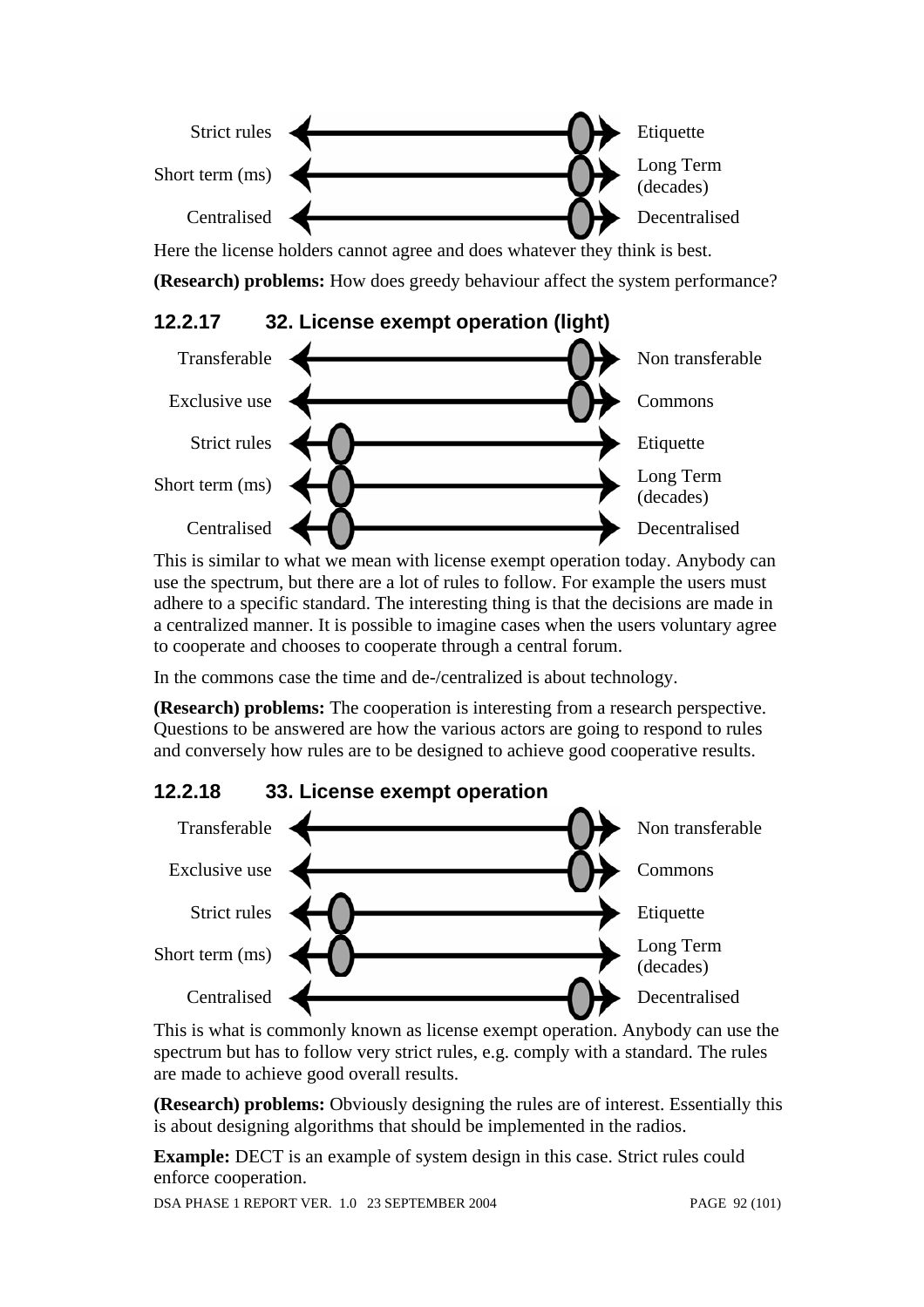| Strict rules | ←——————————●→ | Etiquette |
|---|---|---|
| Short term (ms) | ←——————————●→ | Long Term (decades) |
| Centralised | ←——————————●→ | Decentralised |

Here the license holders cannot agree and does whatever they think is best.

**(Research) problems:** How does greedy behaviour affect the system performance?

## 12.2.17 32. License exempt operation (light)

| Transferable | ←——————————●→ | Non transferable |
|---|---|---|
| Exclusive use | ←——————————●→ | Commons |
| Strict rules | ←●——————————→ | Etiquette |
| Short term (ms) | ←●——————————→ | Long Term (decades) |
| Centralised | ←●——————————→ | Decentralised |

This is similar to what we mean with license exempt operation today. Anybody can use the spectrum, but there are a lot of rules to follow. For example the users must adhere to a specific standard. The interesting thing is that the decisions are made in a centralized manner. It is possible to imagine cases when the users voluntary agree to cooperate and chooses to cooperate through a central forum.

In the commons case the time and de-/centralized is about technology.

**(Research) problems:** The cooperation is interesting from a research perspective. Questions to be answered are how the various actors are going to respond to rules and conversely how rules are to be designed to achieve good cooperative results.

## 12.2.18 33. License exempt operation

| Transferable | ←——————————●→ | Non transferable |
|---|---|---|
| Exclusive use | ←——————————●→ | Commons |
| Strict rules | ←●——————————→ | Etiquette |
| Short term (ms) | ←●——————————→ | Long Term (decades) |
| Centralised | ←——————————●→ | Decentralised |

This is what is commonly known as license exempt operation. Anybody can use the spectrum but has to follow very strict rules, e.g. comply with a standard. The rules are made to achieve good overall results.

**(Research) problems:** Obviously designing the rules are of interest. Essentially this is about designing algorithms that should be implemented in the radios.

**Example:** DECT is an example of system design in this case. Strict rules could enforce cooperation.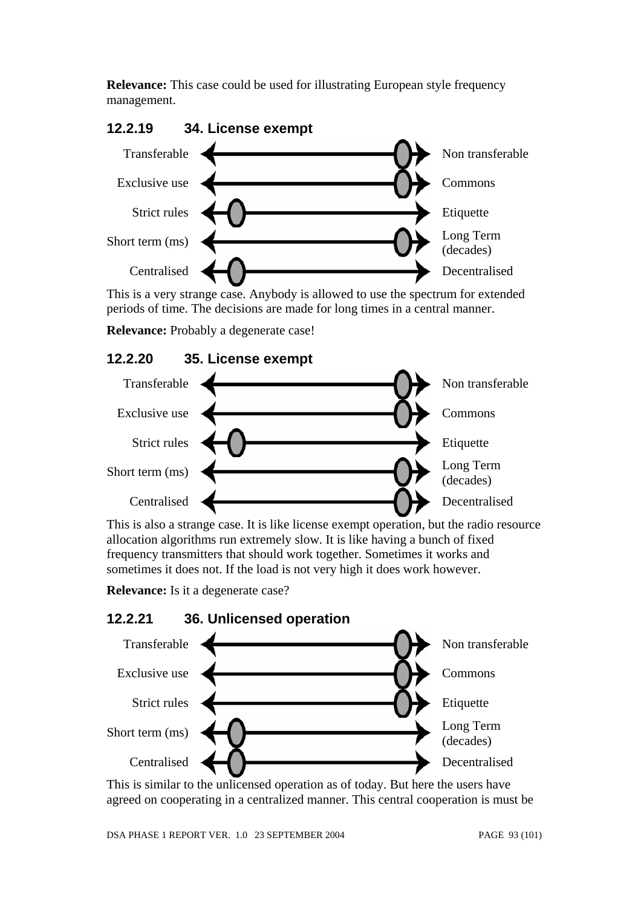**Relevance:** This case could be used for illustrating European style frequency management.

### 12.2.19 34. License exempt

| | |
|---|---|
| Transferable | Non transferable |
| Exclusive use | Commons |
| Strict rules | Etiquette |
| Short term (ms) | Long Term (decades) |
| Centralised | Decentralised |

This is a very strange case. Anybody is allowed to use the spectrum for extended periods of time. The decisions are made for long times in a central manner.

**Relevance:** Probably a degenerate case!

### 12.2.20 35. License exempt

| | |
|---|---|
| Transferable | Non transferable |
| Exclusive use | Commons |
| Strict rules | Etiquette |
| Short term (ms) | Long Term (decades) |
| Centralised | Decentralised |

This is also a strange case. It is like license exempt operation, but the radio resource allocation algorithms run extremely slow. It is like having a bunch of fixed frequency transmitters that should work together. Sometimes it works and sometimes it does not. If the load is not very high it does work however.

**Relevance:** Is it a degenerate case?

### 12.2.21 36. Unlicensed operation

| | |
|---|---|
| Transferable | Non transferable |
| Exclusive use | Commons |
| Strict rules | Etiquette |
| Short term (ms) | Long Term (decades) |
| Centralised | Decentralised |

This is similar to the unlicensed operation as of today. But here the users have agreed on cooperating in a centralized manner. This central cooperation is must be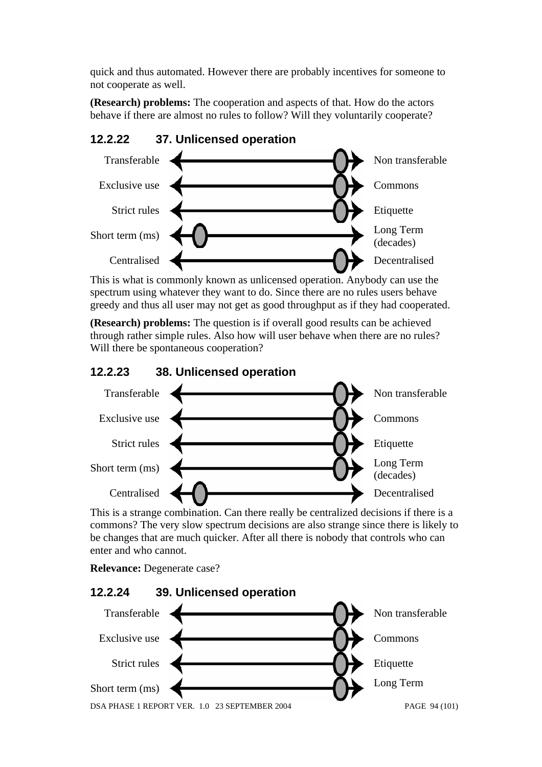quick and thus automated. However there are probably incentives for someone to not cooperate as well.

**(Research) problems:** The cooperation and aspects of that. How do the actors behave if there are almost no rules to follow? Will they voluntarily cooperate?

### 12.2.22 37. Unlicensed operation

| Left | Right |
|---|---|
| Transferable | Non transferable |
| Exclusive use | Commons |
| Strict rules | Etiquette |
| Short term (ms) | Long Term (decades) |
| Centralised | Decentralised |

This is what is commonly known as unlicensed operation. Anybody can use the spectrum using whatever they want to do. Since there are no rules users behave greedy and thus all user may not get as good throughput as if they had cooperated.

**(Research) problems:** The question is if overall good results can be achieved through rather simple rules. Also how will user behave when there are no rules? Will there be spontaneous cooperation?

### 12.2.23 38. Unlicensed operation

| Left | Right |
|---|---|
| Transferable | Non transferable |
| Exclusive use | Commons |
| Strict rules | Etiquette |
| Short term (ms) | Long Term (decades) |
| Centralised | Decentralised |

This is a strange combination. Can there really be centralized decisions if there is a commons? The very slow spectrum decisions are also strange since there is likely to be changes that are much quicker. After all there is nobody that controls who can enter and who cannot.

**Relevance:** Degenerate case?

### 12.2.24 39. Unlicensed operation

| Left | Right |
|---|---|
| Transferable | Non transferable |
| Exclusive use | Commons |
| Strict rules | Etiquette |
| Short term (ms) | Long Term |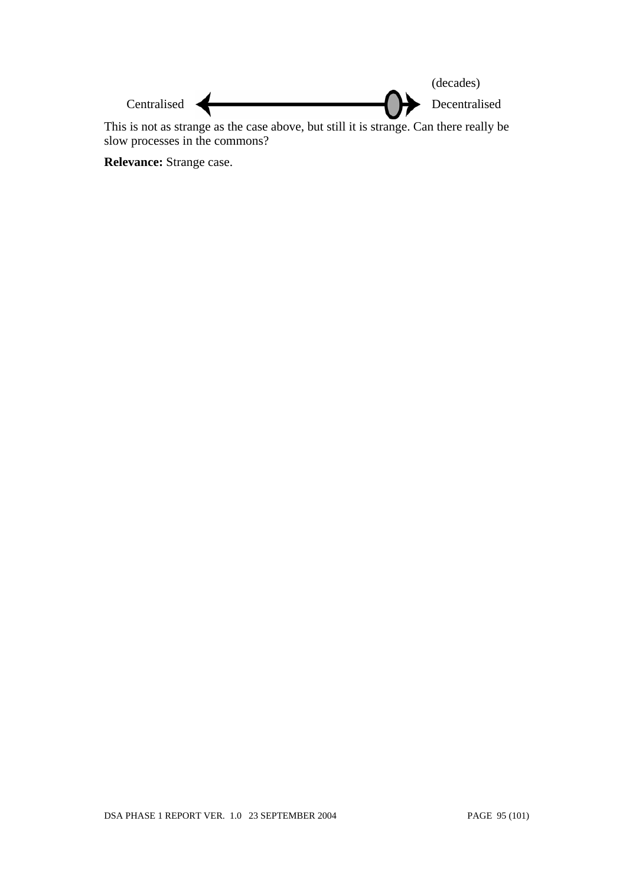(decades)

Centralised ⟵——————————◯⟶ Decentralised

This is not as strange as the case above, but still it is strange. Can there really be slow processes in the commons?

**Relevance:** Strange case.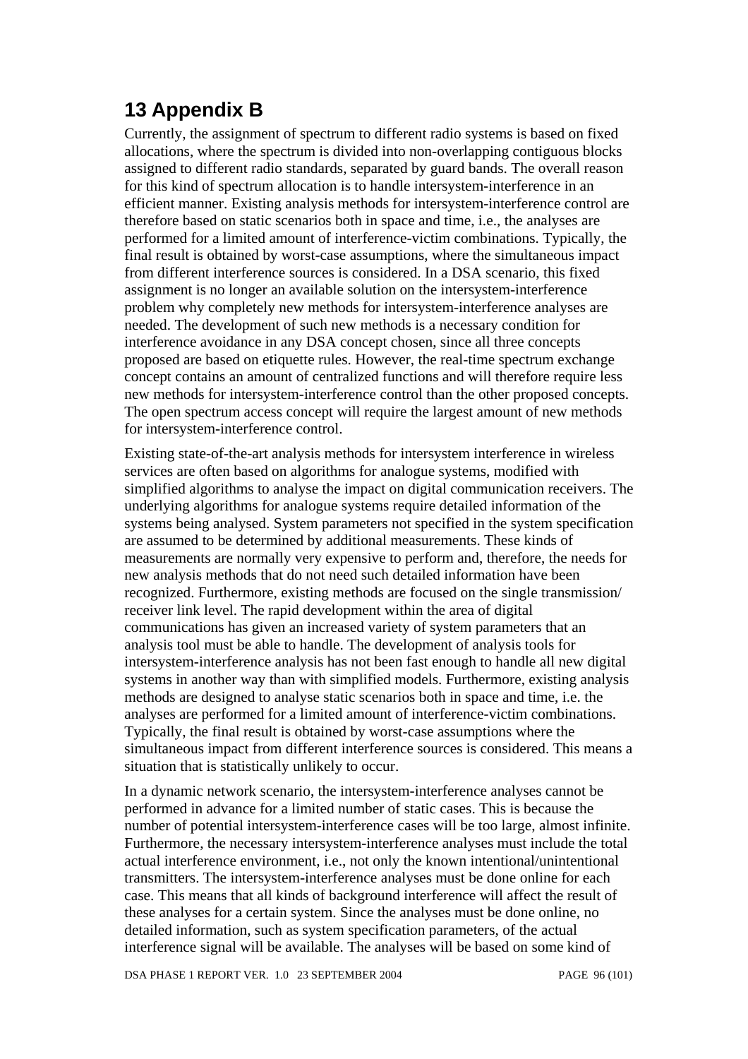# 13 Appendix B

Currently, the assignment of spectrum to different radio systems is based on fixed allocations, where the spectrum is divided into non-overlapping contiguous blocks assigned to different radio standards, separated by guard bands. The overall reason for this kind of spectrum allocation is to handle intersystem-interference in an efficient manner. Existing analysis methods for intersystem-interference control are therefore based on static scenarios both in space and time, i.e., the analyses are performed for a limited amount of interference-victim combinations. Typically, the final result is obtained by worst-case assumptions, where the simultaneous impact from different interference sources is considered. In a DSA scenario, this fixed assignment is no longer an available solution on the intersystem-interference problem why completely new methods for intersystem-interference analyses are needed. The development of such new methods is a necessary condition for interference avoidance in any DSA concept chosen, since all three concepts proposed are based on etiquette rules. However, the real-time spectrum exchange concept contains an amount of centralized functions and will therefore require less new methods for intersystem-interference control than the other proposed concepts. The open spectrum access concept will require the largest amount of new methods for intersystem-interference control.

Existing state-of-the-art analysis methods for intersystem interference in wireless services are often based on algorithms for analogue systems, modified with simplified algorithms to analyse the impact on digital communication receivers. The underlying algorithms for analogue systems require detailed information of the systems being analysed. System parameters not specified in the system specification are assumed to be determined by additional measurements. These kinds of measurements are normally very expensive to perform and, therefore, the needs for new analysis methods that do not need such detailed information have been recognized. Furthermore, existing methods are focused on the single transmission/receiver link level. The rapid development within the area of digital communications has given an increased variety of system parameters that an analysis tool must be able to handle. The development of analysis tools for intersystem-interference analysis has not been fast enough to handle all new digital systems in another way than with simplified models. Furthermore, existing analysis methods are designed to analyse static scenarios both in space and time, i.e. the analyses are performed for a limited amount of interference-victim combinations. Typically, the final result is obtained by worst-case assumptions where the simultaneous impact from different interference sources is considered. This means a situation that is statistically unlikely to occur.

In a dynamic network scenario, the intersystem-interference analyses cannot be performed in advance for a limited number of static cases. This is because the number of potential intersystem-interference cases will be too large, almost infinite. Furthermore, the necessary intersystem-interference analyses must include the total actual interference environment, i.e., not only the known intentional/unintentional transmitters. The intersystem-interference analyses must be done online for each case. This means that all kinds of background interference will affect the result of these analyses for a certain system. Since the analyses must be done online, no detailed information, such as system specification parameters, of the actual interference signal will be available. The analyses will be based on some kind of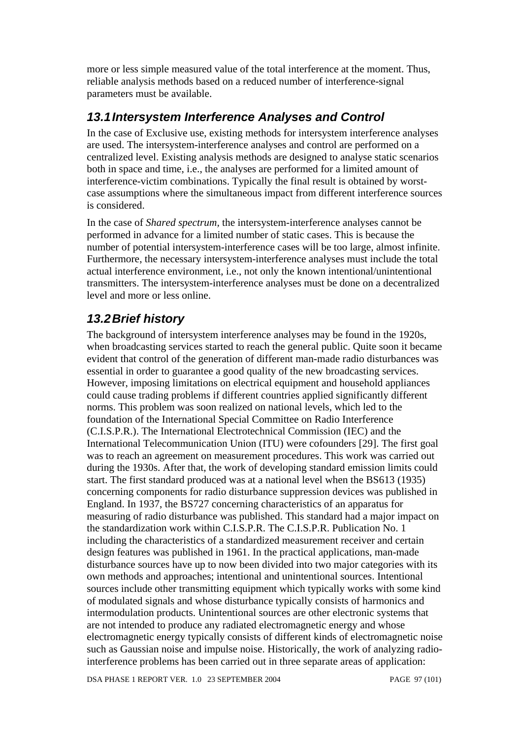more or less simple measured value of the total interference at the moment. Thus, reliable analysis methods based on a reduced number of interference-signal parameters must be available.

## *13.1 Intersystem Interference Analyses and Control*

In the case of Exclusive use, existing methods for intersystem interference analyses are used. The intersystem-interference analyses and control are performed on a centralized level. Existing analysis methods are designed to analyse static scenarios both in space and time, i.e., the analyses are performed for a limited amount of interference-victim combinations. Typically the final result is obtained by worst-case assumptions where the simultaneous impact from different interference sources is considered.

In the case of *Shared spectrum*, the intersystem-interference analyses cannot be performed in advance for a limited number of static cases. This is because the number of potential intersystem-interference cases will be too large, almost infinite. Furthermore, the necessary intersystem-interference analyses must include the total actual interference environment, i.e., not only the known intentional/unintentional transmitters. The intersystem-interference analyses must be done on a decentralized level and more or less online.

## *13.2 Brief history*

The background of intersystem interference analyses may be found in the 1920s, when broadcasting services started to reach the general public. Quite soon it became evident that control of the generation of different man-made radio disturbances was essential in order to guarantee a good quality of the new broadcasting services. However, imposing limitations on electrical equipment and household appliances could cause trading problems if different countries applied significantly different norms. This problem was soon realized on national levels, which led to the foundation of the International Special Committee on Radio Interference (C.I.S.P.R.). The International Electrotechnical Commission (IEC) and the International Telecommunication Union (ITU) were cofounders [29]. The first goal was to reach an agreement on measurement procedures. This work was carried out during the 1930s. After that, the work of developing standard emission limits could start. The first standard produced was at a national level when the BS613 (1935) concerning components for radio disturbance suppression devices was published in England. In 1937, the BS727 concerning characteristics of an apparatus for measuring of radio disturbance was published. This standard had a major impact on the standardization work within C.I.S.P.R. The C.I.S.P.R. Publication No. 1 including the characteristics of a standardized measurement receiver and certain design features was published in 1961. In the practical applications, man-made disturbance sources have up to now been divided into two major categories with its own methods and approaches; intentional and unintentional sources. Intentional sources include other transmitting equipment which typically works with some kind of modulated signals and whose disturbance typically consists of harmonics and intermodulation products. Unintentional sources are other electronic systems that are not intended to produce any radiated electromagnetic energy and whose electromagnetic energy typically consists of different kinds of electromagnetic noise such as Gaussian noise and impulse noise. Historically, the work of analyzing radio-interference problems has been carried out in three separate areas of application: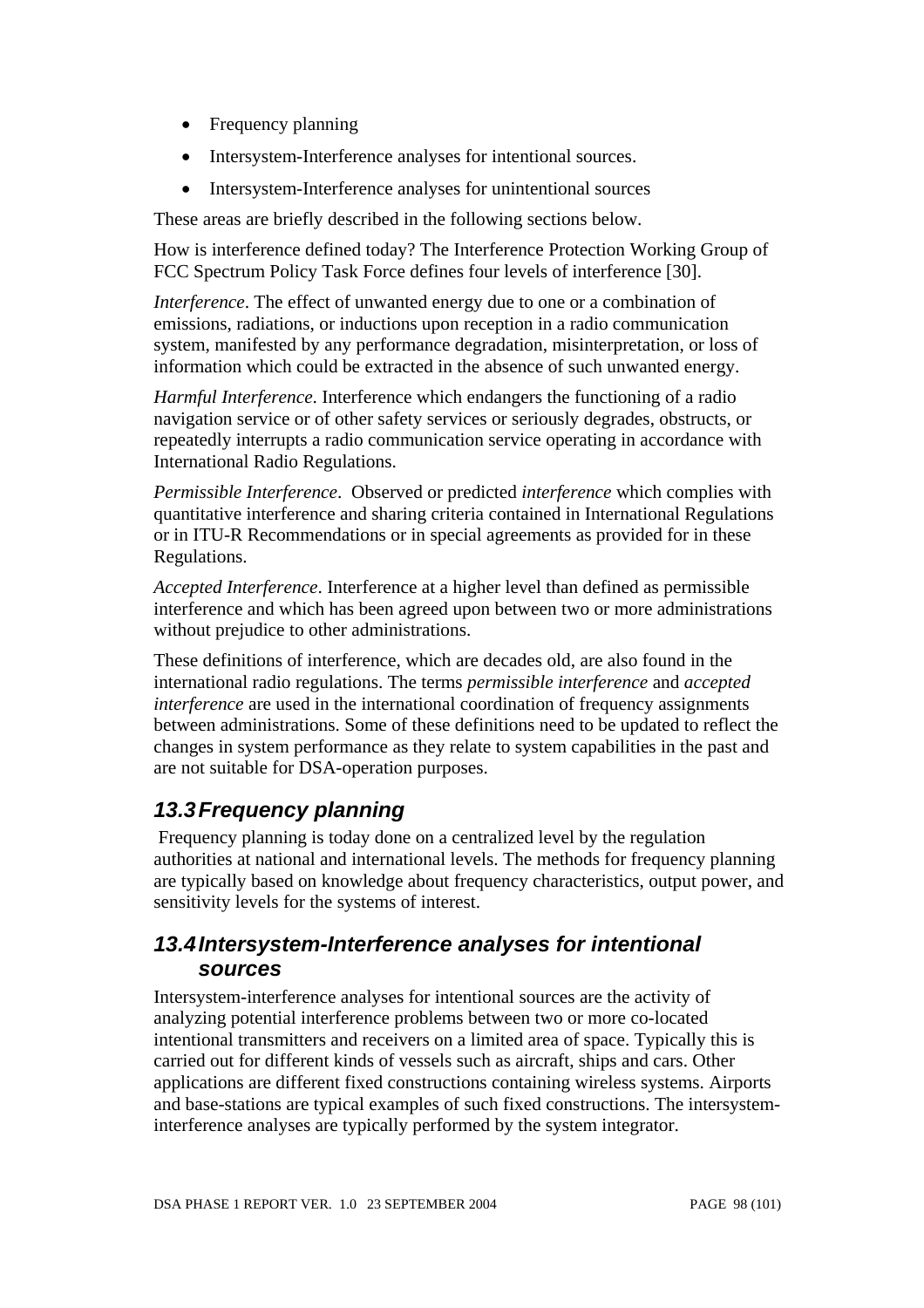- Frequency planning
- Intersystem-Interference analyses for intentional sources.
- Intersystem-Interference analyses for unintentional sources

These areas are briefly described in the following sections below.

How is interference defined today? The Interference Protection Working Group of FCC Spectrum Policy Task Force defines four levels of interference [30].

*Interference*. The effect of unwanted energy due to one or a combination of emissions, radiations, or inductions upon reception in a radio communication system, manifested by any performance degradation, misinterpretation, or loss of information which could be extracted in the absence of such unwanted energy.

*Harmful Interference*. Interference which endangers the functioning of a radio navigation service or of other safety services or seriously degrades, obstructs, or repeatedly interrupts a radio communication service operating in accordance with International Radio Regulations.

*Permissible Interference*. Observed or predicted *interference* which complies with quantitative interference and sharing criteria contained in International Regulations or in ITU-R Recommendations or in special agreements as provided for in these Regulations.

*Accepted Interference*. Interference at a higher level than defined as permissible interference and which has been agreed upon between two or more administrations without prejudice to other administrations.

These definitions of interference, which are decades old, are also found in the international radio regulations. The terms *permissible interference* and *accepted interference* are used in the international coordination of frequency assignments between administrations. Some of these definitions need to be updated to reflect the changes in system performance as they relate to system capabilities in the past and are not suitable for DSA-operation purposes.

## 13.3 Frequency planning

Frequency planning is today done on a centralized level by the regulation authorities at national and international levels. The methods for frequency planning are typically based on knowledge about frequency characteristics, output power, and sensitivity levels for the systems of interest.

## 13.4 Intersystem-Interference analyses for intentional sources

Intersystem-interference analyses for intentional sources are the activity of analyzing potential interference problems between two or more co-located intentional transmitters and receivers on a limited area of space. Typically this is carried out for different kinds of vessels such as aircraft, ships and cars. Other applications are different fixed constructions containing wireless systems. Airports and base-stations are typical examples of such fixed constructions. The intersystem-interference analyses are typically performed by the system integrator.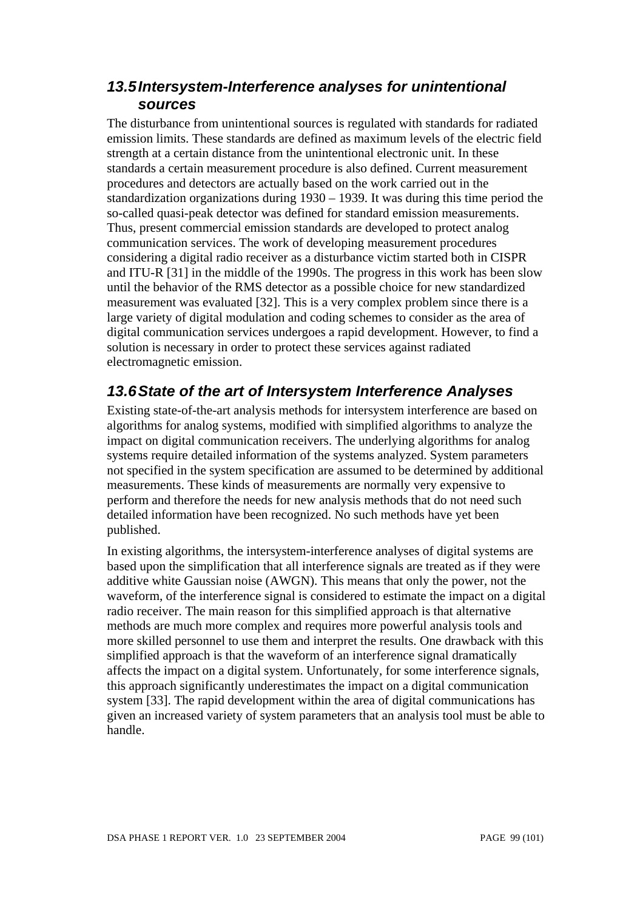## 13.5 Intersystem-Interference analyses for unintentional sources

The disturbance from unintentional sources is regulated with standards for radiated emission limits. These standards are defined as maximum levels of the electric field strength at a certain distance from the unintentional electronic unit. In these standards a certain measurement procedure is also defined. Current measurement procedures and detectors are actually based on the work carried out in the standardization organizations during 1930 – 1939. It was during this time period the so-called quasi-peak detector was defined for standard emission measurements. Thus, present commercial emission standards are developed to protect analog communication services. The work of developing measurement procedures considering a digital radio receiver as a disturbance victim started both in CISPR and ITU-R [31] in the middle of the 1990s. The progress in this work has been slow until the behavior of the RMS detector as a possible choice for new standardized measurement was evaluated [32]. This is a very complex problem since there is a large variety of digital modulation and coding schemes to consider as the area of digital communication services undergoes a rapid development. However, to find a solution is necessary in order to protect these services against radiated electromagnetic emission.

## 13.6 State of the art of Intersystem Interference Analyses

Existing state-of-the-art analysis methods for intersystem interference are based on algorithms for analog systems, modified with simplified algorithms to analyze the impact on digital communication receivers. The underlying algorithms for analog systems require detailed information of the systems analyzed. System parameters not specified in the system specification are assumed to be determined by additional measurements. These kinds of measurements are normally very expensive to perform and therefore the needs for new analysis methods that do not need such detailed information have been recognized. No such methods have yet been published.

In existing algorithms, the intersystem-interference analyses of digital systems are based upon the simplification that all interference signals are treated as if they were additive white Gaussian noise (AWGN). This means that only the power, not the waveform, of the interference signal is considered to estimate the impact on a digital radio receiver. The main reason for this simplified approach is that alternative methods are much more complex and requires more powerful analysis tools and more skilled personnel to use them and interpret the results. One drawback with this simplified approach is that the waveform of an interference signal dramatically affects the impact on a digital system. Unfortunately, for some interference signals, this approach significantly underestimates the impact on a digital communication system [33]. The rapid development within the area of digital communications has given an increased variety of system parameters that an analysis tool must be able to handle.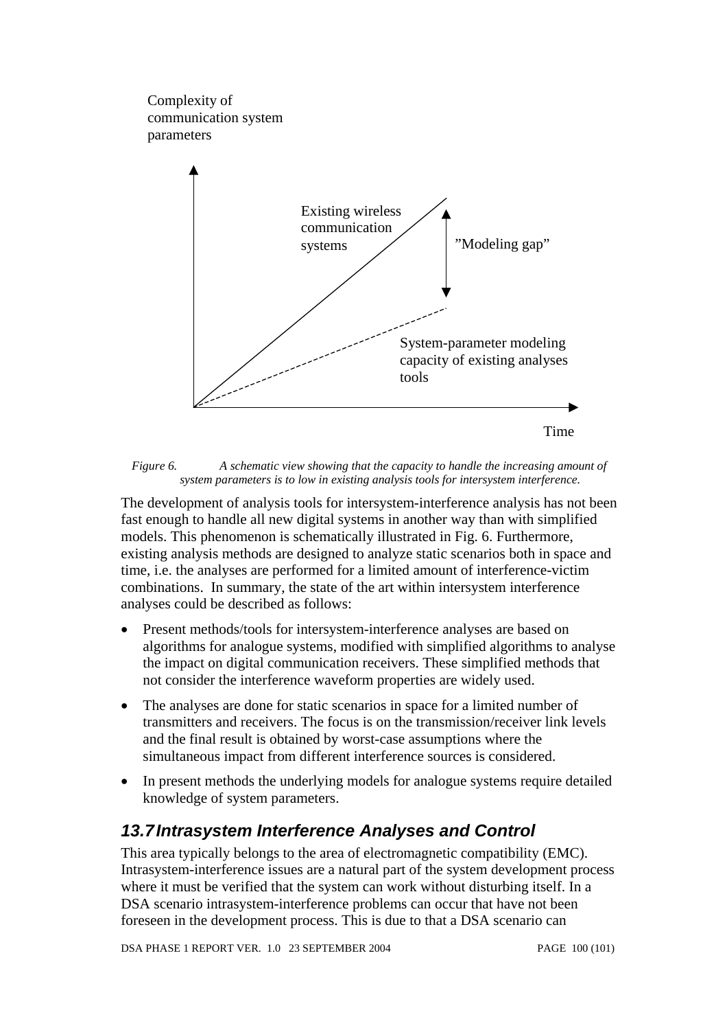Complexity of communication system parameters

Existing wireless communication systems

”Modeling gap”

System-parameter modeling capacity of existing analyses tools

Time

*Figure 6. A schematic view showing that the capacity to handle the increasing amount of system parameters is to low in existing analysis tools for intersystem interference.*

The development of analysis tools for intersystem-interference analysis has not been fast enough to handle all new digital systems in another way than with simplified models. This phenomenon is schematically illustrated in Fig. 6. Furthermore, existing analysis methods are designed to analyze static scenarios both in space and time, i.e. the analyses are performed for a limited amount of interference-victim combinations. In summary, the state of the art within intersystem interference analyses could be described as follows:

- Present methods/tools for intersystem-interference analyses are based on algorithms for analogue systems, modified with simplified algorithms to analyse the impact on digital communication receivers. These simplified methods that not consider the interference waveform properties are widely used.
- The analyses are done for static scenarios in space for a limited number of transmitters and receivers. The focus is on the transmission/receiver link levels and the final result is obtained by worst-case assumptions where the simultaneous impact from different interference sources is considered.
- In present methods the underlying models for analogue systems require detailed knowledge of system parameters.

## 13.7 Intrasystem Interference Analyses and Control

This area typically belongs to the area of electromagnetic compatibility (EMC). Intrasystem-interference issues are a natural part of the system development process where it must be verified that the system can work without disturbing itself. In a DSA scenario intrasystem-interference problems can occur that have not been foreseen in the development process. This is due to that a DSA scenario can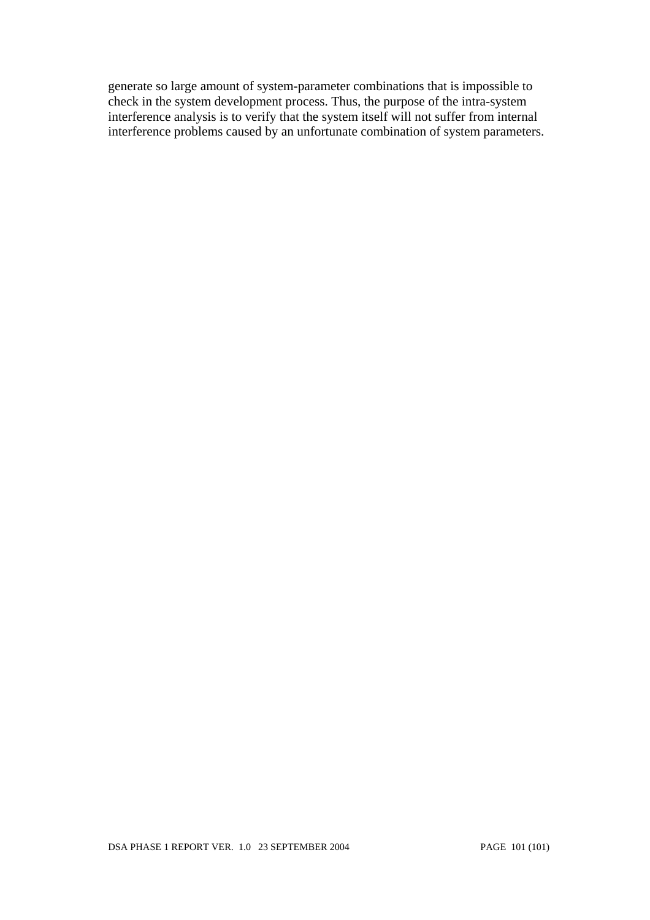generate so large amount of system-parameter combinations that is impossible to check in the system development process. Thus, the purpose of the intra-system interference analysis is to verify that the system itself will not suffer from internal interference problems caused by an unfortunate combination of system parameters.